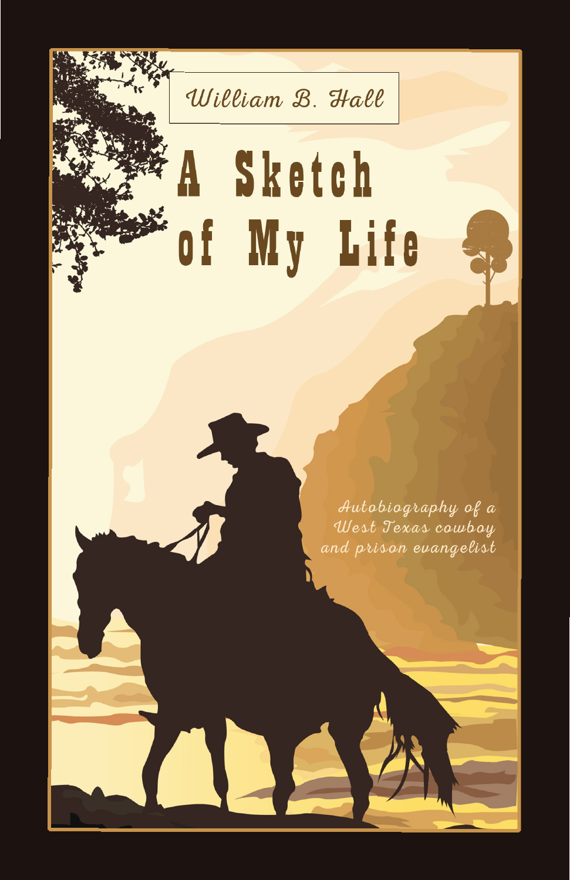William B. Hall

# A Sketch of My Life

*Autobiography of a West Texas cowboy and prison evangelist*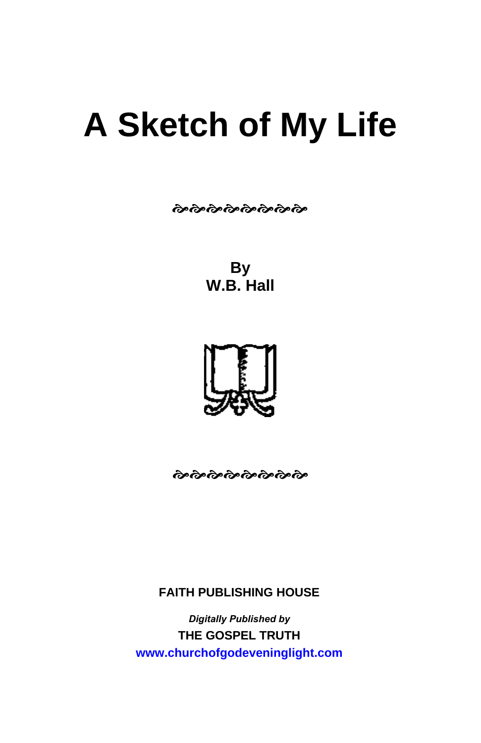# A Sketch of My Life

By
W.B. Hall

FAITH PUBLISHING HOUSE

*Digitally Published by*

THE GOSPEL TRUTH

www.churchofgodeveninglight.com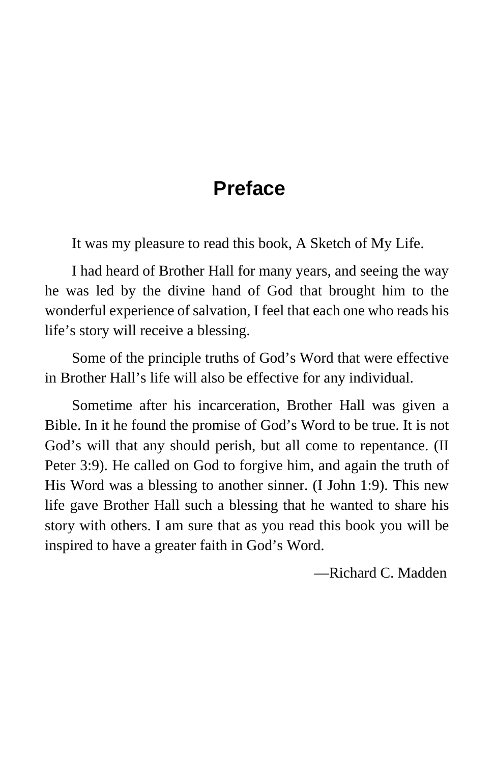# Preface

It was my pleasure to read this book, A Sketch of My Life.

I had heard of Brother Hall for many years, and seeing the way he was led by the divine hand of God that brought him to the wonderful experience of salvation, I feel that each one who reads his life's story will receive a blessing.

Some of the principle truths of God's Word that were effective in Brother Hall's life will also be effective for any individual.

Sometime after his incarceration, Brother Hall was given a Bible. In it he found the promise of God's Word to be true. It is not God's will that any should perish, but all come to repentance. (II Peter 3:9). He called on God to forgive him, and again the truth of His Word was a blessing to another sinner. (I John 1:9). This new life gave Brother Hall such a blessing that he wanted to share his story with others. I am sure that as you read this book you will be inspired to have a greater faith in God's Word.

—Richard C. Madden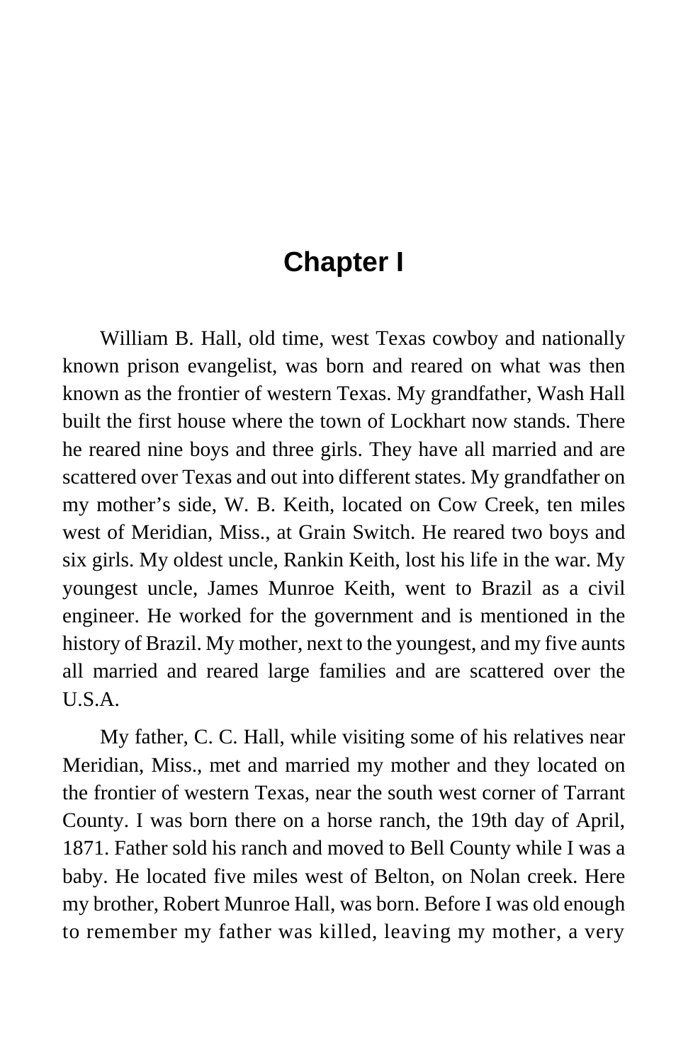# Chapter I

William B. Hall, old time, west Texas cowboy and nationally known prison evangelist, was born and reared on what was then known as the frontier of western Texas. My grandfather, Wash Hall built the first house where the town of Lockhart now stands. There he reared nine boys and three girls. They have all married and are scattered over Texas and out into different states. My grandfather on my mother's side, W. B. Keith, located on Cow Creek, ten miles west of Meridian, Miss., at Grain Switch. He reared two boys and six girls. My oldest uncle, Rankin Keith, lost his life in the war. My youngest uncle, James Munroe Keith, went to Brazil as a civil engineer. He worked for the government and is mentioned in the history of Brazil. My mother, next to the youngest, and my five aunts all married and reared large families and are scattered over the U.S.A.

My father, C. C. Hall, while visiting some of his relatives near Meridian, Miss., met and married my mother and they located on the frontier of western Texas, near the south west corner of Tarrant County. I was born there on a horse ranch, the 19th day of April, 1871. Father sold his ranch and moved to Bell County while I was a baby. He located five miles west of Belton, on Nolan creek. Here my brother, Robert Munroe Hall, was born. Before I was old enough to remember my father was killed, leaving my mother, a very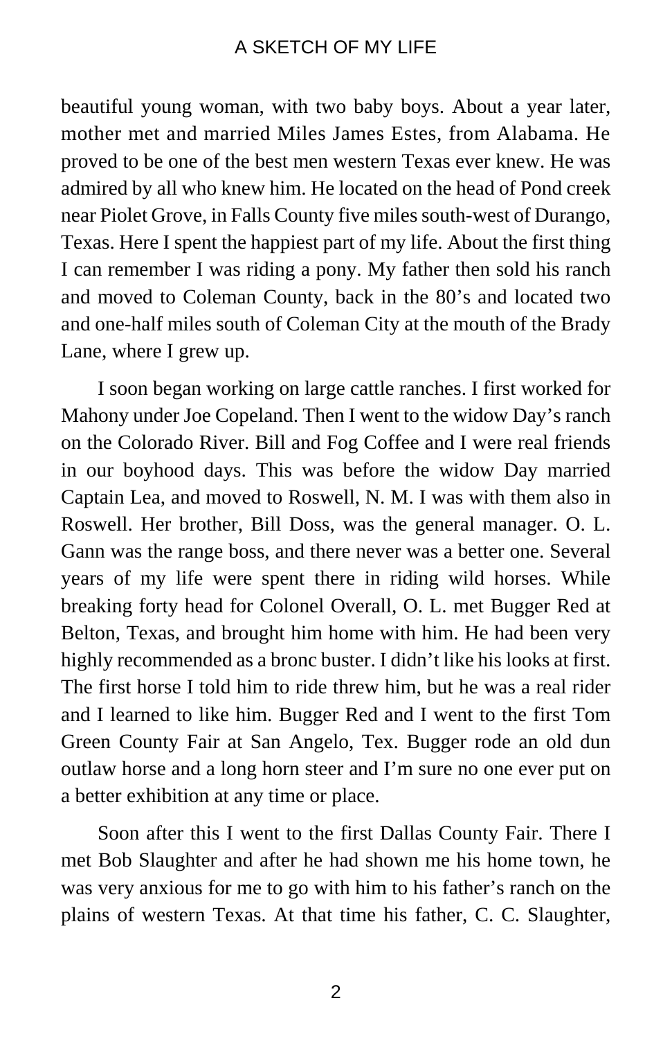beautiful young woman, with two baby boys. About a year later, mother met and married Miles James Estes, from Alabama. He proved to be one of the best men western Texas ever knew. He was admired by all who knew him. He located on the head of Pond creek near Piolet Grove, in Falls County five miles south-west of Durango, Texas. Here I spent the happiest part of my life. About the first thing I can remember I was riding a pony. My father then sold his ranch and moved to Coleman County, back in the 80's and located two and one-half miles south of Coleman City at the mouth of the Brady Lane, where I grew up.

I soon began working on large cattle ranches. I first worked for Mahony under Joe Copeland. Then I went to the widow Day's ranch on the Colorado River. Bill and Fog Coffee and I were real friends in our boyhood days. This was before the widow Day married Captain Lea, and moved to Roswell, N. M. I was with them also in Roswell. Her brother, Bill Doss, was the general manager. O. L. Gann was the range boss, and there never was a better one. Several years of my life were spent there in riding wild horses. While breaking forty head for Colonel Overall, O. L. met Bugger Red at Belton, Texas, and brought him home with him. He had been very highly recommended as a bronc buster. I didn't like his looks at first. The first horse I told him to ride threw him, but he was a real rider and I learned to like him. Bugger Red and I went to the first Tom Green County Fair at San Angelo, Tex. Bugger rode an old dun outlaw horse and a long horn steer and I'm sure no one ever put on a better exhibition at any time or place.

Soon after this I went to the first Dallas County Fair. There I met Bob Slaughter and after he had shown me his home town, he was very anxious for me to go with him to his father's ranch on the plains of western Texas. At that time his father, C. C. Slaughter,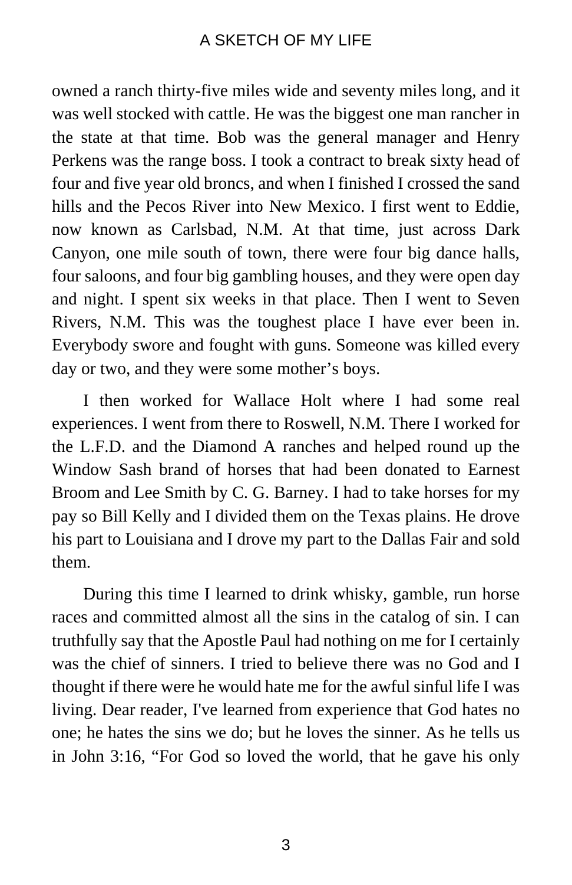owned a ranch thirty-five miles wide and seventy miles long, and it was well stocked with cattle. He was the biggest one man rancher in the state at that time. Bob was the general manager and Henry Perkens was the range boss. I took a contract to break sixty head of four and five year old broncs, and when I finished I crossed the sand hills and the Pecos River into New Mexico. I first went to Eddie, now known as Carlsbad, N.M. At that time, just across Dark Canyon, one mile south of town, there were four big dance halls, four saloons, and four big gambling houses, and they were open day and night. I spent six weeks in that place. Then I went to Seven Rivers, N.M. This was the toughest place I have ever been in. Everybody swore and fought with guns. Someone was killed every day or two, and they were some mother's boys.

I then worked for Wallace Holt where I had some real experiences. I went from there to Roswell, N.M. There I worked for the L.F.D. and the Diamond A ranches and helped round up the Window Sash brand of horses that had been donated to Earnest Broom and Lee Smith by C. G. Barney. I had to take horses for my pay so Bill Kelly and I divided them on the Texas plains. He drove his part to Louisiana and I drove my part to the Dallas Fair and sold them.

During this time I learned to drink whisky, gamble, run horse races and committed almost all the sins in the catalog of sin. I can truthfully say that the Apostle Paul had nothing on me for I certainly was the chief of sinners. I tried to believe there was no God and I thought if there were he would hate me for the awful sinful life I was living. Dear reader, I've learned from experience that God hates no one; he hates the sins we do; but he loves the sinner. As he tells us in John 3:16, "For God so loved the world, that he gave his only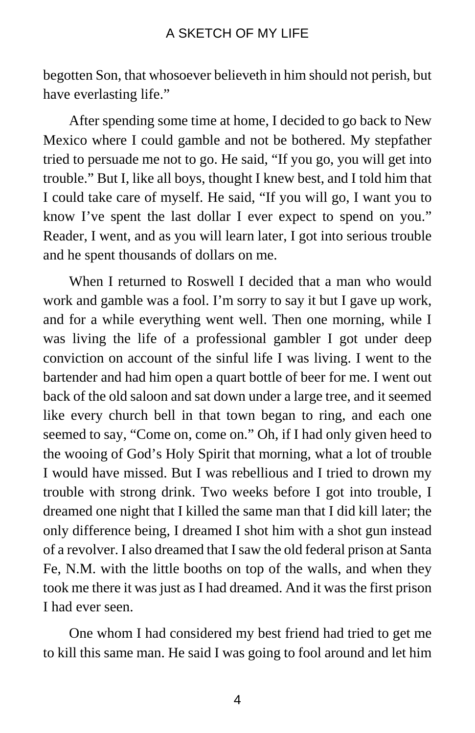begotten Son, that whosoever believeth in him should not perish, but have everlasting life."

After spending some time at home, I decided to go back to New Mexico where I could gamble and not be bothered. My stepfather tried to persuade me not to go. He said, "If you go, you will get into trouble." But I, like all boys, thought I knew best, and I told him that I could take care of myself. He said, "If you will go, I want you to know I've spent the last dollar I ever expect to spend on you." Reader, I went, and as you will learn later, I got into serious trouble and he spent thousands of dollars on me.

When I returned to Roswell I decided that a man who would work and gamble was a fool. I'm sorry to say it but I gave up work, and for a while everything went well. Then one morning, while I was living the life of a professional gambler I got under deep conviction on account of the sinful life I was living. I went to the bartender and had him open a quart bottle of beer for me. I went out back of the old saloon and sat down under a large tree, and it seemed like every church bell in that town began to ring, and each one seemed to say, "Come on, come on." Oh, if I had only given heed to the wooing of God's Holy Spirit that morning, what a lot of trouble I would have missed. But I was rebellious and I tried to drown my trouble with strong drink. Two weeks before I got into trouble, I dreamed one night that I killed the same man that I did kill later; the only difference being, I dreamed I shot him with a shot gun instead of a revolver. I also dreamed that I saw the old federal prison at Santa Fe, N.M. with the little booths on top of the walls, and when they took me there it was just as I had dreamed. And it was the first prison I had ever seen.

One whom I had considered my best friend had tried to get me to kill this same man. He said I was going to fool around and let him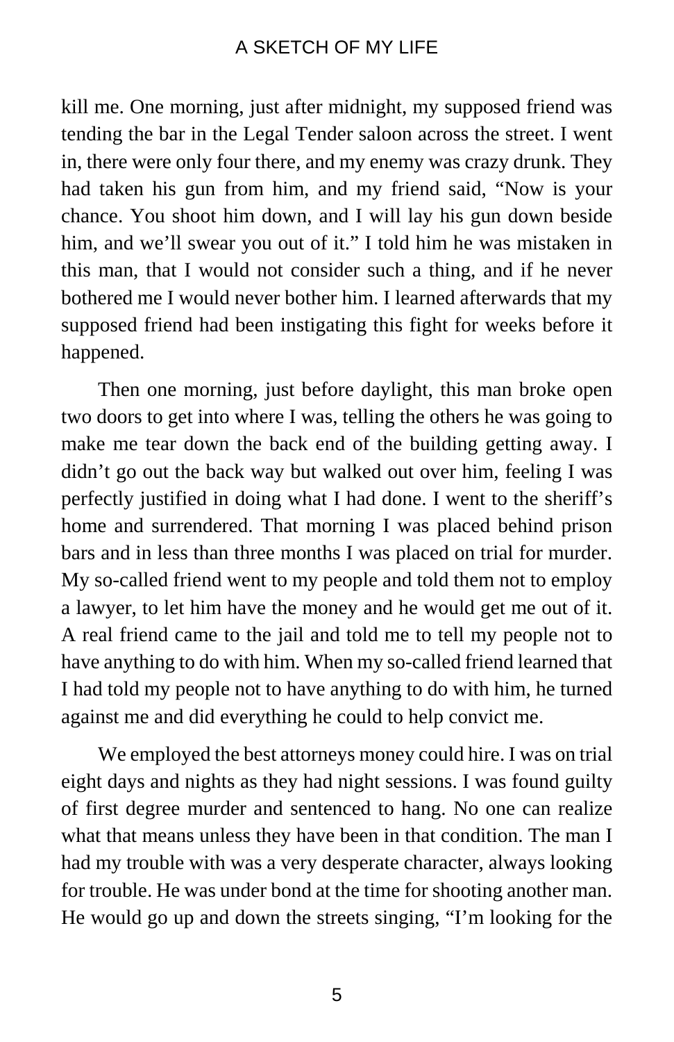kill me. One morning, just after midnight, my supposed friend was tending the bar in the Legal Tender saloon across the street. I went in, there were only four there, and my enemy was crazy drunk. They had taken his gun from him, and my friend said, "Now is your chance. You shoot him down, and I will lay his gun down beside him, and we'll swear you out of it." I told him he was mistaken in this man, that I would not consider such a thing, and if he never bothered me I would never bother him. I learned afterwards that my supposed friend had been instigating this fight for weeks before it happened.

Then one morning, just before daylight, this man broke open two doors to get into where I was, telling the others he was going to make me tear down the back end of the building getting away. I didn't go out the back way but walked out over him, feeling I was perfectly justified in doing what I had done. I went to the sheriff's home and surrendered. That morning I was placed behind prison bars and in less than three months I was placed on trial for murder. My so-called friend went to my people and told them not to employ a lawyer, to let him have the money and he would get me out of it. A real friend came to the jail and told me to tell my people not to have anything to do with him. When my so-called friend learned that I had told my people not to have anything to do with him, he turned against me and did everything he could to help convict me.

We employed the best attorneys money could hire. I was on trial eight days and nights as they had night sessions. I was found guilty of first degree murder and sentenced to hang. No one can realize what that means unless they have been in that condition. The man I had my trouble with was a very desperate character, always looking for trouble. He was under bond at the time for shooting another man. He would go up and down the streets singing, "I'm looking for the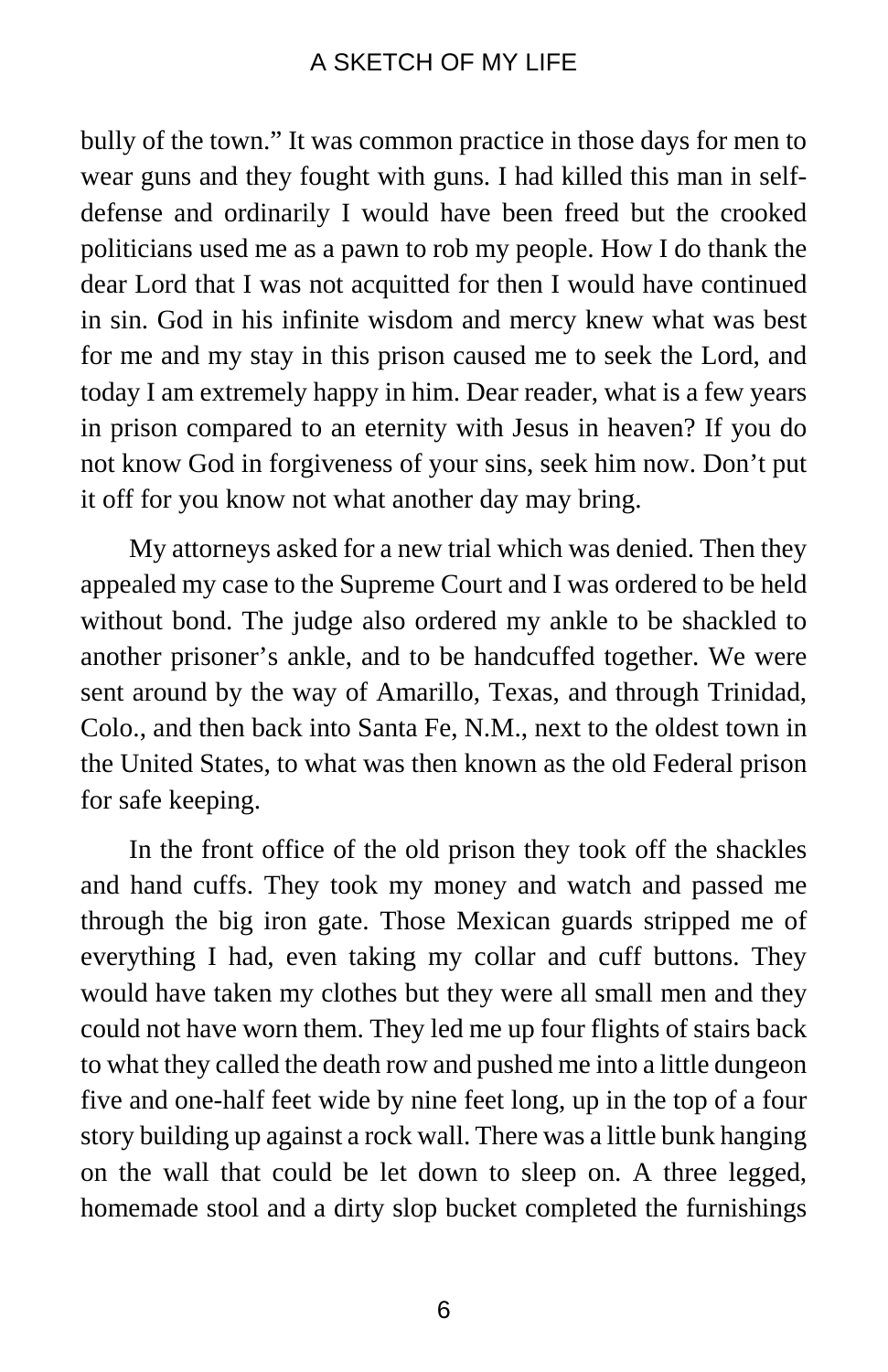bully of the town." It was common practice in those days for men to wear guns and they fought with guns. I had killed this man in self-defense and ordinarily I would have been freed but the crooked politicians used me as a pawn to rob my people. How I do thank the dear Lord that I was not acquitted for then I would have continued in sin. God in his infinite wisdom and mercy knew what was best for me and my stay in this prison caused me to seek the Lord, and today I am extremely happy in him. Dear reader, what is a few years in prison compared to an eternity with Jesus in heaven? If you do not know God in forgiveness of your sins, seek him now. Don't put it off for you know not what another day may bring.

My attorneys asked for a new trial which was denied. Then they appealed my case to the Supreme Court and I was ordered to be held without bond. The judge also ordered my ankle to be shackled to another prisoner's ankle, and to be handcuffed together. We were sent around by the way of Amarillo, Texas, and through Trinidad, Colo., and then back into Santa Fe, N.M., next to the oldest town in the United States, to what was then known as the old Federal prison for safe keeping.

In the front office of the old prison they took off the shackles and hand cuffs. They took my money and watch and passed me through the big iron gate. Those Mexican guards stripped me of everything I had, even taking my collar and cuff buttons. They would have taken my clothes but they were all small men and they could not have worn them. They led me up four flights of stairs back to what they called the death row and pushed me into a little dungeon five and one-half feet wide by nine feet long, up in the top of a four story building up against a rock wall. There was a little bunk hanging on the wall that could be let down to sleep on. A three legged, homemade stool and a dirty slop bucket completed the furnishings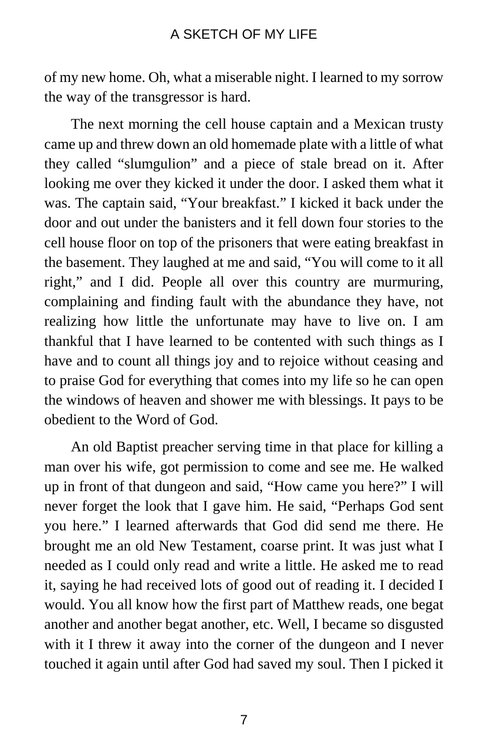of my new home. Oh, what a miserable night. I learned to my sorrow the way of the transgressor is hard.

The next morning the cell house captain and a Mexican trusty came up and threw down an old homemade plate with a little of what they called "slumgulion" and a piece of stale bread on it. After looking me over they kicked it under the door. I asked them what it was. The captain said, "Your breakfast." I kicked it back under the door and out under the banisters and it fell down four stories to the cell house floor on top of the prisoners that were eating breakfast in the basement. They laughed at me and said, "You will come to it all right," and I did. People all over this country are murmuring, complaining and finding fault with the abundance they have, not realizing how little the unfortunate may have to live on. I am thankful that I have learned to be contented with such things as I have and to count all things joy and to rejoice without ceasing and to praise God for everything that comes into my life so he can open the windows of heaven and shower me with blessings. It pays to be obedient to the Word of God.

An old Baptist preacher serving time in that place for killing a man over his wife, got permission to come and see me. He walked up in front of that dungeon and said, "How came you here?" I will never forget the look that I gave him. He said, "Perhaps God sent you here." I learned afterwards that God did send me there. He brought me an old New Testament, coarse print. It was just what I needed as I could only read and write a little. He asked me to read it, saying he had received lots of good out of reading it. I decided I would. You all know how the first part of Matthew reads, one begat another and another begat another, etc. Well, I became so disgusted with it I threw it away into the corner of the dungeon and I never touched it again until after God had saved my soul. Then I picked it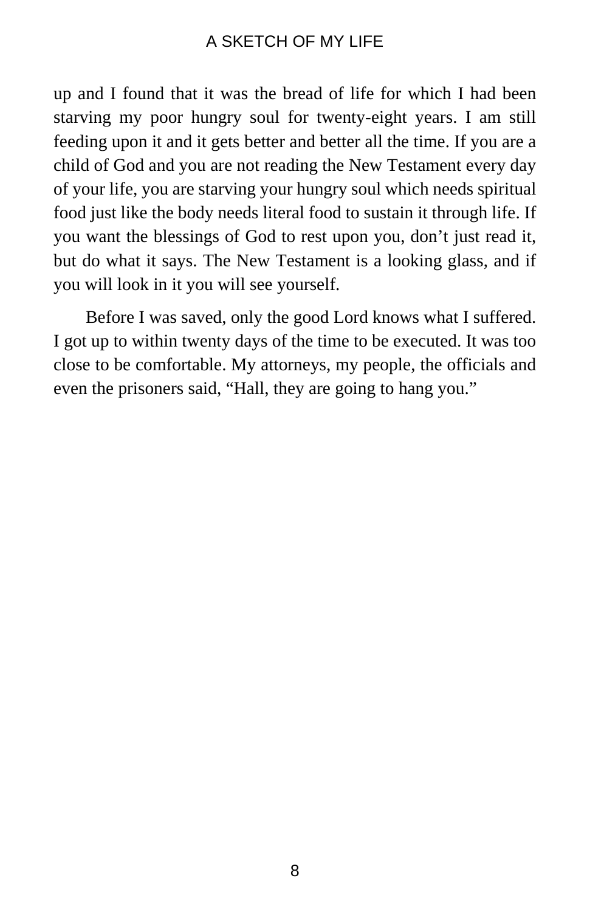up and I found that it was the bread of life for which I had been starving my poor hungry soul for twenty-eight years. I am still feeding upon it and it gets better and better all the time. If you are a child of God and you are not reading the New Testament every day of your life, you are starving your hungry soul which needs spiritual food just like the body needs literal food to sustain it through life. If you want the blessings of God to rest upon you, don't just read it, but do what it says. The New Testament is a looking glass, and if you will look in it you will see yourself.

Before I was saved, only the good Lord knows what I suffered. I got up to within twenty days of the time to be executed. It was too close to be comfortable. My attorneys, my people, the officials and even the prisoners said, "Hall, they are going to hang you."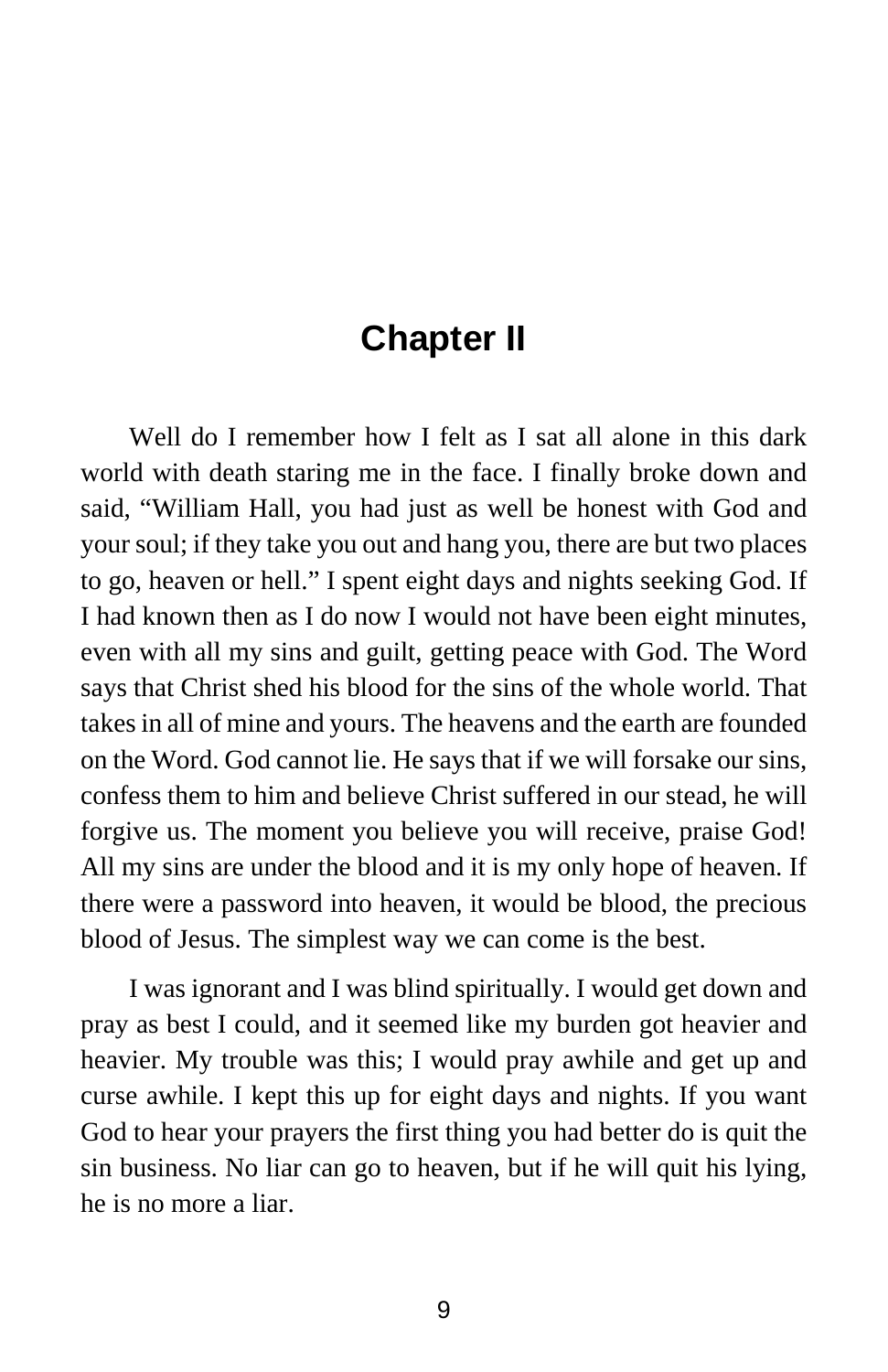## Chapter II

Well do I remember how I felt as I sat all alone in this dark world with death staring me in the face. I finally broke down and said, “William Hall, you had just as well be honest with God and your soul; if they take you out and hang you, there are but two places to go, heaven or hell.” I spent eight days and nights seeking God. If I had known then as I do now I would not have been eight minutes, even with all my sins and guilt, getting peace with God. The Word says that Christ shed his blood for the sins of the whole world. That takes in all of mine and yours. The heavens and the earth are founded on the Word. God cannot lie. He says that if we will forsake our sins, confess them to him and believe Christ suffered in our stead, he will forgive us. The moment you believe you will receive, praise God! All my sins are under the blood and it is my only hope of heaven. If there were a password into heaven, it would be blood, the precious blood of Jesus. The simplest way we can come is the best.

I was ignorant and I was blind spiritually. I would get down and pray as best I could, and it seemed like my burden got heavier and heavier. My trouble was this; I would pray awhile and get up and curse awhile. I kept this up for eight days and nights. If you want God to hear your prayers the first thing you had better do is quit the sin business. No liar can go to heaven, but if he will quit his lying, he is no more a liar.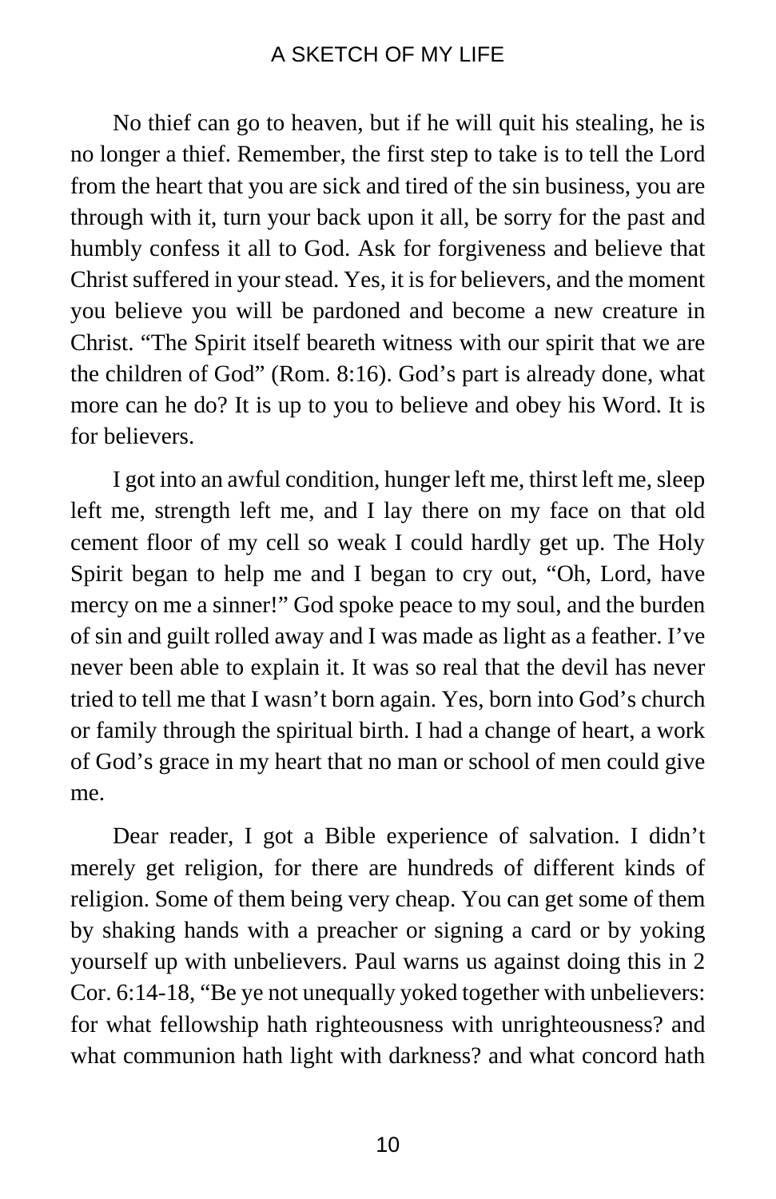No thief can go to heaven, but if he will quit his stealing, he is no longer a thief. Remember, the first step to take is to tell the Lord from the heart that you are sick and tired of the sin business, you are through with it, turn your back upon it all, be sorry for the past and humbly confess it all to God. Ask for forgiveness and believe that Christ suffered in your stead. Yes, it is for believers, and the moment you believe you will be pardoned and become a new creature in Christ. "The Spirit itself beareth witness with our spirit that we are the children of God" (Rom. 8:16). God's part is already done, what more can he do? It is up to you to believe and obey his Word. It is for believers.

I got into an awful condition, hunger left me, thirst left me, sleep left me, strength left me, and I lay there on my face on that old cement floor of my cell so weak I could hardly get up. The Holy Spirit began to help me and I began to cry out, "Oh, Lord, have mercy on me a sinner!" God spoke peace to my soul, and the burden of sin and guilt rolled away and I was made as light as a feather. I've never been able to explain it. It was so real that the devil has never tried to tell me that I wasn't born again. Yes, born into God's church or family through the spiritual birth. I had a change of heart, a work of God's grace in my heart that no man or school of men could give me.

Dear reader, I got a Bible experience of salvation. I didn't merely get religion, for there are hundreds of different kinds of religion. Some of them being very cheap. You can get some of them by shaking hands with a preacher or signing a card or by yoking yourself up with unbelievers. Paul warns us against doing this in 2 Cor. 6:14-18, "Be ye not unequally yoked together with unbelievers: for what fellowship hath righteousness with unrighteousness? and what communion hath light with darkness? and what concord hath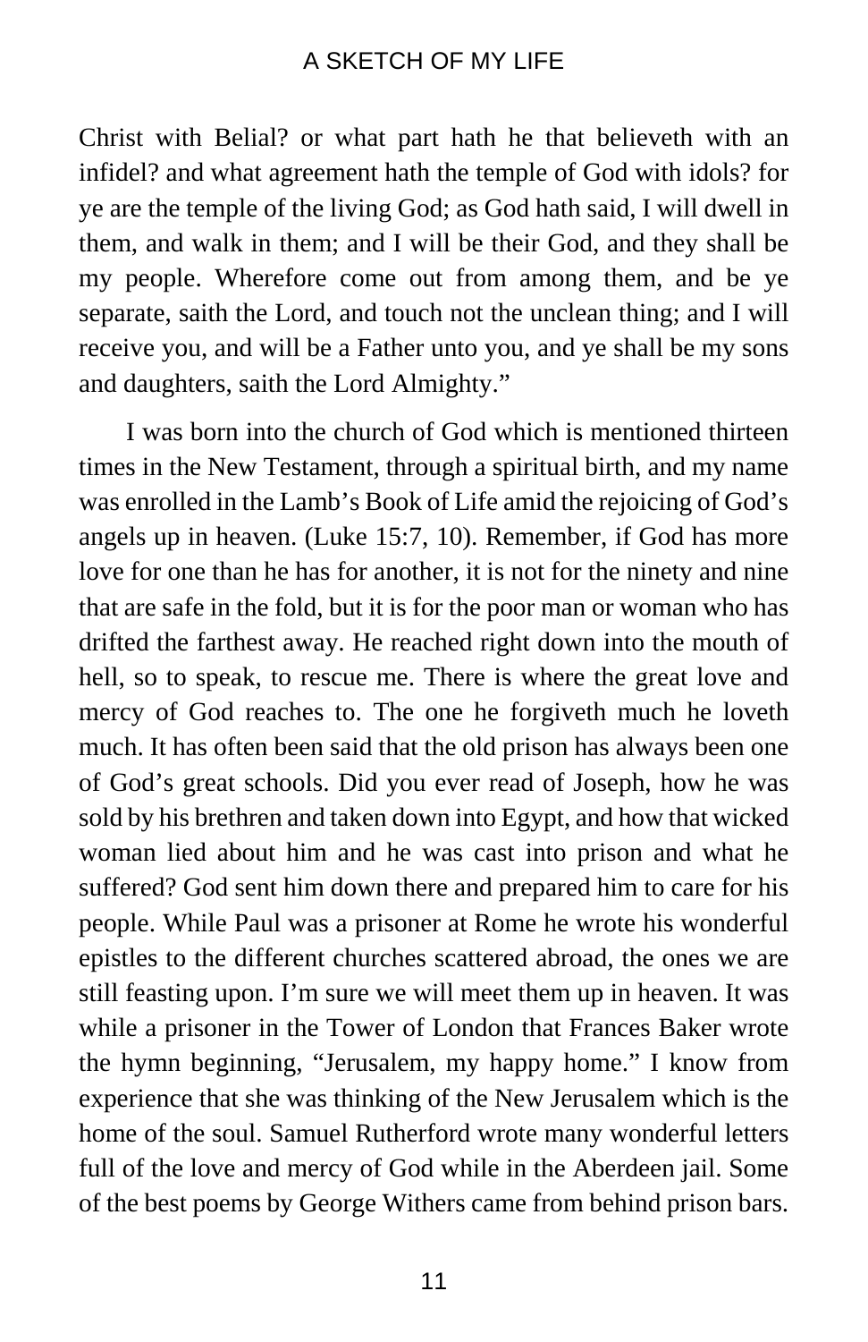Christ with Belial? or what part hath he that believeth with an infidel? and what agreement hath the temple of God with idols? for ye are the temple of the living God; as God hath said, I will dwell in them, and walk in them; and I will be their God, and they shall be my people. Wherefore come out from among them, and be ye separate, saith the Lord, and touch not the unclean thing; and I will receive you, and will be a Father unto you, and ye shall be my sons and daughters, saith the Lord Almighty."

I was born into the church of God which is mentioned thirteen times in the New Testament, through a spiritual birth, and my name was enrolled in the Lamb's Book of Life amid the rejoicing of God's angels up in heaven. (Luke 15:7, 10). Remember, if God has more love for one than he has for another, it is not for the ninety and nine that are safe in the fold, but it is for the poor man or woman who has drifted the farthest away. He reached right down into the mouth of hell, so to speak, to rescue me. There is where the great love and mercy of God reaches to. The one he forgiveth much he loveth much. It has often been said that the old prison has always been one of God's great schools. Did you ever read of Joseph, how he was sold by his brethren and taken down into Egypt, and how that wicked woman lied about him and he was cast into prison and what he suffered? God sent him down there and prepared him to care for his people. While Paul was a prisoner at Rome he wrote his wonderful epistles to the different churches scattered abroad, the ones we are still feasting upon. I'm sure we will meet them up in heaven. It was while a prisoner in the Tower of London that Frances Baker wrote the hymn beginning, "Jerusalem, my happy home." I know from experience that she was thinking of the New Jerusalem which is the home of the soul. Samuel Rutherford wrote many wonderful letters full of the love and mercy of God while in the Aberdeen jail. Some of the best poems by George Withers came from behind prison bars.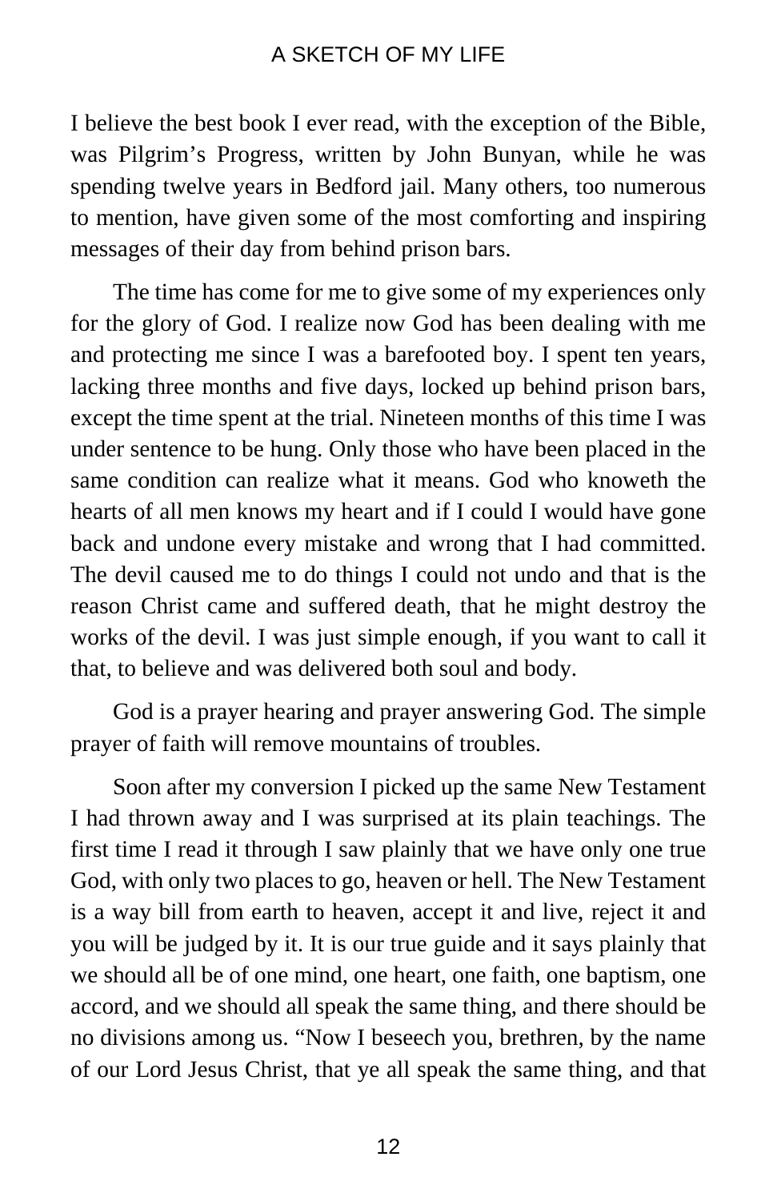I believe the best book I ever read, with the exception of the Bible, was Pilgrim's Progress, written by John Bunyan, while he was spending twelve years in Bedford jail. Many others, too numerous to mention, have given some of the most comforting and inspiring messages of their day from behind prison bars.

The time has come for me to give some of my experiences only for the glory of God. I realize now God has been dealing with me and protecting me since I was a barefooted boy. I spent ten years, lacking three months and five days, locked up behind prison bars, except the time spent at the trial. Nineteen months of this time I was under sentence to be hung. Only those who have been placed in the same condition can realize what it means. God who knoweth the hearts of all men knows my heart and if I could I would have gone back and undone every mistake and wrong that I had committed. The devil caused me to do things I could not undo and that is the reason Christ came and suffered death, that he might destroy the works of the devil. I was just simple enough, if you want to call it that, to believe and was delivered both soul and body.

God is a prayer hearing and prayer answering God. The simple prayer of faith will remove mountains of troubles.

Soon after my conversion I picked up the same New Testament I had thrown away and I was surprised at its plain teachings. The first time I read it through I saw plainly that we have only one true God, with only two places to go, heaven or hell. The New Testament is a way bill from earth to heaven, accept it and live, reject it and you will be judged by it. It is our true guide and it says plainly that we should all be of one mind, one heart, one faith, one baptism, one accord, and we should all speak the same thing, and there should be no divisions among us. "Now I beseech you, brethren, by the name of our Lord Jesus Christ, that ye all speak the same thing, and that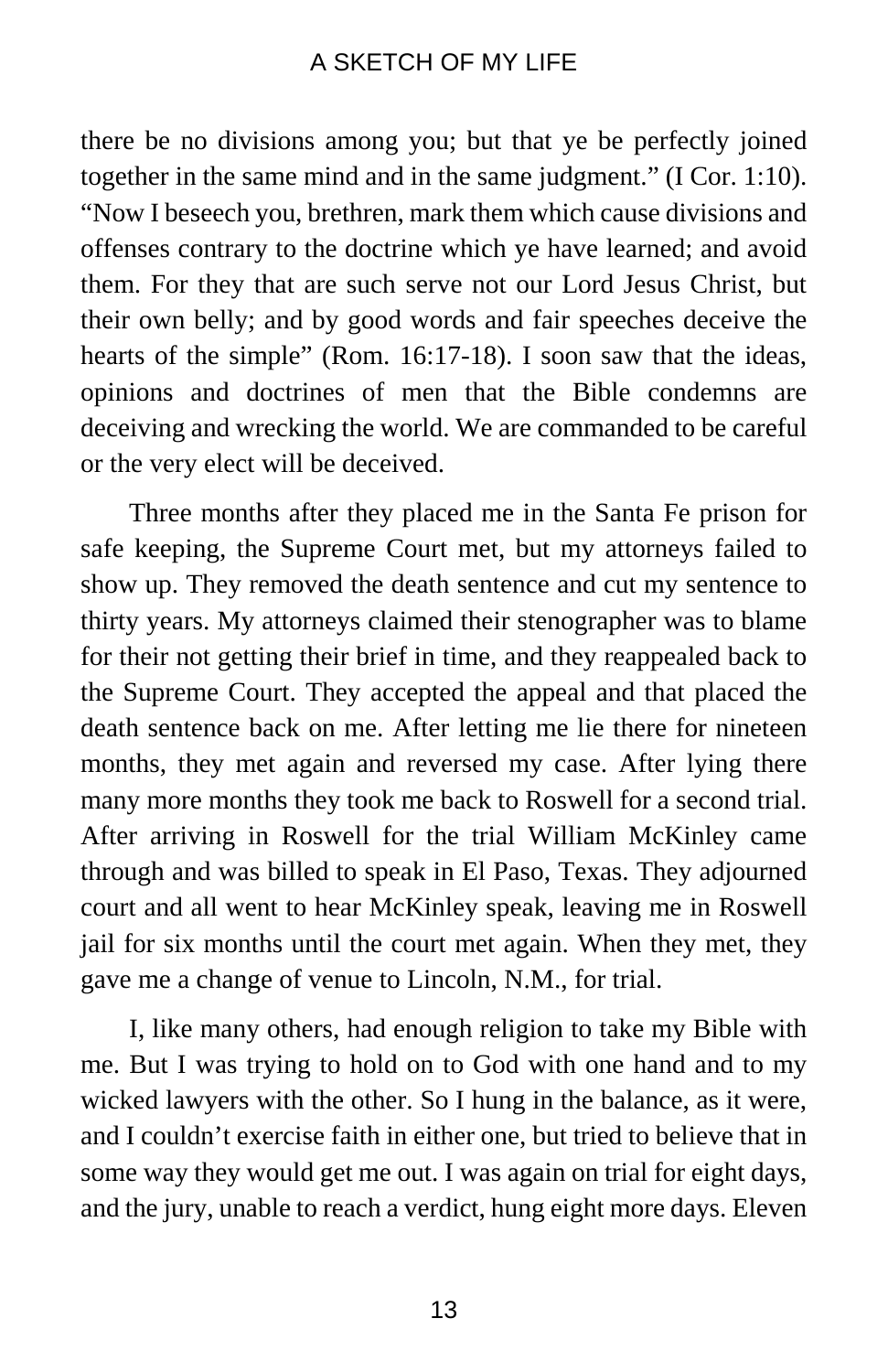there be no divisions among you; but that ye be perfectly joined together in the same mind and in the same judgment." (I Cor. 1:10). "Now I beseech you, brethren, mark them which cause divisions and offenses contrary to the doctrine which ye have learned; and avoid them. For they that are such serve not our Lord Jesus Christ, but their own belly; and by good words and fair speeches deceive the hearts of the simple" (Rom. 16:17-18). I soon saw that the ideas, opinions and doctrines of men that the Bible condemns are deceiving and wrecking the world. We are commanded to be careful or the very elect will be deceived.

Three months after they placed me in the Santa Fe prison for safe keeping, the Supreme Court met, but my attorneys failed to show up. They removed the death sentence and cut my sentence to thirty years. My attorneys claimed their stenographer was to blame for their not getting their brief in time, and they reappealed back to the Supreme Court. They accepted the appeal and that placed the death sentence back on me. After letting me lie there for nineteen months, they met again and reversed my case. After lying there many more months they took me back to Roswell for a second trial. After arriving in Roswell for the trial William McKinley came through and was billed to speak in El Paso, Texas. They adjourned court and all went to hear McKinley speak, leaving me in Roswell jail for six months until the court met again. When they met, they gave me a change of venue to Lincoln, N.M., for trial.

I, like many others, had enough religion to take my Bible with me. But I was trying to hold on to God with one hand and to my wicked lawyers with the other. So I hung in the balance, as it were, and I couldn't exercise faith in either one, but tried to believe that in some way they would get me out. I was again on trial for eight days, and the jury, unable to reach a verdict, hung eight more days. Eleven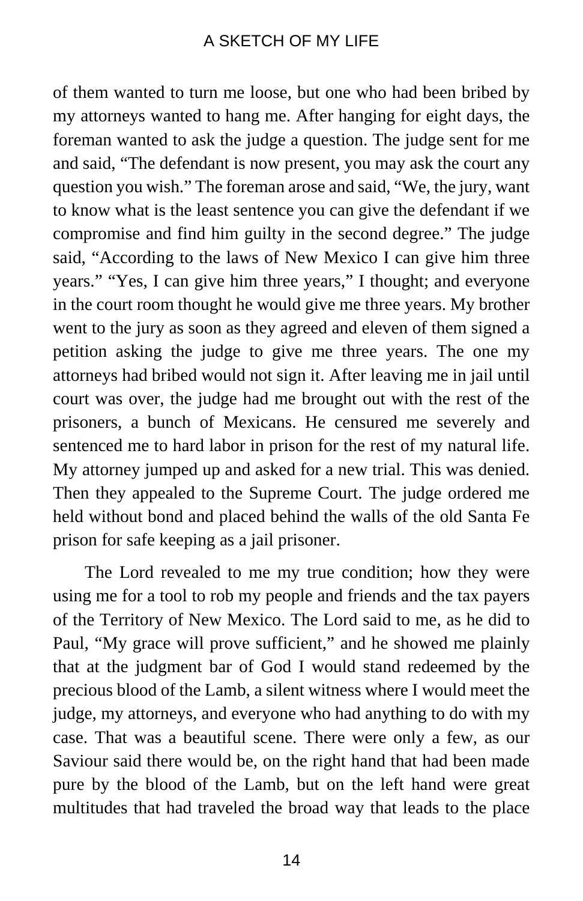of them wanted to turn me loose, but one who had been bribed by my attorneys wanted to hang me. After hanging for eight days, the foreman wanted to ask the judge a question. The judge sent for me and said, “The defendant is now present, you may ask the court any question you wish.” The foreman arose and said, “We, the jury, want to know what is the least sentence you can give the defendant if we compromise and find him guilty in the second degree.” The judge said, “According to the laws of New Mexico I can give him three years.” “Yes, I can give him three years,” I thought; and everyone in the court room thought he would give me three years. My brother went to the jury as soon as they agreed and eleven of them signed a petition asking the judge to give me three years. The one my attorneys had bribed would not sign it. After leaving me in jail until court was over, the judge had me brought out with the rest of the prisoners, a bunch of Mexicans. He censured me severely and sentenced me to hard labor in prison for the rest of my natural life. My attorney jumped up and asked for a new trial. This was denied. Then they appealed to the Supreme Court. The judge ordered me held without bond and placed behind the walls of the old Santa Fe prison for safe keeping as a jail prisoner.

The Lord revealed to me my true condition; how they were using me for a tool to rob my people and friends and the tax payers of the Territory of New Mexico. The Lord said to me, as he did to Paul, “My grace will prove sufficient,” and he showed me plainly that at the judgment bar of God I would stand redeemed by the precious blood of the Lamb, a silent witness where I would meet the judge, my attorneys, and everyone who had anything to do with my case. That was a beautiful scene. There were only a few, as our Saviour said there would be, on the right hand that had been made pure by the blood of the Lamb, but on the left hand were great multitudes that had traveled the broad way that leads to the place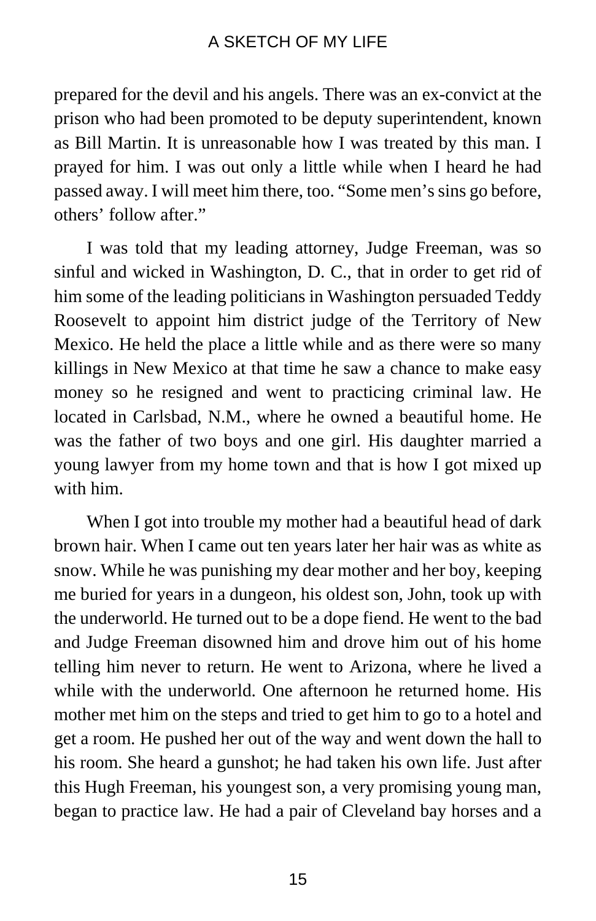prepared for the devil and his angels. There was an ex-convict at the prison who had been promoted to be deputy superintendent, known as Bill Martin. It is unreasonable how I was treated by this man. I prayed for him. I was out only a little while when I heard he had passed away. I will meet him there, too. "Some men's sins go before, others' follow after."

I was told that my leading attorney, Judge Freeman, was so sinful and wicked in Washington, D. C., that in order to get rid of him some of the leading politicians in Washington persuaded Teddy Roosevelt to appoint him district judge of the Territory of New Mexico. He held the place a little while and as there were so many killings in New Mexico at that time he saw a chance to make easy money so he resigned and went to practicing criminal law. He located in Carlsbad, N.M., where he owned a beautiful home. He was the father of two boys and one girl. His daughter married a young lawyer from my home town and that is how I got mixed up with him.

When I got into trouble my mother had a beautiful head of dark brown hair. When I came out ten years later her hair was as white as snow. While he was punishing my dear mother and her boy, keeping me buried for years in a dungeon, his oldest son, John, took up with the underworld. He turned out to be a dope fiend. He went to the bad and Judge Freeman disowned him and drove him out of his home telling him never to return. He went to Arizona, where he lived a while with the underworld. One afternoon he returned home. His mother met him on the steps and tried to get him to go to a hotel and get a room. He pushed her out of the way and went down the hall to his room. She heard a gunshot; he had taken his own life. Just after this Hugh Freeman, his youngest son, a very promising young man, began to practice law. He had a pair of Cleveland bay horses and a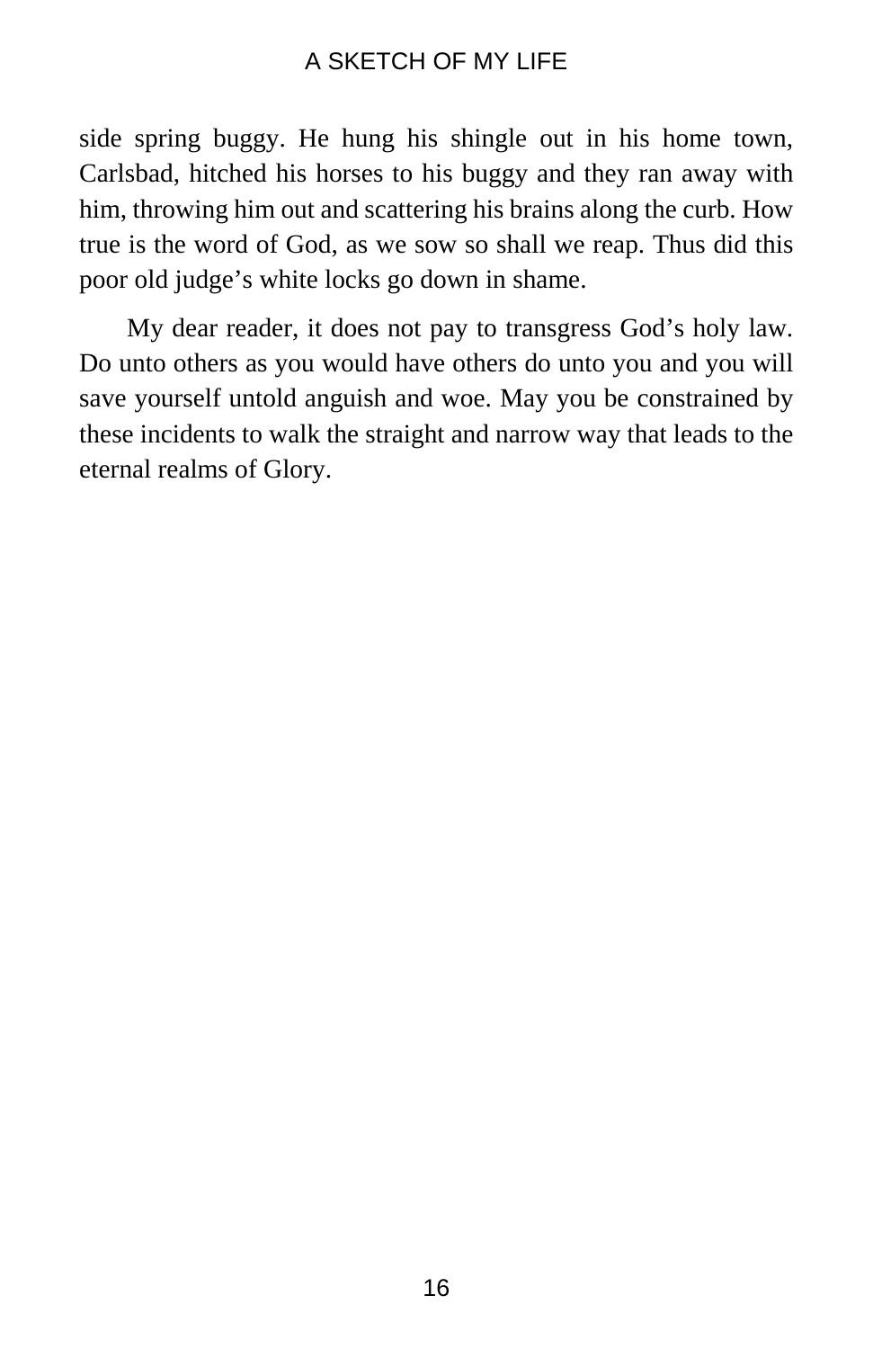side spring buggy. He hung his shingle out in his home town, Carlsbad, hitched his horses to his buggy and they ran away with him, throwing him out and scattering his brains along the curb. How true is the word of God, as we sow so shall we reap. Thus did this poor old judge's white locks go down in shame.

My dear reader, it does not pay to transgress God's holy law. Do unto others as you would have others do unto you and you will save yourself untold anguish and woe. May you be constrained by these incidents to walk the straight and narrow way that leads to the eternal realms of Glory.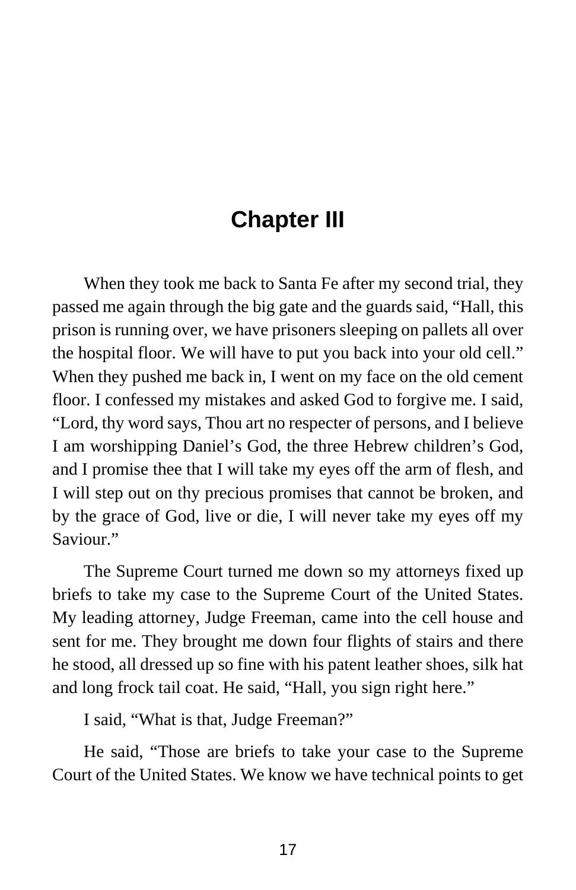# Chapter III

When they took me back to Santa Fe after my second trial, they passed me again through the big gate and the guards said, "Hall, this prison is running over, we have prisoners sleeping on pallets all over the hospital floor. We will have to put you back into your old cell." When they pushed me back in, I went on my face on the old cement floor. I confessed my mistakes and asked God to forgive me. I said, "Lord, thy word says, Thou art no respecter of persons, and I believe I am worshipping Daniel's God, the three Hebrew children's God, and I promise thee that I will take my eyes off the arm of flesh, and I will step out on thy precious promises that cannot be broken, and by the grace of God, live or die, I will never take my eyes off my Saviour."

The Supreme Court turned me down so my attorneys fixed up briefs to take my case to the Supreme Court of the United States. My leading attorney, Judge Freeman, came into the cell house and sent for me. They brought me down four flights of stairs and there he stood, all dressed up so fine with his patent leather shoes, silk hat and long frock tail coat. He said, "Hall, you sign right here."

I said, "What is that, Judge Freeman?"

He said, "Those are briefs to take your case to the Supreme Court of the United States. We know we have technical points to get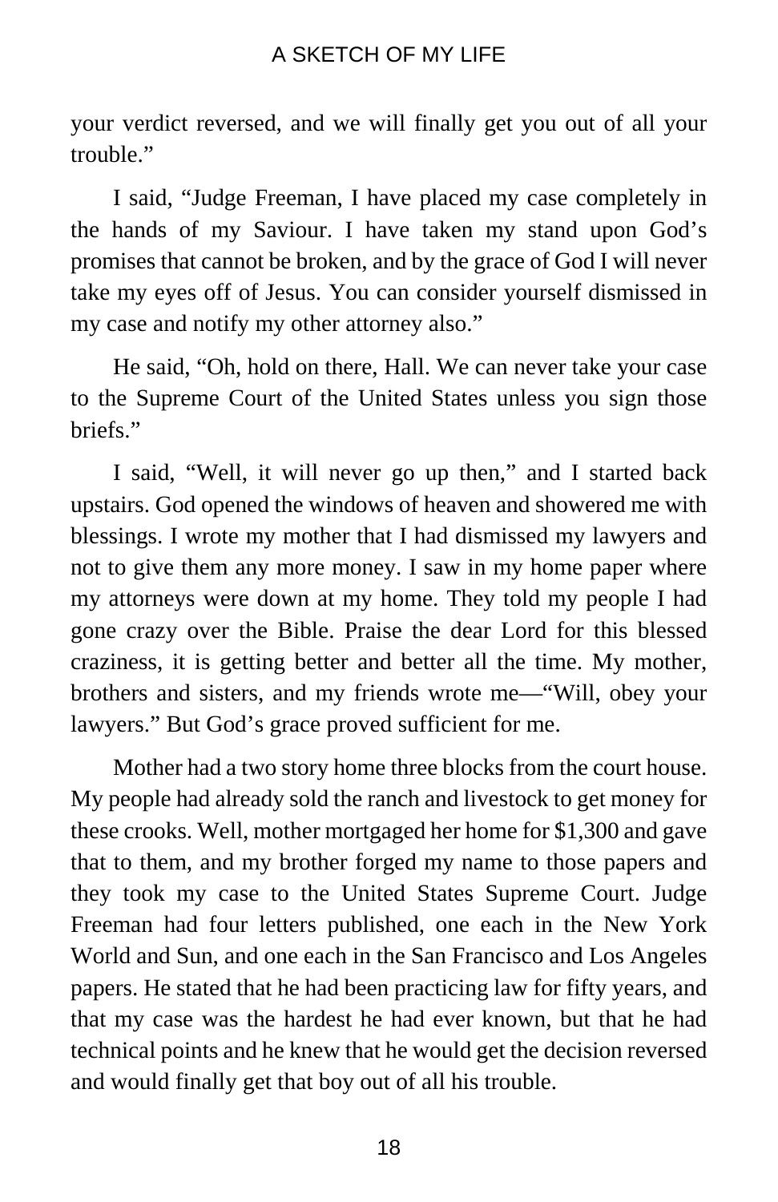your verdict reversed, and we will finally get you out of all your trouble."

I said, "Judge Freeman, I have placed my case completely in the hands of my Saviour. I have taken my stand upon God's promises that cannot be broken, and by the grace of God I will never take my eyes off of Jesus. You can consider yourself dismissed in my case and notify my other attorney also."

He said, "Oh, hold on there, Hall. We can never take your case to the Supreme Court of the United States unless you sign those briefs."

I said, "Well, it will never go up then," and I started back upstairs. God opened the windows of heaven and showered me with blessings. I wrote my mother that I had dismissed my lawyers and not to give them any more money. I saw in my home paper where my attorneys were down at my home. They told my people I had gone crazy over the Bible. Praise the dear Lord for this blessed craziness, it is getting better and better all the time. My mother, brothers and sisters, and my friends wrote me—"Will, obey your lawyers." But God's grace proved sufficient for me.

Mother had a two story home three blocks from the court house. My people had already sold the ranch and livestock to get money for these crooks. Well, mother mortgaged her home for $1,300 and gave that to them, and my brother forged my name to those papers and they took my case to the United States Supreme Court. Judge Freeman had four letters published, one each in the New York World and Sun, and one each in the San Francisco and Los Angeles papers. He stated that he had been practicing law for fifty years, and that my case was the hardest he had ever known, but that he had technical points and he knew that he would get the decision reversed and would finally get that boy out of all his trouble.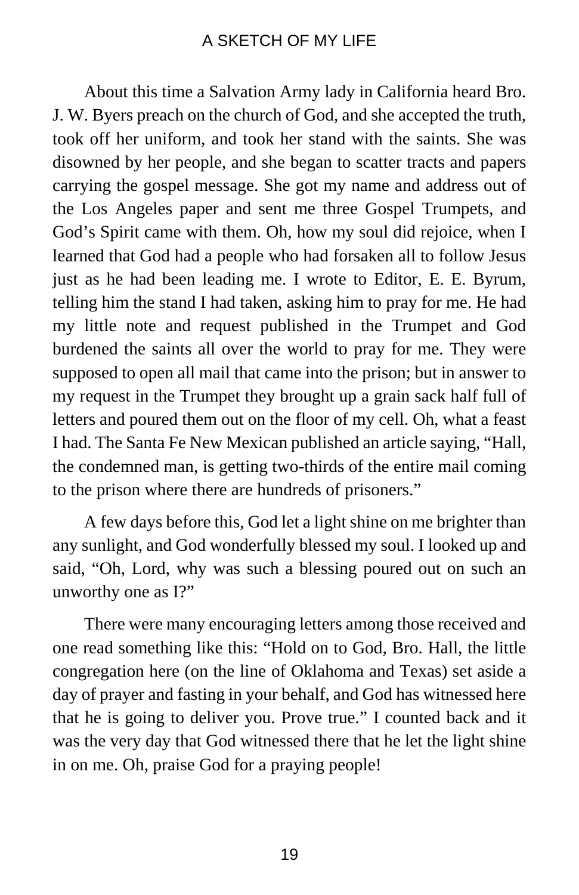About this time a Salvation Army lady in California heard Bro. J. W. Byers preach on the church of God, and she accepted the truth, took off her uniform, and took her stand with the saints. She was disowned by her people, and she began to scatter tracts and papers carrying the gospel message. She got my name and address out of the Los Angeles paper and sent me three Gospel Trumpets, and God's Spirit came with them. Oh, how my soul did rejoice, when I learned that God had a people who had forsaken all to follow Jesus just as he had been leading me. I wrote to Editor, E. E. Byrum, telling him the stand I had taken, asking him to pray for me. He had my little note and request published in the Trumpet and God burdened the saints all over the world to pray for me. They were supposed to open all mail that came into the prison; but in answer to my request in the Trumpet they brought up a grain sack half full of letters and poured them out on the floor of my cell. Oh, what a feast I had. The Santa Fe New Mexican published an article saying, "Hall, the condemned man, is getting two-thirds of the entire mail coming to the prison where there are hundreds of prisoners."

A few days before this, God let a light shine on me brighter than any sunlight, and God wonderfully blessed my soul. I looked up and said, "Oh, Lord, why was such a blessing poured out on such an unworthy one as I?"

There were many encouraging letters among those received and one read something like this: "Hold on to God, Bro. Hall, the little congregation here (on the line of Oklahoma and Texas) set aside a day of prayer and fasting in your behalf, and God has witnessed here that he is going to deliver you. Prove true." I counted back and it was the very day that God witnessed there that he let the light shine in on me. Oh, praise God for a praying people!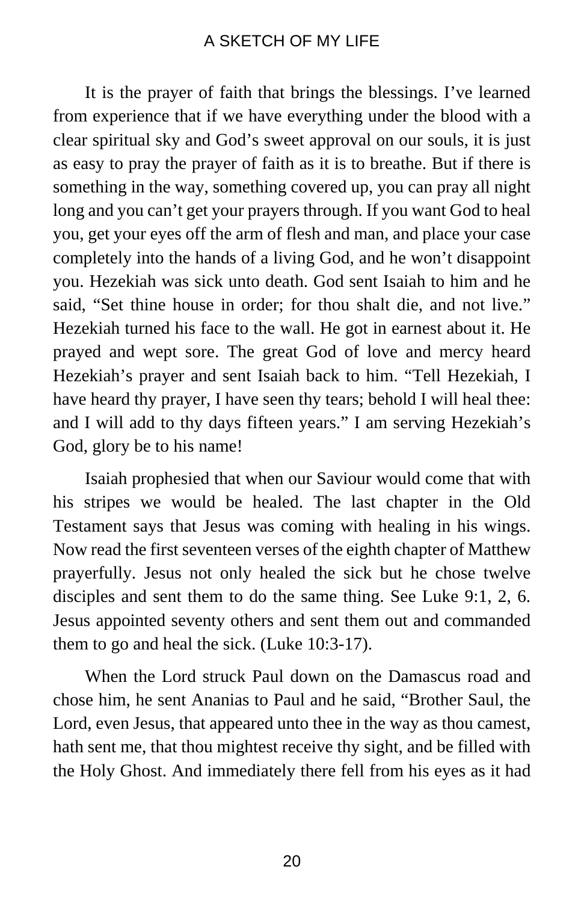It is the prayer of faith that brings the blessings. I've learned from experience that if we have everything under the blood with a clear spiritual sky and God's sweet approval on our souls, it is just as easy to pray the prayer of faith as it is to breathe. But if there is something in the way, something covered up, you can pray all night long and you can't get your prayers through. If you want God to heal you, get your eyes off the arm of flesh and man, and place your case completely into the hands of a living God, and he won't disappoint you. Hezekiah was sick unto death. God sent Isaiah to him and he said, "Set thine house in order; for thou shalt die, and not live." Hezekiah turned his face to the wall. He got in earnest about it. He prayed and wept sore. The great God of love and mercy heard Hezekiah's prayer and sent Isaiah back to him. "Tell Hezekiah, I have heard thy prayer, I have seen thy tears; behold I will heal thee: and I will add to thy days fifteen years." I am serving Hezekiah's God, glory be to his name!

Isaiah prophesied that when our Saviour would come that with his stripes we would be healed. The last chapter in the Old Testament says that Jesus was coming with healing in his wings. Now read the first seventeen verses of the eighth chapter of Matthew prayerfully. Jesus not only healed the sick but he chose twelve disciples and sent them to do the same thing. See Luke 9:1, 2, 6. Jesus appointed seventy others and sent them out and commanded them to go and heal the sick. (Luke 10:3-17).

When the Lord struck Paul down on the Damascus road and chose him, he sent Ananias to Paul and he said, "Brother Saul, the Lord, even Jesus, that appeared unto thee in the way as thou camest, hath sent me, that thou mightest receive thy sight, and be filled with the Holy Ghost. And immediately there fell from his eyes as it had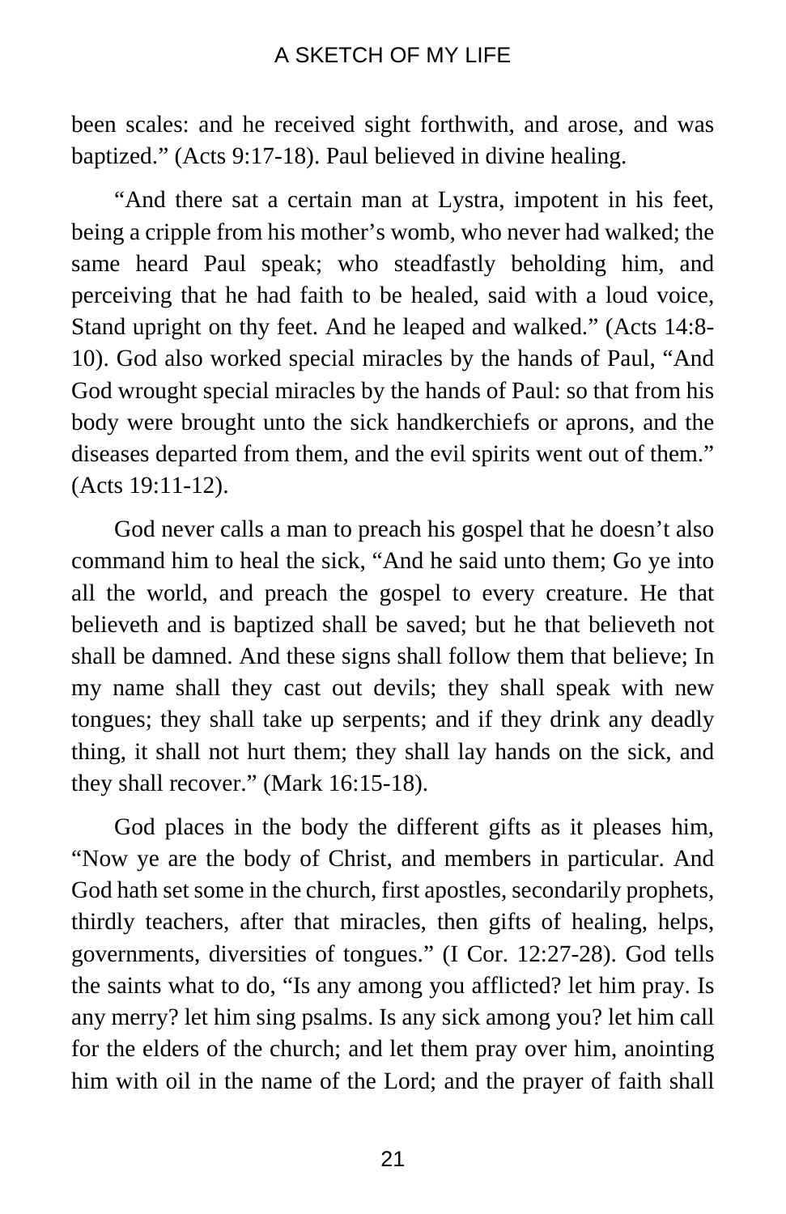been scales: and he received sight forthwith, and arose, and was baptized." (Acts 9:17-18). Paul believed in divine healing.

"And there sat a certain man at Lystra, impotent in his feet, being a cripple from his mother's womb, who never had walked; the same heard Paul speak; who steadfastly beholding him, and perceiving that he had faith to be healed, said with a loud voice, Stand upright on thy feet. And he leaped and walked." (Acts 14:8-10). God also worked special miracles by the hands of Paul, "And God wrought special miracles by the hands of Paul: so that from his body were brought unto the sick handkerchiefs or aprons, and the diseases departed from them, and the evil spirits went out of them." (Acts 19:11-12).

God never calls a man to preach his gospel that he doesn't also command him to heal the sick, "And he said unto them; Go ye into all the world, and preach the gospel to every creature. He that believeth and is baptized shall be saved; but he that believeth not shall be damned. And these signs shall follow them that believe; In my name shall they cast out devils; they shall speak with new tongues; they shall take up serpents; and if they drink any deadly thing, it shall not hurt them; they shall lay hands on the sick, and they shall recover." (Mark 16:15-18).

God places in the body the different gifts as it pleases him, "Now ye are the body of Christ, and members in particular. And God hath set some in the church, first apostles, secondarily prophets, thirdly teachers, after that miracles, then gifts of healing, helps, governments, diversities of tongues." (I Cor. 12:27-28). God tells the saints what to do, "Is any among you afflicted? let him pray. Is any merry? let him sing psalms. Is any sick among you? let him call for the elders of the church; and let them pray over him, anointing him with oil in the name of the Lord; and the prayer of faith shall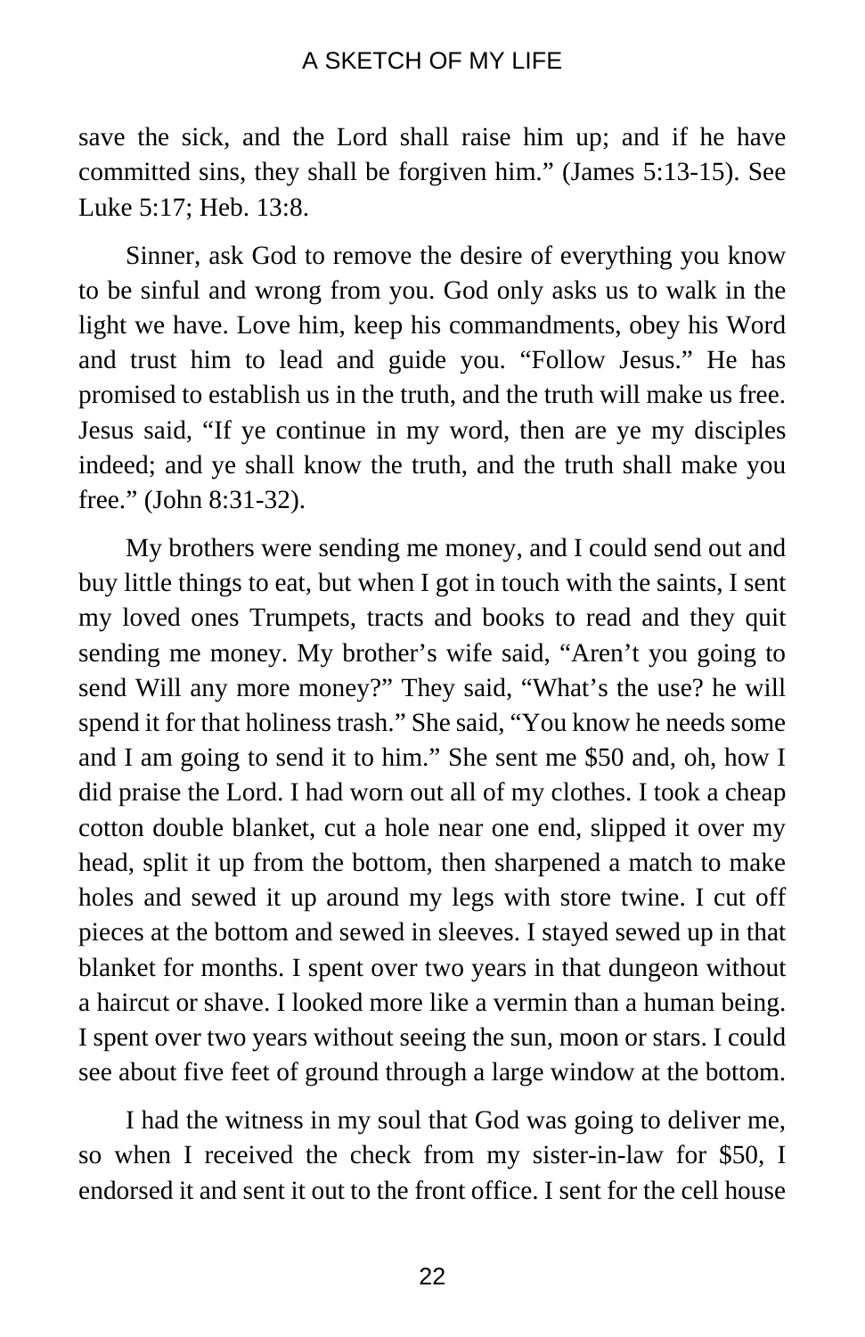save the sick, and the Lord shall raise him up; and if he have committed sins, they shall be forgiven him." (James 5:13-15). See Luke 5:17; Heb. 13:8.

Sinner, ask God to remove the desire of everything you know to be sinful and wrong from you. God only asks us to walk in the light we have. Love him, keep his commandments, obey his Word and trust him to lead and guide you. "Follow Jesus." He has promised to establish us in the truth, and the truth will make us free. Jesus said, "If ye continue in my word, then are ye my disciples indeed; and ye shall know the truth, and the truth shall make you free." (John 8:31-32).

My brothers were sending me money, and I could send out and buy little things to eat, but when I got in touch with the saints, I sent my loved ones Trumpets, tracts and books to read and they quit sending me money. My brother's wife said, "Aren't you going to send Will any more money?" They said, "What's the use? he will spend it for that holiness trash." She said, "You know he needs some and I am going to send it to him." She sent me $50 and, oh, how I did praise the Lord. I had worn out all of my clothes. I took a cheap cotton double blanket, cut a hole near one end, slipped it over my head, split it up from the bottom, then sharpened a match to make holes and sewed it up around my legs with store twine. I cut off pieces at the bottom and sewed in sleeves. I stayed sewed up in that blanket for months. I spent over two years in that dungeon without a haircut or shave. I looked more like a vermin than a human being. I spent over two years without seeing the sun, moon or stars. I could see about five feet of ground through a large window at the bottom.

I had the witness in my soul that God was going to deliver me, so when I received the check from my sister-in-law for $50, I endorsed it and sent it out to the front office. I sent for the cell house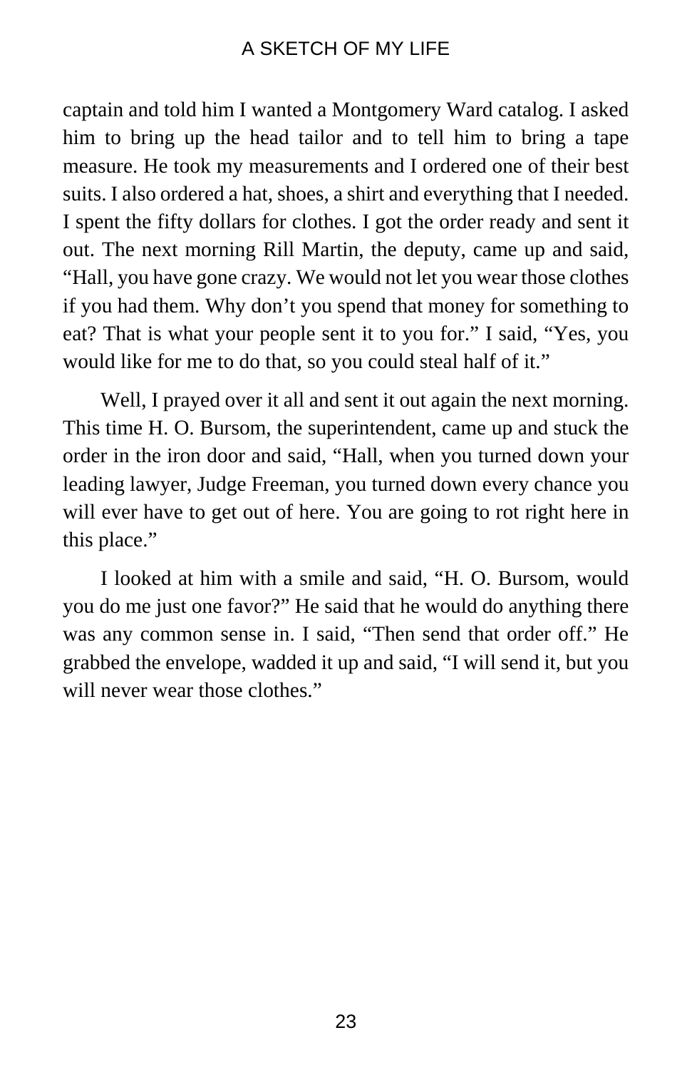captain and told him I wanted a Montgomery Ward catalog. I asked him to bring up the head tailor and to tell him to bring a tape measure. He took my measurements and I ordered one of their best suits. I also ordered a hat, shoes, a shirt and everything that I needed. I spent the fifty dollars for clothes. I got the order ready and sent it out. The next morning Rill Martin, the deputy, came up and said, "Hall, you have gone crazy. We would not let you wear those clothes if you had them. Why don't you spend that money for something to eat? That is what your people sent it to you for." I said, "Yes, you would like for me to do that, so you could steal half of it."

Well, I prayed over it all and sent it out again the next morning. This time H. O. Bursom, the superintendent, came up and stuck the order in the iron door and said, "Hall, when you turned down your leading lawyer, Judge Freeman, you turned down every chance you will ever have to get out of here. You are going to rot right here in this place."

I looked at him with a smile and said, "H. O. Bursom, would you do me just one favor?" He said that he would do anything there was any common sense in. I said, "Then send that order off." He grabbed the envelope, wadded it up and said, "I will send it, but you will never wear those clothes."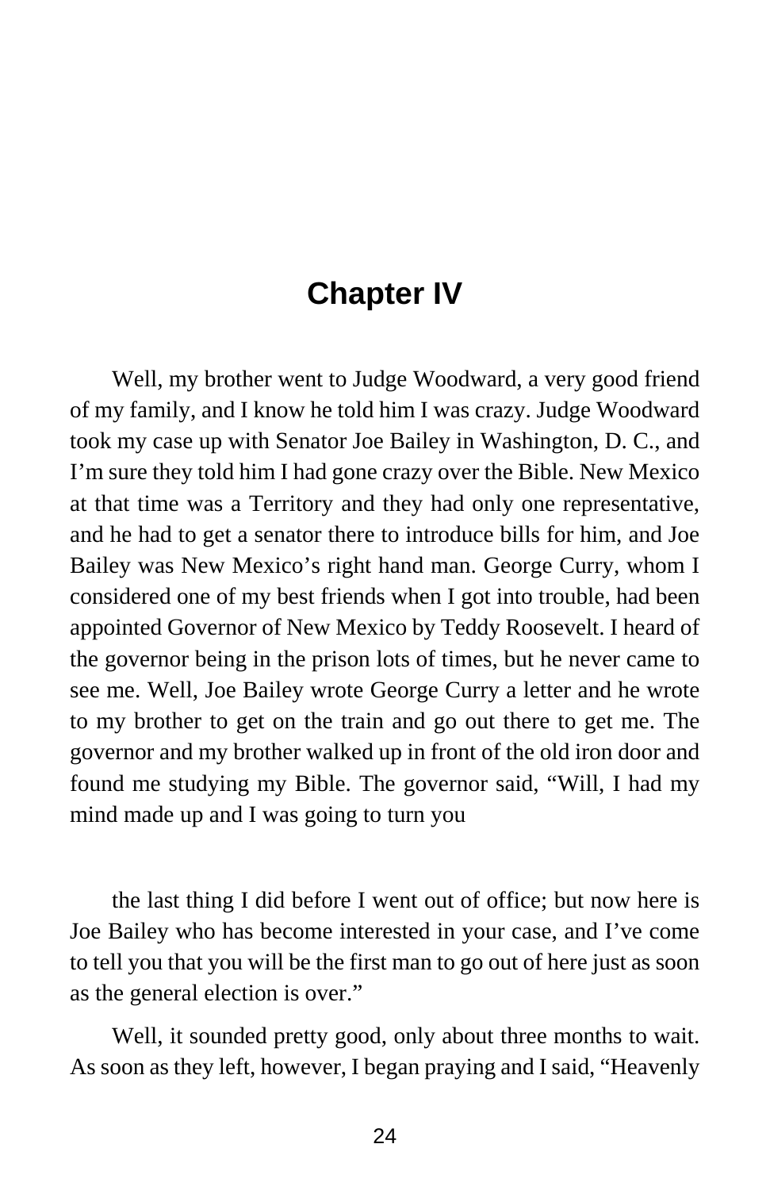# Chapter IV

Well, my brother went to Judge Woodward, a very good friend of my family, and I know he told him I was crazy. Judge Woodward took my case up with Senator Joe Bailey in Washington, D. C., and I'm sure they told him I had gone crazy over the Bible. New Mexico at that time was a Territory and they had only one representative, and he had to get a senator there to introduce bills for him, and Joe Bailey was New Mexico's right hand man. George Curry, whom I considered one of my best friends when I got into trouble, had been appointed Governor of New Mexico by Teddy Roosevelt. I heard of the governor being in the prison lots of times, but he never came to see me. Well, Joe Bailey wrote George Curry a letter and he wrote to my brother to get on the train and go out there to get me. The governor and my brother walked up in front of the old iron door and found me studying my Bible. The governor said, "Will, I had my mind made up and I was going to turn you

the last thing I did before I went out of office; but now here is Joe Bailey who has become interested in your case, and I've come to tell you that you will be the first man to go out of here just as soon as the general election is over."

Well, it sounded pretty good, only about three months to wait. As soon as they left, however, I began praying and I said, "Heavenly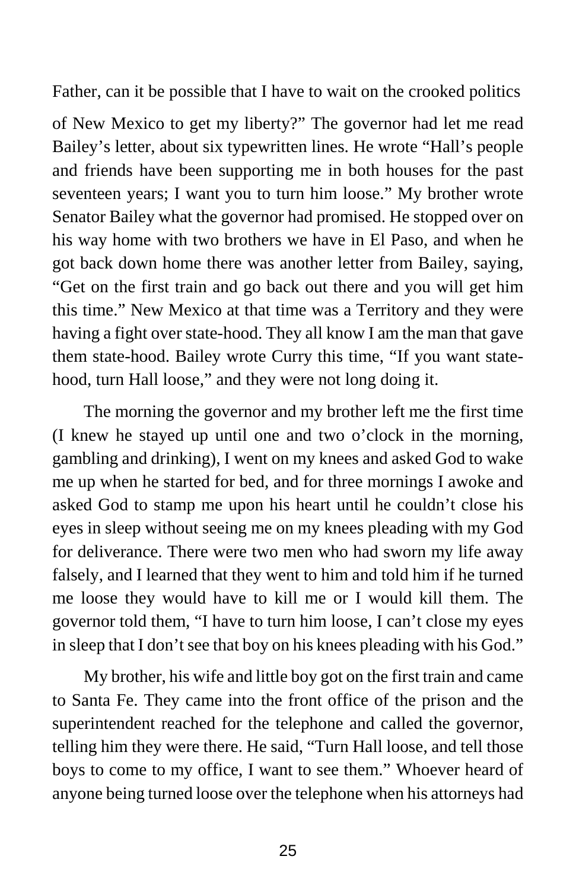Father, can it be possible that I have to wait on the crooked politics of New Mexico to get my liberty?" The governor had let me read Bailey's letter, about six typewritten lines. He wrote "Hall's people and friends have been supporting me in both houses for the past seventeen years; I want you to turn him loose." My brother wrote Senator Bailey what the governor had promised. He stopped over on his way home with two brothers we have in El Paso, and when he got back down home there was another letter from Bailey, saying, "Get on the first train and go back out there and you will get him this time." New Mexico at that time was a Territory and they were having a fight over state-hood. They all know I am the man that gave them state-hood. Bailey wrote Curry this time, "If you want state-hood, turn Hall loose," and they were not long doing it.

The morning the governor and my brother left me the first time (I knew he stayed up until one and two o'clock in the morning, gambling and drinking), I went on my knees and asked God to wake me up when he started for bed, and for three mornings I awoke and asked God to stamp me upon his heart until he couldn't close his eyes in sleep without seeing me on my knees pleading with my God for deliverance. There were two men who had sworn my life away falsely, and I learned that they went to him and told him if he turned me loose they would have to kill me or I would kill them. The governor told them, "I have to turn him loose, I can't close my eyes in sleep that I don't see that boy on his knees pleading with his God."

My brother, his wife and little boy got on the first train and came to Santa Fe. They came into the front office of the prison and the superintendent reached for the telephone and called the governor, telling him they were there. He said, "Turn Hall loose, and tell those boys to come to my office, I want to see them." Whoever heard of anyone being turned loose over the telephone when his attorneys had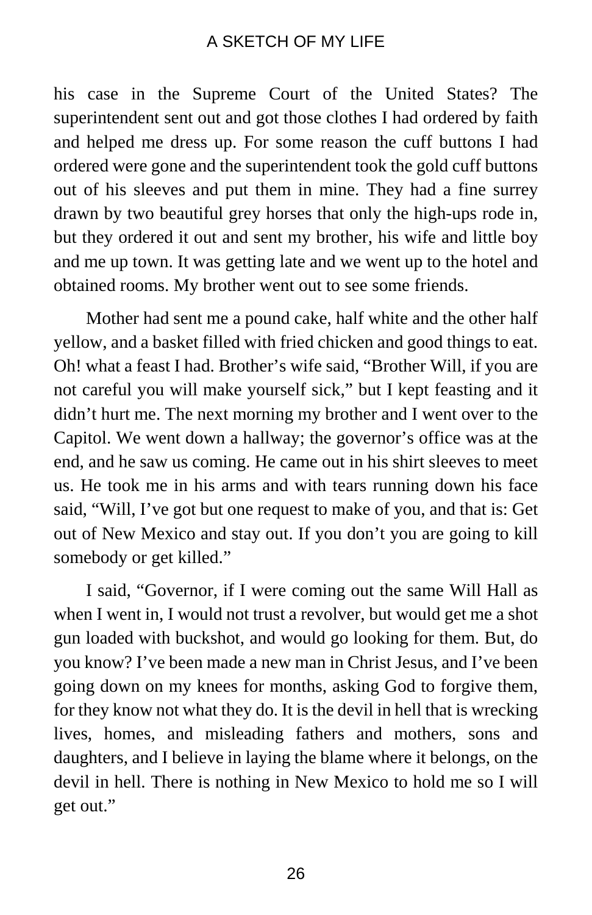his case in the Supreme Court of the United States? The superintendent sent out and got those clothes I had ordered by faith and helped me dress up. For some reason the cuff buttons I had ordered were gone and the superintendent took the gold cuff buttons out of his sleeves and put them in mine. They had a fine surrey drawn by two beautiful grey horses that only the high-ups rode in, but they ordered it out and sent my brother, his wife and little boy and me up town. It was getting late and we went up to the hotel and obtained rooms. My brother went out to see some friends.

Mother had sent me a pound cake, half white and the other half yellow, and a basket filled with fried chicken and good things to eat. Oh! what a feast I had. Brother's wife said, "Brother Will, if you are not careful you will make yourself sick," but I kept feasting and it didn't hurt me. The next morning my brother and I went over to the Capitol. We went down a hallway; the governor's office was at the end, and he saw us coming. He came out in his shirt sleeves to meet us. He took me in his arms and with tears running down his face said, "Will, I've got but one request to make of you, and that is: Get out of New Mexico and stay out. If you don't you are going to kill somebody or get killed."

I said, "Governor, if I were coming out the same Will Hall as when I went in, I would not trust a revolver, but would get me a shot gun loaded with buckshot, and would go looking for them. But, do you know? I've been made a new man in Christ Jesus, and I've been going down on my knees for months, asking God to forgive them, for they know not what they do. It is the devil in hell that is wrecking lives, homes, and misleading fathers and mothers, sons and daughters, and I believe in laying the blame where it belongs, on the devil in hell. There is nothing in New Mexico to hold me so I will get out."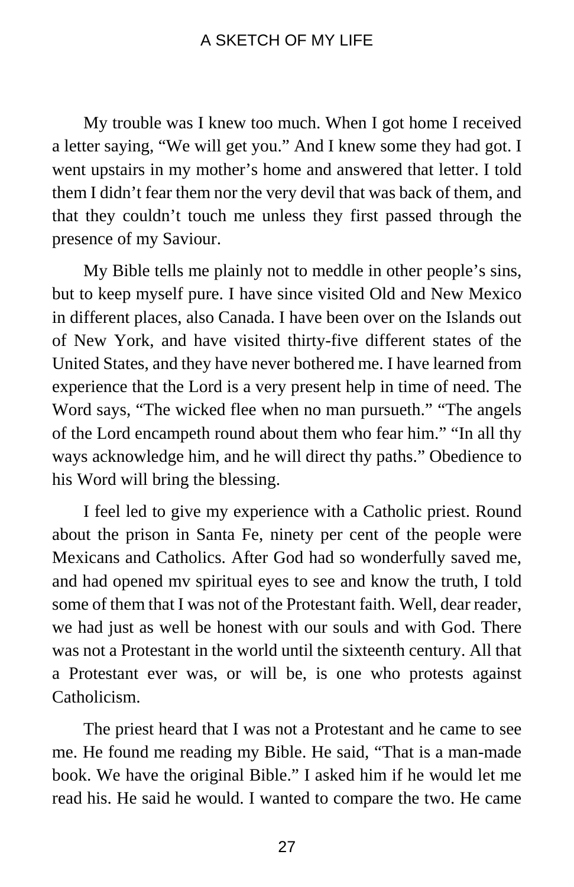My trouble was I knew too much. When I got home I received a letter saying, "We will get you." And I knew some they had got. I went upstairs in my mother's home and answered that letter. I told them I didn't fear them nor the very devil that was back of them, and that they couldn't touch me unless they first passed through the presence of my Saviour.

My Bible tells me plainly not to meddle in other people's sins, but to keep myself pure. I have since visited Old and New Mexico in different places, also Canada. I have been over on the Islands out of New York, and have visited thirty-five different states of the United States, and they have never bothered me. I have learned from experience that the Lord is a very present help in time of need. The Word says, "The wicked flee when no man pursueth." "The angels of the Lord encampeth round about them who fear him." "In all thy ways acknowledge him, and he will direct thy paths." Obedience to his Word will bring the blessing.

I feel led to give my experience with a Catholic priest. Round about the prison in Santa Fe, ninety per cent of the people were Mexicans and Catholics. After God had so wonderfully saved me, and had opened mv spiritual eyes to see and know the truth, I told some of them that I was not of the Protestant faith. Well, dear reader, we had just as well be honest with our souls and with God. There was not a Protestant in the world until the sixteenth century. All that a Protestant ever was, or will be, is one who protests against Catholicism.

The priest heard that I was not a Protestant and he came to see me. He found me reading my Bible. He said, "That is a man-made book. We have the original Bible." I asked him if he would let me read his. He said he would. I wanted to compare the two. He came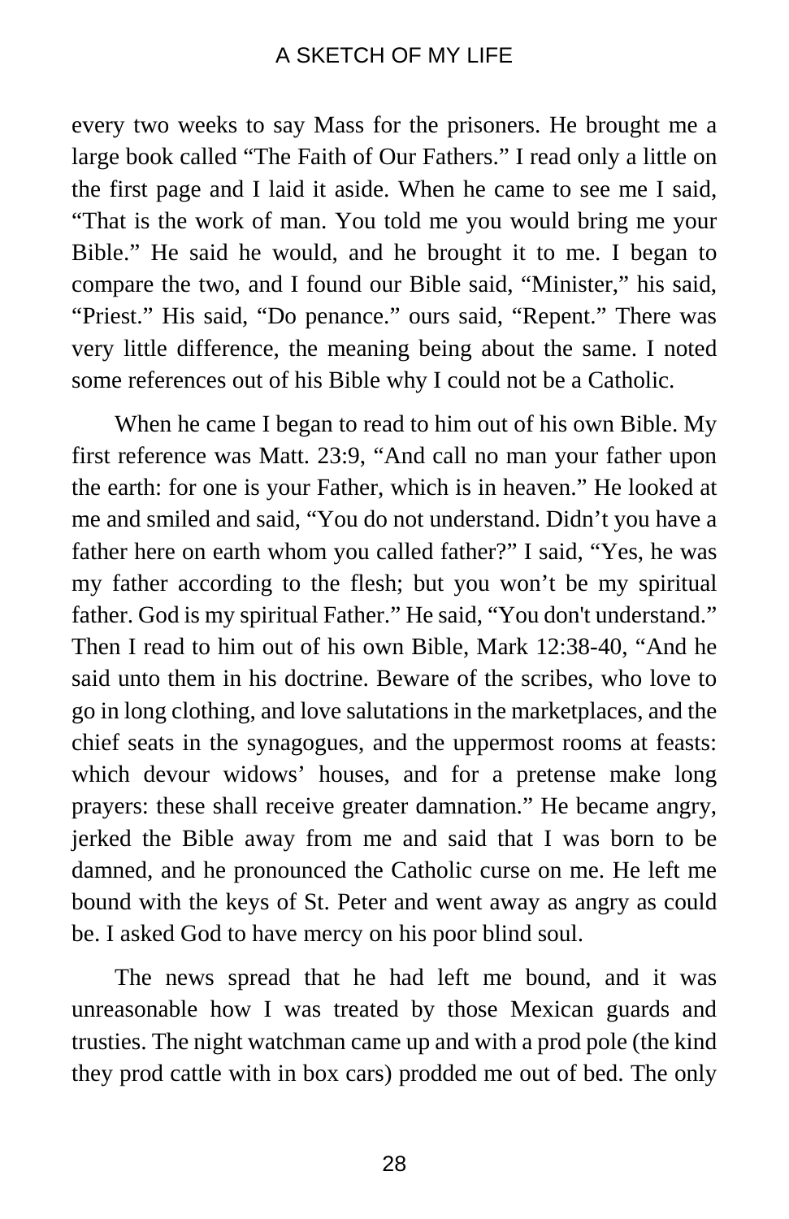every two weeks to say Mass for the prisoners. He brought me a large book called “The Faith of Our Fathers.” I read only a little on the first page and I laid it aside. When he came to see me I said, “That is the work of man. You told me you would bring me your Bible.” He said he would, and he brought it to me. I began to compare the two, and I found our Bible said, “Minister,” his said, “Priest.” His said, “Do penance.” ours said, “Repent.” There was very little difference, the meaning being about the same. I noted some references out of his Bible why I could not be a Catholic.

When he came I began to read to him out of his own Bible. My first reference was Matt. 23:9, “And call no man your father upon the earth: for one is your Father, which is in heaven.” He looked at me and smiled and said, “You do not understand. Didn’t you have a father here on earth whom you called father?” I said, “Yes, he was my father according to the flesh; but you won’t be my spiritual father. God is my spiritual Father.” He said, “You don't understand.” Then I read to him out of his own Bible, Mark 12:38-40, “And he said unto them in his doctrine. Beware of the scribes, who love to go in long clothing, and love salutations in the marketplaces, and the chief seats in the synagogues, and the uppermost rooms at feasts: which devour widows’ houses, and for a pretense make long prayers: these shall receive greater damnation.” He became angry, jerked the Bible away from me and said that I was born to be damned, and he pronounced the Catholic curse on me. He left me bound with the keys of St. Peter and went away as angry as could be. I asked God to have mercy on his poor blind soul.

The news spread that he had left me bound, and it was unreasonable how I was treated by those Mexican guards and trusties. The night watchman came up and with a prod pole (the kind they prod cattle with in box cars) prodded me out of bed. The only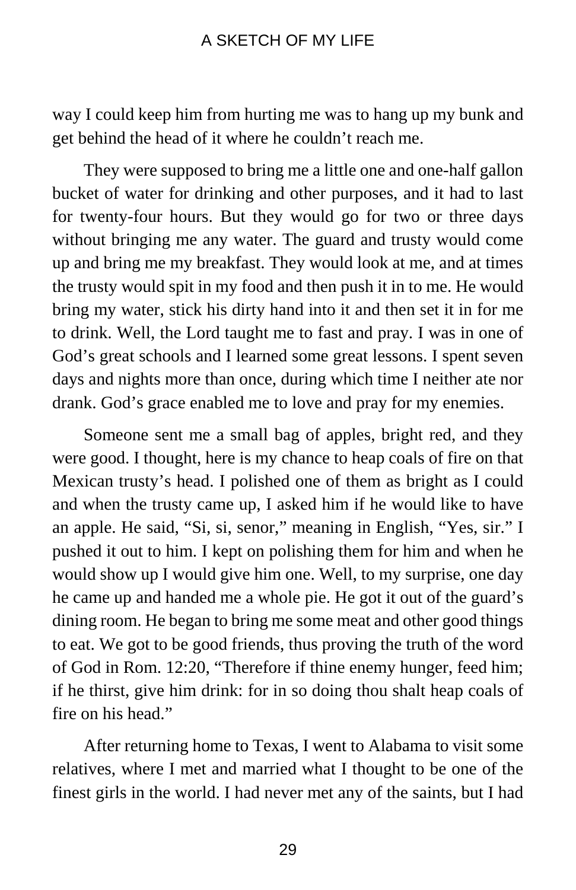way I could keep him from hurting me was to hang up my bunk and get behind the head of it where he couldn't reach me.

They were supposed to bring me a little one and one-half gallon bucket of water for drinking and other purposes, and it had to last for twenty-four hours. But they would go for two or three days without bringing me any water. The guard and trusty would come up and bring me my breakfast. They would look at me, and at times the trusty would spit in my food and then push it in to me. He would bring my water, stick his dirty hand into it and then set it in for me to drink. Well, the Lord taught me to fast and pray. I was in one of God's great schools and I learned some great lessons. I spent seven days and nights more than once, during which time I neither ate nor drank. God's grace enabled me to love and pray for my enemies.

Someone sent me a small bag of apples, bright red, and they were good. I thought, here is my chance to heap coals of fire on that Mexican trusty's head. I polished one of them as bright as I could and when the trusty came up, I asked him if he would like to have an apple. He said, "Si, si, senor," meaning in English, "Yes, sir." I pushed it out to him. I kept on polishing them for him and when he would show up I would give him one. Well, to my surprise, one day he came up and handed me a whole pie. He got it out of the guard's dining room. He began to bring me some meat and other good things to eat. We got to be good friends, thus proving the truth of the word of God in Rom. 12:20, "Therefore if thine enemy hunger, feed him; if he thirst, give him drink: for in so doing thou shalt heap coals of fire on his head."

After returning home to Texas, I went to Alabama to visit some relatives, where I met and married what I thought to be one of the finest girls in the world. I had never met any of the saints, but I had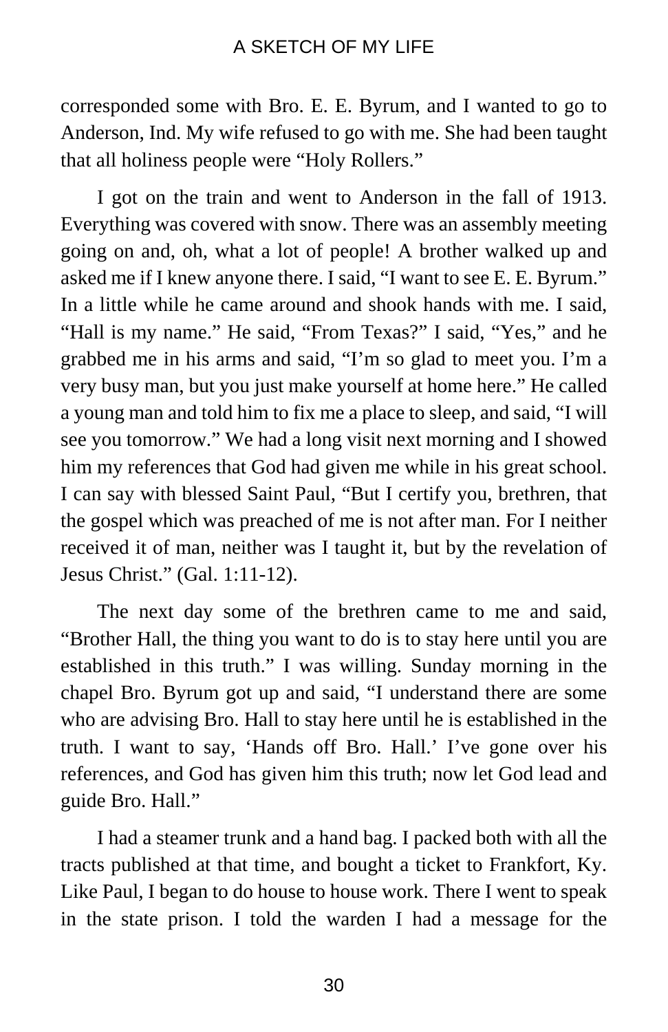corresponded some with Bro. E. E. Byrum, and I wanted to go to Anderson, Ind. My wife refused to go with me. She had been taught that all holiness people were "Holy Rollers."

I got on the train and went to Anderson in the fall of 1913. Everything was covered with snow. There was an assembly meeting going on and, oh, what a lot of people! A brother walked up and asked me if I knew anyone there. I said, "I want to see E. E. Byrum." In a little while he came around and shook hands with me. I said, "Hall is my name." He said, "From Texas?" I said, "Yes," and he grabbed me in his arms and said, "I'm so glad to meet you. I'm a very busy man, but you just make yourself at home here." He called a young man and told him to fix me a place to sleep, and said, "I will see you tomorrow." We had a long visit next morning and I showed him my references that God had given me while in his great school. I can say with blessed Saint Paul, "But I certify you, brethren, that the gospel which was preached of me is not after man. For I neither received it of man, neither was I taught it, but by the revelation of Jesus Christ." (Gal. 1:11-12).

The next day some of the brethren came to me and said, "Brother Hall, the thing you want to do is to stay here until you are established in this truth." I was willing. Sunday morning in the chapel Bro. Byrum got up and said, "I understand there are some who are advising Bro. Hall to stay here until he is established in the truth. I want to say, 'Hands off Bro. Hall.' I've gone over his references, and God has given him this truth; now let God lead and guide Bro. Hall."

I had a steamer trunk and a hand bag. I packed both with all the tracts published at that time, and bought a ticket to Frankfort, Ky. Like Paul, I began to do house to house work. There I went to speak in the state prison. I told the warden I had a message for the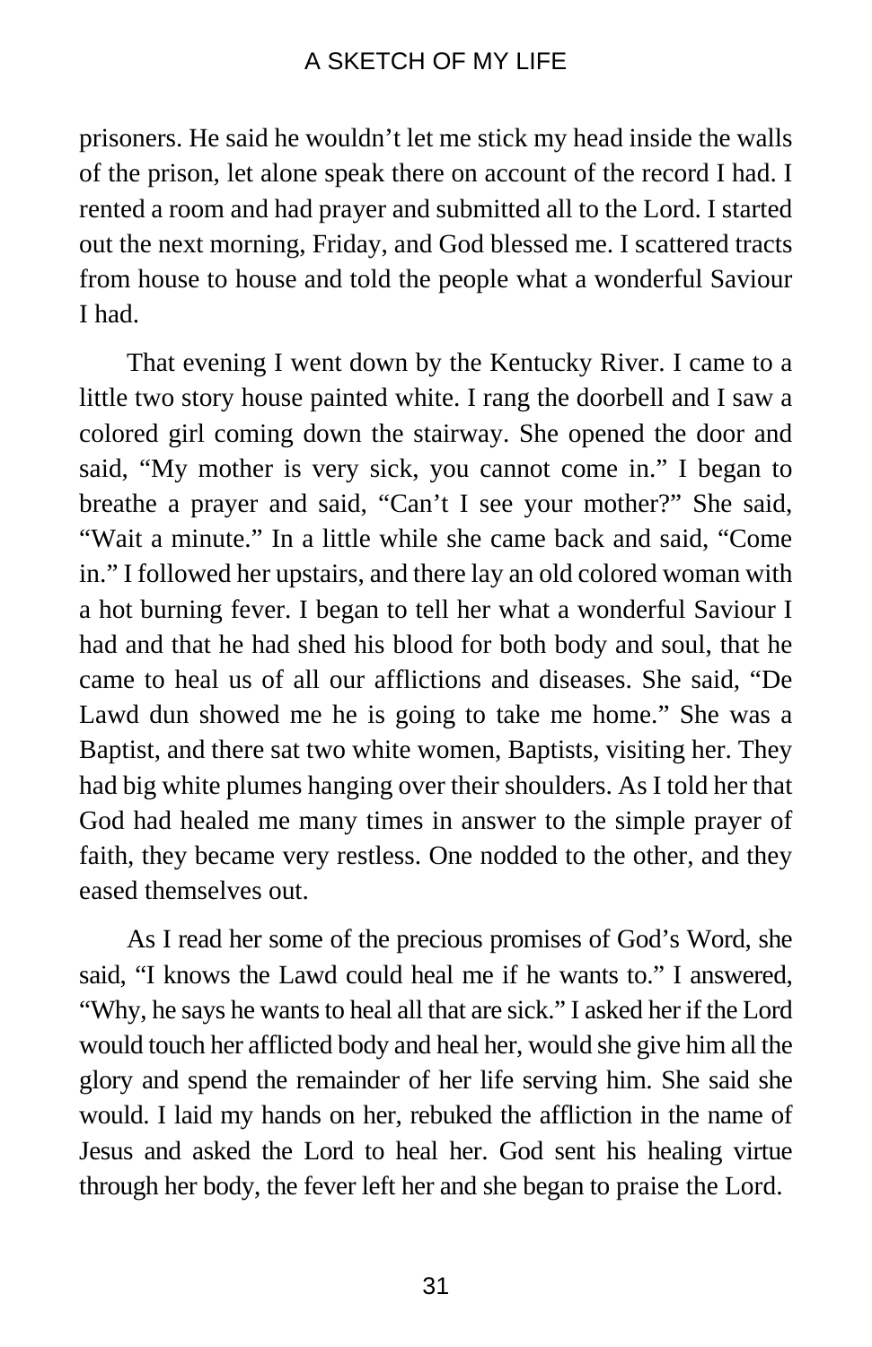prisoners. He said he wouldn't let me stick my head inside the walls of the prison, let alone speak there on account of the record I had. I rented a room and had prayer and submitted all to the Lord. I started out the next morning, Friday, and God blessed me. I scattered tracts from house to house and told the people what a wonderful Saviour I had.

That evening I went down by the Kentucky River. I came to a little two story house painted white. I rang the doorbell and I saw a colored girl coming down the stairway. She opened the door and said, "My mother is very sick, you cannot come in." I began to breathe a prayer and said, "Can't I see your mother?" She said, "Wait a minute." In a little while she came back and said, "Come in." I followed her upstairs, and there lay an old colored woman with a hot burning fever. I began to tell her what a wonderful Saviour I had and that he had shed his blood for both body and soul, that he came to heal us of all our afflictions and diseases. She said, "De Lawd dun showed me he is going to take me home." She was a Baptist, and there sat two white women, Baptists, visiting her. They had big white plumes hanging over their shoulders. As I told her that God had healed me many times in answer to the simple prayer of faith, they became very restless. One nodded to the other, and they eased themselves out.

As I read her some of the precious promises of God's Word, she said, "I knows the Lawd could heal me if he wants to." I answered, "Why, he says he wants to heal all that are sick." I asked her if the Lord would touch her afflicted body and heal her, would she give him all the glory and spend the remainder of her life serving him. She said she would. I laid my hands on her, rebuked the affliction in the name of Jesus and asked the Lord to heal her. God sent his healing virtue through her body, the fever left her and she began to praise the Lord.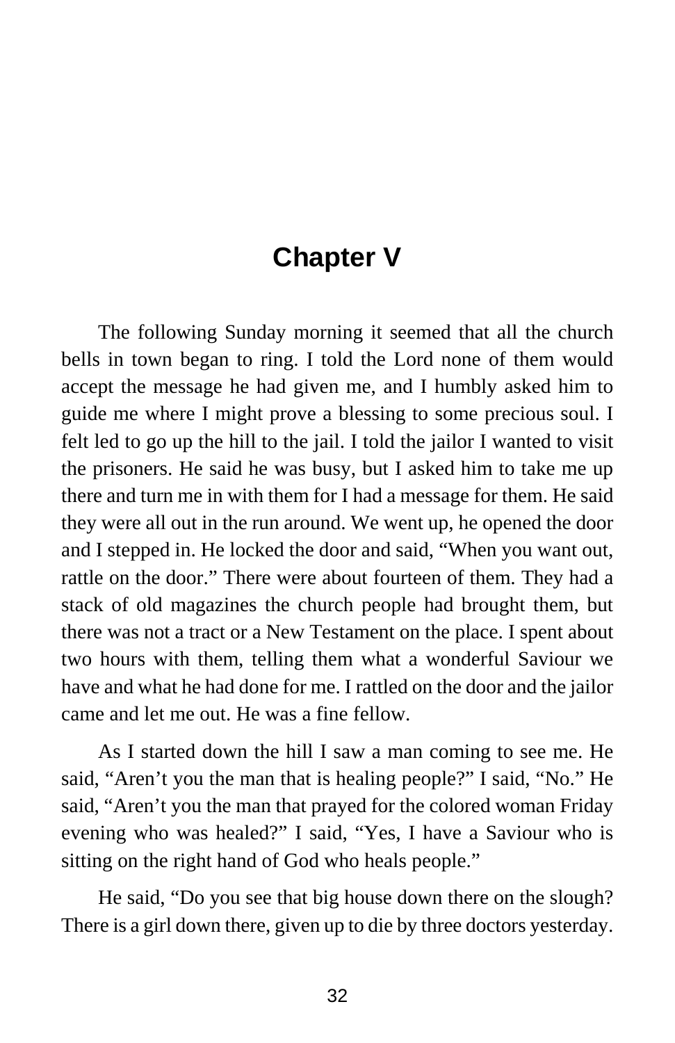# Chapter V

The following Sunday morning it seemed that all the church bells in town began to ring. I told the Lord none of them would accept the message he had given me, and I humbly asked him to guide me where I might prove a blessing to some precious soul. I felt led to go up the hill to the jail. I told the jailor I wanted to visit the prisoners. He said he was busy, but I asked him to take me up there and turn me in with them for I had a message for them. He said they were all out in the run around. We went up, he opened the door and I stepped in. He locked the door and said, "When you want out, rattle on the door." There were about fourteen of them. They had a stack of old magazines the church people had brought them, but there was not a tract or a New Testament on the place. I spent about two hours with them, telling them what a wonderful Saviour we have and what he had done for me. I rattled on the door and the jailor came and let me out. He was a fine fellow.

As I started down the hill I saw a man coming to see me. He said, "Aren't you the man that is healing people?" I said, "No." He said, "Aren't you the man that prayed for the colored woman Friday evening who was healed?" I said, "Yes, I have a Saviour who is sitting on the right hand of God who heals people."

He said, "Do you see that big house down there on the slough? There is a girl down there, given up to die by three doctors yesterday.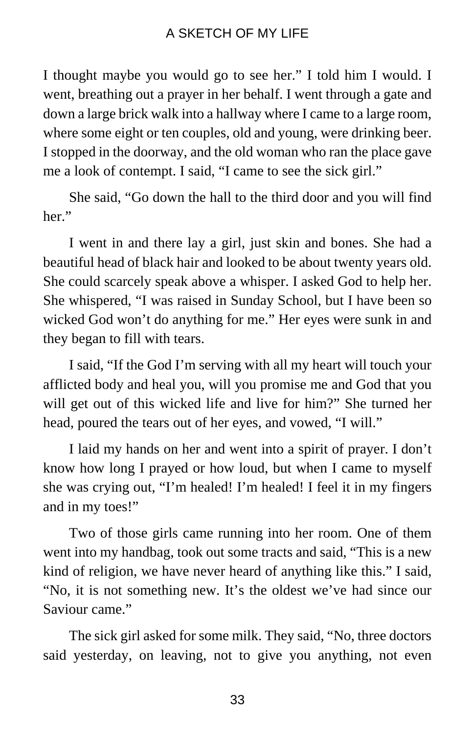I thought maybe you would go to see her." I told him I would. I went, breathing out a prayer in her behalf. I went through a gate and down a large brick walk into a hallway where I came to a large room, where some eight or ten couples, old and young, were drinking beer. I stopped in the doorway, and the old woman who ran the place gave me a look of contempt. I said, "I came to see the sick girl."

She said, "Go down the hall to the third door and you will find her."

I went in and there lay a girl, just skin and bones. She had a beautiful head of black hair and looked to be about twenty years old. She could scarcely speak above a whisper. I asked God to help her. She whispered, "I was raised in Sunday School, but I have been so wicked God won't do anything for me." Her eyes were sunk in and they began to fill with tears.

I said, "If the God I'm serving with all my heart will touch your afflicted body and heal you, will you promise me and God that you will get out of this wicked life and live for him?" She turned her head, poured the tears out of her eyes, and vowed, "I will."

I laid my hands on her and went into a spirit of prayer. I don't know how long I prayed or how loud, but when I came to myself she was crying out, "I'm healed! I'm healed! I feel it in my fingers and in my toes!"

Two of those girls came running into her room. One of them went into my handbag, took out some tracts and said, "This is a new kind of religion, we have never heard of anything like this." I said, "No, it is not something new. It's the oldest we've had since our Saviour came."

The sick girl asked for some milk. They said, "No, three doctors said yesterday, on leaving, not to give you anything, not even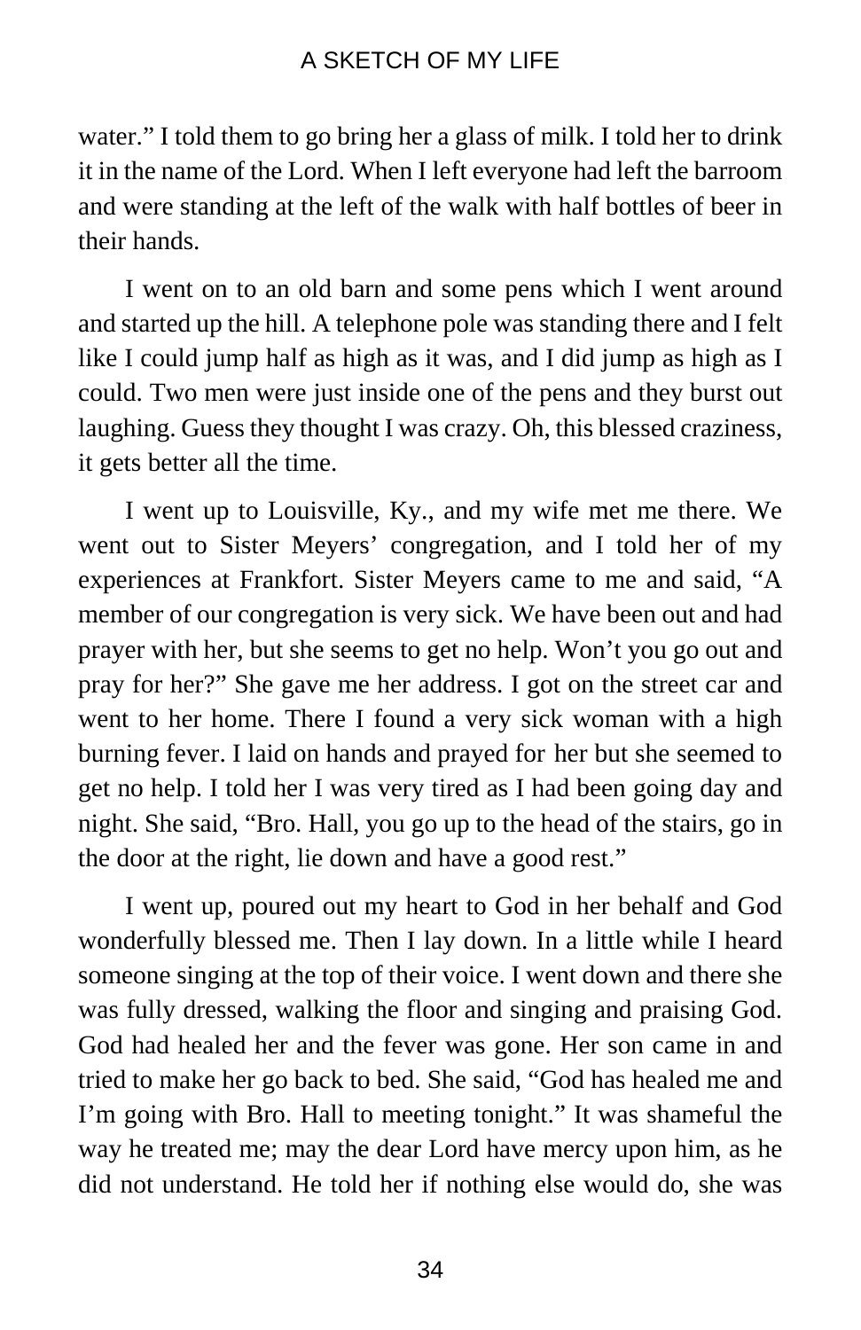water." I told them to go bring her a glass of milk. I told her to drink it in the name of the Lord. When I left everyone had left the barroom and were standing at the left of the walk with half bottles of beer in their hands.

I went on to an old barn and some pens which I went around and started up the hill. A telephone pole was standing there and I felt like I could jump half as high as it was, and I did jump as high as I could. Two men were just inside one of the pens and they burst out laughing. Guess they thought I was crazy. Oh, this blessed craziness, it gets better all the time.

I went up to Louisville, Ky., and my wife met me there. We went out to Sister Meyers' congregation, and I told her of my experiences at Frankfort. Sister Meyers came to me and said, "A member of our congregation is very sick. We have been out and had prayer with her, but she seems to get no help. Won't you go out and pray for her?" She gave me her address. I got on the street car and went to her home. There I found a very sick woman with a high burning fever. I laid on hands and prayed for her but she seemed to get no help. I told her I was very tired as I had been going day and night. She said, "Bro. Hall, you go up to the head of the stairs, go in the door at the right, lie down and have a good rest."

I went up, poured out my heart to God in her behalf and God wonderfully blessed me. Then I lay down. In a little while I heard someone singing at the top of their voice. I went down and there she was fully dressed, walking the floor and singing and praising God. God had healed her and the fever was gone. Her son came in and tried to make her go back to bed. She said, "God has healed me and I'm going with Bro. Hall to meeting tonight." It was shameful the way he treated me; may the dear Lord have mercy upon him, as he did not understand. He told her if nothing else would do, she was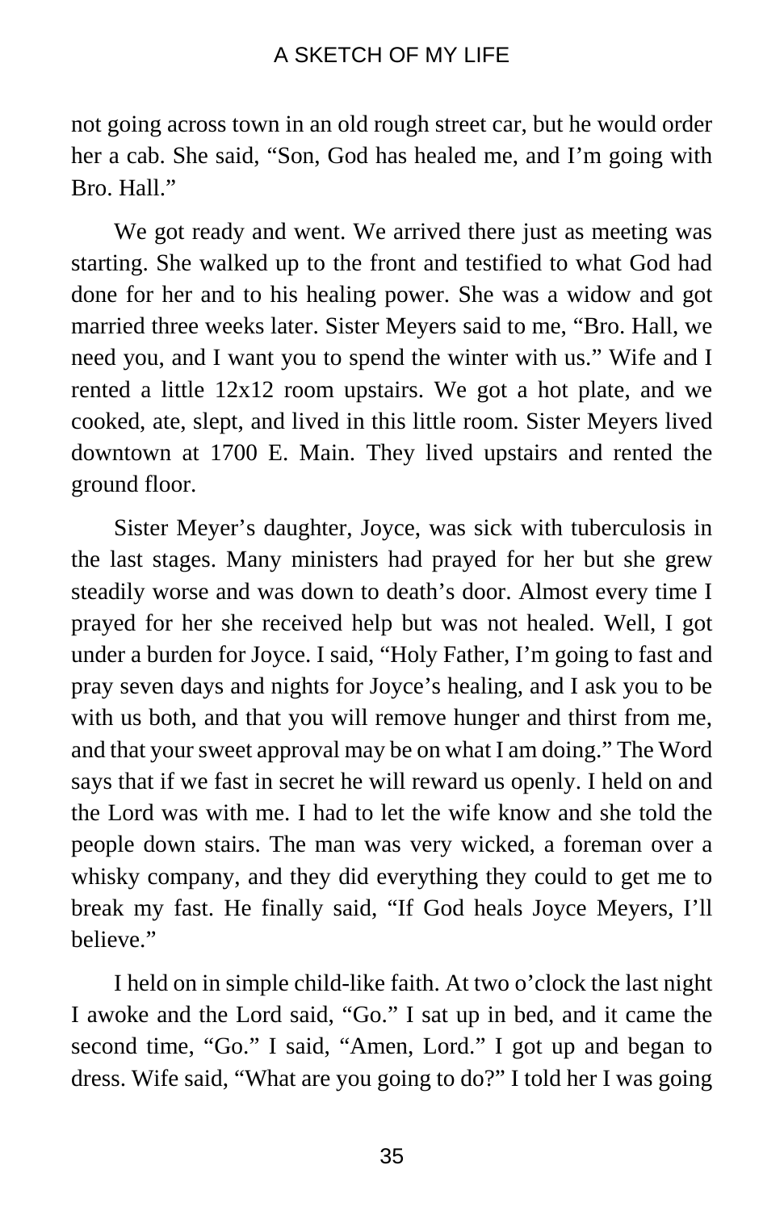not going across town in an old rough street car, but he would order her a cab. She said, “Son, God has healed me, and I’m going with Bro. Hall.”

We got ready and went. We arrived there just as meeting was starting. She walked up to the front and testified to what God had done for her and to his healing power. She was a widow and got married three weeks later. Sister Meyers said to me, “Bro. Hall, we need you, and I want you to spend the winter with us.” Wife and I rented a little 12x12 room upstairs. We got a hot plate, and we cooked, ate, slept, and lived in this little room. Sister Meyers lived downtown at 1700 E. Main. They lived upstairs and rented the ground floor.

Sister Meyer’s daughter, Joyce, was sick with tuberculosis in the last stages. Many ministers had prayed for her but she grew steadily worse and was down to death’s door. Almost every time I prayed for her she received help but was not healed. Well, I got under a burden for Joyce. I said, “Holy Father, I’m going to fast and pray seven days and nights for Joyce’s healing, and I ask you to be with us both, and that you will remove hunger and thirst from me, and that your sweet approval may be on what I am doing.” The Word says that if we fast in secret he will reward us openly. I held on and the Lord was with me. I had to let the wife know and she told the people down stairs. The man was very wicked, a foreman over a whisky company, and they did everything they could to get me to break my fast. He finally said, “If God heals Joyce Meyers, I’ll believe.”

I held on in simple child-like faith. At two o’clock the last night I awoke and the Lord said, “Go.” I sat up in bed, and it came the second time, “Go.” I said, “Amen, Lord.” I got up and began to dress. Wife said, “What are you going to do?” I told her I was going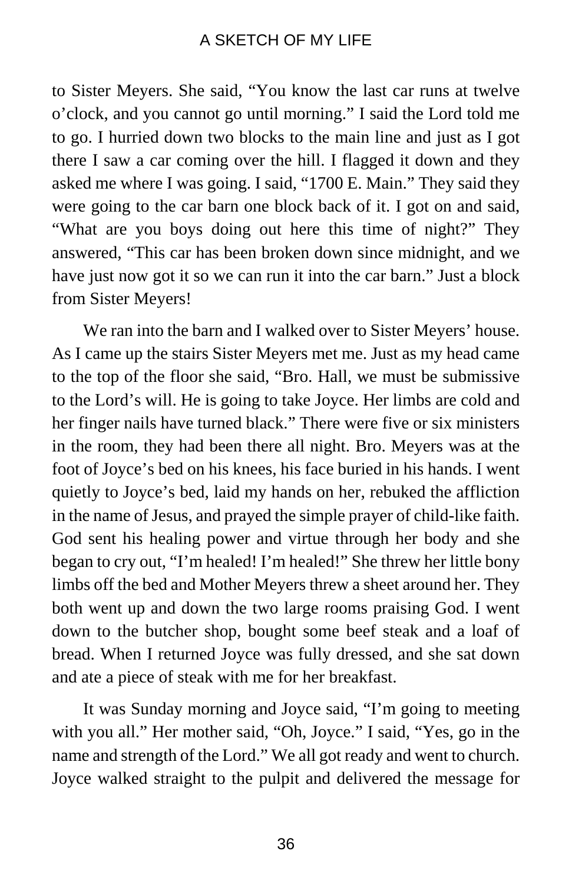to Sister Meyers. She said, "You know the last car runs at twelve o'clock, and you cannot go until morning." I said the Lord told me to go. I hurried down two blocks to the main line and just as I got there I saw a car coming over the hill. I flagged it down and they asked me where I was going. I said, "1700 E. Main." They said they were going to the car barn one block back of it. I got on and said, "What are you boys doing out here this time of night?" They answered, "This car has been broken down since midnight, and we have just now got it so we can run it into the car barn." Just a block from Sister Meyers!

We ran into the barn and I walked over to Sister Meyers' house. As I came up the stairs Sister Meyers met me. Just as my head came to the top of the floor she said, "Bro. Hall, we must be submissive to the Lord's will. He is going to take Joyce. Her limbs are cold and her finger nails have turned black." There were five or six ministers in the room, they had been there all night. Bro. Meyers was at the foot of Joyce's bed on his knees, his face buried in his hands. I went quietly to Joyce's bed, laid my hands on her, rebuked the affliction in the name of Jesus, and prayed the simple prayer of child-like faith. God sent his healing power and virtue through her body and she began to cry out, "I'm healed! I'm healed!" She threw her little bony limbs off the bed and Mother Meyers threw a sheet around her. They both went up and down the two large rooms praising God. I went down to the butcher shop, bought some beef steak and a loaf of bread. When I returned Joyce was fully dressed, and she sat down and ate a piece of steak with me for her breakfast.

It was Sunday morning and Joyce said, "I'm going to meeting with you all." Her mother said, "Oh, Joyce." I said, "Yes, go in the name and strength of the Lord." We all got ready and went to church. Joyce walked straight to the pulpit and delivered the message for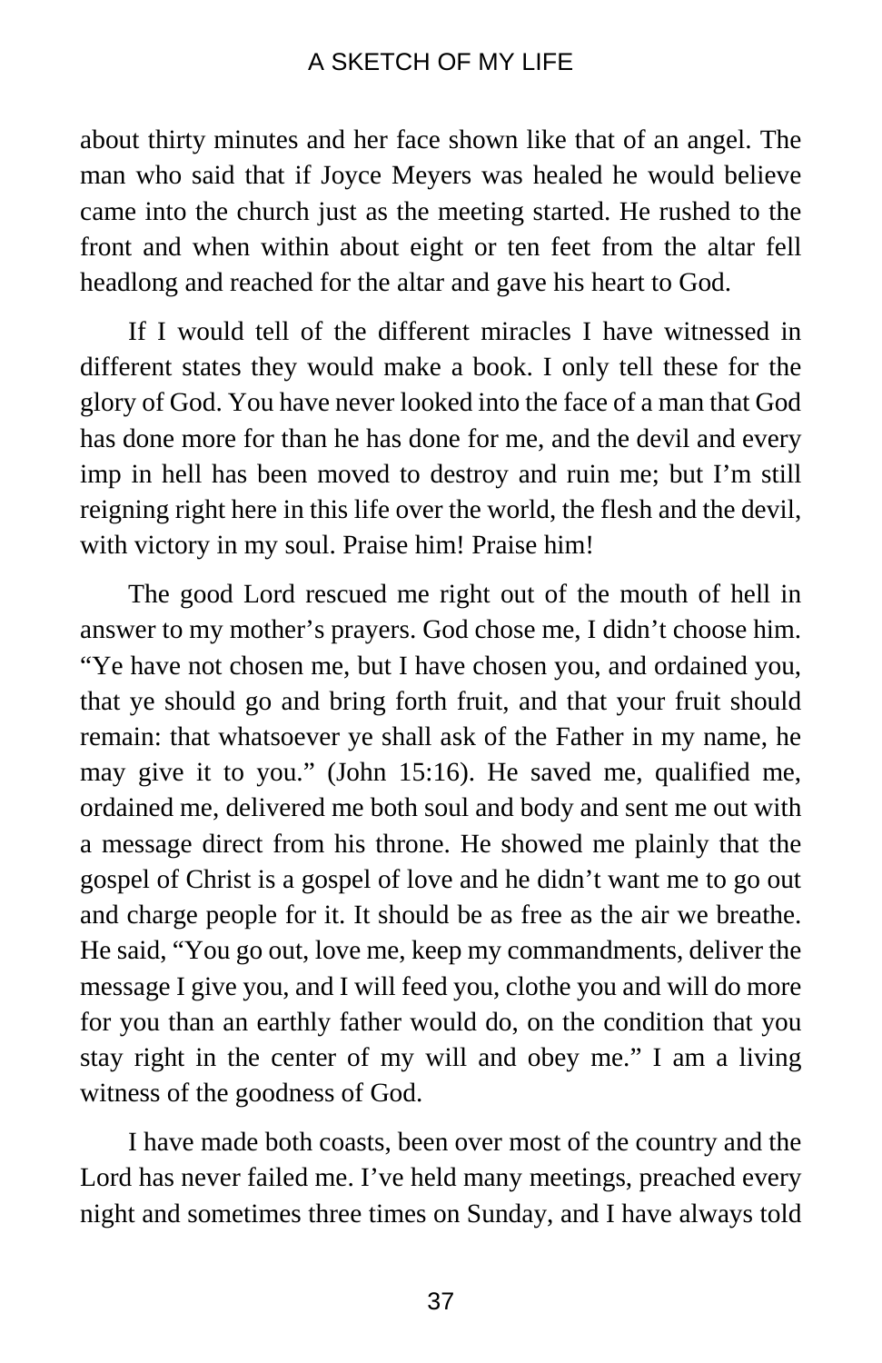about thirty minutes and her face shown like that of an angel. The man who said that if Joyce Meyers was healed he would believe came into the church just as the meeting started. He rushed to the front and when within about eight or ten feet from the altar fell headlong and reached for the altar and gave his heart to God.

If I would tell of the different miracles I have witnessed in different states they would make a book. I only tell these for the glory of God. You have never looked into the face of a man that God has done more for than he has done for me, and the devil and every imp in hell has been moved to destroy and ruin me; but I'm still reigning right here in this life over the world, the flesh and the devil, with victory in my soul. Praise him! Praise him!

The good Lord rescued me right out of the mouth of hell in answer to my mother's prayers. God chose me, I didn't choose him. "Ye have not chosen me, but I have chosen you, and ordained you, that ye should go and bring forth fruit, and that your fruit should remain: that whatsoever ye shall ask of the Father in my name, he may give it to you." (John 15:16). He saved me, qualified me, ordained me, delivered me both soul and body and sent me out with a message direct from his throne. He showed me plainly that the gospel of Christ is a gospel of love and he didn't want me to go out and charge people for it. It should be as free as the air we breathe. He said, "You go out, love me, keep my commandments, deliver the message I give you, and I will feed you, clothe you and will do more for you than an earthly father would do, on the condition that you stay right in the center of my will and obey me." I am a living witness of the goodness of God.

I have made both coasts, been over most of the country and the Lord has never failed me. I've held many meetings, preached every night and sometimes three times on Sunday, and I have always told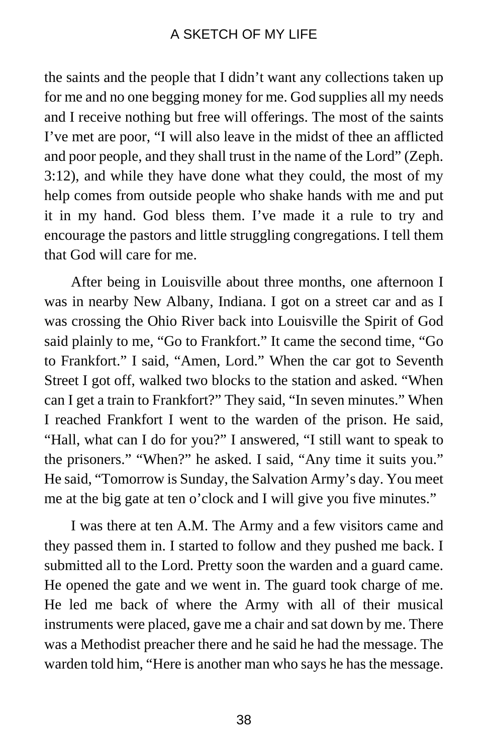the saints and the people that I didn't want any collections taken up for me and no one begging money for me. God supplies all my needs and I receive nothing but free will offerings. The most of the saints I've met are poor, "I will also leave in the midst of thee an afflicted and poor people, and they shall trust in the name of the Lord" (Zeph. 3:12), and while they have done what they could, the most of my help comes from outside people who shake hands with me and put it in my hand. God bless them. I've made it a rule to try and encourage the pastors and little struggling congregations. I tell them that God will care for me.

After being in Louisville about three months, one afternoon I was in nearby New Albany, Indiana. I got on a street car and as I was crossing the Ohio River back into Louisville the Spirit of God said plainly to me, "Go to Frankfort." It came the second time, "Go to Frankfort." I said, "Amen, Lord." When the car got to Seventh Street I got off, walked two blocks to the station and asked. "When can I get a train to Frankfort?" They said, "In seven minutes." When I reached Frankfort I went to the warden of the prison. He said, "Hall, what can I do for you?" I answered, "I still want to speak to the prisoners." "When?" he asked. I said, "Any time it suits you." He said, "Tomorrow is Sunday, the Salvation Army's day. You meet me at the big gate at ten o'clock and I will give you five minutes."

I was there at ten A.M. The Army and a few visitors came and they passed them in. I started to follow and they pushed me back. I submitted all to the Lord. Pretty soon the warden and a guard came. He opened the gate and we went in. The guard took charge of me. He led me back of where the Army with all of their musical instruments were placed, gave me a chair and sat down by me. There was a Methodist preacher there and he said he had the message. The warden told him, "Here is another man who says he has the message.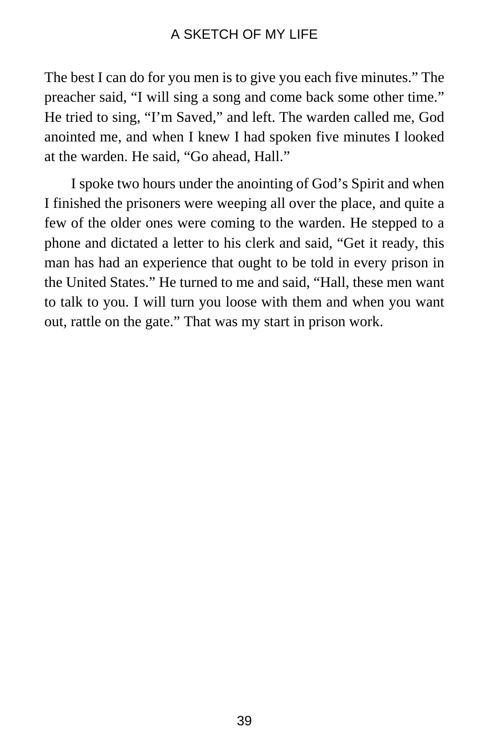The best I can do for you men is to give you each five minutes." The preacher said, "I will sing a song and come back some other time." He tried to sing, "I'm Saved," and left. The warden called me, God anointed me, and when I knew I had spoken five minutes I looked at the warden. He said, "Go ahead, Hall."

I spoke two hours under the anointing of God's Spirit and when I finished the prisoners were weeping all over the place, and quite a few of the older ones were coming to the warden. He stepped to a phone and dictated a letter to his clerk and said, "Get it ready, this man has had an experience that ought to be told in every prison in the United States." He turned to me and said, "Hall, these men want to talk to you. I will turn you loose with them and when you want out, rattle on the gate." That was my start in prison work.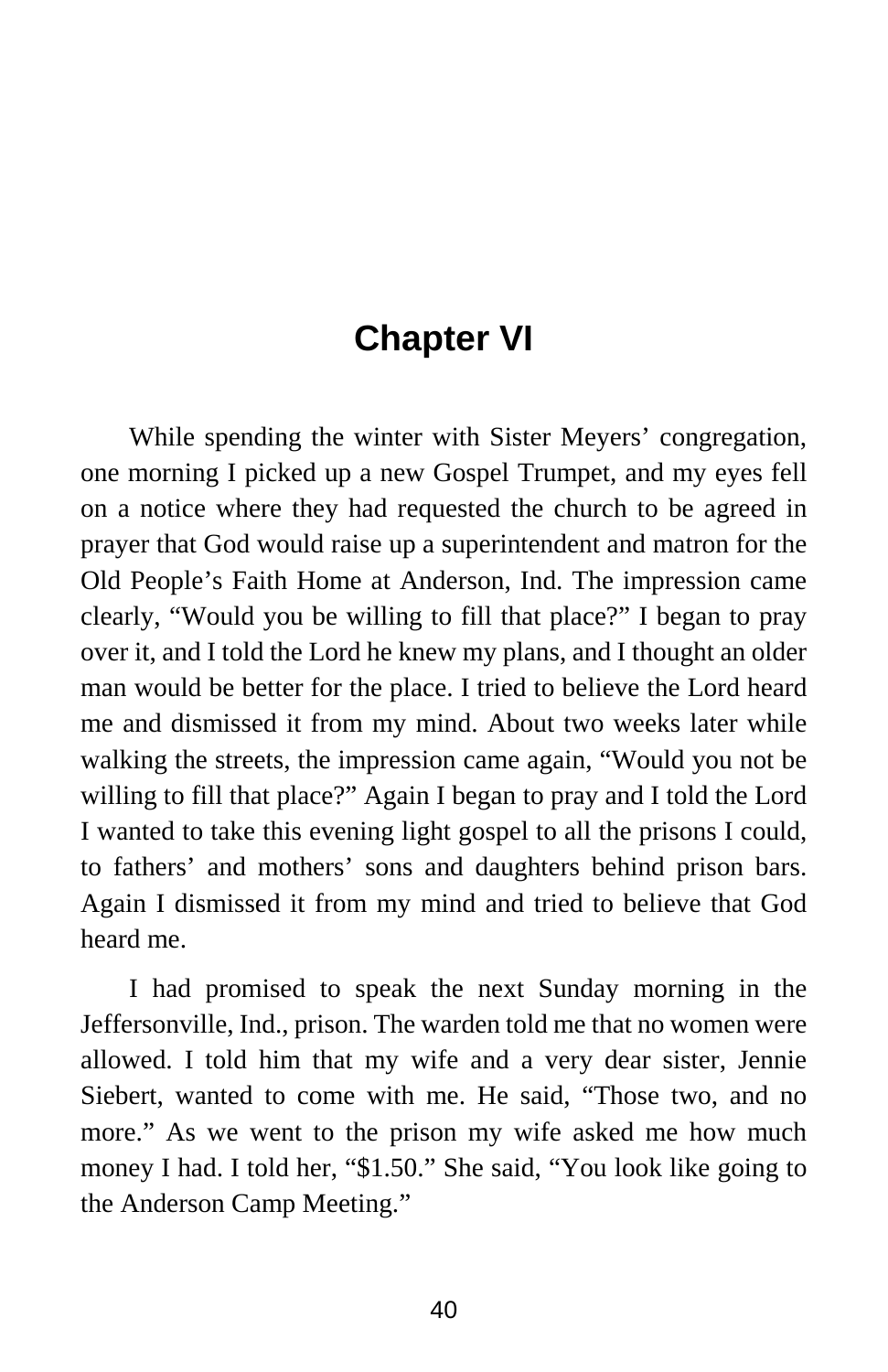# Chapter VI

While spending the winter with Sister Meyers' congregation, one morning I picked up a new Gospel Trumpet, and my eyes fell on a notice where they had requested the church to be agreed in prayer that God would raise up a superintendent and matron for the Old People's Faith Home at Anderson, Ind. The impression came clearly, "Would you be willing to fill that place?" I began to pray over it, and I told the Lord he knew my plans, and I thought an older man would be better for the place. I tried to believe the Lord heard me and dismissed it from my mind. About two weeks later while walking the streets, the impression came again, "Would you not be willing to fill that place?" Again I began to pray and I told the Lord I wanted to take this evening light gospel to all the prisons I could, to fathers' and mothers' sons and daughters behind prison bars. Again I dismissed it from my mind and tried to believe that God heard me.

I had promised to speak the next Sunday morning in the Jeffersonville, Ind., prison. The warden told me that no women were allowed. I told him that my wife and a very dear sister, Jennie Siebert, wanted to come with me. He said, "Those two, and no more." As we went to the prison my wife asked me how much money I had. I told her, "$1.50." She said, "You look like going to the Anderson Camp Meeting."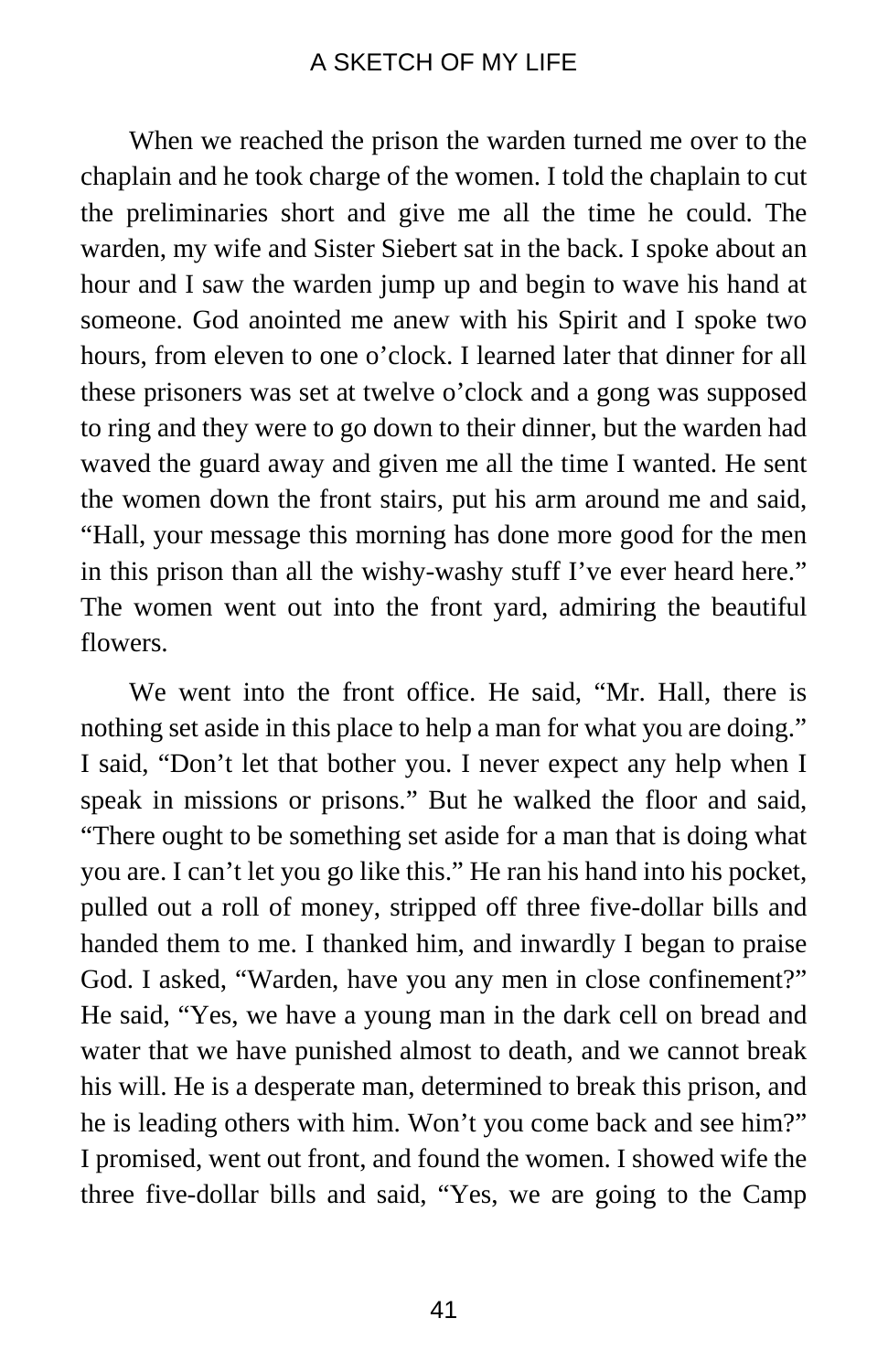When we reached the prison the warden turned me over to the chaplain and he took charge of the women. I told the chaplain to cut the preliminaries short and give me all the time he could. The warden, my wife and Sister Siebert sat in the back. I spoke about an hour and I saw the warden jump up and begin to wave his hand at someone. God anointed me anew with his Spirit and I spoke two hours, from eleven to one o'clock. I learned later that dinner for all these prisoners was set at twelve o'clock and a gong was supposed to ring and they were to go down to their dinner, but the warden had waved the guard away and given me all the time I wanted. He sent the women down the front stairs, put his arm around me and said, "Hall, your message this morning has done more good for the men in this prison than all the wishy-washy stuff I've ever heard here." The women went out into the front yard, admiring the beautiful flowers.

We went into the front office. He said, "Mr. Hall, there is nothing set aside in this place to help a man for what you are doing." I said, "Don't let that bother you. I never expect any help when I speak in missions or prisons." But he walked the floor and said, "There ought to be something set aside for a man that is doing what you are. I can't let you go like this." He ran his hand into his pocket, pulled out a roll of money, stripped off three five-dollar bills and handed them to me. I thanked him, and inwardly I began to praise God. I asked, "Warden, have you any men in close confinement?" He said, "Yes, we have a young man in the dark cell on bread and water that we have punished almost to death, and we cannot break his will. He is a desperate man, determined to break this prison, and he is leading others with him. Won't you come back and see him?" I promised, went out front, and found the women. I showed wife the three five-dollar bills and said, "Yes, we are going to the Camp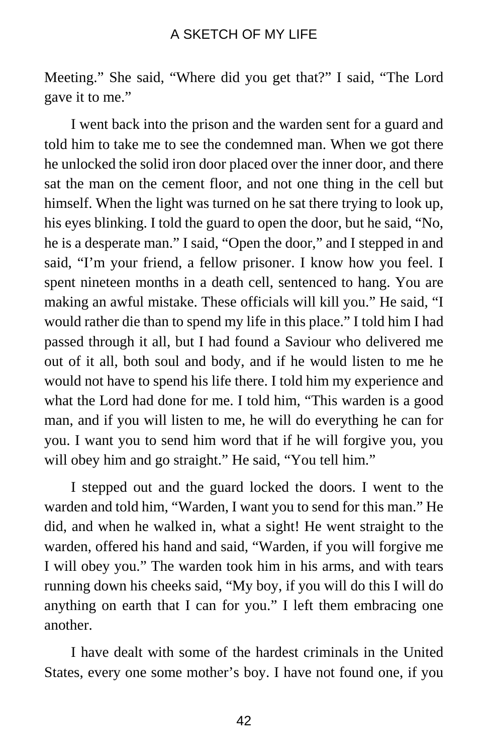Meeting." She said, "Where did you get that?" I said, "The Lord gave it to me."

I went back into the prison and the warden sent for a guard and told him to take me to see the condemned man. When we got there he unlocked the solid iron door placed over the inner door, and there sat the man on the cement floor, and not one thing in the cell but himself. When the light was turned on he sat there trying to look up, his eyes blinking. I told the guard to open the door, but he said, "No, he is a desperate man." I said, "Open the door," and I stepped in and said, "I'm your friend, a fellow prisoner. I know how you feel. I spent nineteen months in a death cell, sentenced to hang. You are making an awful mistake. These officials will kill you." He said, "I would rather die than to spend my life in this place." I told him I had passed through it all, but I had found a Saviour who delivered me out of it all, both soul and body, and if he would listen to me he would not have to spend his life there. I told him my experience and what the Lord had done for me. I told him, "This warden is a good man, and if you will listen to me, he will do everything he can for you. I want you to send him word that if he will forgive you, you will obey him and go straight." He said, "You tell him."

I stepped out and the guard locked the doors. I went to the warden and told him, "Warden, I want you to send for this man." He did, and when he walked in, what a sight! He went straight to the warden, offered his hand and said, "Warden, if you will forgive me I will obey you." The warden took him in his arms, and with tears running down his cheeks said, "My boy, if you will do this I will do anything on earth that I can for you." I left them embracing one another.

I have dealt with some of the hardest criminals in the United States, every one some mother's boy. I have not found one, if you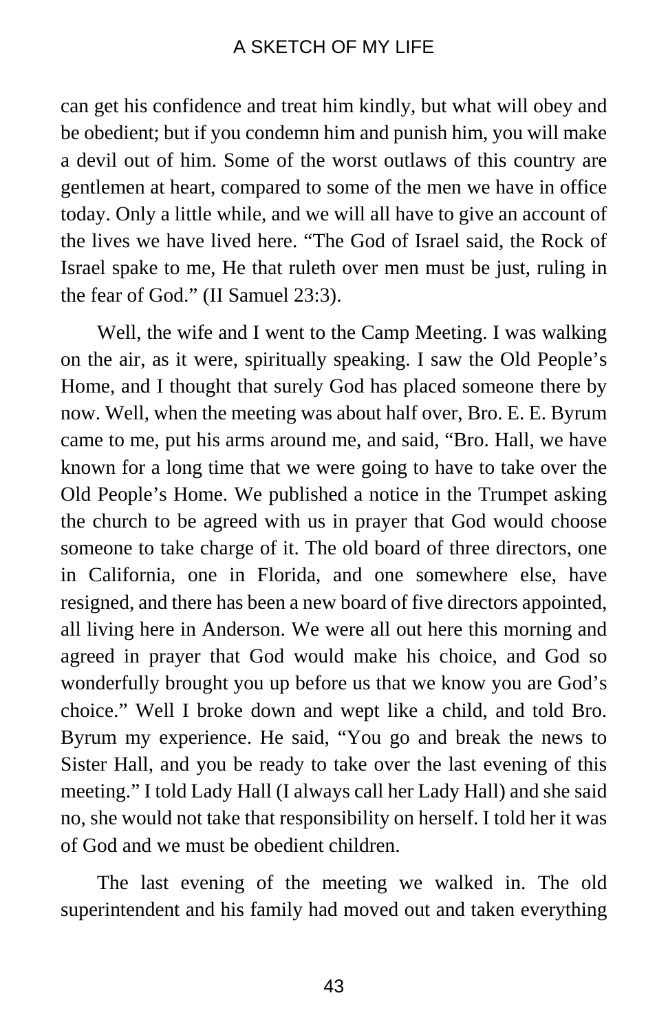can get his confidence and treat him kindly, but what will obey and be obedient; but if you condemn him and punish him, you will make a devil out of him. Some of the worst outlaws of this country are gentlemen at heart, compared to some of the men we have in office today. Only a little while, and we will all have to give an account of the lives we have lived here. "The God of Israel said, the Rock of Israel spake to me, He that ruleth over men must be just, ruling in the fear of God." (II Samuel 23:3).

Well, the wife and I went to the Camp Meeting. I was walking on the air, as it were, spiritually speaking. I saw the Old People's Home, and I thought that surely God has placed someone there by now. Well, when the meeting was about half over, Bro. E. E. Byrum came to me, put his arms around me, and said, "Bro. Hall, we have known for a long time that we were going to have to take over the Old People's Home. We published a notice in the Trumpet asking the church to be agreed with us in prayer that God would choose someone to take charge of it. The old board of three directors, one in California, one in Florida, and one somewhere else, have resigned, and there has been a new board of five directors appointed, all living here in Anderson. We were all out here this morning and agreed in prayer that God would make his choice, and God so wonderfully brought you up before us that we know you are God's choice." Well I broke down and wept like a child, and told Bro. Byrum my experience. He said, "You go and break the news to Sister Hall, and you be ready to take over the last evening of this meeting." I told Lady Hall (I always call her Lady Hall) and she said no, she would not take that responsibility on herself. I told her it was of God and we must be obedient children.

The last evening of the meeting we walked in. The old superintendent and his family had moved out and taken everything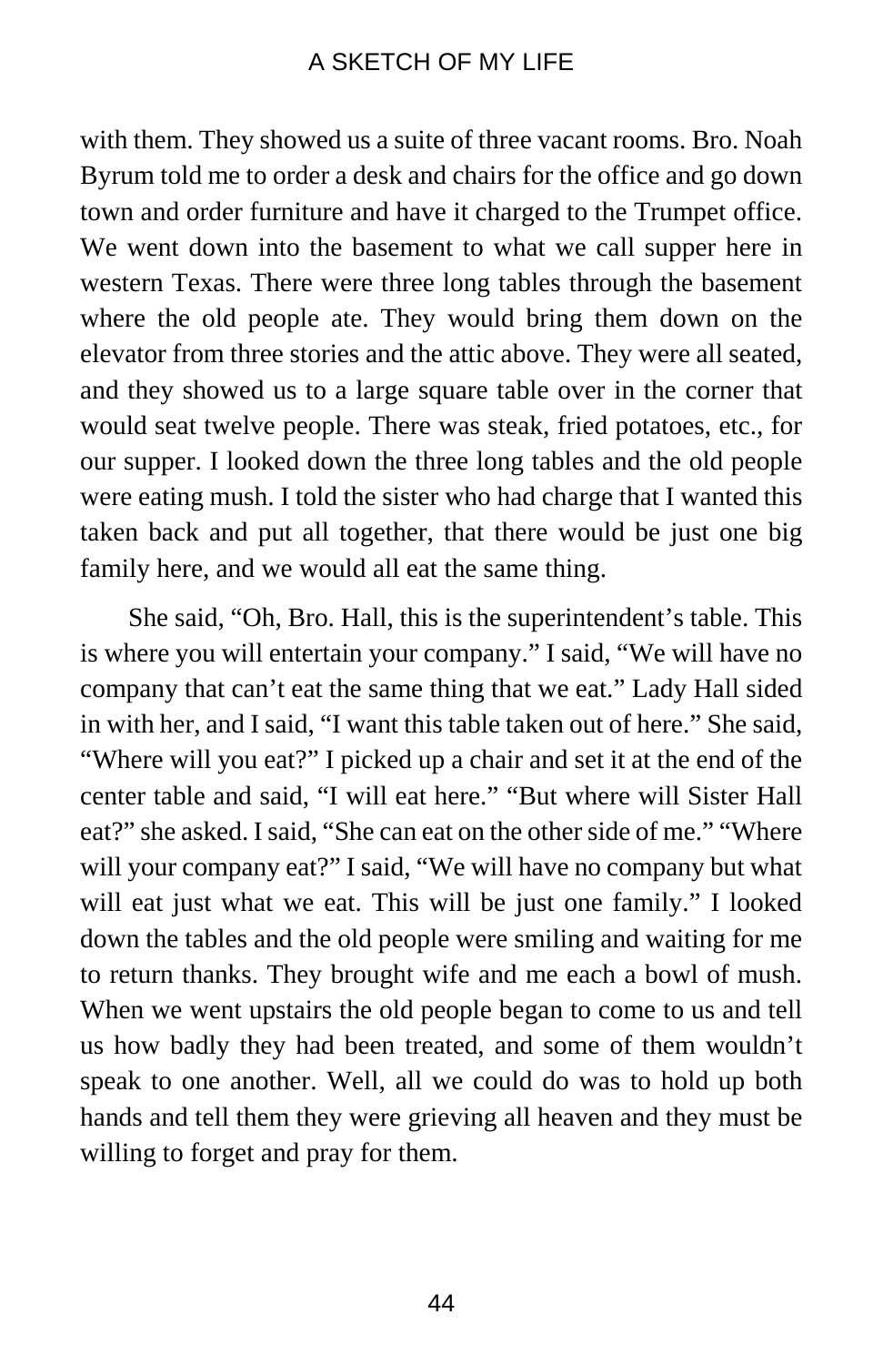with them. They showed us a suite of three vacant rooms. Bro. Noah Byrum told me to order a desk and chairs for the office and go down town and order furniture and have it charged to the Trumpet office. We went down into the basement to what we call supper here in western Texas. There were three long tables through the basement where the old people ate. They would bring them down on the elevator from three stories and the attic above. They were all seated, and they showed us to a large square table over in the corner that would seat twelve people. There was steak, fried potatoes, etc., for our supper. I looked down the three long tables and the old people were eating mush. I told the sister who had charge that I wanted this taken back and put all together, that there would be just one big family here, and we would all eat the same thing.

She said, "Oh, Bro. Hall, this is the superintendent's table. This is where you will entertain your company." I said, "We will have no company that can't eat the same thing that we eat." Lady Hall sided in with her, and I said, "I want this table taken out of here." She said, "Where will you eat?" I picked up a chair and set it at the end of the center table and said, "I will eat here." "But where will Sister Hall eat?" she asked. I said, "She can eat on the other side of me." "Where will your company eat?" I said, "We will have no company but what will eat just what we eat. This will be just one family." I looked down the tables and the old people were smiling and waiting for me to return thanks. They brought wife and me each a bowl of mush. When we went upstairs the old people began to come to us and tell us how badly they had been treated, and some of them wouldn't speak to one another. Well, all we could do was to hold up both hands and tell them they were grieving all heaven and they must be willing to forget and pray for them.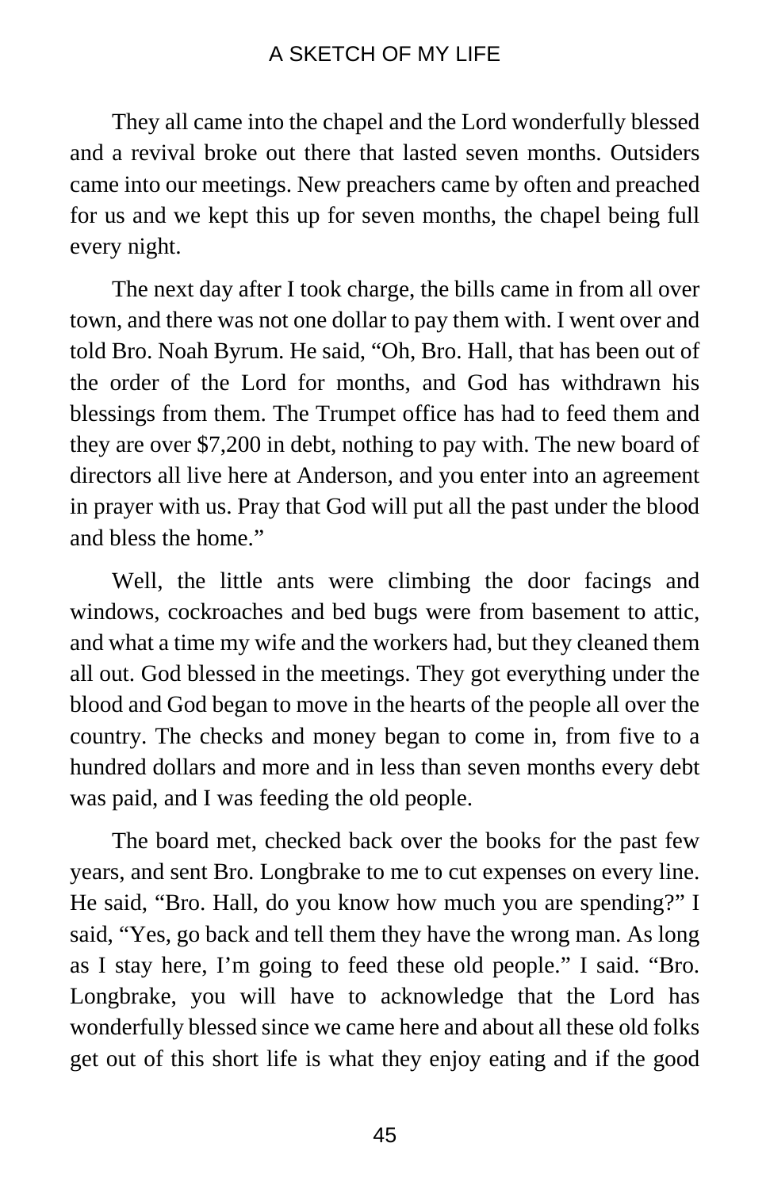They all came into the chapel and the Lord wonderfully blessed and a revival broke out there that lasted seven months. Outsiders came into our meetings. New preachers came by often and preached for us and we kept this up for seven months, the chapel being full every night.

The next day after I took charge, the bills came in from all over town, and there was not one dollar to pay them with. I went over and told Bro. Noah Byrum. He said, "Oh, Bro. Hall, that has been out of the order of the Lord for months, and God has withdrawn his blessings from them. The Trumpet office has had to feed them and they are over $7,200 in debt, nothing to pay with. The new board of directors all live here at Anderson, and you enter into an agreement in prayer with us. Pray that God will put all the past under the blood and bless the home."

Well, the little ants were climbing the door facings and windows, cockroaches and bed bugs were from basement to attic, and what a time my wife and the workers had, but they cleaned them all out. God blessed in the meetings. They got everything under the blood and God began to move in the hearts of the people all over the country. The checks and money began to come in, from five to a hundred dollars and more and in less than seven months every debt was paid, and I was feeding the old people.

The board met, checked back over the books for the past few years, and sent Bro. Longbrake to me to cut expenses on every line. He said, "Bro. Hall, do you know how much you are spending?" I said, "Yes, go back and tell them they have the wrong man. As long as I stay here, I'm going to feed these old people." I said. "Bro. Longbrake, you will have to acknowledge that the Lord has wonderfully blessed since we came here and about all these old folks get out of this short life is what they enjoy eating and if the good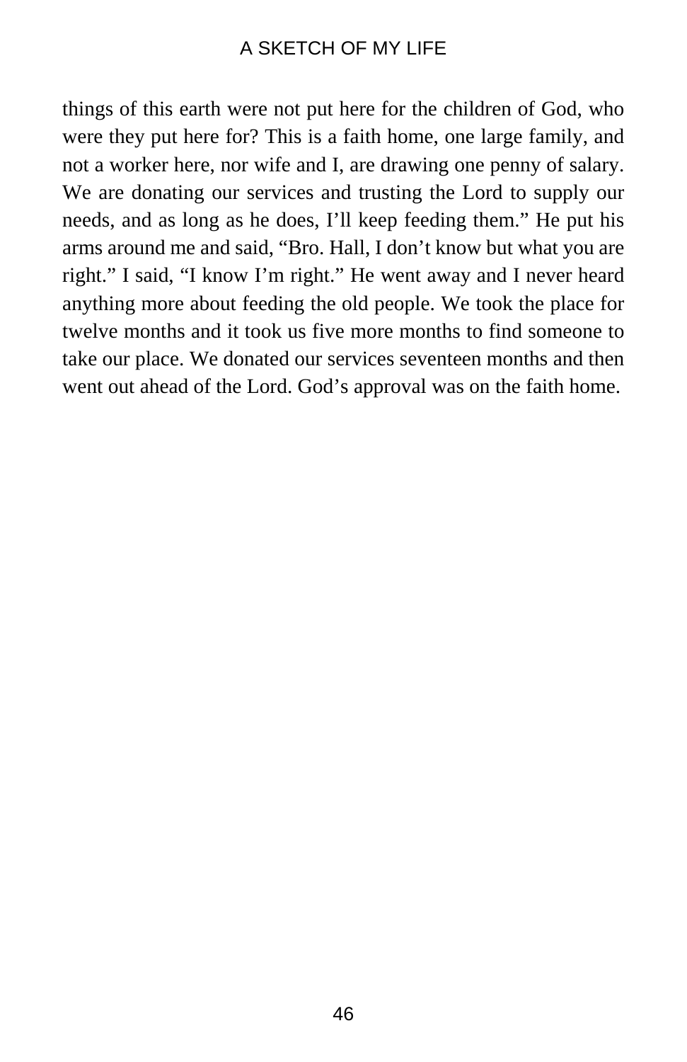things of this earth were not put here for the children of God, who were they put here for? This is a faith home, one large family, and not a worker here, nor wife and I, are drawing one penny of salary. We are donating our services and trusting the Lord to supply our needs, and as long as he does, I'll keep feeding them." He put his arms around me and said, "Bro. Hall, I don't know but what you are right." I said, "I know I'm right." He went away and I never heard anything more about feeding the old people. We took the place for twelve months and it took us five more months to find someone to take our place. We donated our services seventeen months and then went out ahead of the Lord. God's approval was on the faith home.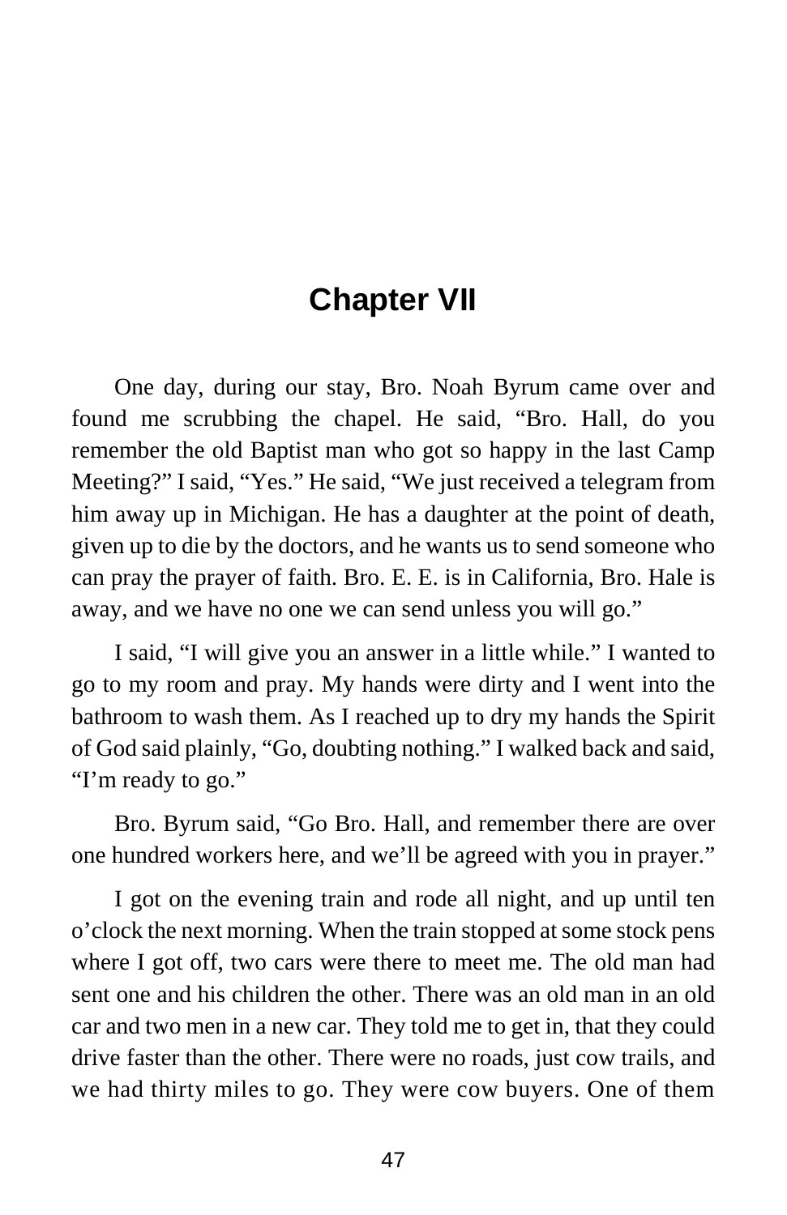## Chapter VII

One day, during our stay, Bro. Noah Byrum came over and found me scrubbing the chapel. He said, "Bro. Hall, do you remember the old Baptist man who got so happy in the last Camp Meeting?" I said, "Yes." He said, "We just received a telegram from him away up in Michigan. He has a daughter at the point of death, given up to die by the doctors, and he wants us to send someone who can pray the prayer of faith. Bro. E. E. is in California, Bro. Hale is away, and we have no one we can send unless you will go."

I said, "I will give you an answer in a little while." I wanted to go to my room and pray. My hands were dirty and I went into the bathroom to wash them. As I reached up to dry my hands the Spirit of God said plainly, "Go, doubting nothing." I walked back and said, "I'm ready to go."

Bro. Byrum said, "Go Bro. Hall, and remember there are over one hundred workers here, and we'll be agreed with you in prayer."

I got on the evening train and rode all night, and up until ten o'clock the next morning. When the train stopped at some stock pens where I got off, two cars were there to meet me. The old man had sent one and his children the other. There was an old man in an old car and two men in a new car. They told me to get in, that they could drive faster than the other. There were no roads, just cow trails, and we had thirty miles to go. They were cow buyers. One of them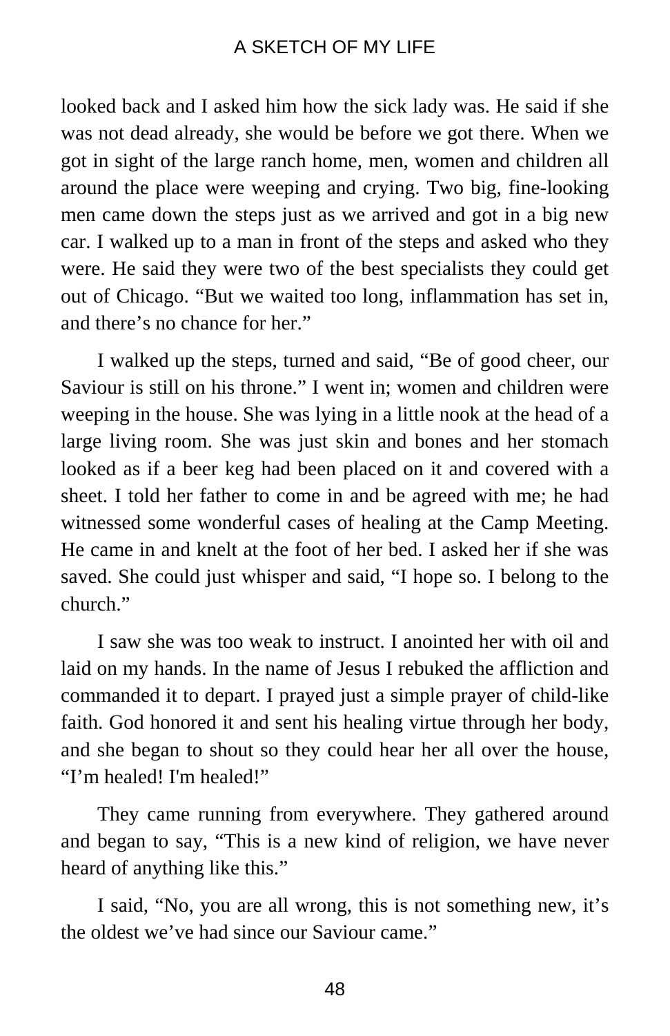looked back and I asked him how the sick lady was. He said if she was not dead already, she would be before we got there. When we got in sight of the large ranch home, men, women and children all around the place were weeping and crying. Two big, fine-looking men came down the steps just as we arrived and got in a big new car. I walked up to a man in front of the steps and asked who they were. He said they were two of the best specialists they could get out of Chicago. "But we waited too long, inflammation has set in, and there's no chance for her."

I walked up the steps, turned and said, "Be of good cheer, our Saviour is still on his throne." I went in; women and children were weeping in the house. She was lying in a little nook at the head of a large living room. She was just skin and bones and her stomach looked as if a beer keg had been placed on it and covered with a sheet. I told her father to come in and be agreed with me; he had witnessed some wonderful cases of healing at the Camp Meeting. He came in and knelt at the foot of her bed. I asked her if she was saved. She could just whisper and said, "I hope so. I belong to the church."

I saw she was too weak to instruct. I anointed her with oil and laid on my hands. In the name of Jesus I rebuked the affliction and commanded it to depart. I prayed just a simple prayer of child-like faith. God honored it and sent his healing virtue through her body, and she began to shout so they could hear her all over the house, "I'm healed! I'm healed!"

They came running from everywhere. They gathered around and began to say, "This is a new kind of religion, we have never heard of anything like this."

I said, "No, you are all wrong, this is not something new, it's the oldest we've had since our Saviour came."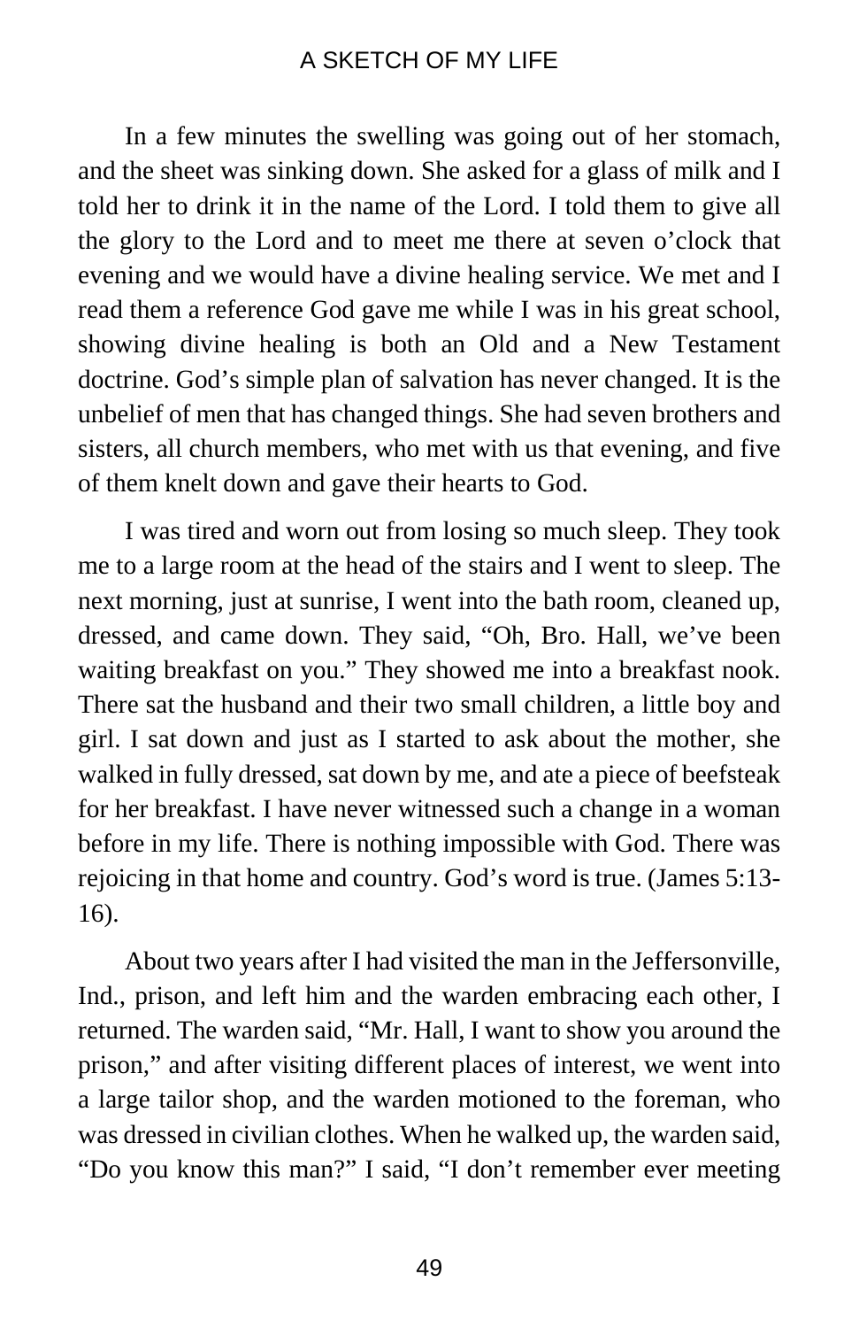In a few minutes the swelling was going out of her stomach, and the sheet was sinking down. She asked for a glass of milk and I told her to drink it in the name of the Lord. I told them to give all the glory to the Lord and to meet me there at seven o'clock that evening and we would have a divine healing service. We met and I read them a reference God gave me while I was in his great school, showing divine healing is both an Old and a New Testament doctrine. God's simple plan of salvation has never changed. It is the unbelief of men that has changed things. She had seven brothers and sisters, all church members, who met with us that evening, and five of them knelt down and gave their hearts to God.

I was tired and worn out from losing so much sleep. They took me to a large room at the head of the stairs and I went to sleep. The next morning, just at sunrise, I went into the bath room, cleaned up, dressed, and came down. They said, "Oh, Bro. Hall, we've been waiting breakfast on you." They showed me into a breakfast nook. There sat the husband and their two small children, a little boy and girl. I sat down and just as I started to ask about the mother, she walked in fully dressed, sat down by me, and ate a piece of beefsteak for her breakfast. I have never witnessed such a change in a woman before in my life. There is nothing impossible with God. There was rejoicing in that home and country. God's word is true. (James 5:13-16).

About two years after I had visited the man in the Jeffersonville, Ind., prison, and left him and the warden embracing each other, I returned. The warden said, "Mr. Hall, I want to show you around the prison," and after visiting different places of interest, we went into a large tailor shop, and the warden motioned to the foreman, who was dressed in civilian clothes. When he walked up, the warden said, "Do you know this man?" I said, "I don't remember ever meeting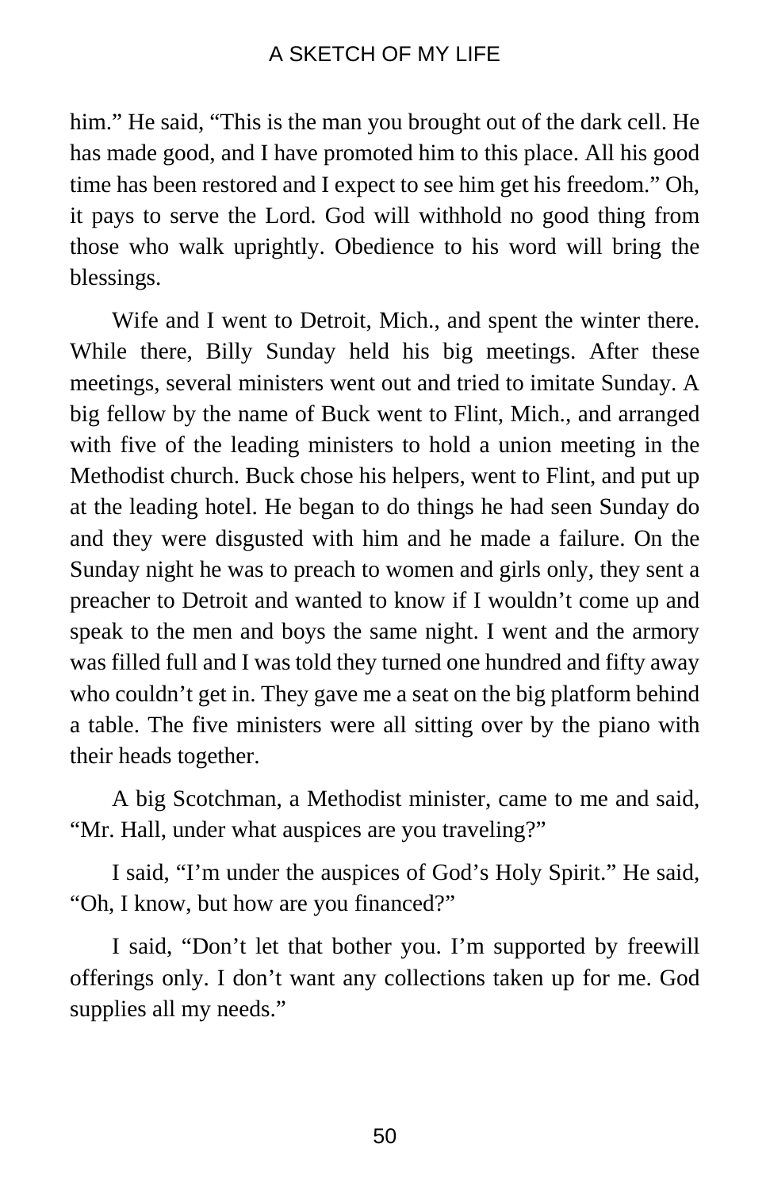him." He said, "This is the man you brought out of the dark cell. He has made good, and I have promoted him to this place. All his good time has been restored and I expect to see him get his freedom." Oh, it pays to serve the Lord. God will withhold no good thing from those who walk uprightly. Obedience to his word will bring the blessings.

Wife and I went to Detroit, Mich., and spent the winter there. While there, Billy Sunday held his big meetings. After these meetings, several ministers went out and tried to imitate Sunday. A big fellow by the name of Buck went to Flint, Mich., and arranged with five of the leading ministers to hold a union meeting in the Methodist church. Buck chose his helpers, went to Flint, and put up at the leading hotel. He began to do things he had seen Sunday do and they were disgusted with him and he made a failure. On the Sunday night he was to preach to women and girls only, they sent a preacher to Detroit and wanted to know if I wouldn't come up and speak to the men and boys the same night. I went and the armory was filled full and I was told they turned one hundred and fifty away who couldn't get in. They gave me a seat on the big platform behind a table. The five ministers were all sitting over by the piano with their heads together.

A big Scotchman, a Methodist minister, came to me and said, "Mr. Hall, under what auspices are you traveling?"

I said, "I'm under the auspices of God's Holy Spirit." He said, "Oh, I know, but how are you financed?"

I said, "Don't let that bother you. I'm supported by freewill offerings only. I don't want any collections taken up for me. God supplies all my needs."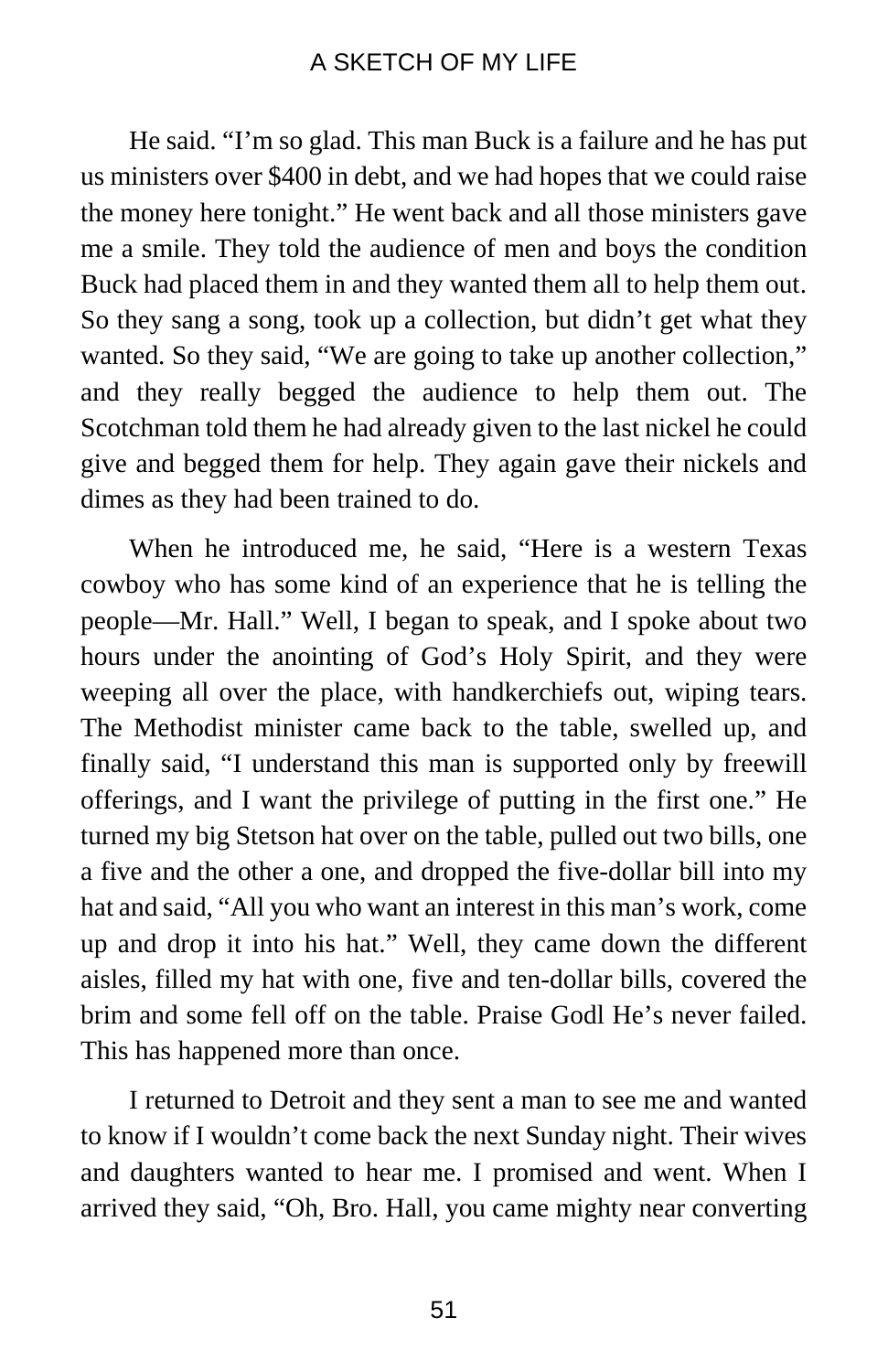He said. "I'm so glad. This man Buck is a failure and he has put us ministers over $400 in debt, and we had hopes that we could raise the money here tonight." He went back and all those ministers gave me a smile. They told the audience of men and boys the condition Buck had placed them in and they wanted them all to help them out. So they sang a song, took up a collection, but didn't get what they wanted. So they said, "We are going to take up another collection," and they really begged the audience to help them out. The Scotchman told them he had already given to the last nickel he could give and begged them for help. They again gave their nickels and dimes as they had been trained to do.

When he introduced me, he said, "Here is a western Texas cowboy who has some kind of an experience that he is telling the people—Mr. Hall." Well, I began to speak, and I spoke about two hours under the anointing of God's Holy Spirit, and they were weeping all over the place, with handkerchiefs out, wiping tears. The Methodist minister came back to the table, swelled up, and finally said, "I understand this man is supported only by freewill offerings, and I want the privilege of putting in the first one." He turned my big Stetson hat over on the table, pulled out two bills, one a five and the other a one, and dropped the five-dollar bill into my hat and said, "All you who want an interest in this man's work, come up and drop it into his hat." Well, they came down the different aisles, filled my hat with one, five and ten-dollar bills, covered the brim and some fell off on the table. Praise Godl He's never failed. This has happened more than once.

I returned to Detroit and they sent a man to see me and wanted to know if I wouldn't come back the next Sunday night. Their wives and daughters wanted to hear me. I promised and went. When I arrived they said, "Oh, Bro. Hall, you came mighty near converting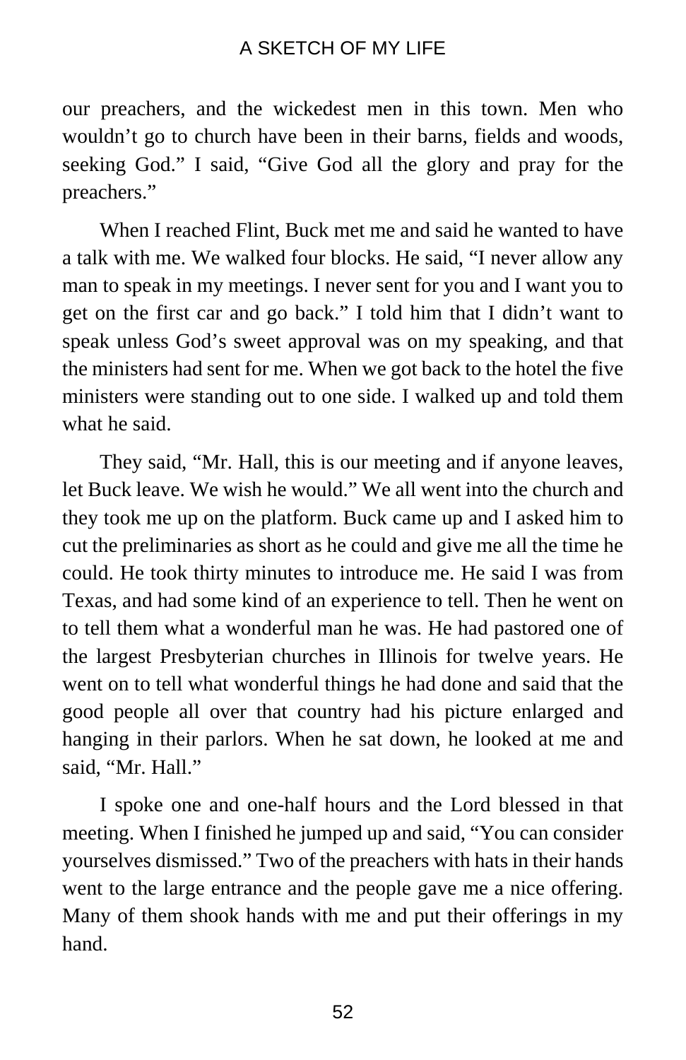our preachers, and the wickedest men in this town. Men who wouldn't go to church have been in their barns, fields and woods, seeking God." I said, "Give God all the glory and pray for the preachers."

When I reached Flint, Buck met me and said he wanted to have a talk with me. We walked four blocks. He said, "I never allow any man to speak in my meetings. I never sent for you and I want you to get on the first car and go back." I told him that I didn't want to speak unless God's sweet approval was on my speaking, and that the ministers had sent for me. When we got back to the hotel the five ministers were standing out to one side. I walked up and told them what he said.

They said, "Mr. Hall, this is our meeting and if anyone leaves, let Buck leave. We wish he would." We all went into the church and they took me up on the platform. Buck came up and I asked him to cut the preliminaries as short as he could and give me all the time he could. He took thirty minutes to introduce me. He said I was from Texas, and had some kind of an experience to tell. Then he went on to tell them what a wonderful man he was. He had pastored one of the largest Presbyterian churches in Illinois for twelve years. He went on to tell what wonderful things he had done and said that the good people all over that country had his picture enlarged and hanging in their parlors. When he sat down, he looked at me and said, "Mr. Hall."

I spoke one and one-half hours and the Lord blessed in that meeting. When I finished he jumped up and said, "You can consider yourselves dismissed." Two of the preachers with hats in their hands went to the large entrance and the people gave me a nice offering. Many of them shook hands with me and put their offerings in my hand.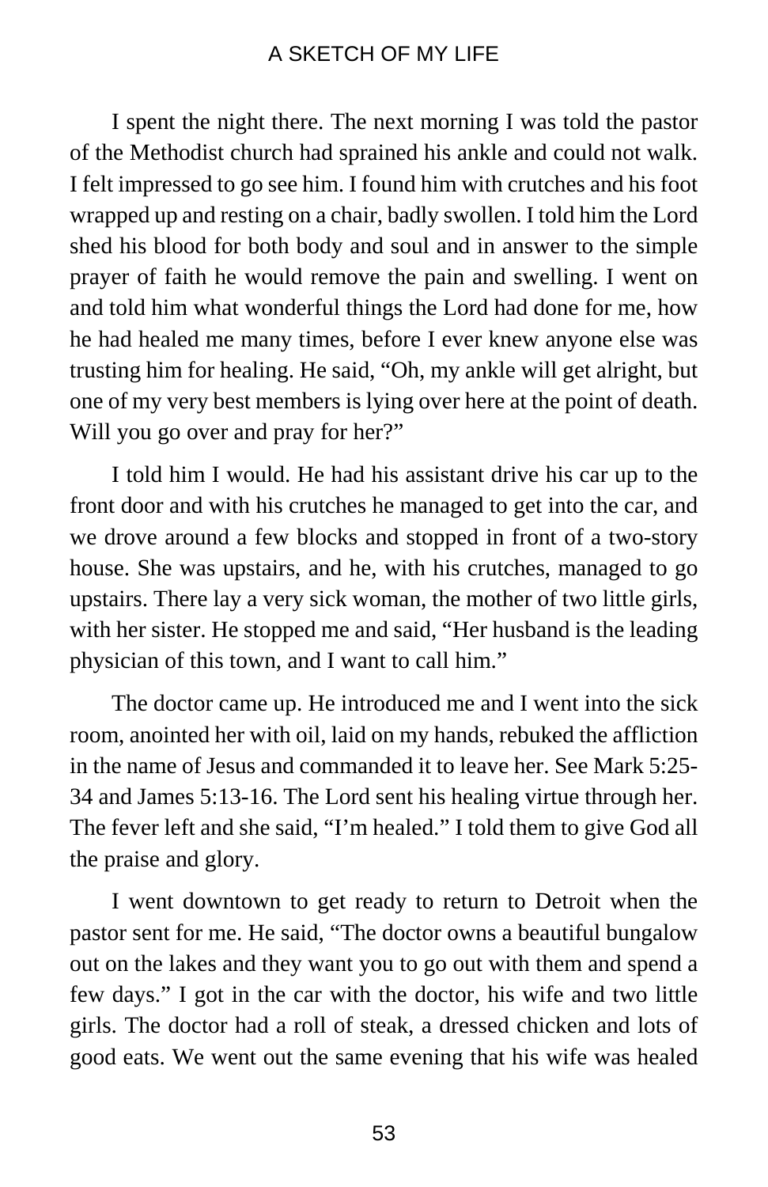I spent the night there. The next morning I was told the pastor of the Methodist church had sprained his ankle and could not walk. I felt impressed to go see him. I found him with crutches and his foot wrapped up and resting on a chair, badly swollen. I told him the Lord shed his blood for both body and soul and in answer to the simple prayer of faith he would remove the pain and swelling. I went on and told him what wonderful things the Lord had done for me, how he had healed me many times, before I ever knew anyone else was trusting him for healing. He said, “Oh, my ankle will get alright, but one of my very best members is lying over here at the point of death. Will you go over and pray for her?”

I told him I would. He had his assistant drive his car up to the front door and with his crutches he managed to get into the car, and we drove around a few blocks and stopped in front of a two-story house. She was upstairs, and he, with his crutches, managed to go upstairs. There lay a very sick woman, the mother of two little girls, with her sister. He stopped me and said, “Her husband is the leading physician of this town, and I want to call him.”

The doctor came up. He introduced me and I went into the sick room, anointed her with oil, laid on my hands, rebuked the affliction in the name of Jesus and commanded it to leave her. See Mark 5:25-34 and James 5:13-16. The Lord sent his healing virtue through her. The fever left and she said, “I’m healed.” I told them to give God all the praise and glory.

I went downtown to get ready to return to Detroit when the pastor sent for me. He said, “The doctor owns a beautiful bungalow out on the lakes and they want you to go out with them and spend a few days.” I got in the car with the doctor, his wife and two little girls. The doctor had a roll of steak, a dressed chicken and lots of good eats. We went out the same evening that his wife was healed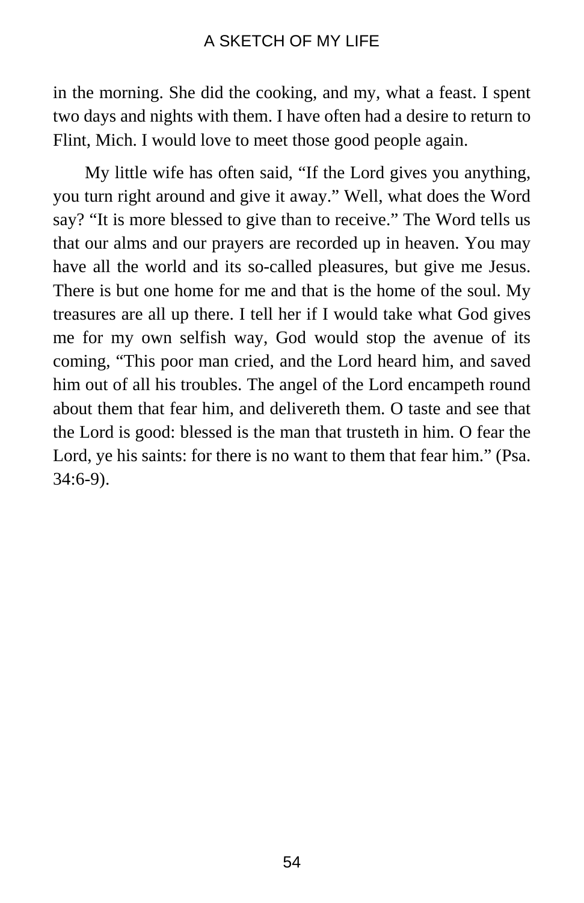in the morning. She did the cooking, and my, what a feast. I spent two days and nights with them. I have often had a desire to return to Flint, Mich. I would love to meet those good people again.

My little wife has often said, “If the Lord gives you anything, you turn right around and give it away.” Well, what does the Word say? “It is more blessed to give than to receive.” The Word tells us that our alms and our prayers are recorded up in heaven. You may have all the world and its so-called pleasures, but give me Jesus. There is but one home for me and that is the home of the soul. My treasures are all up there. I tell her if I would take what God gives me for my own selfish way, God would stop the avenue of its coming, “This poor man cried, and the Lord heard him, and saved him out of all his troubles. The angel of the Lord encampeth round about them that fear him, and delivereth them. O taste and see that the Lord is good: blessed is the man that trusteth in him. O fear the Lord, ye his saints: for there is no want to them that fear him.” (Psa. 34:6-9).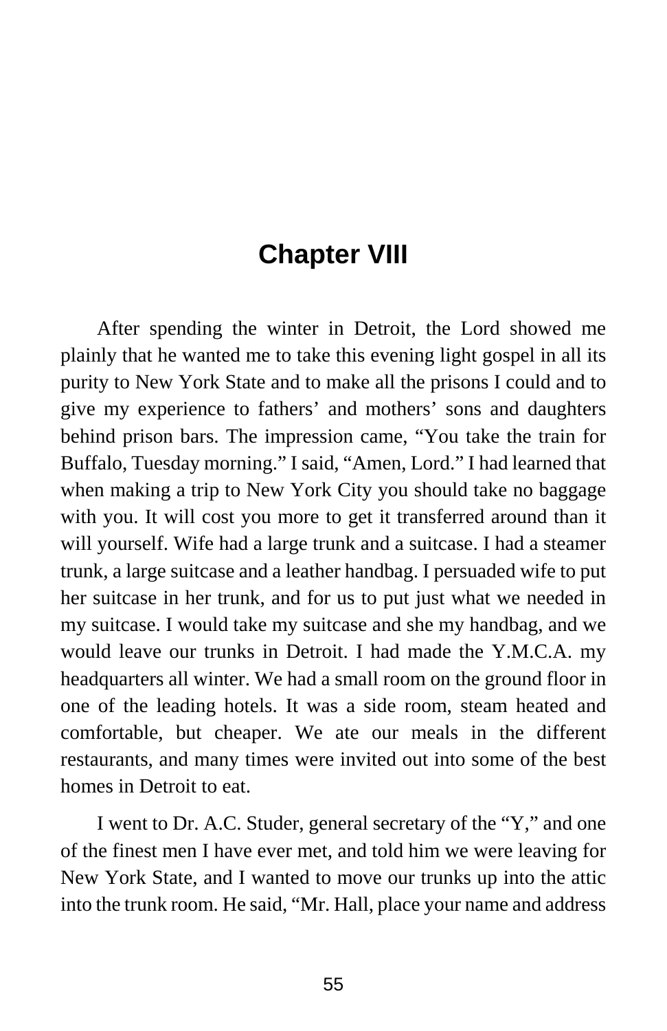# Chapter VIII

After spending the winter in Detroit, the Lord showed me plainly that he wanted me to take this evening light gospel in all its purity to New York State and to make all the prisons I could and to give my experience to fathers' and mothers' sons and daughters behind prison bars. The impression came, "You take the train for Buffalo, Tuesday morning." I said, "Amen, Lord." I had learned that when making a trip to New York City you should take no baggage with you. It will cost you more to get it transferred around than it will yourself. Wife had a large trunk and a suitcase. I had a steamer trunk, a large suitcase and a leather handbag. I persuaded wife to put her suitcase in her trunk, and for us to put just what we needed in my suitcase. I would take my suitcase and she my handbag, and we would leave our trunks in Detroit. I had made the Y.M.C.A. my headquarters all winter. We had a small room on the ground floor in one of the leading hotels. It was a side room, steam heated and comfortable, but cheaper. We ate our meals in the different restaurants, and many times were invited out into some of the best homes in Detroit to eat.

I went to Dr. A.C. Studer, general secretary of the "Y," and one of the finest men I have ever met, and told him we were leaving for New York State, and I wanted to move our trunks up into the attic into the trunk room. He said, "Mr. Hall, place your name and address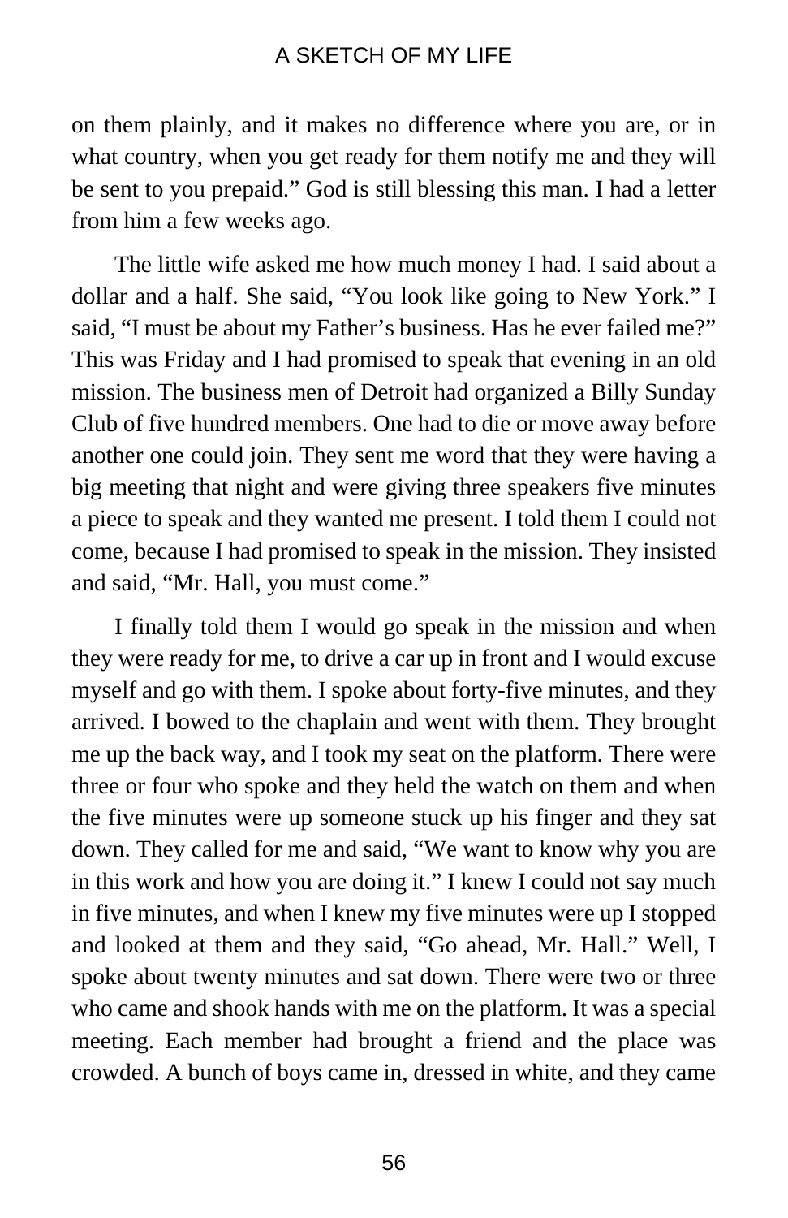on them plainly, and it makes no difference where you are, or in what country, when you get ready for them notify me and they will be sent to you prepaid." God is still blessing this man. I had a letter from him a few weeks ago.

The little wife asked me how much money I had. I said about a dollar and a half. She said, "You look like going to New York." I said, "I must be about my Father's business. Has he ever failed me?" This was Friday and I had promised to speak that evening in an old mission. The business men of Detroit had organized a Billy Sunday Club of five hundred members. One had to die or move away before another one could join. They sent me word that they were having a big meeting that night and were giving three speakers five minutes a piece to speak and they wanted me present. I told them I could not come, because I had promised to speak in the mission. They insisted and said, "Mr. Hall, you must come."

I finally told them I would go speak in the mission and when they were ready for me, to drive a car up in front and I would excuse myself and go with them. I spoke about forty-five minutes, and they arrived. I bowed to the chaplain and went with them. They brought me up the back way, and I took my seat on the platform. There were three or four who spoke and they held the watch on them and when the five minutes were up someone stuck up his finger and they sat down. They called for me and said, "We want to know why you are in this work and how you are doing it." I knew I could not say much in five minutes, and when I knew my five minutes were up I stopped and looked at them and they said, "Go ahead, Mr. Hall." Well, I spoke about twenty minutes and sat down. There were two or three who came and shook hands with me on the platform. It was a special meeting. Each member had brought a friend and the place was crowded. A bunch of boys came in, dressed in white, and they came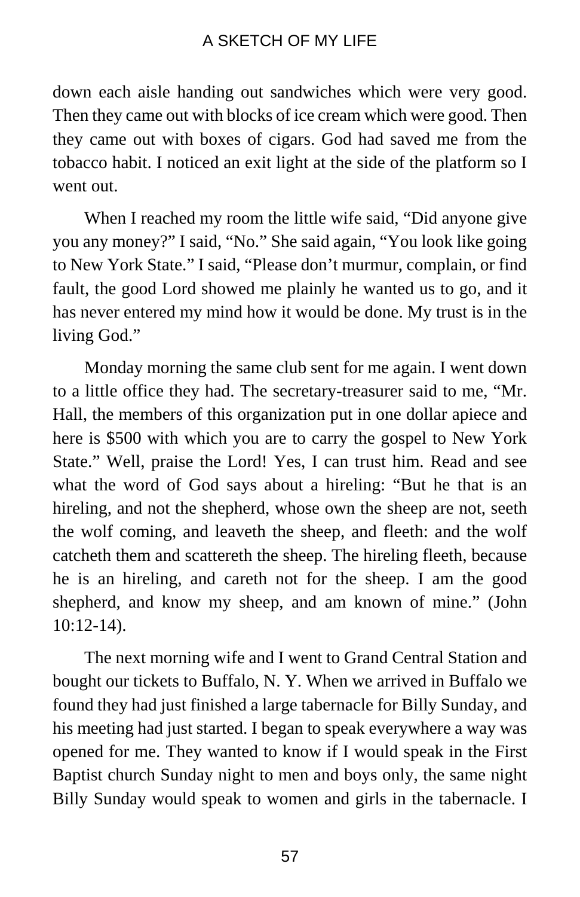down each aisle handing out sandwiches which were very good. Then they came out with blocks of ice cream which were good. Then they came out with boxes of cigars. God had saved me from the tobacco habit. I noticed an exit light at the side of the platform so I went out.

When I reached my room the little wife said, "Did anyone give you any money?" I said, "No." She said again, "You look like going to New York State." I said, "Please don't murmur, complain, or find fault, the good Lord showed me plainly he wanted us to go, and it has never entered my mind how it would be done. My trust is in the living God."

Monday morning the same club sent for me again. I went down to a little office they had. The secretary-treasurer said to me, "Mr. Hall, the members of this organization put in one dollar apiece and here is $500 with which you are to carry the gospel to New York State." Well, praise the Lord! Yes, I can trust him. Read and see what the word of God says about a hireling: "But he that is an hireling, and not the shepherd, whose own the sheep are not, seeth the wolf coming, and leaveth the sheep, and fleeth: and the wolf catcheth them and scattereth the sheep. The hireling fleeth, because he is an hireling, and careth not for the sheep. I am the good shepherd, and know my sheep, and am known of mine." (John 10:12-14).

The next morning wife and I went to Grand Central Station and bought our tickets to Buffalo, N. Y. When we arrived in Buffalo we found they had just finished a large tabernacle for Billy Sunday, and his meeting had just started. I began to speak everywhere a way was opened for me. They wanted to know if I would speak in the First Baptist church Sunday night to men and boys only, the same night Billy Sunday would speak to women and girls in the tabernacle. I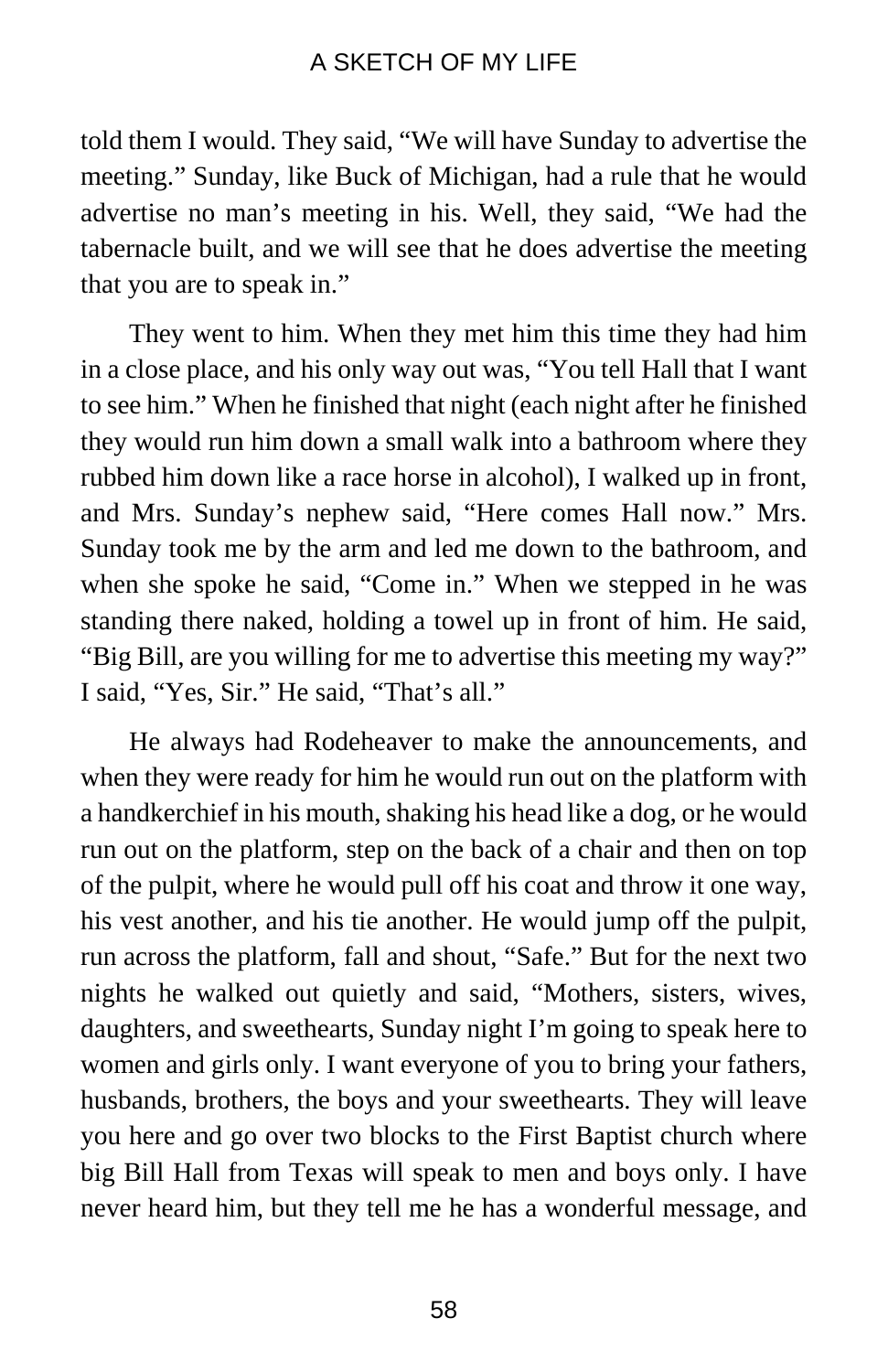told them I would. They said, "We will have Sunday to advertise the meeting." Sunday, like Buck of Michigan, had a rule that he would advertise no man's meeting in his. Well, they said, "We had the tabernacle built, and we will see that he does advertise the meeting that you are to speak in."

They went to him. When they met him this time they had him in a close place, and his only way out was, "You tell Hall that I want to see him." When he finished that night (each night after he finished they would run him down a small walk into a bathroom where they rubbed him down like a race horse in alcohol), I walked up in front, and Mrs. Sunday's nephew said, "Here comes Hall now." Mrs. Sunday took me by the arm and led me down to the bathroom, and when she spoke he said, "Come in." When we stepped in he was standing there naked, holding a towel up in front of him. He said, "Big Bill, are you willing for me to advertise this meeting my way?" I said, "Yes, Sir." He said, "That's all."

He always had Rodeheaver to make the announcements, and when they were ready for him he would run out on the platform with a handkerchief in his mouth, shaking his head like a dog, or he would run out on the platform, step on the back of a chair and then on top of the pulpit, where he would pull off his coat and throw it one way, his vest another, and his tie another. He would jump off the pulpit, run across the platform, fall and shout, "Safe." But for the next two nights he walked out quietly and said, "Mothers, sisters, wives, daughters, and sweethearts, Sunday night I'm going to speak here to women and girls only. I want everyone of you to bring your fathers, husbands, brothers, the boys and your sweethearts. They will leave you here and go over two blocks to the First Baptist church where big Bill Hall from Texas will speak to men and boys only. I have never heard him, but they tell me he has a wonderful message, and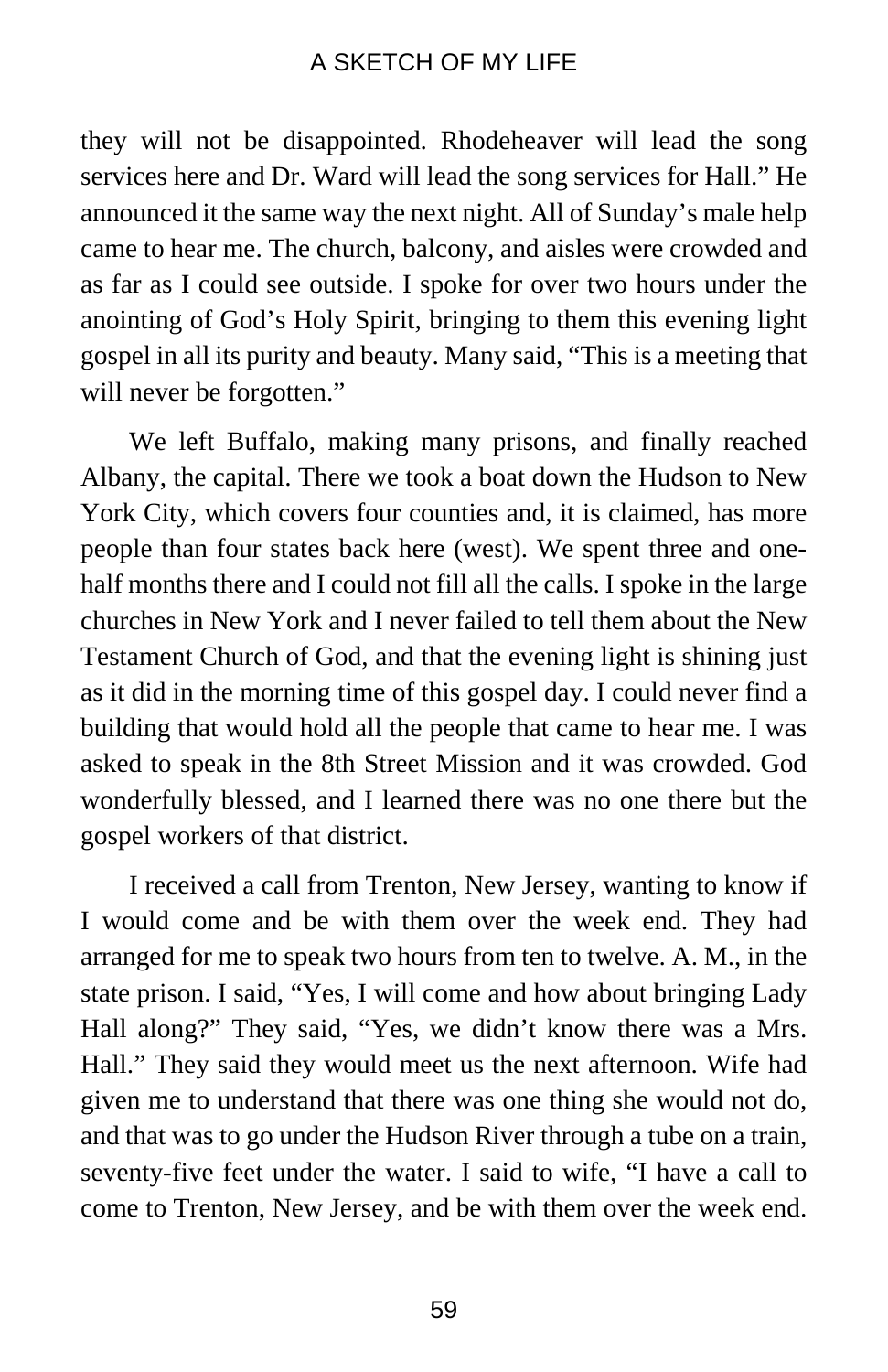they will not be disappointed. Rhodeheaver will lead the song services here and Dr. Ward will lead the song services for Hall." He announced it the same way the next night. All of Sunday's male help came to hear me. The church, balcony, and aisles were crowded and as far as I could see outside. I spoke for over two hours under the anointing of God's Holy Spirit, bringing to them this evening light gospel in all its purity and beauty. Many said, "This is a meeting that will never be forgotten."

We left Buffalo, making many prisons, and finally reached Albany, the capital. There we took a boat down the Hudson to New York City, which covers four counties and, it is claimed, has more people than four states back here (west). We spent three and one-half months there and I could not fill all the calls. I spoke in the large churches in New York and I never failed to tell them about the New Testament Church of God, and that the evening light is shining just as it did in the morning time of this gospel day. I could never find a building that would hold all the people that came to hear me. I was asked to speak in the 8th Street Mission and it was crowded. God wonderfully blessed, and I learned there was no one there but the gospel workers of that district.

I received a call from Trenton, New Jersey, wanting to know if I would come and be with them over the week end. They had arranged for me to speak two hours from ten to twelve. A. M., in the state prison. I said, "Yes, I will come and how about bringing Lady Hall along?" They said, "Yes, we didn't know there was a Mrs. Hall." They said they would meet us the next afternoon. Wife had given me to understand that there was one thing she would not do, and that was to go under the Hudson River through a tube on a train, seventy-five feet under the water. I said to wife, "I have a call to come to Trenton, New Jersey, and be with them over the week end.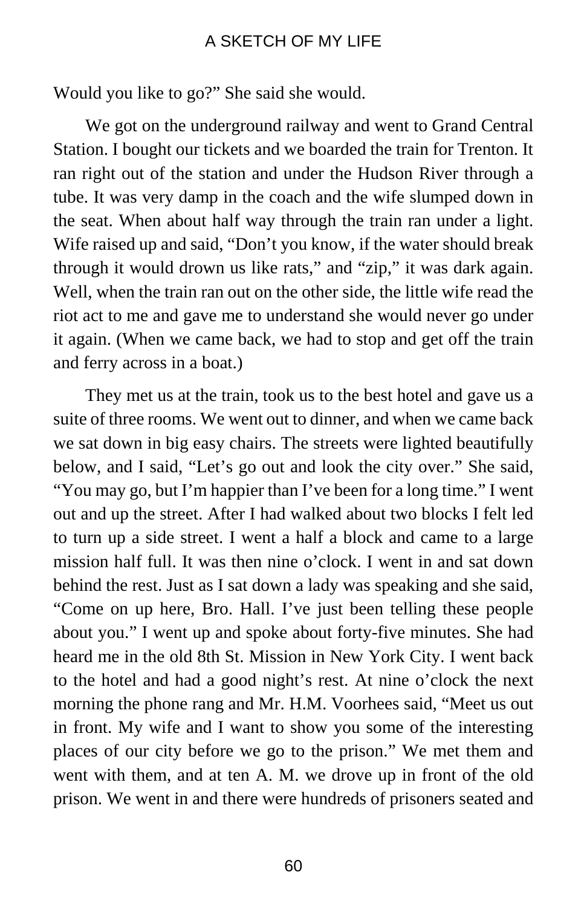Would you like to go?" She said she would.

We got on the underground railway and went to Grand Central Station. I bought our tickets and we boarded the train for Trenton. It ran right out of the station and under the Hudson River through a tube. It was very damp in the coach and the wife slumped down in the seat. When about half way through the train ran under a light. Wife raised up and said, "Don't you know, if the water should break through it would drown us like rats," and "zip," it was dark again. Well, when the train ran out on the other side, the little wife read the riot act to me and gave me to understand she would never go under it again. (When we came back, we had to stop and get off the train and ferry across in a boat.)

They met us at the train, took us to the best hotel and gave us a suite of three rooms. We went out to dinner, and when we came back we sat down in big easy chairs. The streets were lighted beautifully below, and I said, "Let's go out and look the city over." She said, "You may go, but I'm happier than I've been for a long time." I went out and up the street. After I had walked about two blocks I felt led to turn up a side street. I went a half a block and came to a large mission half full. It was then nine o'clock. I went in and sat down behind the rest. Just as I sat down a lady was speaking and she said, "Come on up here, Bro. Hall. I've just been telling these people about you." I went up and spoke about forty-five minutes. She had heard me in the old 8th St. Mission in New York City. I went back to the hotel and had a good night's rest. At nine o'clock the next morning the phone rang and Mr. H.M. Voorhees said, "Meet us out in front. My wife and I want to show you some of the interesting places of our city before we go to the prison." We met them and went with them, and at ten A. M. we drove up in front of the old prison. We went in and there were hundreds of prisoners seated and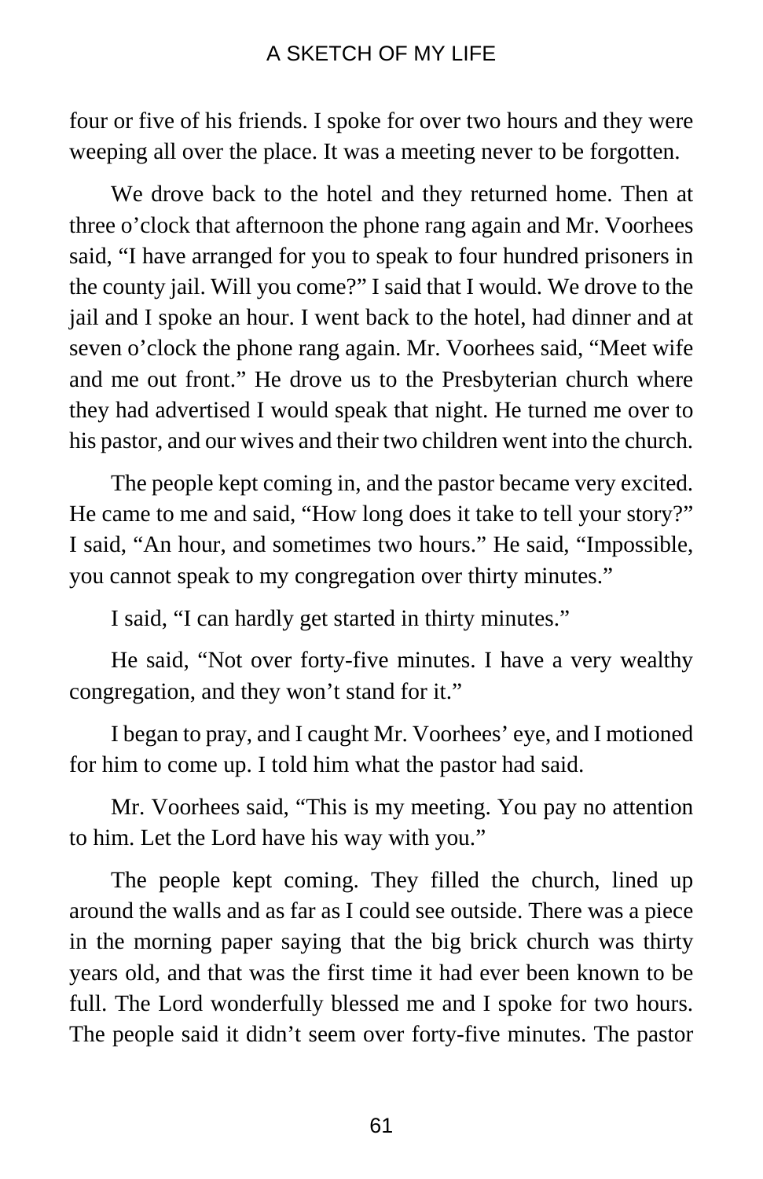four or five of his friends. I spoke for over two hours and they were weeping all over the place. It was a meeting never to be forgotten.

We drove back to the hotel and they returned home. Then at three o'clock that afternoon the phone rang again and Mr. Voorhees said, "I have arranged for you to speak to four hundred prisoners in the county jail. Will you come?" I said that I would. We drove to the jail and I spoke an hour. I went back to the hotel, had dinner and at seven o'clock the phone rang again. Mr. Voorhees said, "Meet wife and me out front." He drove us to the Presbyterian church where they had advertised I would speak that night. He turned me over to his pastor, and our wives and their two children went into the church.

The people kept coming in, and the pastor became very excited. He came to me and said, "How long does it take to tell your story?" I said, "An hour, and sometimes two hours." He said, "Impossible, you cannot speak to my congregation over thirty minutes."

I said, "I can hardly get started in thirty minutes."

He said, "Not over forty-five minutes. I have a very wealthy congregation, and they won't stand for it."

I began to pray, and I caught Mr. Voorhees' eye, and I motioned for him to come up. I told him what the pastor had said.

Mr. Voorhees said, "This is my meeting. You pay no attention to him. Let the Lord have his way with you."

The people kept coming. They filled the church, lined up around the walls and as far as I could see outside. There was a piece in the morning paper saying that the big brick church was thirty years old, and that was the first time it had ever been known to be full. The Lord wonderfully blessed me and I spoke for two hours. The people said it didn't seem over forty-five minutes. The pastor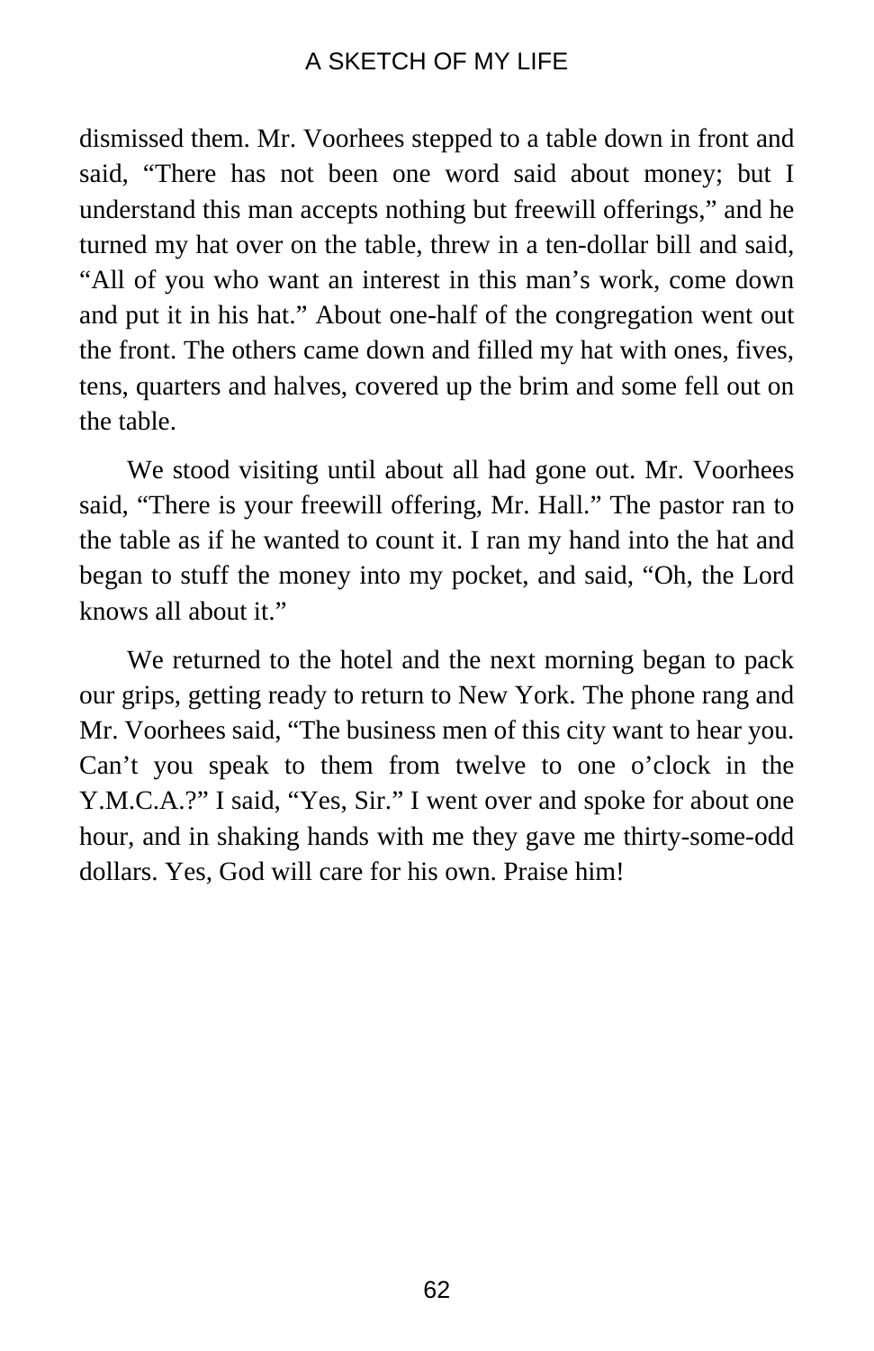dismissed them. Mr. Voorhees stepped to a table down in front and said, "There has not been one word said about money; but I understand this man accepts nothing but freewill offerings," and he turned my hat over on the table, threw in a ten-dollar bill and said, "All of you who want an interest in this man's work, come down and put it in his hat." About one-half of the congregation went out the front. The others came down and filled my hat with ones, fives, tens, quarters and halves, covered up the brim and some fell out on the table.

We stood visiting until about all had gone out. Mr. Voorhees said, "There is your freewill offering, Mr. Hall." The pastor ran to the table as if he wanted to count it. I ran my hand into the hat and began to stuff the money into my pocket, and said, "Oh, the Lord knows all about it."

We returned to the hotel and the next morning began to pack our grips, getting ready to return to New York. The phone rang and Mr. Voorhees said, "The business men of this city want to hear you. Can't you speak to them from twelve to one o'clock in the Y.M.C.A.?" I said, "Yes, Sir." I went over and spoke for about one hour, and in shaking hands with me they gave me thirty-some-odd dollars. Yes, God will care for his own. Praise him!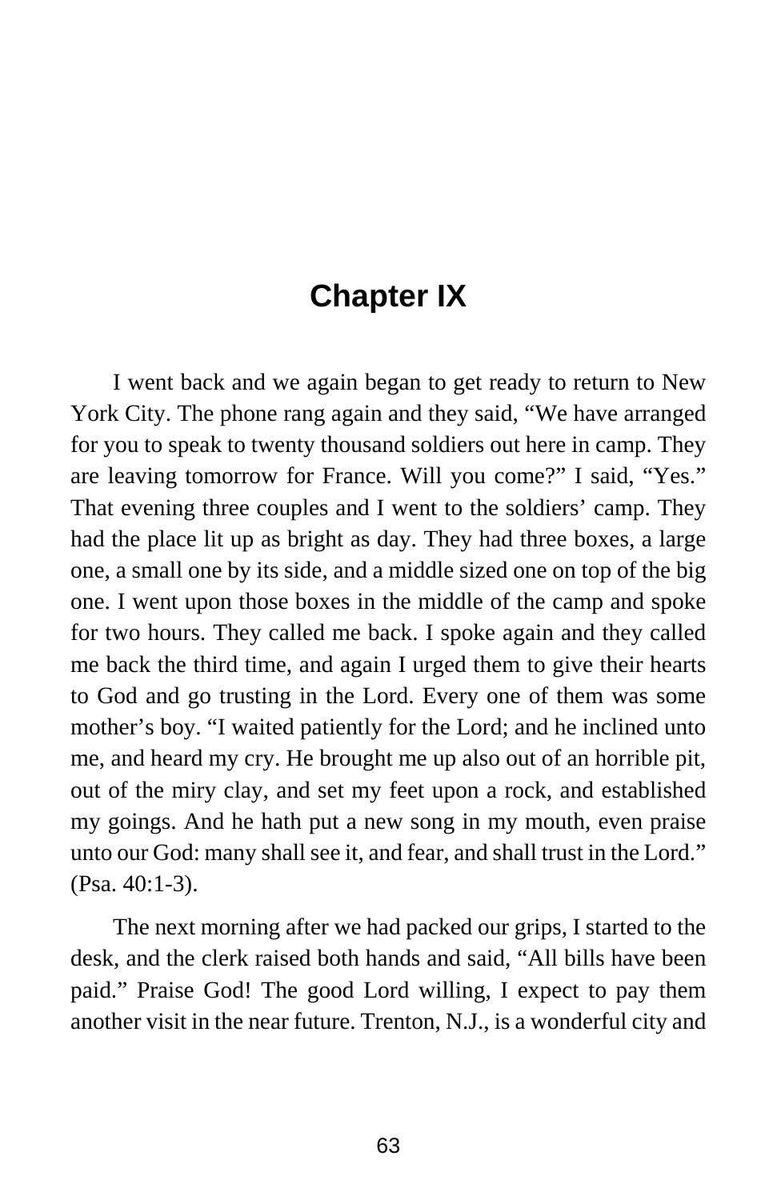# Chapter IX

I went back and we again began to get ready to return to New York City. The phone rang again and they said, "We have arranged for you to speak to twenty thousand soldiers out here in camp. They are leaving tomorrow for France. Will you come?" I said, "Yes." That evening three couples and I went to the soldiers' camp. They had the place lit up as bright as day. They had three boxes, a large one, a small one by its side, and a middle sized one on top of the big one. I went upon those boxes in the middle of the camp and spoke for two hours. They called me back. I spoke again and they called me back the third time, and again I urged them to give their hearts to God and go trusting in the Lord. Every one of them was some mother's boy. "I waited patiently for the Lord; and he inclined unto me, and heard my cry. He brought me up also out of an horrible pit, out of the miry clay, and set my feet upon a rock, and established my goings. And he hath put a new song in my mouth, even praise unto our God: many shall see it, and fear, and shall trust in the Lord." (Psa. 40:1-3).

The next morning after we had packed our grips, I started to the desk, and the clerk raised both hands and said, "All bills have been paid." Praise God! The good Lord willing, I expect to pay them another visit in the near future. Trenton, N.J., is a wonderful city and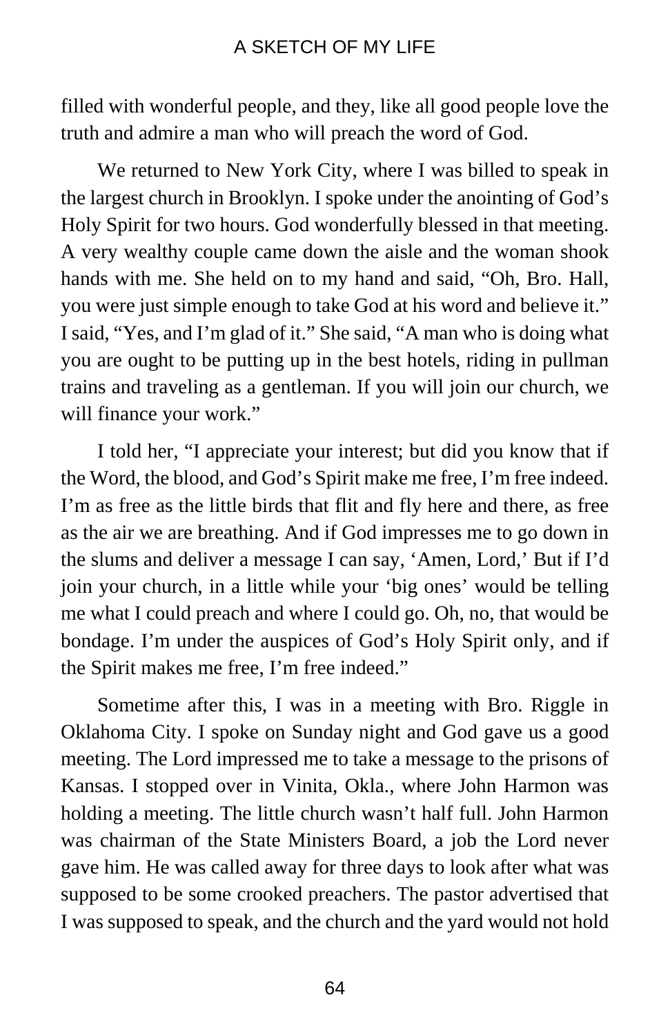filled with wonderful people, and they, like all good people love the truth and admire a man who will preach the word of God.

We returned to New York City, where I was billed to speak in the largest church in Brooklyn. I spoke under the anointing of God's Holy Spirit for two hours. God wonderfully blessed in that meeting. A very wealthy couple came down the aisle and the woman shook hands with me. She held on to my hand and said, "Oh, Bro. Hall, you were just simple enough to take God at his word and believe it." I said, "Yes, and I'm glad of it." She said, "A man who is doing what you are ought to be putting up in the best hotels, riding in pullman trains and traveling as a gentleman. If you will join our church, we will finance your work."

I told her, "I appreciate your interest; but did you know that if the Word, the blood, and God's Spirit make me free, I'm free indeed. I'm as free as the little birds that flit and fly here and there, as free as the air we are breathing. And if God impresses me to go down in the slums and deliver a message I can say, 'Amen, Lord,' But if I'd join your church, in a little while your 'big ones' would be telling me what I could preach and where I could go. Oh, no, that would be bondage. I'm under the auspices of God's Holy Spirit only, and if the Spirit makes me free, I'm free indeed."

Sometime after this, I was in a meeting with Bro. Riggle in Oklahoma City. I spoke on Sunday night and God gave us a good meeting. The Lord impressed me to take a message to the prisons of Kansas. I stopped over in Vinita, Okla., where John Harmon was holding a meeting. The little church wasn't half full. John Harmon was chairman of the State Ministers Board, a job the Lord never gave him. He was called away for three days to look after what was supposed to be some crooked preachers. The pastor advertised that I was supposed to speak, and the church and the yard would not hold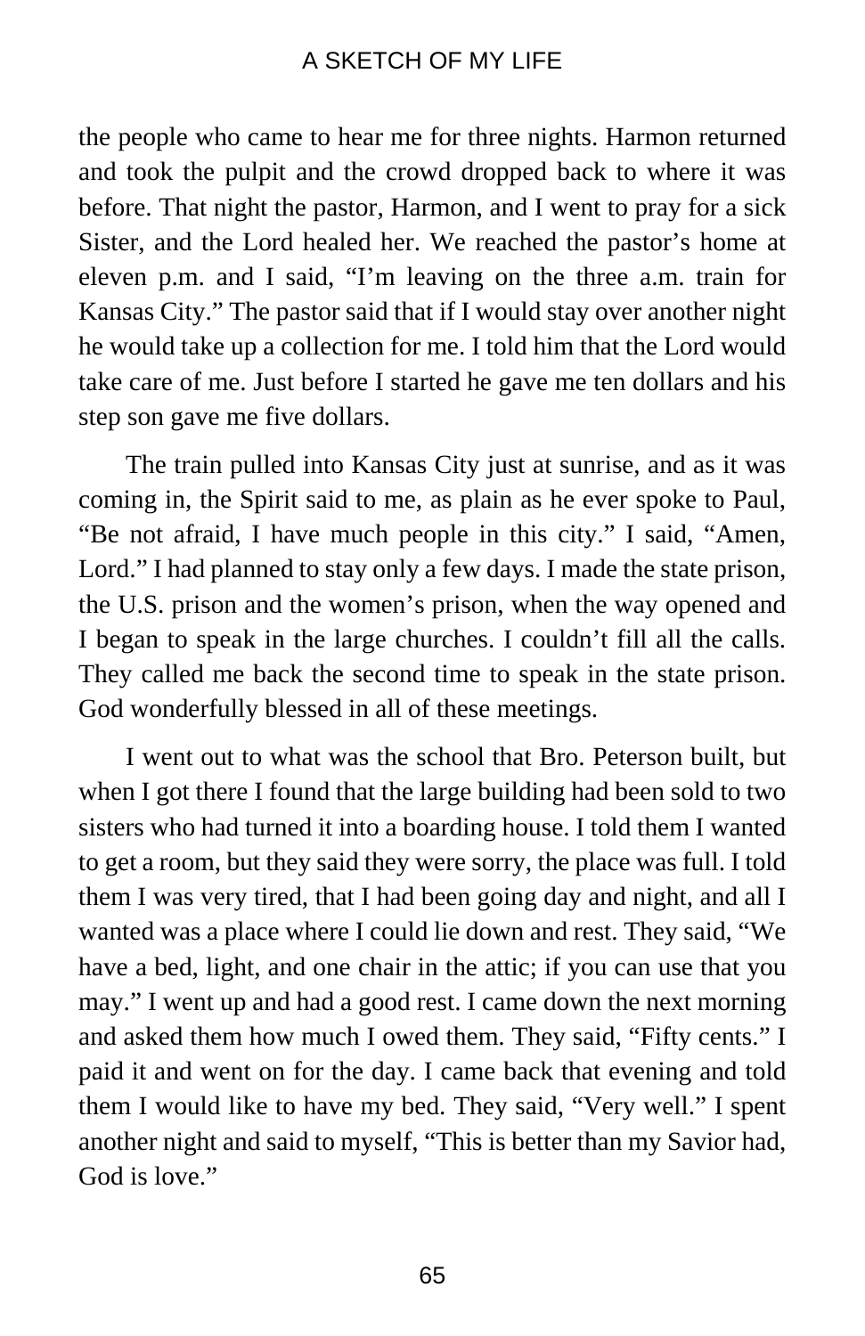the people who came to hear me for three nights. Harmon returned and took the pulpit and the crowd dropped back to where it was before. That night the pastor, Harmon, and I went to pray for a sick Sister, and the Lord healed her. We reached the pastor's home at eleven p.m. and I said, "I'm leaving on the three a.m. train for Kansas City." The pastor said that if I would stay over another night he would take up a collection for me. I told him that the Lord would take care of me. Just before I started he gave me ten dollars and his step son gave me five dollars.

The train pulled into Kansas City just at sunrise, and as it was coming in, the Spirit said to me, as plain as he ever spoke to Paul, "Be not afraid, I have much people in this city." I said, "Amen, Lord." I had planned to stay only a few days. I made the state prison, the U.S. prison and the women's prison, when the way opened and I began to speak in the large churches. I couldn't fill all the calls. They called me back the second time to speak in the state prison. God wonderfully blessed in all of these meetings.

I went out to what was the school that Bro. Peterson built, but when I got there I found that the large building had been sold to two sisters who had turned it into a boarding house. I told them I wanted to get a room, but they said they were sorry, the place was full. I told them I was very tired, that I had been going day and night, and all I wanted was a place where I could lie down and rest. They said, "We have a bed, light, and one chair in the attic; if you can use that you may." I went up and had a good rest. I came down the next morning and asked them how much I owed them. They said, "Fifty cents." I paid it and went on for the day. I came back that evening and told them I would like to have my bed. They said, "Very well." I spent another night and said to myself, "This is better than my Savior had, God is love."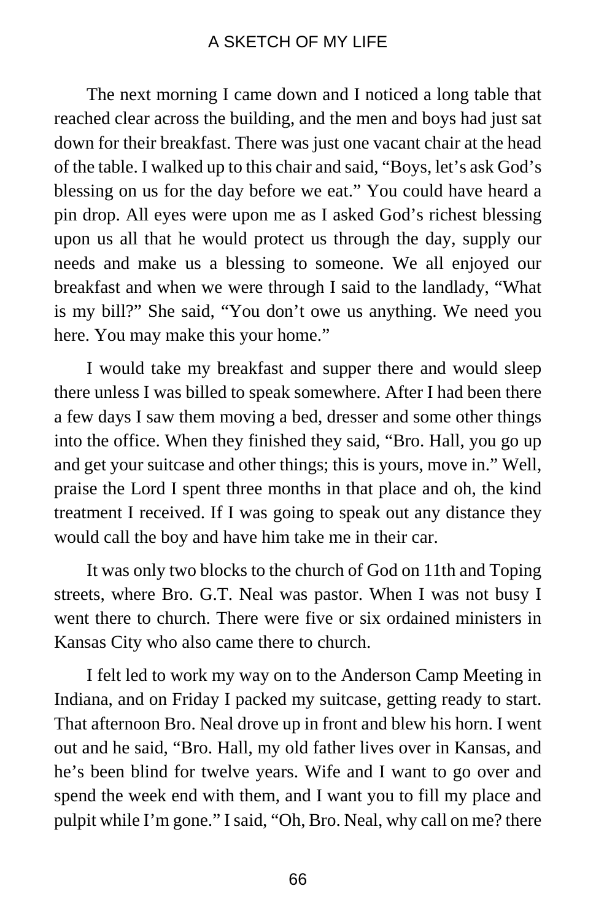The next morning I came down and I noticed a long table that reached clear across the building, and the men and boys had just sat down for their breakfast. There was just one vacant chair at the head of the table. I walked up to this chair and said, "Boys, let's ask God's blessing on us for the day before we eat." You could have heard a pin drop. All eyes were upon me as I asked God's richest blessing upon us all that he would protect us through the day, supply our needs and make us a blessing to someone. We all enjoyed our breakfast and when we were through I said to the landlady, "What is my bill?" She said, "You don't owe us anything. We need you here. You may make this your home."

I would take my breakfast and supper there and would sleep there unless I was billed to speak somewhere. After I had been there a few days I saw them moving a bed, dresser and some other things into the office. When they finished they said, "Bro. Hall, you go up and get your suitcase and other things; this is yours, move in." Well, praise the Lord I spent three months in that place and oh, the kind treatment I received. If I was going to speak out any distance they would call the boy and have him take me in their car.

It was only two blocks to the church of God on 11th and Toping streets, where Bro. G.T. Neal was pastor. When I was not busy I went there to church. There were five or six ordained ministers in Kansas City who also came there to church.

I felt led to work my way on to the Anderson Camp Meeting in Indiana, and on Friday I packed my suitcase, getting ready to start. That afternoon Bro. Neal drove up in front and blew his horn. I went out and he said, "Bro. Hall, my old father lives over in Kansas, and he's been blind for twelve years. Wife and I want to go over and spend the week end with them, and I want you to fill my place and pulpit while I'm gone." I said, "Oh, Bro. Neal, why call on me? there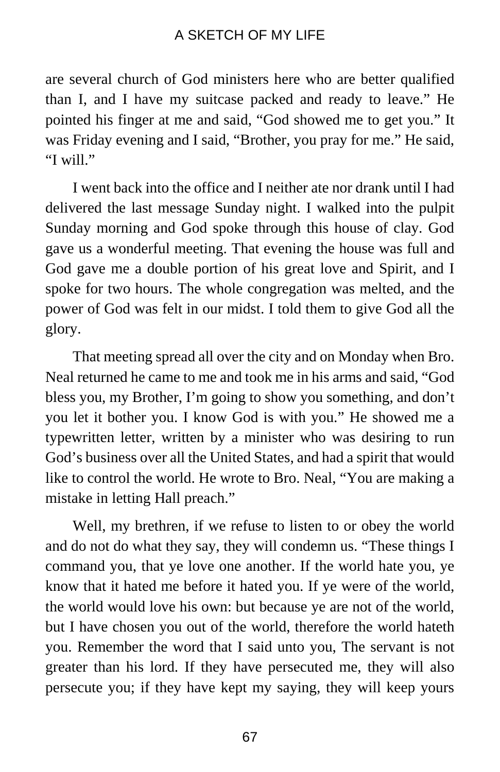are several church of God ministers here who are better qualified than I, and I have my suitcase packed and ready to leave." He pointed his finger at me and said, "God showed me to get you." It was Friday evening and I said, "Brother, you pray for me." He said, "I will."

I went back into the office and I neither ate nor drank until I had delivered the last message Sunday night. I walked into the pulpit Sunday morning and God spoke through this house of clay. God gave us a wonderful meeting. That evening the house was full and God gave me a double portion of his great love and Spirit, and I spoke for two hours. The whole congregation was melted, and the power of God was felt in our midst. I told them to give God all the glory.

That meeting spread all over the city and on Monday when Bro. Neal returned he came to me and took me in his arms and said, "God bless you, my Brother, I'm going to show you something, and don't you let it bother you. I know God is with you." He showed me a typewritten letter, written by a minister who was desiring to run God's business over all the United States, and had a spirit that would like to control the world. He wrote to Bro. Neal, "You are making a mistake in letting Hall preach."

Well, my brethren, if we refuse to listen to or obey the world and do not do what they say, they will condemn us. "These things I command you, that ye love one another. If the world hate you, ye know that it hated me before it hated you. If ye were of the world, the world would love his own: but because ye are not of the world, but I have chosen you out of the world, therefore the world hateth you. Remember the word that I said unto you, The servant is not greater than his lord. If they have persecuted me, they will also persecute you; if they have kept my saying, they will keep yours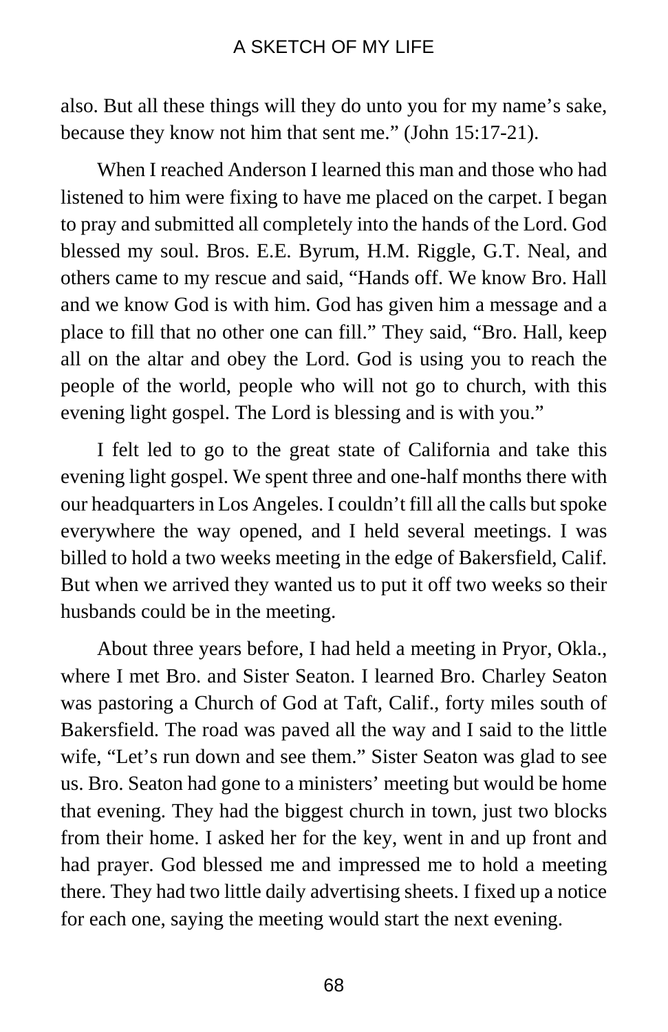also. But all these things will they do unto you for my name's sake, because they know not him that sent me." (John 15:17-21).

When I reached Anderson I learned this man and those who had listened to him were fixing to have me placed on the carpet. I began to pray and submitted all completely into the hands of the Lord. God blessed my soul. Bros. E.E. Byrum, H.M. Riggle, G.T. Neal, and others came to my rescue and said, "Hands off. We know Bro. Hall and we know God is with him. God has given him a message and a place to fill that no other one can fill." They said, "Bro. Hall, keep all on the altar and obey the Lord. God is using you to reach the people of the world, people who will not go to church, with this evening light gospel. The Lord is blessing and is with you."

I felt led to go to the great state of California and take this evening light gospel. We spent three and one-half months there with our headquarters in Los Angeles. I couldn't fill all the calls but spoke everywhere the way opened, and I held several meetings. I was billed to hold a two weeks meeting in the edge of Bakersfield, Calif. But when we arrived they wanted us to put it off two weeks so their husbands could be in the meeting.

About three years before, I had held a meeting in Pryor, Okla., where I met Bro. and Sister Seaton. I learned Bro. Charley Seaton was pastoring a Church of God at Taft, Calif., forty miles south of Bakersfield. The road was paved all the way and I said to the little wife, "Let's run down and see them." Sister Seaton was glad to see us. Bro. Seaton had gone to a ministers' meeting but would be home that evening. They had the biggest church in town, just two blocks from their home. I asked her for the key, went in and up front and had prayer. God blessed me and impressed me to hold a meeting there. They had two little daily advertising sheets. I fixed up a notice for each one, saying the meeting would start the next evening.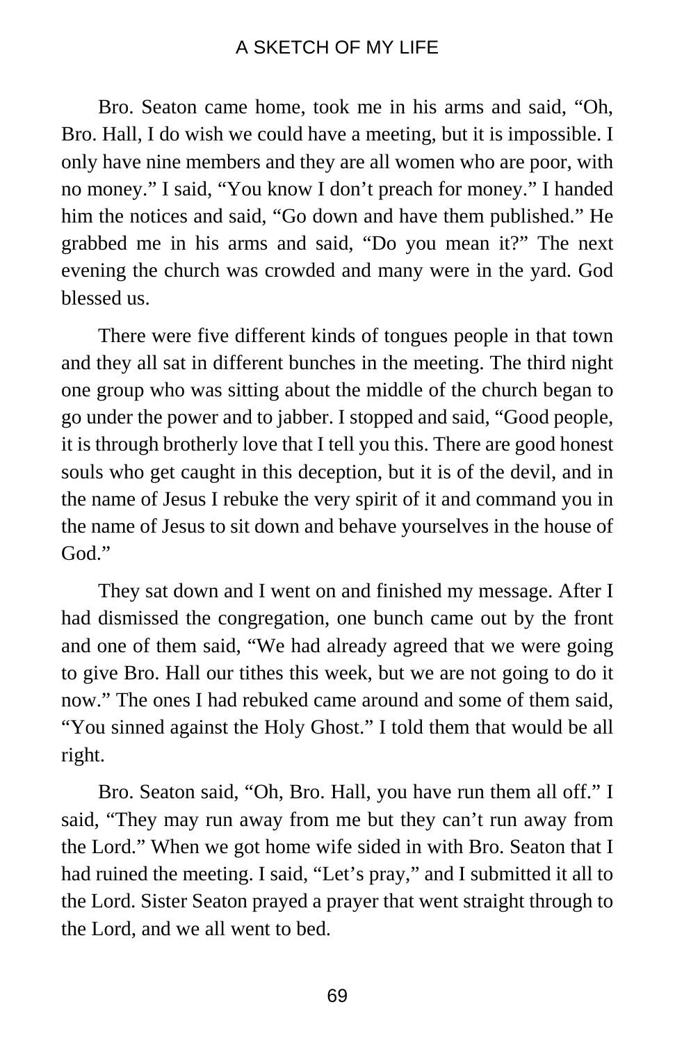Bro. Seaton came home, took me in his arms and said, “Oh, Bro. Hall, I do wish we could have a meeting, but it is impossible. I only have nine members and they are all women who are poor, with no money.” I said, “You know I don’t preach for money.” I handed him the notices and said, “Go down and have them published.” He grabbed me in his arms and said, “Do you mean it?” The next evening the church was crowded and many were in the yard. God blessed us.

There were five different kinds of tongues people in that town and they all sat in different bunches in the meeting. The third night one group who was sitting about the middle of the church began to go under the power and to jabber. I stopped and said, “Good people, it is through brotherly love that I tell you this. There are good honest souls who get caught in this deception, but it is of the devil, and in the name of Jesus I rebuke the very spirit of it and command you in the name of Jesus to sit down and behave yourselves in the house of God.”

They sat down and I went on and finished my message. After I had dismissed the congregation, one bunch came out by the front and one of them said, “We had already agreed that we were going to give Bro. Hall our tithes this week, but we are not going to do it now.” The ones I had rebuked came around and some of them said, “You sinned against the Holy Ghost.” I told them that would be all right.

Bro. Seaton said, “Oh, Bro. Hall, you have run them all off.” I said, “They may run away from me but they can’t run away from the Lord.” When we got home wife sided in with Bro. Seaton that I had ruined the meeting. I said, “Let’s pray,” and I submitted it all to the Lord. Sister Seaton prayed a prayer that went straight through to the Lord, and we all went to bed.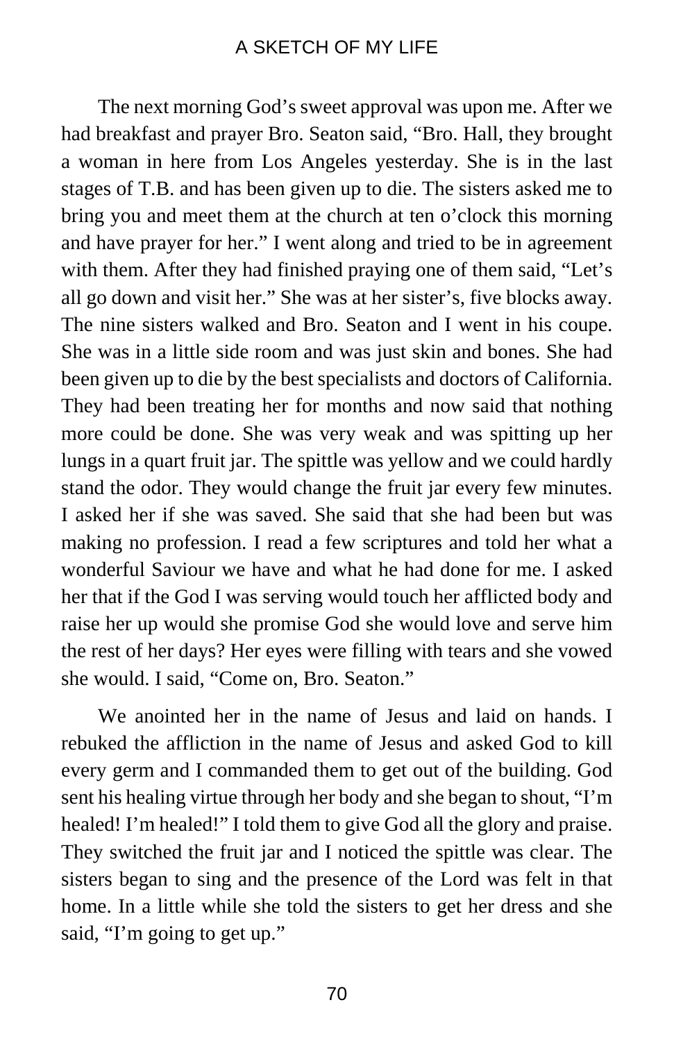The next morning God's sweet approval was upon me. After we had breakfast and prayer Bro. Seaton said, "Bro. Hall, they brought a woman in here from Los Angeles yesterday. She is in the last stages of T.B. and has been given up to die. The sisters asked me to bring you and meet them at the church at ten o'clock this morning and have prayer for her." I went along and tried to be in agreement with them. After they had finished praying one of them said, "Let's all go down and visit her." She was at her sister's, five blocks away. The nine sisters walked and Bro. Seaton and I went in his coupe. She was in a little side room and was just skin and bones. She had been given up to die by the best specialists and doctors of California. They had been treating her for months and now said that nothing more could be done. She was very weak and was spitting up her lungs in a quart fruit jar. The spittle was yellow and we could hardly stand the odor. They would change the fruit jar every few minutes. I asked her if she was saved. She said that she had been but was making no profession. I read a few scriptures and told her what a wonderful Saviour we have and what he had done for me. I asked her that if the God I was serving would touch her afflicted body and raise her up would she promise God she would love and serve him the rest of her days? Her eyes were filling with tears and she vowed she would. I said, "Come on, Bro. Seaton."

We anointed her in the name of Jesus and laid on hands. I rebuked the affliction in the name of Jesus and asked God to kill every germ and I commanded them to get out of the building. God sent his healing virtue through her body and she began to shout, "I'm healed! I'm healed!" I told them to give God all the glory and praise. They switched the fruit jar and I noticed the spittle was clear. The sisters began to sing and the presence of the Lord was felt in that home. In a little while she told the sisters to get her dress and she said, "I'm going to get up."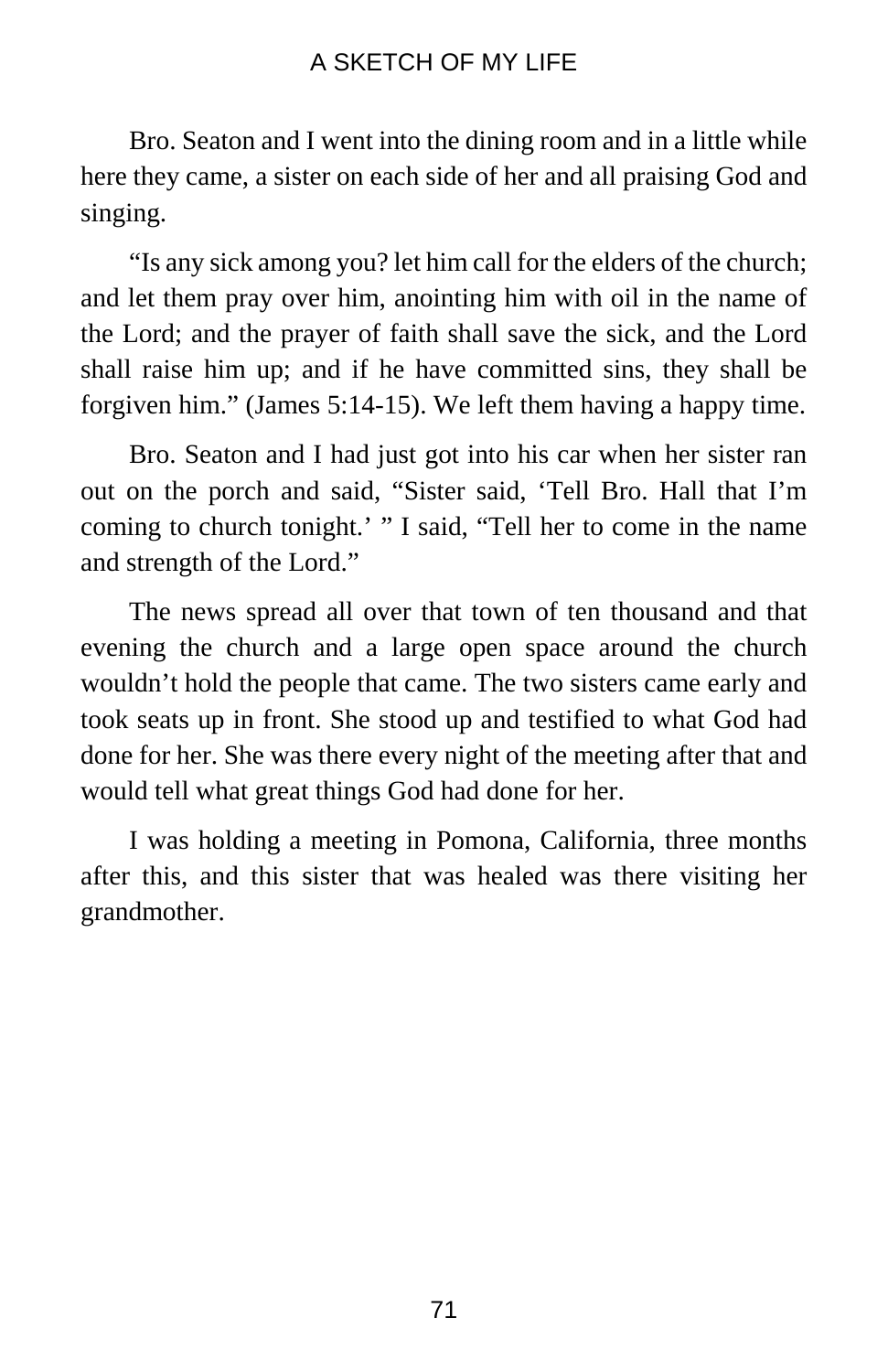Bro. Seaton and I went into the dining room and in a little while here they came, a sister on each side of her and all praising God and singing.

"Is any sick among you? let him call for the elders of the church; and let them pray over him, anointing him with oil in the name of the Lord; and the prayer of faith shall save the sick, and the Lord shall raise him up; and if he have committed sins, they shall be forgiven him." (James 5:14-15). We left them having a happy time.

Bro. Seaton and I had just got into his car when her sister ran out on the porch and said, "Sister said, 'Tell Bro. Hall that I'm coming to church tonight.' " I said, "Tell her to come in the name and strength of the Lord."

The news spread all over that town of ten thousand and that evening the church and a large open space around the church wouldn't hold the people that came. The two sisters came early and took seats up in front. She stood up and testified to what God had done for her. She was there every night of the meeting after that and would tell what great things God had done for her.

I was holding a meeting in Pomona, California, three months after this, and this sister that was healed was there visiting her grandmother.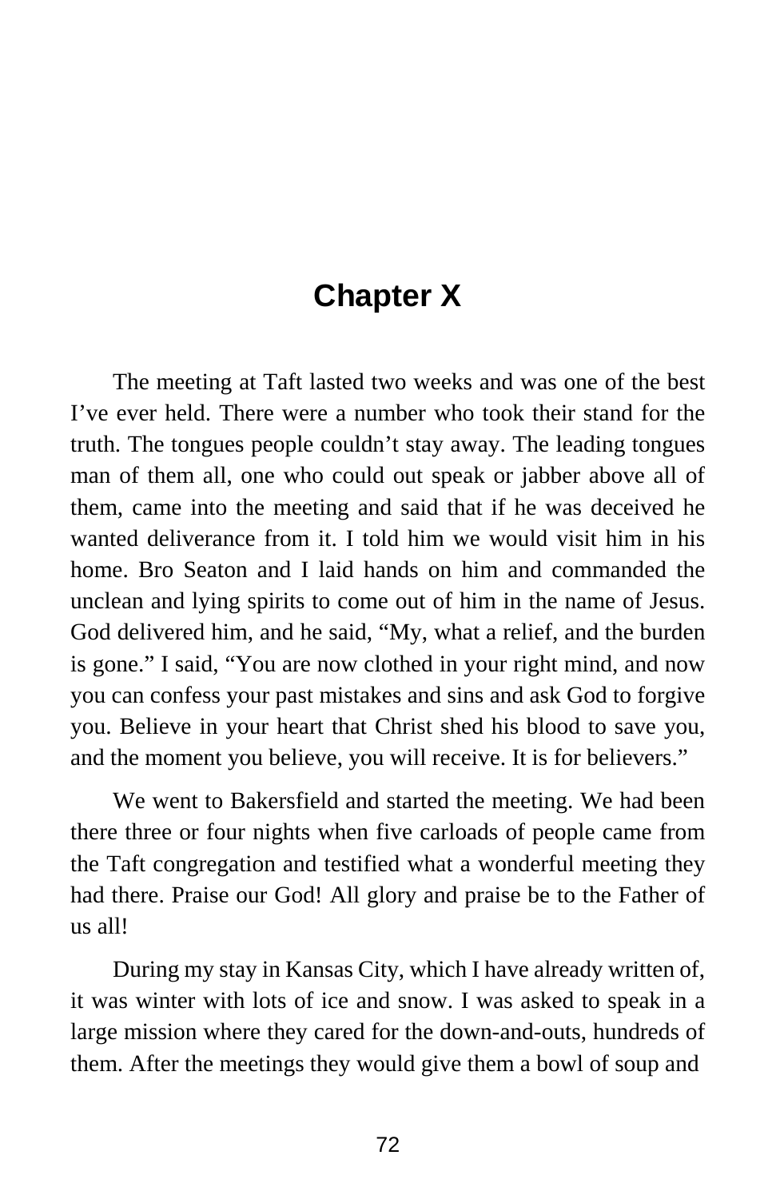# Chapter X

The meeting at Taft lasted two weeks and was one of the best I've ever held. There were a number who took their stand for the truth. The tongues people couldn't stay away. The leading tongues man of them all, one who could out speak or jabber above all of them, came into the meeting and said that if he was deceived he wanted deliverance from it. I told him we would visit him in his home. Bro Seaton and I laid hands on him and commanded the unclean and lying spirits to come out of him in the name of Jesus. God delivered him, and he said, "My, what a relief, and the burden is gone." I said, "You are now clothed in your right mind, and now you can confess your past mistakes and sins and ask God to forgive you. Believe in your heart that Christ shed his blood to save you, and the moment you believe, you will receive. It is for believers."

We went to Bakersfield and started the meeting. We had been there three or four nights when five carloads of people came from the Taft congregation and testified what a wonderful meeting they had there. Praise our God! All glory and praise be to the Father of us all!

During my stay in Kansas City, which I have already written of, it was winter with lots of ice and snow. I was asked to speak in a large mission where they cared for the down-and-outs, hundreds of them. After the meetings they would give them a bowl of soup and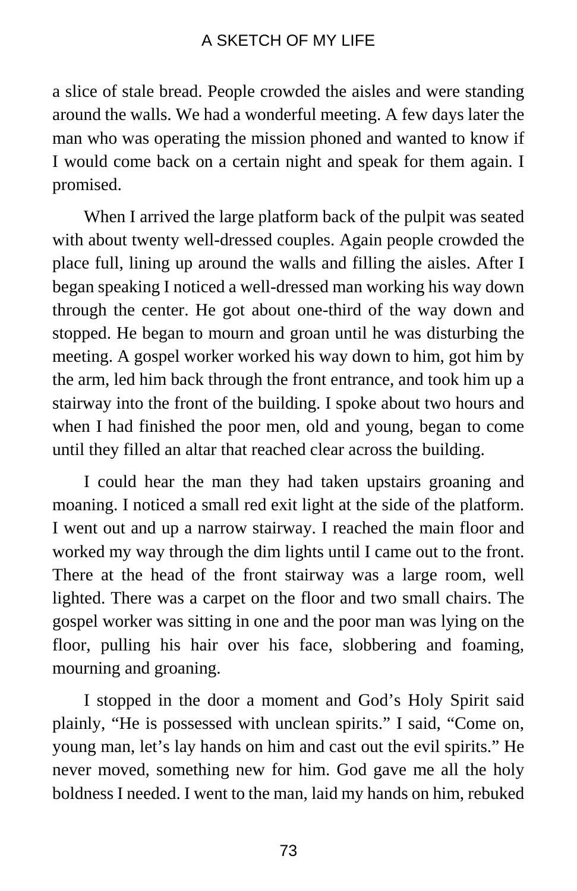a slice of stale bread. People crowded the aisles and were standing around the walls. We had a wonderful meeting. A few days later the man who was operating the mission phoned and wanted to know if I would come back on a certain night and speak for them again. I promised.

When I arrived the large platform back of the pulpit was seated with about twenty well-dressed couples. Again people crowded the place full, lining up around the walls and filling the aisles. After I began speaking I noticed a well-dressed man working his way down through the center. He got about one-third of the way down and stopped. He began to mourn and groan until he was disturbing the meeting. A gospel worker worked his way down to him, got him by the arm, led him back through the front entrance, and took him up a stairway into the front of the building. I spoke about two hours and when I had finished the poor men, old and young, began to come until they filled an altar that reached clear across the building.

I could hear the man they had taken upstairs groaning and moaning. I noticed a small red exit light at the side of the platform. I went out and up a narrow stairway. I reached the main floor and worked my way through the dim lights until I came out to the front. There at the head of the front stairway was a large room, well lighted. There was a carpet on the floor and two small chairs. The gospel worker was sitting in one and the poor man was lying on the floor, pulling his hair over his face, slobbering and foaming, mourning and groaning.

I stopped in the door a moment and God's Holy Spirit said plainly, "He is possessed with unclean spirits." I said, "Come on, young man, let's lay hands on him and cast out the evil spirits." He never moved, something new for him. God gave me all the holy boldness I needed. I went to the man, laid my hands on him, rebuked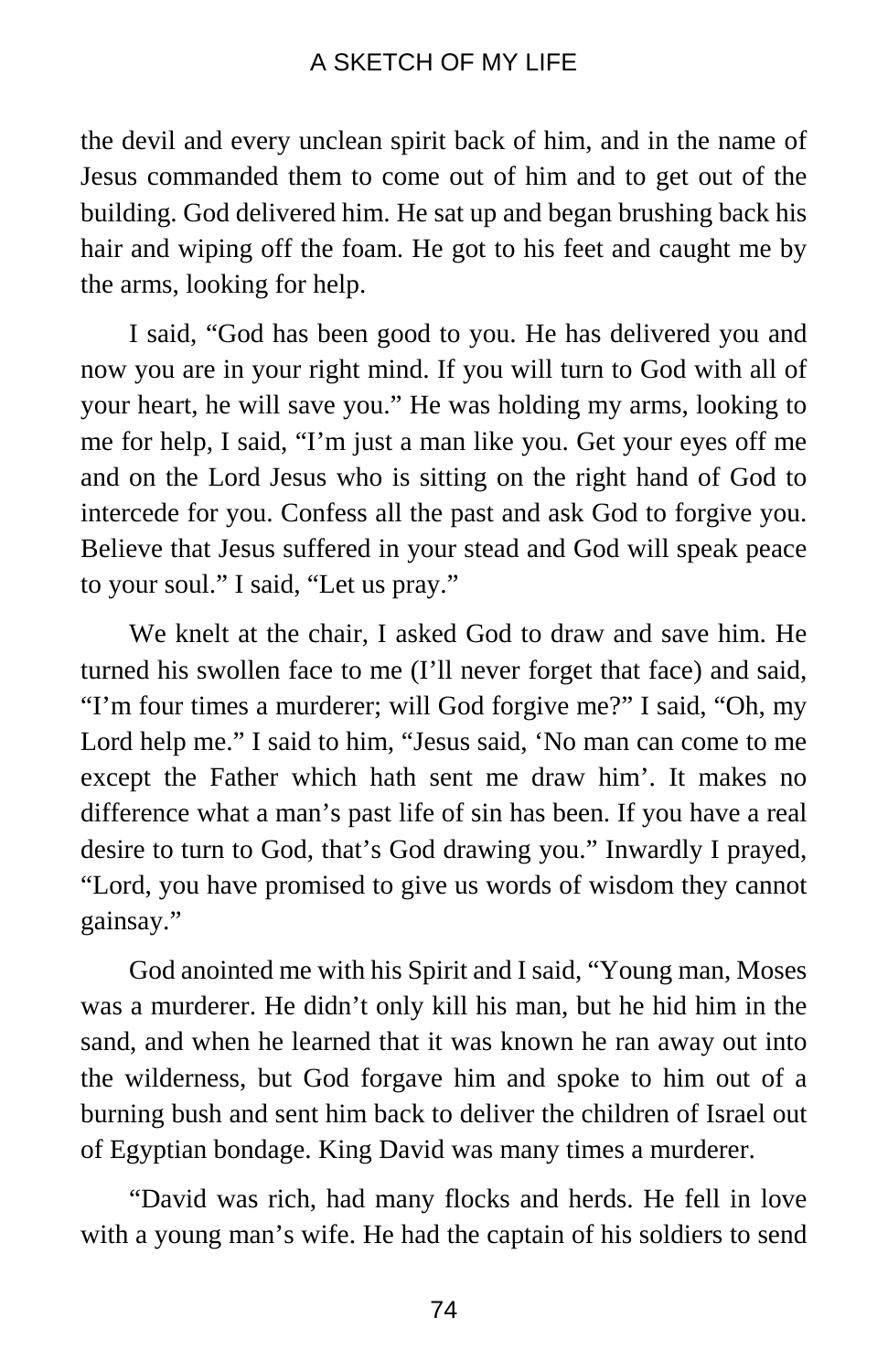the devil and every unclean spirit back of him, and in the name of Jesus commanded them to come out of him and to get out of the building. God delivered him. He sat up and began brushing back his hair and wiping off the foam. He got to his feet and caught me by the arms, looking for help.

I said, "God has been good to you. He has delivered you and now you are in your right mind. If you will turn to God with all of your heart, he will save you." He was holding my arms, looking to me for help, I said, "I'm just a man like you. Get your eyes off me and on the Lord Jesus who is sitting on the right hand of God to intercede for you. Confess all the past and ask God to forgive you. Believe that Jesus suffered in your stead and God will speak peace to your soul." I said, "Let us pray."

We knelt at the chair, I asked God to draw and save him. He turned his swollen face to me (I'll never forget that face) and said, "I'm four times a murderer; will God forgive me?" I said, "Oh, my Lord help me." I said to him, "Jesus said, 'No man can come to me except the Father which hath sent me draw him'. It makes no difference what a man's past life of sin has been. If you have a real desire to turn to God, that's God drawing you." Inwardly I prayed, "Lord, you have promised to give us words of wisdom they cannot gainsay."

God anointed me with his Spirit and I said, "Young man, Moses was a murderer. He didn't only kill his man, but he hid him in the sand, and when he learned that it was known he ran away out into the wilderness, but God forgave him and spoke to him out of a burning bush and sent him back to deliver the children of Israel out of Egyptian bondage. King David was many times a murderer.

"David was rich, had many flocks and herds. He fell in love with a young man's wife. He had the captain of his soldiers to send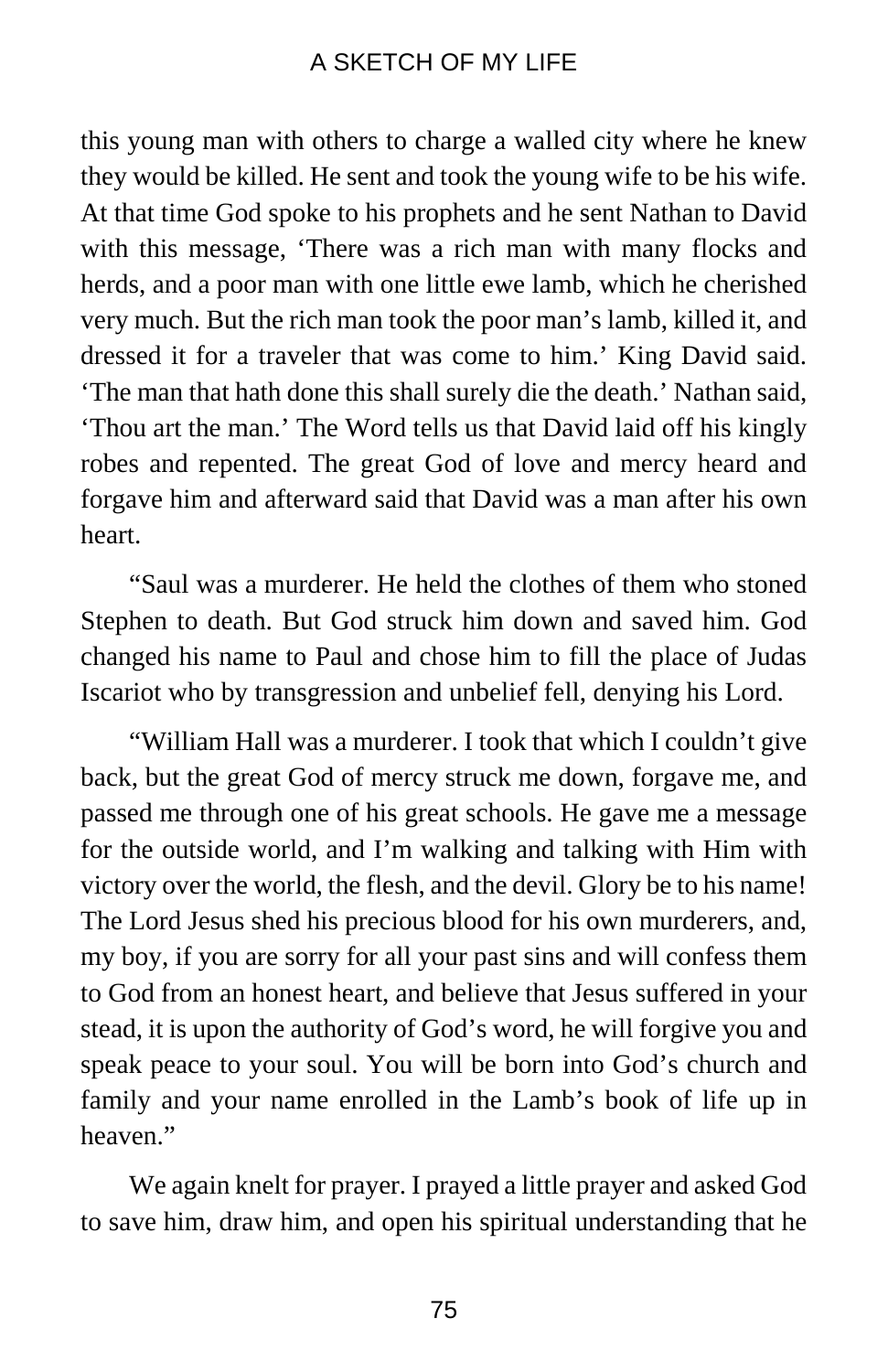this young man with others to charge a walled city where he knew they would be killed. He sent and took the young wife to be his wife. At that time God spoke to his prophets and he sent Nathan to David with this message, 'There was a rich man with many flocks and herds, and a poor man with one little ewe lamb, which he cherished very much. But the rich man took the poor man's lamb, killed it, and dressed it for a traveler that was come to him.' King David said. 'The man that hath done this shall surely die the death.' Nathan said, 'Thou art the man.' The Word tells us that David laid off his kingly robes and repented. The great God of love and mercy heard and forgave him and afterward said that David was a man after his own heart.

"Saul was a murderer. He held the clothes of them who stoned Stephen to death. But God struck him down and saved him. God changed his name to Paul and chose him to fill the place of Judas Iscariot who by transgression and unbelief fell, denying his Lord.

"William Hall was a murderer. I took that which I couldn't give back, but the great God of mercy struck me down, forgave me, and passed me through one of his great schools. He gave me a message for the outside world, and I'm walking and talking with Him with victory over the world, the flesh, and the devil. Glory be to his name! The Lord Jesus shed his precious blood for his own murderers, and, my boy, if you are sorry for all your past sins and will confess them to God from an honest heart, and believe that Jesus suffered in your stead, it is upon the authority of God's word, he will forgive you and speak peace to your soul. You will be born into God's church and family and your name enrolled in the Lamb's book of life up in heaven."

We again knelt for prayer. I prayed a little prayer and asked God to save him, draw him, and open his spiritual understanding that he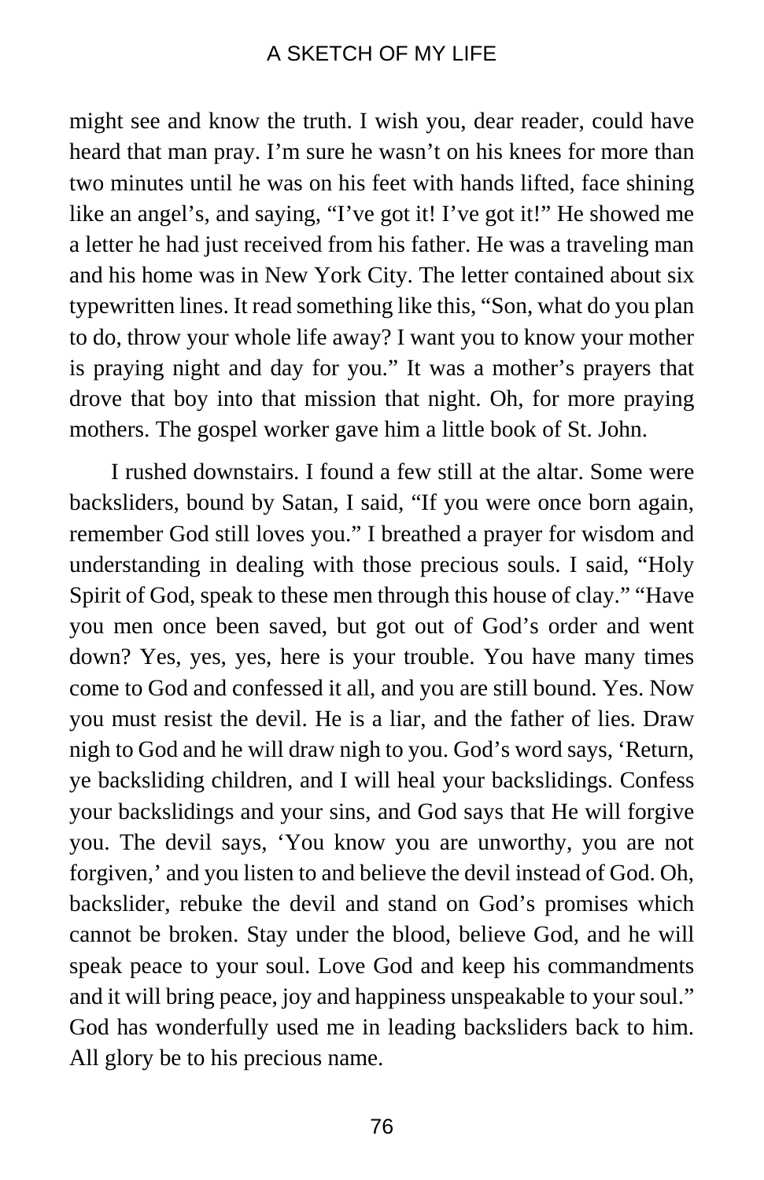might see and know the truth. I wish you, dear reader, could have heard that man pray. I'm sure he wasn't on his knees for more than two minutes until he was on his feet with hands lifted, face shining like an angel's, and saying, "I've got it! I've got it!" He showed me a letter he had just received from his father. He was a traveling man and his home was in New York City. The letter contained about six typewritten lines. It read something like this, "Son, what do you plan to do, throw your whole life away? I want you to know your mother is praying night and day for you." It was a mother's prayers that drove that boy into that mission that night. Oh, for more praying mothers. The gospel worker gave him a little book of St. John.

I rushed downstairs. I found a few still at the altar. Some were backsliders, bound by Satan, I said, "If you were once born again, remember God still loves you." I breathed a prayer for wisdom and understanding in dealing with those precious souls. I said, "Holy Spirit of God, speak to these men through this house of clay." "Have you men once been saved, but got out of God's order and went down? Yes, yes, yes, here is your trouble. You have many times come to God and confessed it all, and you are still bound. Yes. Now you must resist the devil. He is a liar, and the father of lies. Draw nigh to God and he will draw nigh to you. God's word says, 'Return, ye backsliding children, and I will heal your backslidings. Confess your backslidings and your sins, and God says that He will forgive you. The devil says, 'You know you are unworthy, you are not forgiven,' and you listen to and believe the devil instead of God. Oh, backslider, rebuke the devil and stand on God's promises which cannot be broken. Stay under the blood, believe God, and he will speak peace to your soul. Love God and keep his commandments and it will bring peace, joy and happiness unspeakable to your soul." God has wonderfully used me in leading backsliders back to him. All glory be to his precious name.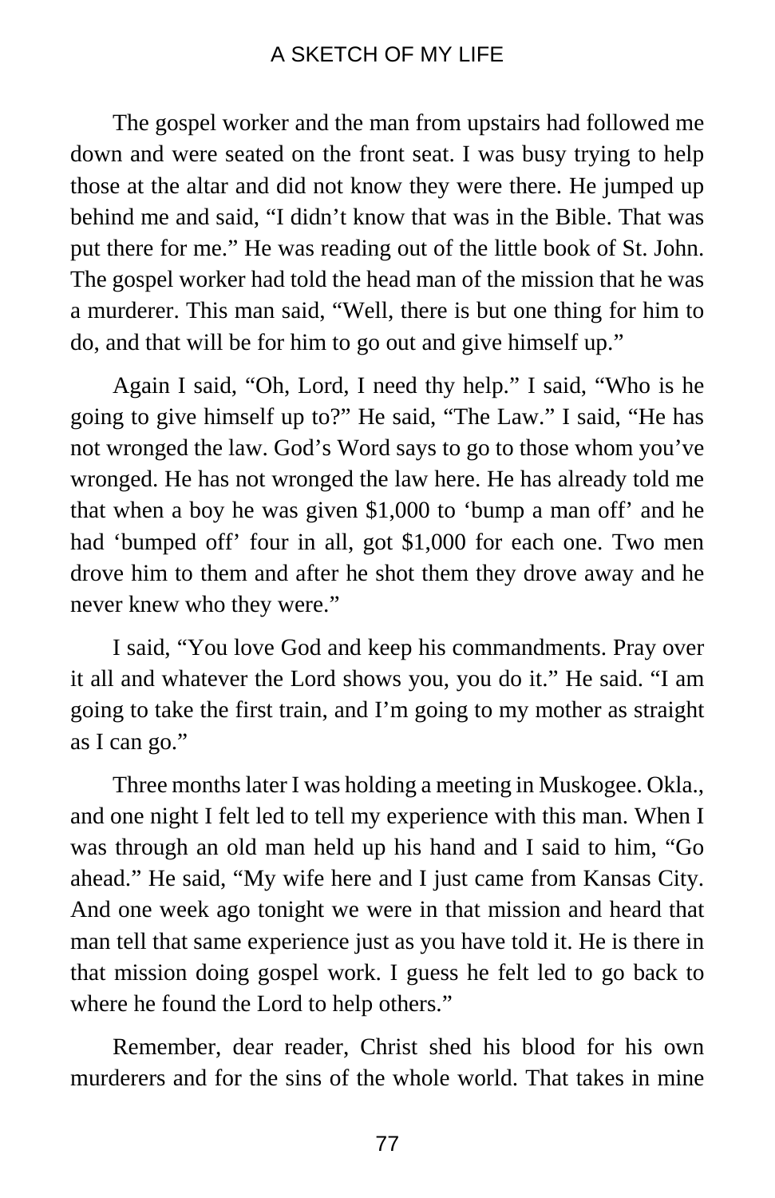The gospel worker and the man from upstairs had followed me down and were seated on the front seat. I was busy trying to help those at the altar and did not know they were there. He jumped up behind me and said, "I didn't know that was in the Bible. That was put there for me." He was reading out of the little book of St. John. The gospel worker had told the head man of the mission that he was a murderer. This man said, "Well, there is but one thing for him to do, and that will be for him to go out and give himself up."

Again I said, "Oh, Lord, I need thy help." I said, "Who is he going to give himself up to?" He said, "The Law." I said, "He has not wronged the law. God's Word says to go to those whom you've wronged. He has not wronged the law here. He has already told me that when a boy he was given $1,000 to 'bump a man off' and he had 'bumped off' four in all, got $1,000 for each one. Two men drove him to them and after he shot them they drove away and he never knew who they were."

I said, "You love God and keep his commandments. Pray over it all and whatever the Lord shows you, you do it." He said. "I am going to take the first train, and I'm going to my mother as straight as I can go."

Three months later I was holding a meeting in Muskogee. Okla., and one night I felt led to tell my experience with this man. When I was through an old man held up his hand and I said to him, "Go ahead." He said, "My wife here and I just came from Kansas City. And one week ago tonight we were in that mission and heard that man tell that same experience just as you have told it. He is there in that mission doing gospel work. I guess he felt led to go back to where he found the Lord to help others."

Remember, dear reader, Christ shed his blood for his own murderers and for the sins of the whole world. That takes in mine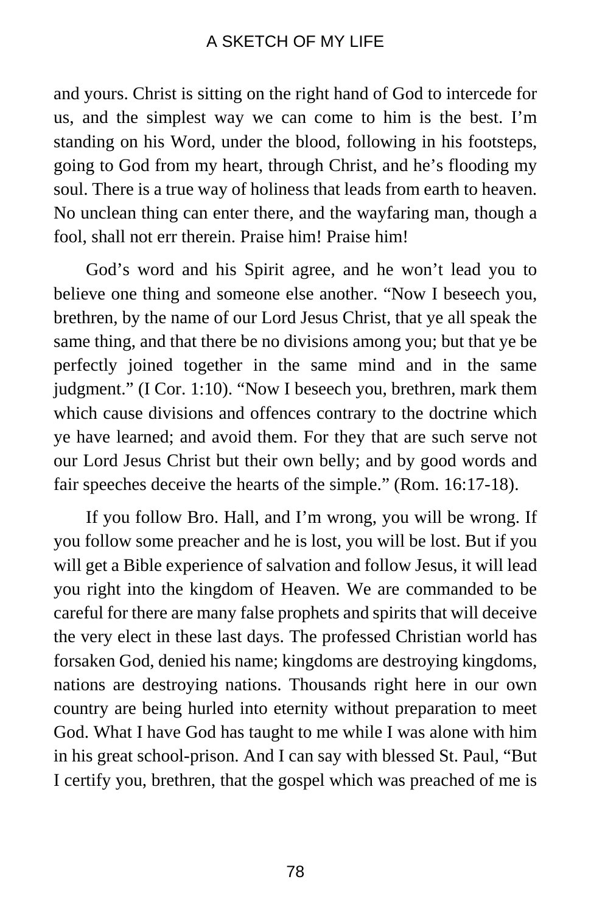and yours. Christ is sitting on the right hand of God to intercede for us, and the simplest way we can come to him is the best. I'm standing on his Word, under the blood, following in his footsteps, going to God from my heart, through Christ, and he's flooding my soul. There is a true way of holiness that leads from earth to heaven. No unclean thing can enter there, and the wayfaring man, though a fool, shall not err therein. Praise him! Praise him!

God's word and his Spirit agree, and he won't lead you to believe one thing and someone else another. "Now I beseech you, brethren, by the name of our Lord Jesus Christ, that ye all speak the same thing, and that there be no divisions among you; but that ye be perfectly joined together in the same mind and in the same judgment." (I Cor. 1:10). "Now I beseech you, brethren, mark them which cause divisions and offences contrary to the doctrine which ye have learned; and avoid them. For they that are such serve not our Lord Jesus Christ but their own belly; and by good words and fair speeches deceive the hearts of the simple." (Rom. 16:17-18).

If you follow Bro. Hall, and I'm wrong, you will be wrong. If you follow some preacher and he is lost, you will be lost. But if you will get a Bible experience of salvation and follow Jesus, it will lead you right into the kingdom of Heaven. We are commanded to be careful for there are many false prophets and spirits that will deceive the very elect in these last days. The professed Christian world has forsaken God, denied his name; kingdoms are destroying kingdoms, nations are destroying nations. Thousands right here in our own country are being hurled into eternity without preparation to meet God. What I have God has taught to me while I was alone with him in his great school-prison. And I can say with blessed St. Paul, "But I certify you, brethren, that the gospel which was preached of me is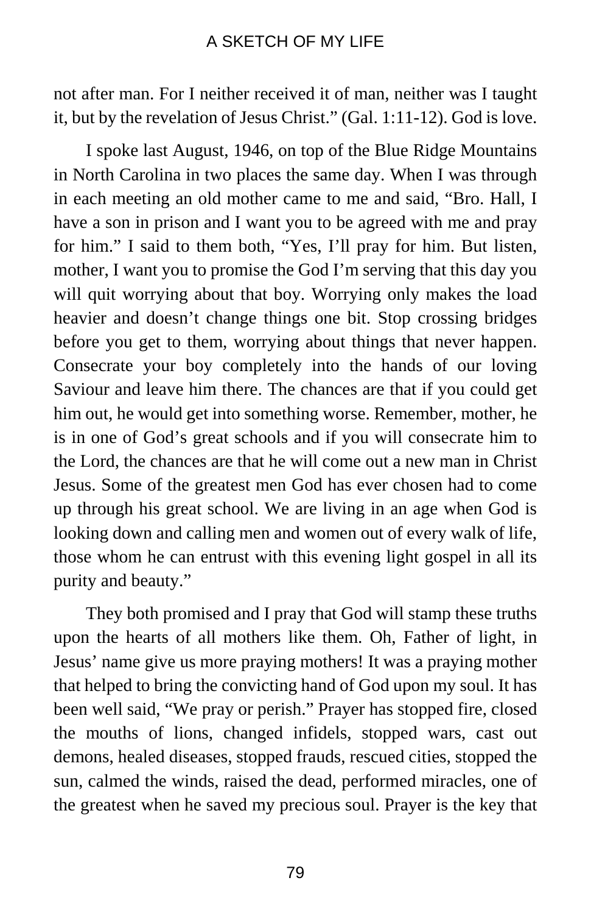not after man. For I neither received it of man, neither was I taught it, but by the revelation of Jesus Christ." (Gal. 1:11-12). God is love.

I spoke last August, 1946, on top of the Blue Ridge Mountains in North Carolina in two places the same day. When I was through in each meeting an old mother came to me and said, "Bro. Hall, I have a son in prison and I want you to be agreed with me and pray for him." I said to them both, "Yes, I'll pray for him. But listen, mother, I want you to promise the God I'm serving that this day you will quit worrying about that boy. Worrying only makes the load heavier and doesn't change things one bit. Stop crossing bridges before you get to them, worrying about things that never happen. Consecrate your boy completely into the hands of our loving Saviour and leave him there. The chances are that if you could get him out, he would get into something worse. Remember, mother, he is in one of God's great schools and if you will consecrate him to the Lord, the chances are that he will come out a new man in Christ Jesus. Some of the greatest men God has ever chosen had to come up through his great school. We are living in an age when God is looking down and calling men and women out of every walk of life, those whom he can entrust with this evening light gospel in all its purity and beauty."

They both promised and I pray that God will stamp these truths upon the hearts of all mothers like them. Oh, Father of light, in Jesus' name give us more praying mothers! It was a praying mother that helped to bring the convicting hand of God upon my soul. It has been well said, "We pray or perish." Prayer has stopped fire, closed the mouths of lions, changed infidels, stopped wars, cast out demons, healed diseases, stopped frauds, rescued cities, stopped the sun, calmed the winds, raised the dead, performed miracles, one of the greatest when he saved my precious soul. Prayer is the key that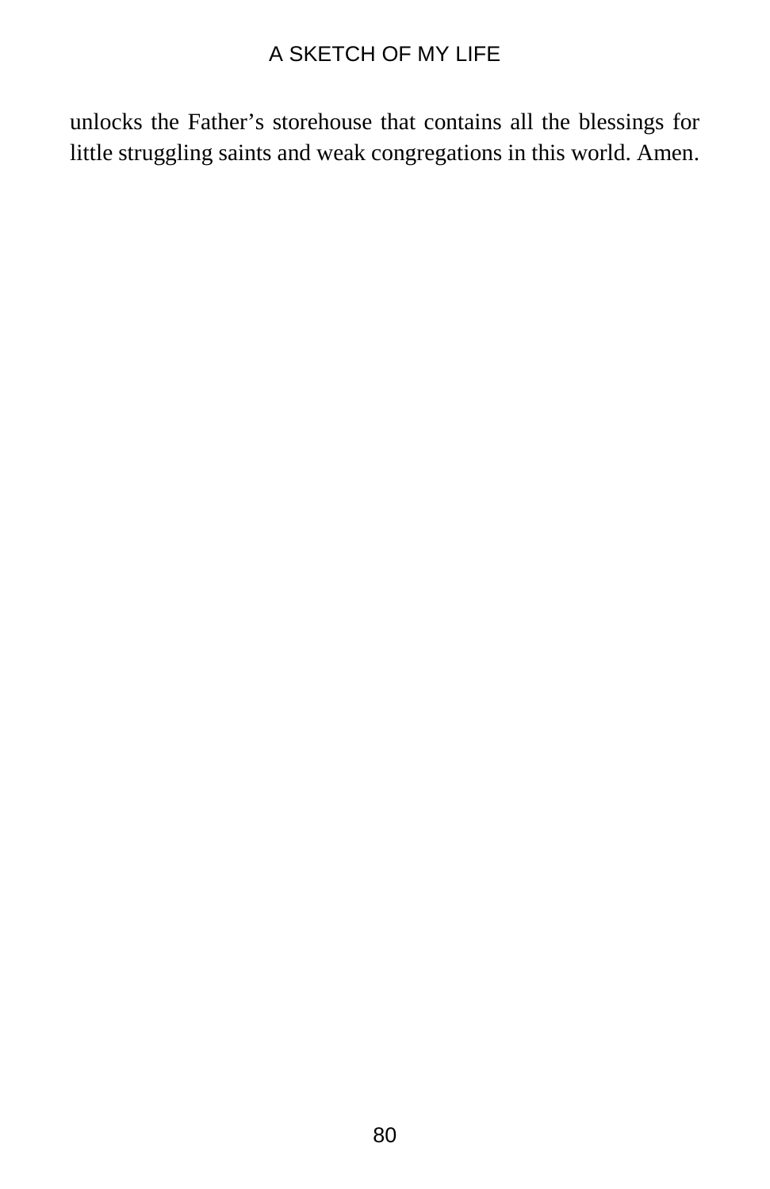unlocks the Father's storehouse that contains all the blessings for little struggling saints and weak congregations in this world. Amen.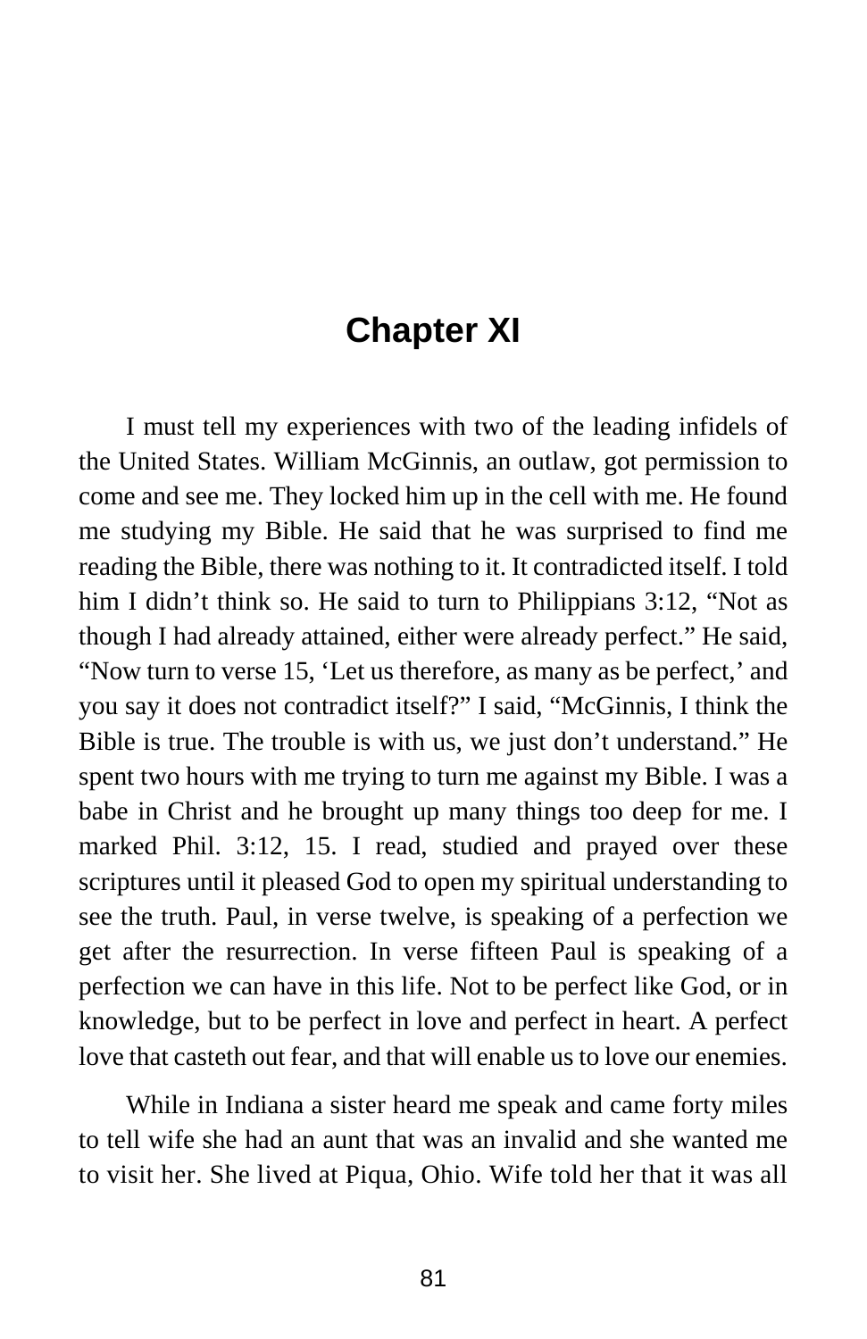# Chapter XI

I must tell my experiences with two of the leading infidels of the United States. William McGinnis, an outlaw, got permission to come and see me. They locked him up in the cell with me. He found me studying my Bible. He said that he was surprised to find me reading the Bible, there was nothing to it. It contradicted itself. I told him I didn't think so. He said to turn to Philippians 3:12, "Not as though I had already attained, either were already perfect." He said, "Now turn to verse 15, 'Let us therefore, as many as be perfect,' and you say it does not contradict itself?" I said, "McGinnis, I think the Bible is true. The trouble is with us, we just don't understand." He spent two hours with me trying to turn me against my Bible. I was a babe in Christ and he brought up many things too deep for me. I marked Phil. 3:12, 15. I read, studied and prayed over these scriptures until it pleased God to open my spiritual understanding to see the truth. Paul, in verse twelve, is speaking of a perfection we get after the resurrection. In verse fifteen Paul is speaking of a perfection we can have in this life. Not to be perfect like God, or in knowledge, but to be perfect in love and perfect in heart. A perfect love that casteth out fear, and that will enable us to love our enemies.

While in Indiana a sister heard me speak and came forty miles to tell wife she had an aunt that was an invalid and she wanted me to visit her. She lived at Piqua, Ohio. Wife told her that it was all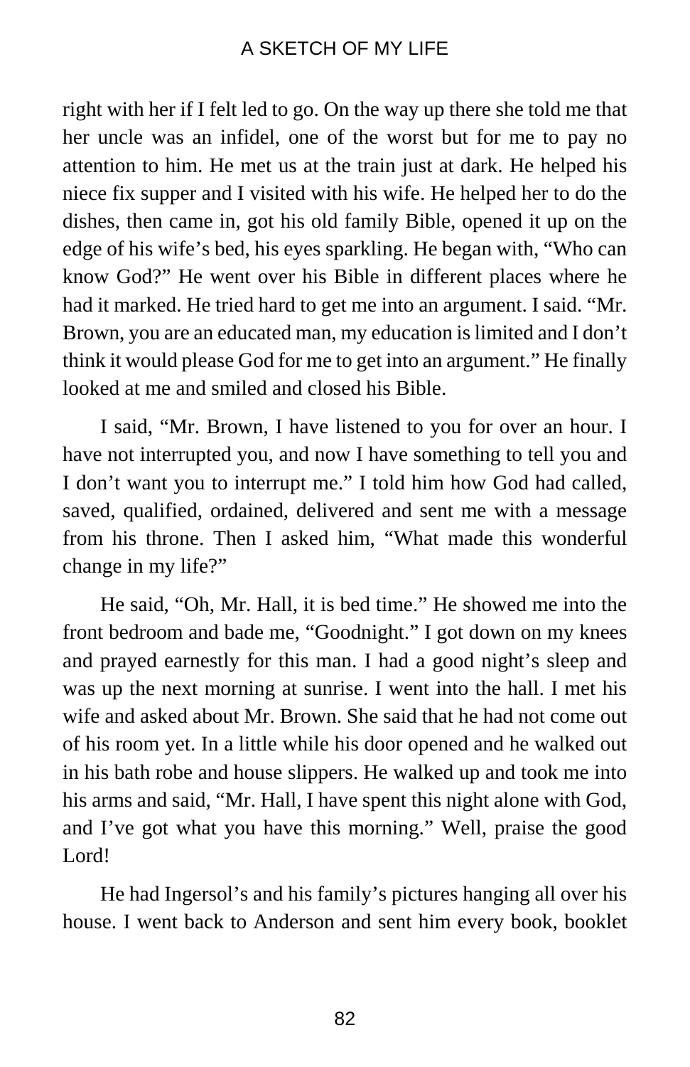right with her if I felt led to go. On the way up there she told me that her uncle was an infidel, one of the worst but for me to pay no attention to him. He met us at the train just at dark. He helped his niece fix supper and I visited with his wife. He helped her to do the dishes, then came in, got his old family Bible, opened it up on the edge of his wife's bed, his eyes sparkling. He began with, "Who can know God?" He went over his Bible in different places where he had it marked. He tried hard to get me into an argument. I said. "Mr. Brown, you are an educated man, my education is limited and I don't think it would please God for me to get into an argument." He finally looked at me and smiled and closed his Bible.

I said, "Mr. Brown, I have listened to you for over an hour. I have not interrupted you, and now I have something to tell you and I don't want you to interrupt me." I told him how God had called, saved, qualified, ordained, delivered and sent me with a message from his throne. Then I asked him, "What made this wonderful change in my life?"

He said, "Oh, Mr. Hall, it is bed time." He showed me into the front bedroom and bade me, "Goodnight." I got down on my knees and prayed earnestly for this man. I had a good night's sleep and was up the next morning at sunrise. I went into the hall. I met his wife and asked about Mr. Brown. She said that he had not come out of his room yet. In a little while his door opened and he walked out in his bath robe and house slippers. He walked up and took me into his arms and said, "Mr. Hall, I have spent this night alone with God, and I've got what you have this morning." Well, praise the good Lord!

He had Ingersol's and his family's pictures hanging all over his house. I went back to Anderson and sent him every book, booklet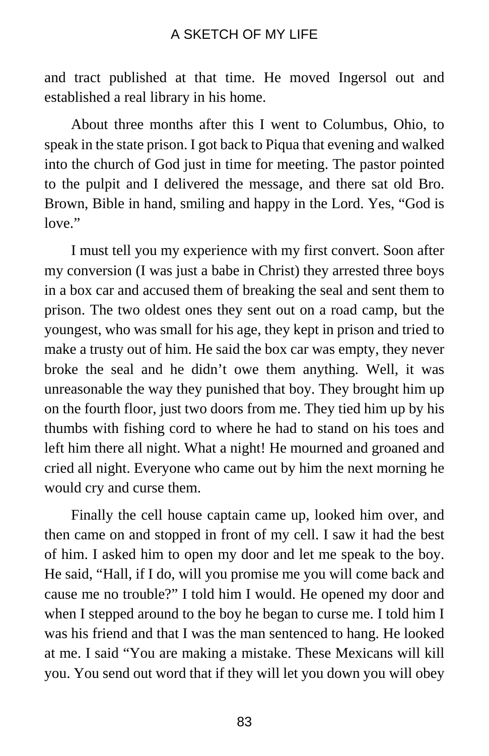and tract published at that time. He moved Ingersol out and established a real library in his home.

About three months after this I went to Columbus, Ohio, to speak in the state prison. I got back to Piqua that evening and walked into the church of God just in time for meeting. The pastor pointed to the pulpit and I delivered the message, and there sat old Bro. Brown, Bible in hand, smiling and happy in the Lord. Yes, "God is love."

I must tell you my experience with my first convert. Soon after my conversion (I was just a babe in Christ) they arrested three boys in a box car and accused them of breaking the seal and sent them to prison. The two oldest ones they sent out on a road camp, but the youngest, who was small for his age, they kept in prison and tried to make a trusty out of him. He said the box car was empty, they never broke the seal and he didn't owe them anything. Well, it was unreasonable the way they punished that boy. They brought him up on the fourth floor, just two doors from me. They tied him up by his thumbs with fishing cord to where he had to stand on his toes and left him there all night. What a night! He mourned and groaned and cried all night. Everyone who came out by him the next morning he would cry and curse them.

Finally the cell house captain came up, looked him over, and then came on and stopped in front of my cell. I saw it had the best of him. I asked him to open my door and let me speak to the boy. He said, "Hall, if I do, will you promise me you will come back and cause me no trouble?" I told him I would. He opened my door and when I stepped around to the boy he began to curse me. I told him I was his friend and that I was the man sentenced to hang. He looked at me. I said "You are making a mistake. These Mexicans will kill you. You send out word that if they will let you down you will obey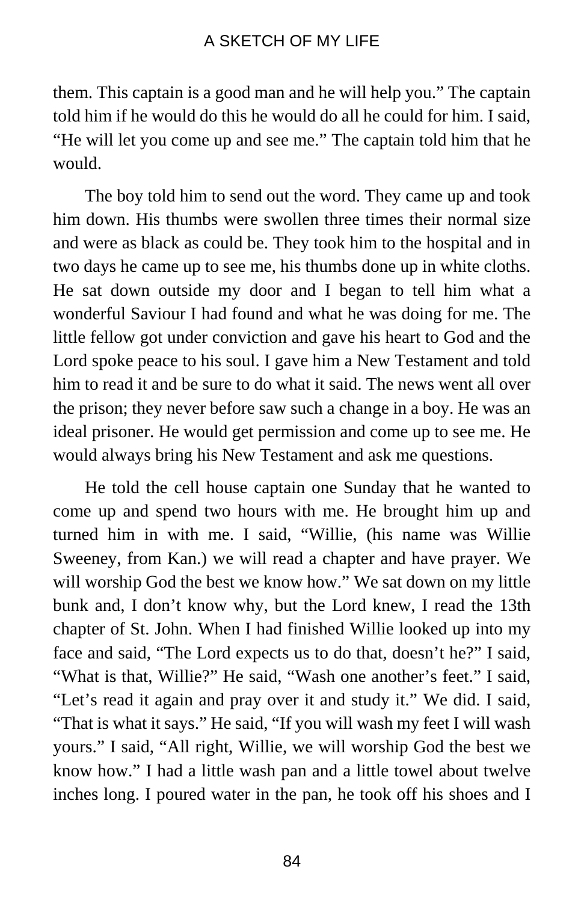them. This captain is a good man and he will help you." The captain told him if he would do this he would do all he could for him. I said, "He will let you come up and see me." The captain told him that he would.

The boy told him to send out the word. They came up and took him down. His thumbs were swollen three times their normal size and were as black as could be. They took him to the hospital and in two days he came up to see me, his thumbs done up in white cloths. He sat down outside my door and I began to tell him what a wonderful Saviour I had found and what he was doing for me. The little fellow got under conviction and gave his heart to God and the Lord spoke peace to his soul. I gave him a New Testament and told him to read it and be sure to do what it said. The news went all over the prison; they never before saw such a change in a boy. He was an ideal prisoner. He would get permission and come up to see me. He would always bring his New Testament and ask me questions.

He told the cell house captain one Sunday that he wanted to come up and spend two hours with me. He brought him up and turned him in with me. I said, "Willie, (his name was Willie Sweeney, from Kan.) we will read a chapter and have prayer. We will worship God the best we know how." We sat down on my little bunk and, I don't know why, but the Lord knew, I read the 13th chapter of St. John. When I had finished Willie looked up into my face and said, "The Lord expects us to do that, doesn't he?" I said, "What is that, Willie?" He said, "Wash one another's feet." I said, "Let's read it again and pray over it and study it." We did. I said, "That is what it says." He said, "If you will wash my feet I will wash yours." I said, "All right, Willie, we will worship God the best we know how." I had a little wash pan and a little towel about twelve inches long. I poured water in the pan, he took off his shoes and I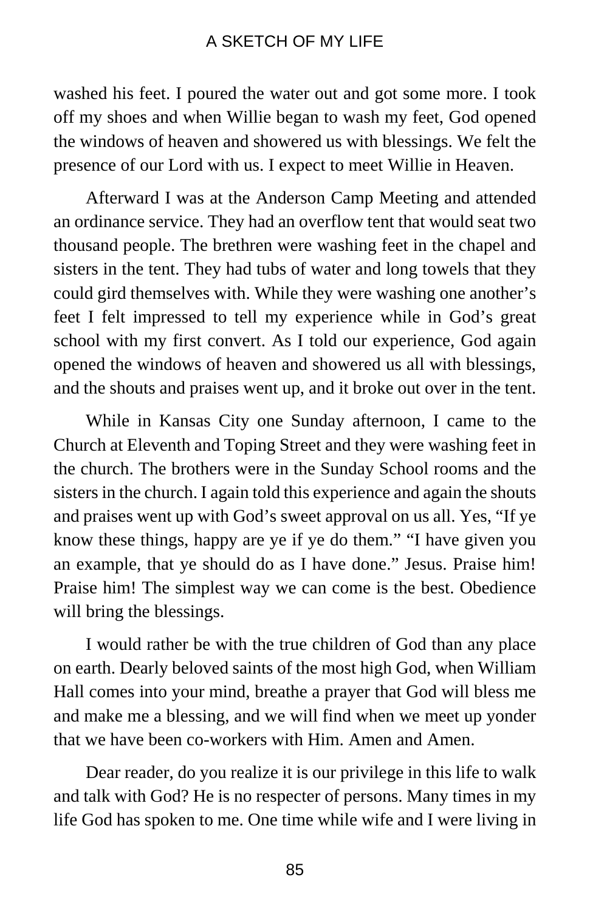washed his feet. I poured the water out and got some more. I took off my shoes and when Willie began to wash my feet, God opened the windows of heaven and showered us with blessings. We felt the presence of our Lord with us. I expect to meet Willie in Heaven.

Afterward I was at the Anderson Camp Meeting and attended an ordinance service. They had an overflow tent that would seat two thousand people. The brethren were washing feet in the chapel and sisters in the tent. They had tubs of water and long towels that they could gird themselves with. While they were washing one another's feet I felt impressed to tell my experience while in God's great school with my first convert. As I told our experience, God again opened the windows of heaven and showered us all with blessings, and the shouts and praises went up, and it broke out over in the tent.

While in Kansas City one Sunday afternoon, I came to the Church at Eleventh and Toping Street and they were washing feet in the church. The brothers were in the Sunday School rooms and the sisters in the church. I again told this experience and again the shouts and praises went up with God's sweet approval on us all. Yes, "If ye know these things, happy are ye if ye do them." "I have given you an example, that ye should do as I have done." Jesus. Praise him! Praise him! The simplest way we can come is the best. Obedience will bring the blessings.

I would rather be with the true children of God than any place on earth. Dearly beloved saints of the most high God, when William Hall comes into your mind, breathe a prayer that God will bless me and make me a blessing, and we will find when we meet up yonder that we have been co-workers with Him. Amen and Amen.

Dear reader, do you realize it is our privilege in this life to walk and talk with God? He is no respecter of persons. Many times in my life God has spoken to me. One time while wife and I were living in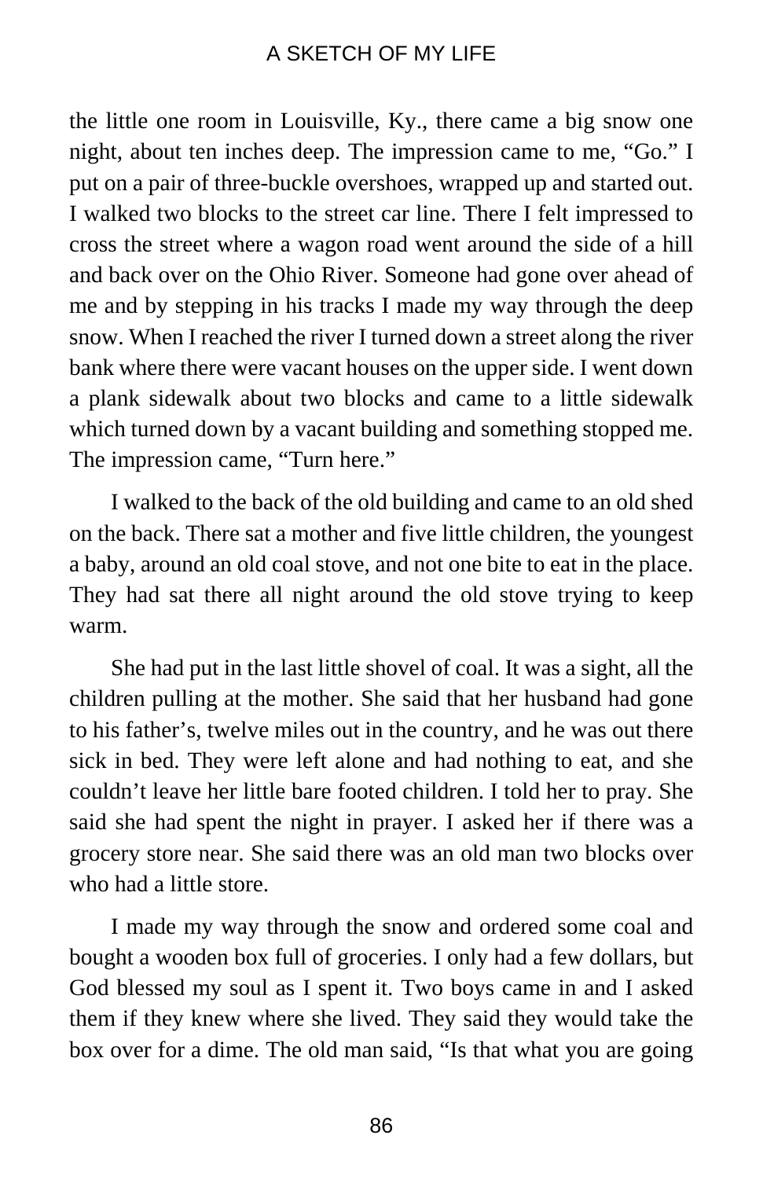the little one room in Louisville, Ky., there came a big snow one night, about ten inches deep. The impression came to me, "Go." I put on a pair of three-buckle overshoes, wrapped up and started out. I walked two blocks to the street car line. There I felt impressed to cross the street where a wagon road went around the side of a hill and back over on the Ohio River. Someone had gone over ahead of me and by stepping in his tracks I made my way through the deep snow. When I reached the river I turned down a street along the river bank where there were vacant houses on the upper side. I went down a plank sidewalk about two blocks and came to a little sidewalk which turned down by a vacant building and something stopped me. The impression came, "Turn here."

I walked to the back of the old building and came to an old shed on the back. There sat a mother and five little children, the youngest a baby, around an old coal stove, and not one bite to eat in the place. They had sat there all night around the old stove trying to keep warm.

She had put in the last little shovel of coal. It was a sight, all the children pulling at the mother. She said that her husband had gone to his father's, twelve miles out in the country, and he was out there sick in bed. They were left alone and had nothing to eat, and she couldn't leave her little bare footed children. I told her to pray. She said she had spent the night in prayer. I asked her if there was a grocery store near. She said there was an old man two blocks over who had a little store.

I made my way through the snow and ordered some coal and bought a wooden box full of groceries. I only had a few dollars, but God blessed my soul as I spent it. Two boys came in and I asked them if they knew where she lived. They said they would take the box over for a dime. The old man said, "Is that what you are going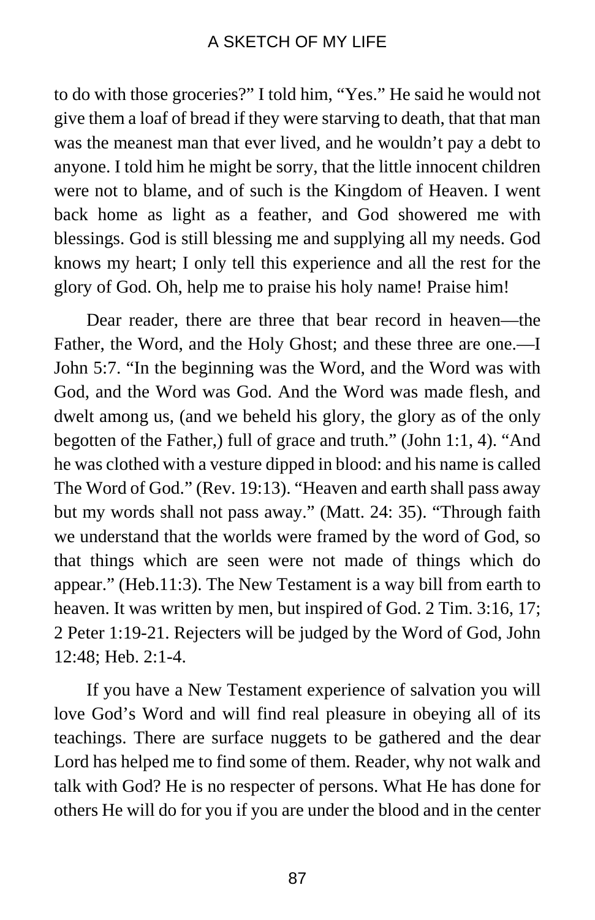to do with those groceries?" I told him, "Yes." He said he would not give them a loaf of bread if they were starving to death, that that man was the meanest man that ever lived, and he wouldn't pay a debt to anyone. I told him he might be sorry, that the little innocent children were not to blame, and of such is the Kingdom of Heaven. I went back home as light as a feather, and God showered me with blessings. God is still blessing me and supplying all my needs. God knows my heart; I only tell this experience and all the rest for the glory of God. Oh, help me to praise his holy name! Praise him!

Dear reader, there are three that bear record in heaven—the Father, the Word, and the Holy Ghost; and these three are one.—I John 5:7. "In the beginning was the Word, and the Word was with God, and the Word was God. And the Word was made flesh, and dwelt among us, (and we beheld his glory, the glory as of the only begotten of the Father,) full of grace and truth." (John 1:1, 4). "And he was clothed with a vesture dipped in blood: and his name is called The Word of God." (Rev. 19:13). "Heaven and earth shall pass away but my words shall not pass away." (Matt. 24: 35). "Through faith we understand that the worlds were framed by the word of God, so that things which are seen were not made of things which do appear." (Heb.11:3). The New Testament is a way bill from earth to heaven. It was written by men, but inspired of God. 2 Tim. 3:16, 17; 2 Peter 1:19-21. Rejecters will be judged by the Word of God, John 12:48; Heb. 2:1-4.

If you have a New Testament experience of salvation you will love God's Word and will find real pleasure in obeying all of its teachings. There are surface nuggets to be gathered and the dear Lord has helped me to find some of them. Reader, why not walk and talk with God? He is no respecter of persons. What He has done for others He will do for you if you are under the blood and in the center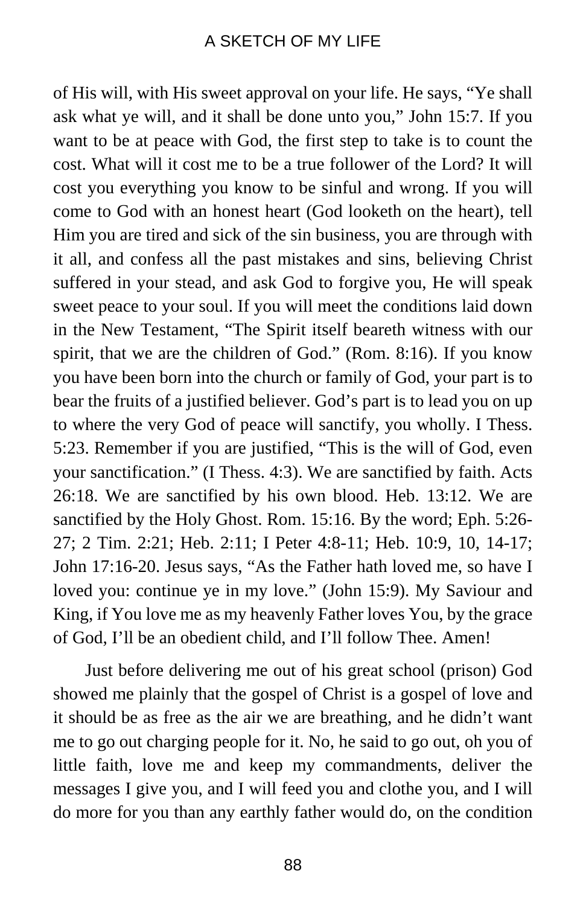of His will, with His sweet approval on your life. He says, "Ye shall ask what ye will, and it shall be done unto you," John 15:7. If you want to be at peace with God, the first step to take is to count the cost. What will it cost me to be a true follower of the Lord? It will cost you everything you know to be sinful and wrong. If you will come to God with an honest heart (God looketh on the heart), tell Him you are tired and sick of the sin business, you are through with it all, and confess all the past mistakes and sins, believing Christ suffered in your stead, and ask God to forgive you, He will speak sweet peace to your soul. If you will meet the conditions laid down in the New Testament, "The Spirit itself beareth witness with our spirit, that we are the children of God." (Rom. 8:16). If you know you have been born into the church or family of God, your part is to bear the fruits of a justified believer. God's part is to lead you on up to where the very God of peace will sanctify, you wholly. I Thess. 5:23. Remember if you are justified, "This is the will of God, even your sanctification." (I Thess. 4:3). We are sanctified by faith. Acts 26:18. We are sanctified by his own blood. Heb. 13:12. We are sanctified by the Holy Ghost. Rom. 15:16. By the word; Eph. 5:26-27; 2 Tim. 2:21; Heb. 2:11; I Peter 4:8-11; Heb. 10:9, 10, 14-17; John 17:16-20. Jesus says, "As the Father hath loved me, so have I loved you: continue ye in my love." (John 15:9). My Saviour and King, if You love me as my heavenly Father loves You, by the grace of God, I'll be an obedient child, and I'll follow Thee. Amen!

Just before delivering me out of his great school (prison) God showed me plainly that the gospel of Christ is a gospel of love and it should be as free as the air we are breathing, and he didn't want me to go out charging people for it. No, he said to go out, oh you of little faith, love me and keep my commandments, deliver the messages I give you, and I will feed you and clothe you, and I will do more for you than any earthly father would do, on the condition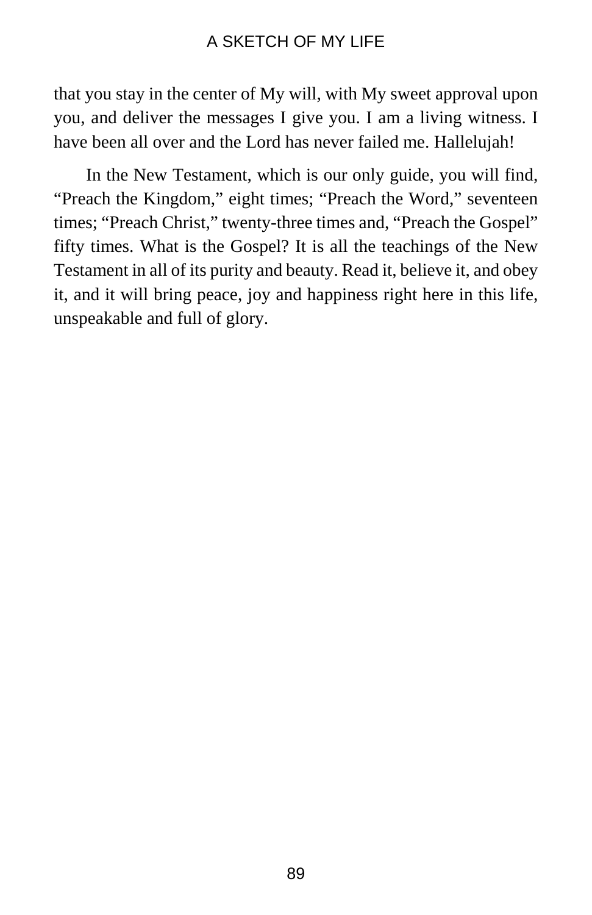that you stay in the center of My will, with My sweet approval upon you, and deliver the messages I give you. I am a living witness. I have been all over and the Lord has never failed me. Hallelujah!

In the New Testament, which is our only guide, you will find, "Preach the Kingdom," eight times; "Preach the Word," seventeen times; "Preach Christ," twenty-three times and, "Preach the Gospel" fifty times. What is the Gospel? It is all the teachings of the New Testament in all of its purity and beauty. Read it, believe it, and obey it, and it will bring peace, joy and happiness right here in this life, unspeakable and full of glory.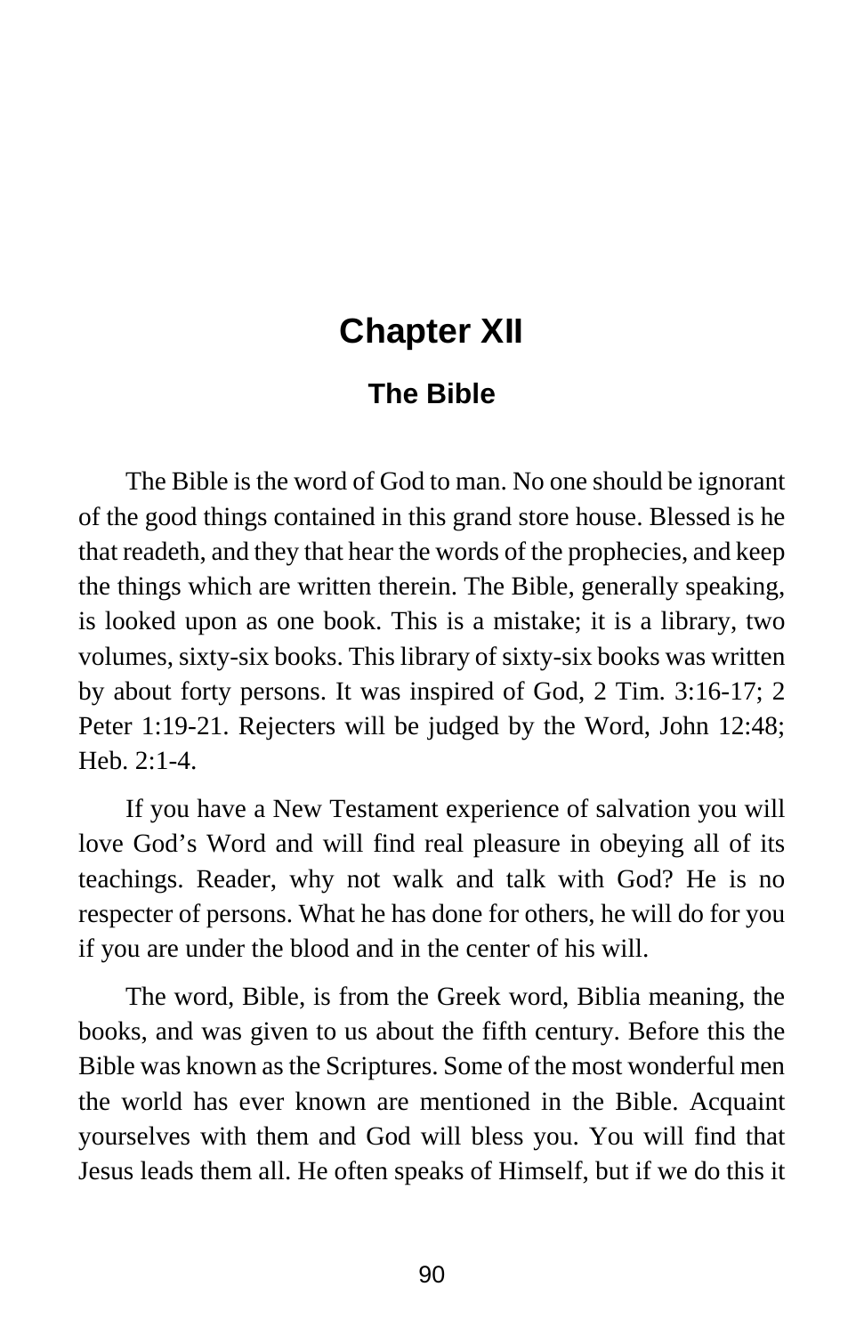# Chapter XII

## The Bible

The Bible is the word of God to man. No one should be ignorant of the good things contained in this grand store house. Blessed is he that readeth, and they that hear the words of the prophecies, and keep the things which are written therein. The Bible, generally speaking, is looked upon as one book. This is a mistake; it is a library, two volumes, sixty-six books. This library of sixty-six books was written by about forty persons. It was inspired of God, 2 Tim. 3:16-17; 2 Peter 1:19-21. Rejecters will be judged by the Word, John 12:48; Heb. 2:1-4.

If you have a New Testament experience of salvation you will love God's Word and will find real pleasure in obeying all of its teachings. Reader, why not walk and talk with God? He is no respecter of persons. What he has done for others, he will do for you if you are under the blood and in the center of his will.

The word, Bible, is from the Greek word, Biblia meaning, the books, and was given to us about the fifth century. Before this the Bible was known as the Scriptures. Some of the most wonderful men the world has ever known are mentioned in the Bible. Acquaint yourselves with them and God will bless you. You will find that Jesus leads them all. He often speaks of Himself, but if we do this it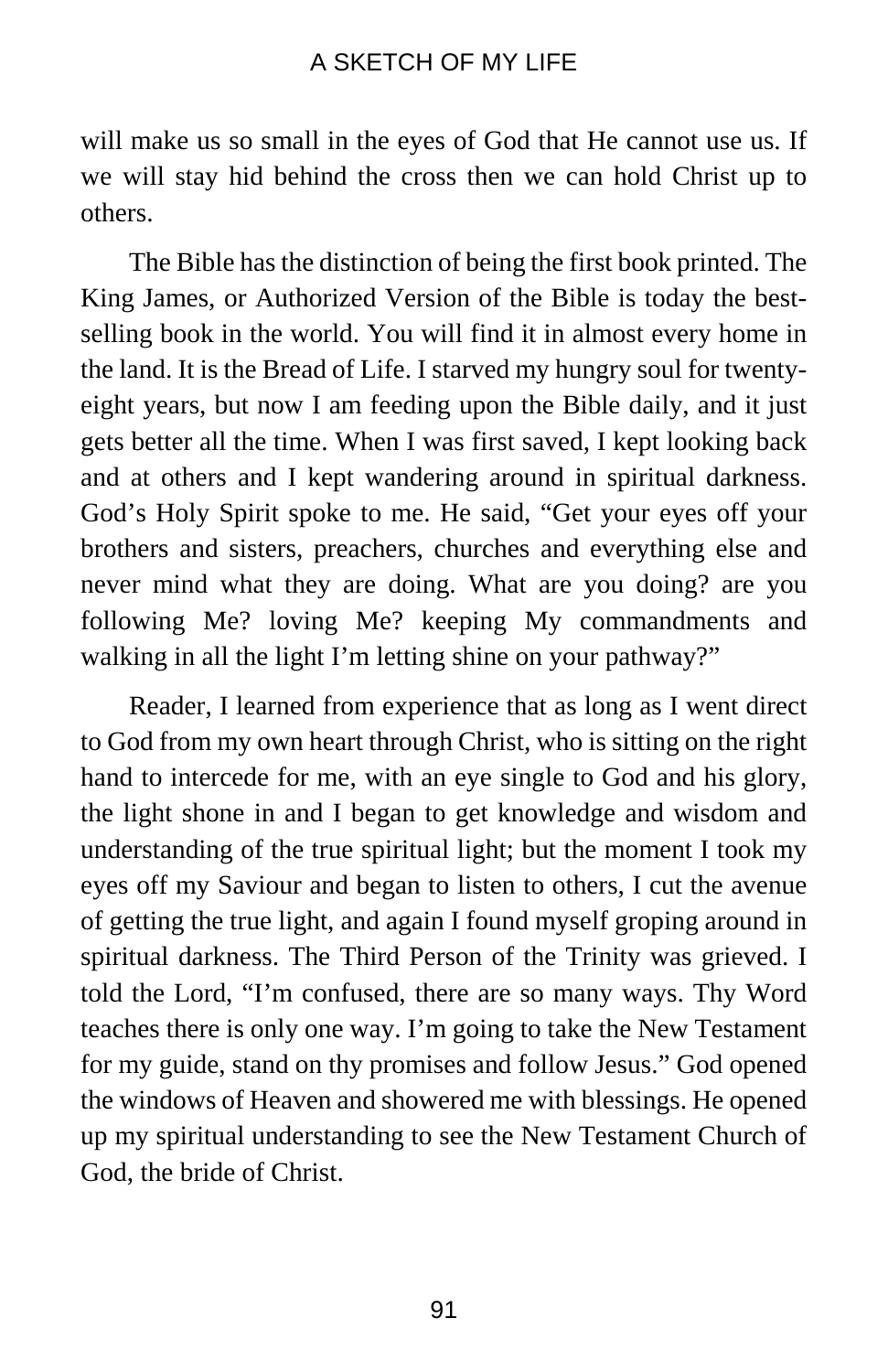will make us so small in the eyes of God that He cannot use us. If we will stay hid behind the cross then we can hold Christ up to others.

The Bible has the distinction of being the first book printed. The King James, or Authorized Version of the Bible is today the best-selling book in the world. You will find it in almost every home in the land. It is the Bread of Life. I starved my hungry soul for twenty-eight years, but now I am feeding upon the Bible daily, and it just gets better all the time. When I was first saved, I kept looking back and at others and I kept wandering around in spiritual darkness. God's Holy Spirit spoke to me. He said, "Get your eyes off your brothers and sisters, preachers, churches and everything else and never mind what they are doing. What are you doing? are you following Me? loving Me? keeping My commandments and walking in all the light I'm letting shine on your pathway?"

Reader, I learned from experience that as long as I went direct to God from my own heart through Christ, who is sitting on the right hand to intercede for me, with an eye single to God and his glory, the light shone in and I began to get knowledge and wisdom and understanding of the true spiritual light; but the moment I took my eyes off my Saviour and began to listen to others, I cut the avenue of getting the true light, and again I found myself groping around in spiritual darkness. The Third Person of the Trinity was grieved. I told the Lord, "I'm confused, there are so many ways. Thy Word teaches there is only one way. I'm going to take the New Testament for my guide, stand on thy promises and follow Jesus." God opened the windows of Heaven and showered me with blessings. He opened up my spiritual understanding to see the New Testament Church of God, the bride of Christ.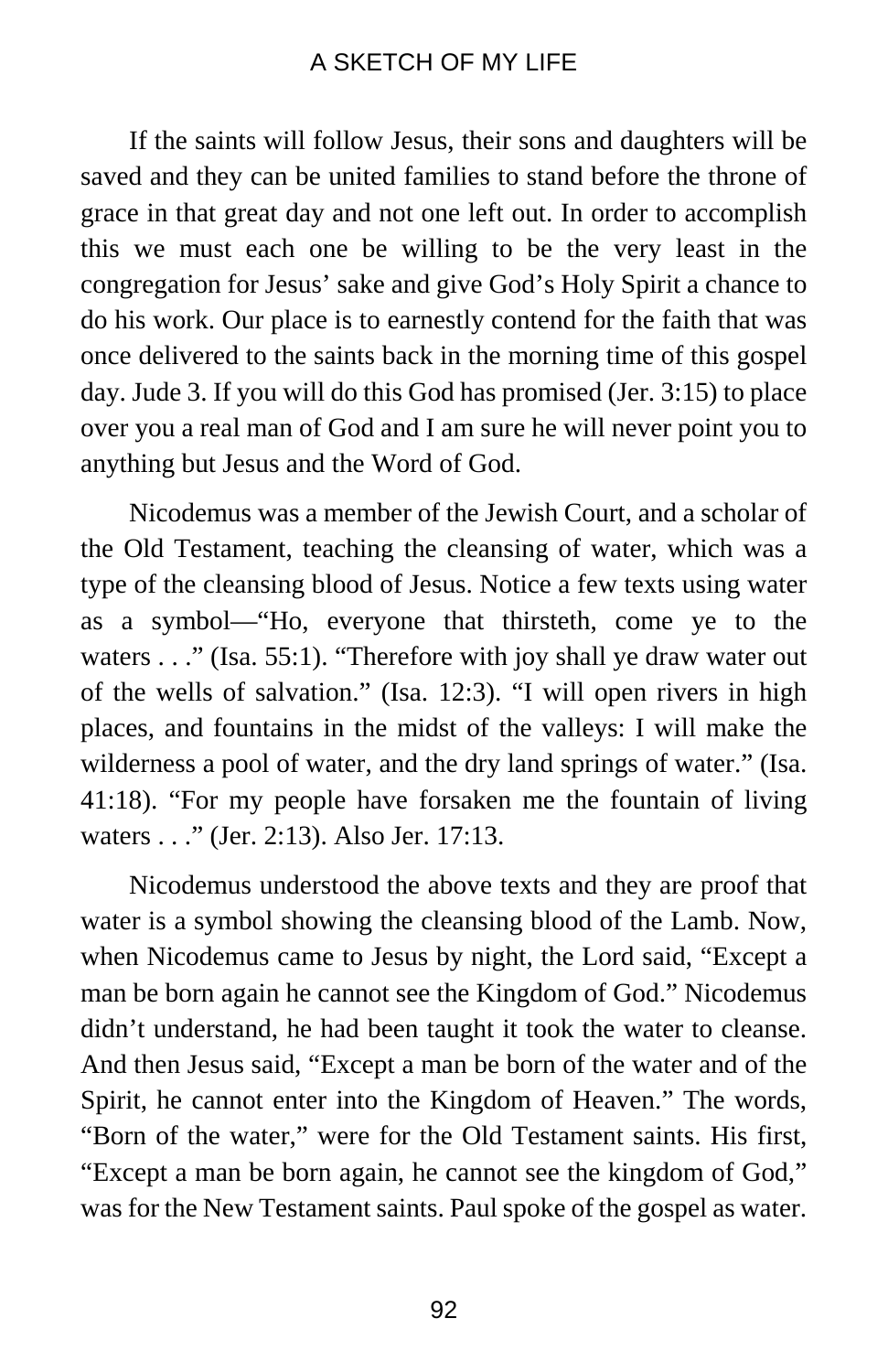If the saints will follow Jesus, their sons and daughters will be saved and they can be united families to stand before the throne of grace in that great day and not one left out. In order to accomplish this we must each one be willing to be the very least in the congregation for Jesus' sake and give God's Holy Spirit a chance to do his work. Our place is to earnestly contend for the faith that was once delivered to the saints back in the morning time of this gospel day. Jude 3. If you will do this God has promised (Jer. 3:15) to place over you a real man of God and I am sure he will never point you to anything but Jesus and the Word of God.

Nicodemus was a member of the Jewish Court, and a scholar of the Old Testament, teaching the cleansing of water, which was a type of the cleansing blood of Jesus. Notice a few texts using water as a symbol—"Ho, everyone that thirsteth, come ye to the waters . . ." (Isa. 55:1). "Therefore with joy shall ye draw water out of the wells of salvation." (Isa. 12:3). "I will open rivers in high places, and fountains in the midst of the valleys: I will make the wilderness a pool of water, and the dry land springs of water." (Isa. 41:18). "For my people have forsaken me the fountain of living waters . . ." (Jer. 2:13). Also Jer. 17:13.

Nicodemus understood the above texts and they are proof that water is a symbol showing the cleansing blood of the Lamb. Now, when Nicodemus came to Jesus by night, the Lord said, "Except a man be born again he cannot see the Kingdom of God." Nicodemus didn't understand, he had been taught it took the water to cleanse. And then Jesus said, "Except a man be born of the water and of the Spirit, he cannot enter into the Kingdom of Heaven." The words, "Born of the water," were for the Old Testament saints. His first, "Except a man be born again, he cannot see the kingdom of God," was for the New Testament saints. Paul spoke of the gospel as water.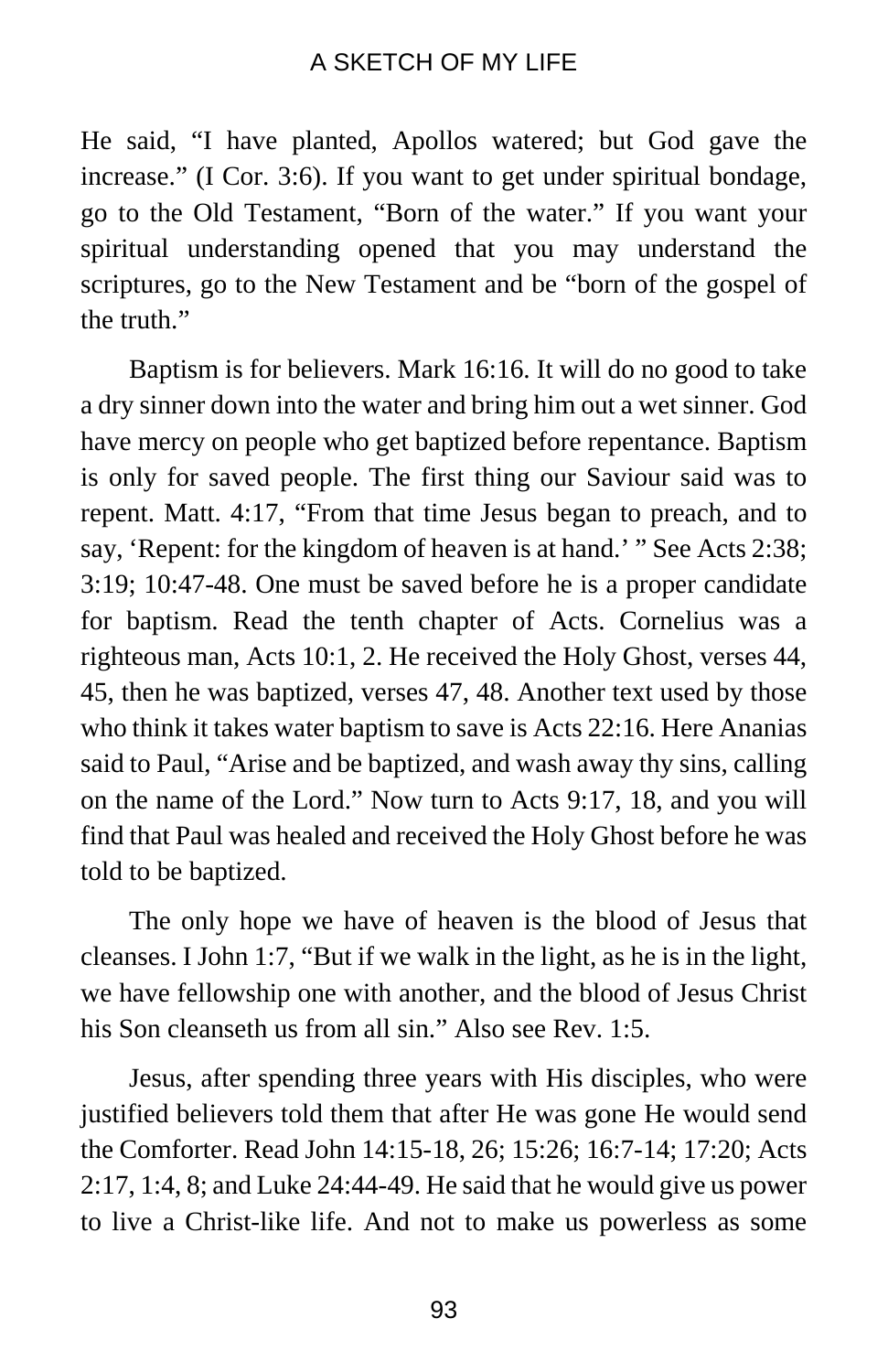He said, "I have planted, Apollos watered; but God gave the increase." (I Cor. 3:6). If you want to get under spiritual bondage, go to the Old Testament, "Born of the water." If you want your spiritual understanding opened that you may understand the scriptures, go to the New Testament and be "born of the gospel of the truth."

Baptism is for believers. Mark 16:16. It will do no good to take a dry sinner down into the water and bring him out a wet sinner. God have mercy on people who get baptized before repentance. Baptism is only for saved people. The first thing our Saviour said was to repent. Matt. 4:17, "From that time Jesus began to preach, and to say, 'Repent: for the kingdom of heaven is at hand.' " See Acts 2:38; 3:19; 10:47-48. One must be saved before he is a proper candidate for baptism. Read the tenth chapter of Acts. Cornelius was a righteous man, Acts 10:1, 2. He received the Holy Ghost, verses 44, 45, then he was baptized, verses 47, 48. Another text used by those who think it takes water baptism to save is Acts 22:16. Here Ananias said to Paul, "Arise and be baptized, and wash away thy sins, calling on the name of the Lord." Now turn to Acts 9:17, 18, and you will find that Paul was healed and received the Holy Ghost before he was told to be baptized.

The only hope we have of heaven is the blood of Jesus that cleanses. I John 1:7, "But if we walk in the light, as he is in the light, we have fellowship one with another, and the blood of Jesus Christ his Son cleanseth us from all sin." Also see Rev. 1:5.

Jesus, after spending three years with His disciples, who were justified believers told them that after He was gone He would send the Comforter. Read John 14:15-18, 26; 15:26; 16:7-14; 17:20; Acts 2:17, 1:4, 8; and Luke 24:44-49. He said that he would give us power to live a Christ-like life. And not to make us powerless as some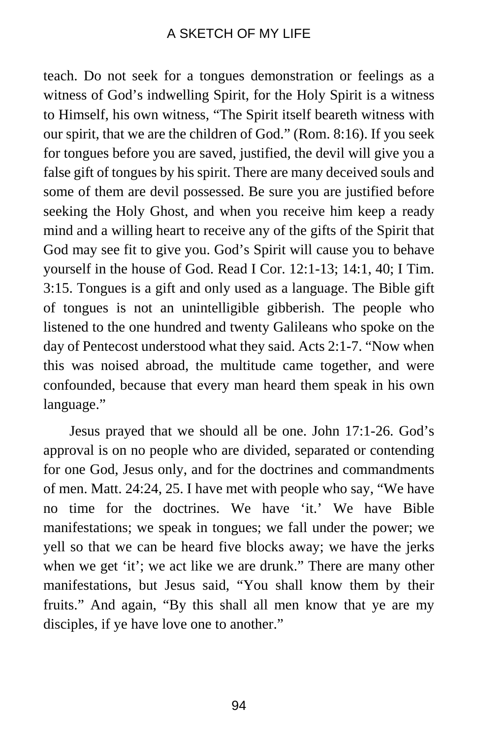teach. Do not seek for a tongues demonstration or feelings as a witness of God's indwelling Spirit, for the Holy Spirit is a witness to Himself, his own witness, "The Spirit itself beareth witness with our spirit, that we are the children of God." (Rom. 8:16). If you seek for tongues before you are saved, justified, the devil will give you a false gift of tongues by his spirit. There are many deceived souls and some of them are devil possessed. Be sure you are justified before seeking the Holy Ghost, and when you receive him keep a ready mind and a willing heart to receive any of the gifts of the Spirit that God may see fit to give you. God's Spirit will cause you to behave yourself in the house of God. Read I Cor. 12:1-13; 14:1, 40; I Tim. 3:15. Tongues is a gift and only used as a language. The Bible gift of tongues is not an unintelligible gibberish. The people who listened to the one hundred and twenty Galileans who spoke on the day of Pentecost understood what they said. Acts 2:1-7. "Now when this was noised abroad, the multitude came together, and were confounded, because that every man heard them speak in his own language."

Jesus prayed that we should all be one. John 17:1-26. God's approval is on no people who are divided, separated or contending for one God, Jesus only, and for the doctrines and commandments of men. Matt. 24:24, 25. I have met with people who say, "We have no time for the doctrines. We have 'it.' We have Bible manifestations; we speak in tongues; we fall under the power; we yell so that we can be heard five blocks away; we have the jerks when we get 'it'; we act like we are drunk." There are many other manifestations, but Jesus said, "You shall know them by their fruits." And again, "By this shall all men know that ye are my disciples, if ye have love one to another."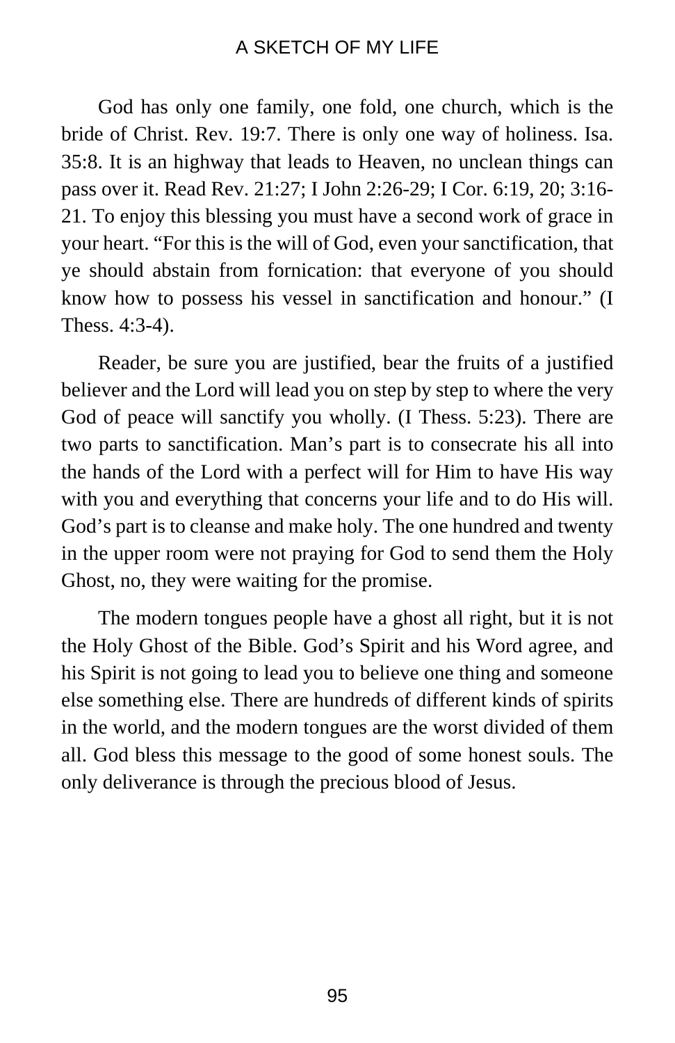God has only one family, one fold, one church, which is the bride of Christ. Rev. 19:7. There is only one way of holiness. Isa. 35:8. It is an highway that leads to Heaven, no unclean things can pass over it. Read Rev. 21:27; I John 2:26-29; I Cor. 6:19, 20; 3:16-21. To enjoy this blessing you must have a second work of grace in your heart. "For this is the will of God, even your sanctification, that ye should abstain from fornication: that everyone of you should know how to possess his vessel in sanctification and honour." (I Thess. 4:3-4).

Reader, be sure you are justified, bear the fruits of a justified believer and the Lord will lead you on step by step to where the very God of peace will sanctify you wholly. (I Thess. 5:23). There are two parts to sanctification. Man's part is to consecrate his all into the hands of the Lord with a perfect will for Him to have His way with you and everything that concerns your life and to do His will. God's part is to cleanse and make holy. The one hundred and twenty in the upper room were not praying for God to send them the Holy Ghost, no, they were waiting for the promise.

The modern tongues people have a ghost all right, but it is not the Holy Ghost of the Bible. God's Spirit and his Word agree, and his Spirit is not going to lead you to believe one thing and someone else something else. There are hundreds of different kinds of spirits in the world, and the modern tongues are the worst divided of them all. God bless this message to the good of some honest souls. The only deliverance is through the precious blood of Jesus.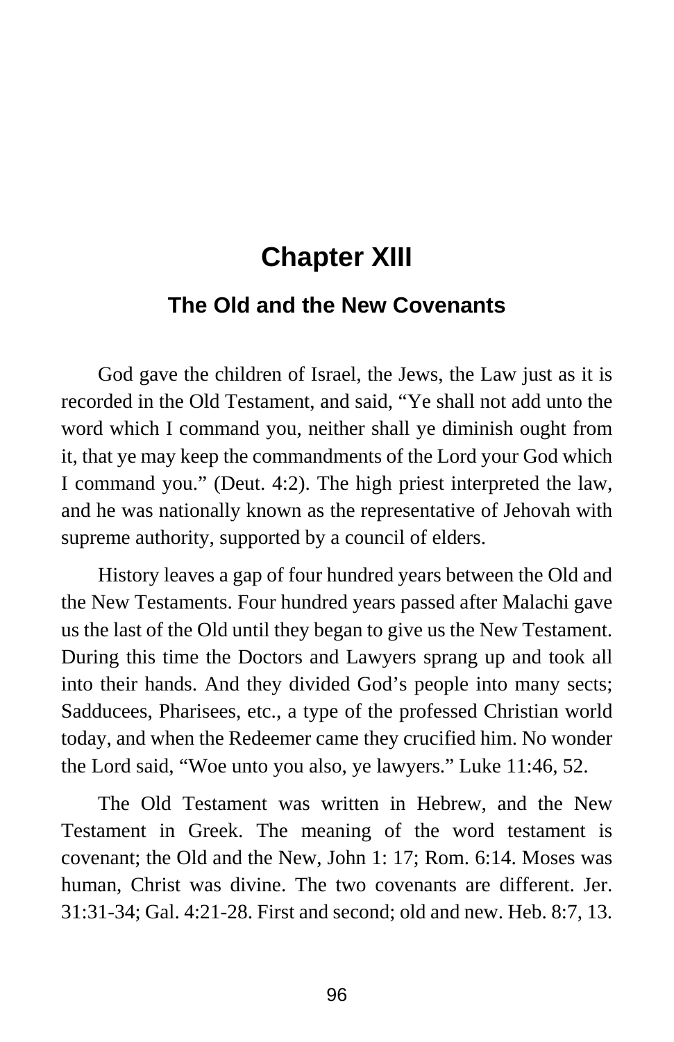# Chapter XIII

## The Old and the New Covenants

God gave the children of Israel, the Jews, the Law just as it is recorded in the Old Testament, and said, “Ye shall not add unto the word which I command you, neither shall ye diminish ought from it, that ye may keep the commandments of the Lord your God which I command you.” (Deut. 4:2). The high priest interpreted the law, and he was nationally known as the representative of Jehovah with supreme authority, supported by a council of elders.

History leaves a gap of four hundred years between the Old and the New Testaments. Four hundred years passed after Malachi gave us the last of the Old until they began to give us the New Testament. During this time the Doctors and Lawyers sprang up and took all into their hands. And they divided God’s people into many sects; Sadducees, Pharisees, etc., a type of the professed Christian world today, and when the Redeemer came they crucified him. No wonder the Lord said, “Woe unto you also, ye lawyers.” Luke 11:46, 52.

The Old Testament was written in Hebrew, and the New Testament in Greek. The meaning of the word testament is covenant; the Old and the New, John 1: 17; Rom. 6:14. Moses was human, Christ was divine. The two covenants are different. Jer. 31:31-34; Gal. 4:21-28. First and second; old and new. Heb. 8:7, 13.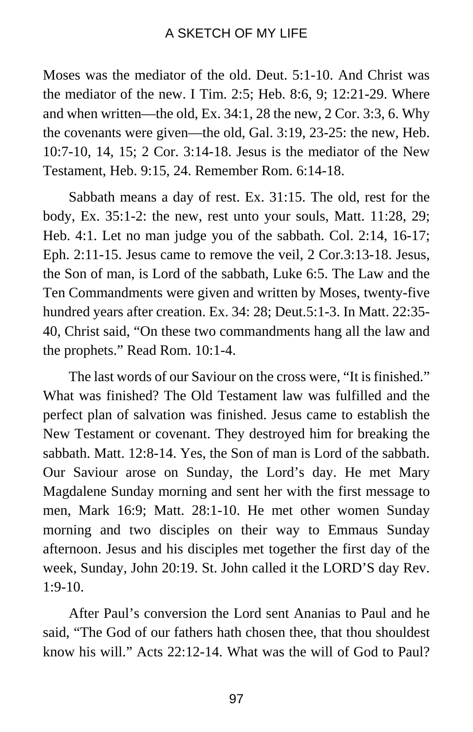Moses was the mediator of the old. Deut. 5:1-10. And Christ was the mediator of the new. I Tim. 2:5; Heb. 8:6, 9; 12:21-29. Where and when written—the old, Ex. 34:1, 28 the new, 2 Cor. 3:3, 6. Why the covenants were given—the old, Gal. 3:19, 23-25: the new, Heb. 10:7-10, 14, 15; 2 Cor. 3:14-18. Jesus is the mediator of the New Testament, Heb. 9:15, 24. Remember Rom. 6:14-18.

Sabbath means a day of rest. Ex. 31:15. The old, rest for the body, Ex. 35:1-2: the new, rest unto your souls, Matt. 11:28, 29; Heb. 4:1. Let no man judge you of the sabbath. Col. 2:14, 16-17; Eph. 2:11-15. Jesus came to remove the veil, 2 Cor.3:13-18. Jesus, the Son of man, is Lord of the sabbath, Luke 6:5. The Law and the Ten Commandments were given and written by Moses, twenty-five hundred years after creation. Ex. 34: 28; Deut.5:1-3. In Matt. 22:35-40, Christ said, "On these two commandments hang all the law and the prophets." Read Rom. 10:1-4.

The last words of our Saviour on the cross were, "It is finished." What was finished? The Old Testament law was fulfilled and the perfect plan of salvation was finished. Jesus came to establish the New Testament or covenant. They destroyed him for breaking the sabbath. Matt. 12:8-14. Yes, the Son of man is Lord of the sabbath. Our Saviour arose on Sunday, the Lord's day. He met Mary Magdalene Sunday morning and sent her with the first message to men, Mark 16:9; Matt. 28:1-10. He met other women Sunday morning and two disciples on their way to Emmaus Sunday afternoon. Jesus and his disciples met together the first day of the week, Sunday, John 20:19. St. John called it the LORD'S day Rev. 1:9-10.

After Paul's conversion the Lord sent Ananias to Paul and he said, "The God of our fathers hath chosen thee, that thou shouldest know his will." Acts 22:12-14. What was the will of God to Paul?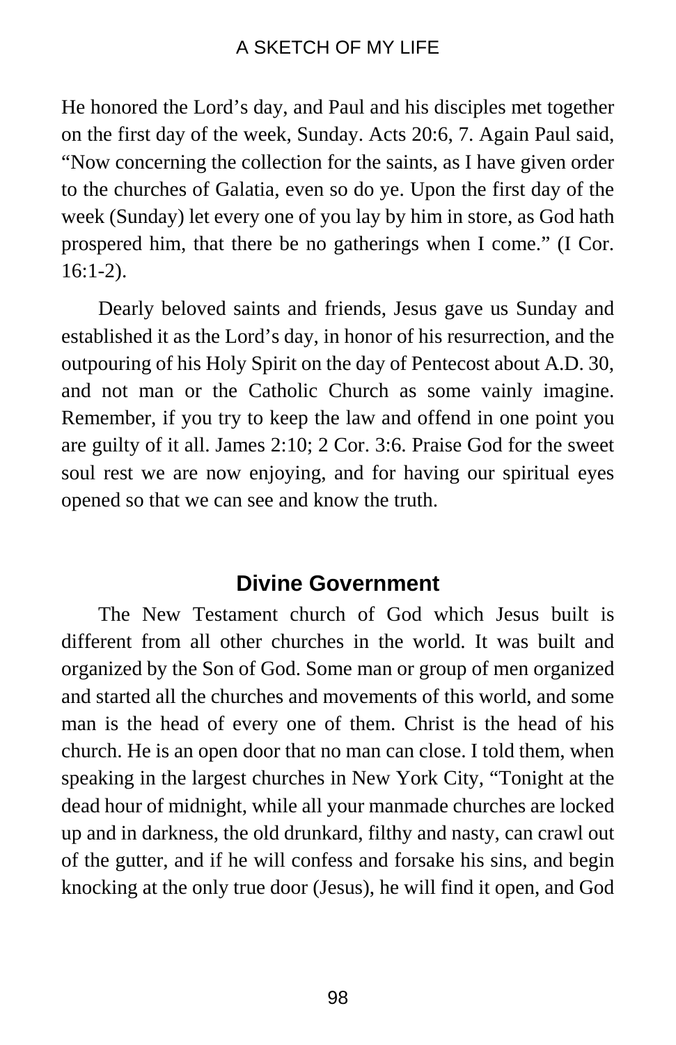He honored the Lord's day, and Paul and his disciples met together on the first day of the week, Sunday. Acts 20:6, 7. Again Paul said, "Now concerning the collection for the saints, as I have given order to the churches of Galatia, even so do ye. Upon the first day of the week (Sunday) let every one of you lay by him in store, as God hath prospered him, that there be no gatherings when I come." (I Cor. 16:1-2).

Dearly beloved saints and friends, Jesus gave us Sunday and established it as the Lord's day, in honor of his resurrection, and the outpouring of his Holy Spirit on the day of Pentecost about A.D. 30, and not man or the Catholic Church as some vainly imagine. Remember, if you try to keep the law and offend in one point you are guilty of it all. James 2:10; 2 Cor. 3:6. Praise God for the sweet soul rest we are now enjoying, and for having our spiritual eyes opened so that we can see and know the truth.

## Divine Government

The New Testament church of God which Jesus built is different from all other churches in the world. It was built and organized by the Son of God. Some man or group of men organized and started all the churches and movements of this world, and some man is the head of every one of them. Christ is the head of his church. He is an open door that no man can close. I told them, when speaking in the largest churches in New York City, "Tonight at the dead hour of midnight, while all your manmade churches are locked up and in darkness, the old drunkard, filthy and nasty, can crawl out of the gutter, and if he will confess and forsake his sins, and begin knocking at the only true door (Jesus), he will find it open, and God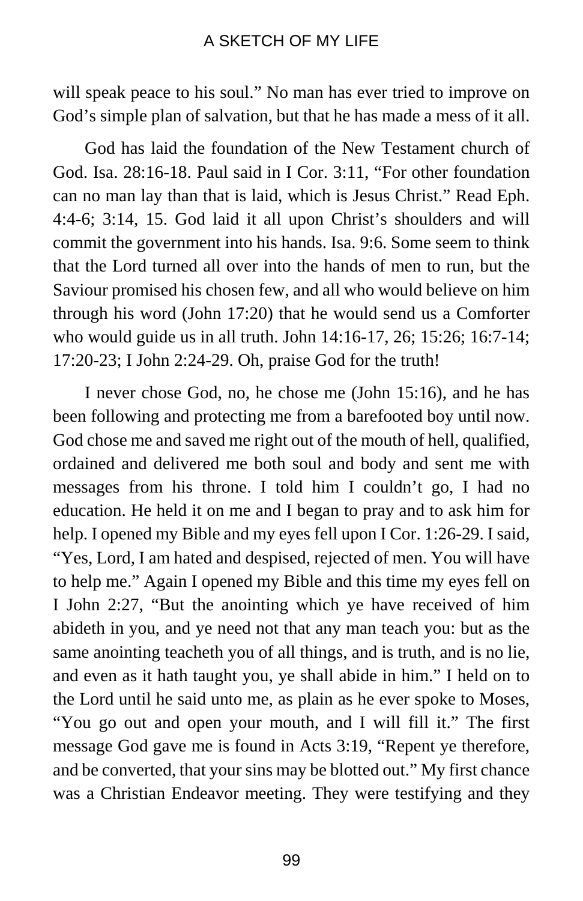will speak peace to his soul." No man has ever tried to improve on God's simple plan of salvation, but that he has made a mess of it all.

God has laid the foundation of the New Testament church of God. Isa. 28:16-18. Paul said in I Cor. 3:11, "For other foundation can no man lay than that is laid, which is Jesus Christ." Read Eph. 4:4-6; 3:14, 15. God laid it all upon Christ's shoulders and will commit the government into his hands. Isa. 9:6. Some seem to think that the Lord turned all over into the hands of men to run, but the Saviour promised his chosen few, and all who would believe on him through his word (John 17:20) that he would send us a Comforter who would guide us in all truth. John 14:16-17, 26; 15:26; 16:7-14; 17:20-23; I John 2:24-29. Oh, praise God for the truth!

I never chose God, no, he chose me (John 15:16), and he has been following and protecting me from a barefooted boy until now. God chose me and saved me right out of the mouth of hell, qualified, ordained and delivered me both soul and body and sent me with messages from his throne. I told him I couldn't go, I had no education. He held it on me and I began to pray and to ask him for help. I opened my Bible and my eyes fell upon I Cor. 1:26-29. I said, "Yes, Lord, I am hated and despised, rejected of men. You will have to help me." Again I opened my Bible and this time my eyes fell on I John 2:27, "But the anointing which ye have received of him abideth in you, and ye need not that any man teach you: but as the same anointing teacheth you of all things, and is truth, and is no lie, and even as it hath taught you, ye shall abide in him." I held on to the Lord until he said unto me, as plain as he ever spoke to Moses, "You go out and open your mouth, and I will fill it." The first message God gave me is found in Acts 3:19, "Repent ye therefore, and be converted, that your sins may be blotted out." My first chance was a Christian Endeavor meeting. They were testifying and they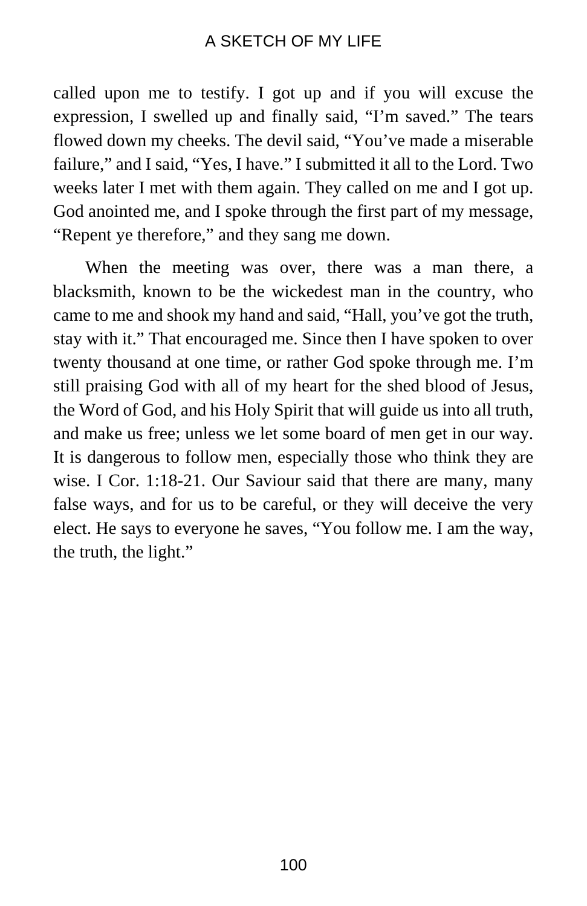called upon me to testify. I got up and if you will excuse the expression, I swelled up and finally said, “I’m saved.” The tears flowed down my cheeks. The devil said, “You’ve made a miserable failure,” and I said, “Yes, I have.” I submitted it all to the Lord. Two weeks later I met with them again. They called on me and I got up. God anointed me, and I spoke through the first part of my message, “Repent ye therefore,” and they sang me down.

When the meeting was over, there was a man there, a blacksmith, known to be the wickedest man in the country, who came to me and shook my hand and said, “Hall, you’ve got the truth, stay with it.” That encouraged me. Since then I have spoken to over twenty thousand at one time, or rather God spoke through me. I’m still praising God with all of my heart for the shed blood of Jesus, the Word of God, and his Holy Spirit that will guide us into all truth, and make us free; unless we let some board of men get in our way. It is dangerous to follow men, especially those who think they are wise. I Cor. 1:18-21. Our Saviour said that there are many, many false ways, and for us to be careful, or they will deceive the very elect. He says to everyone he saves, “You follow me. I am the way, the truth, the light.”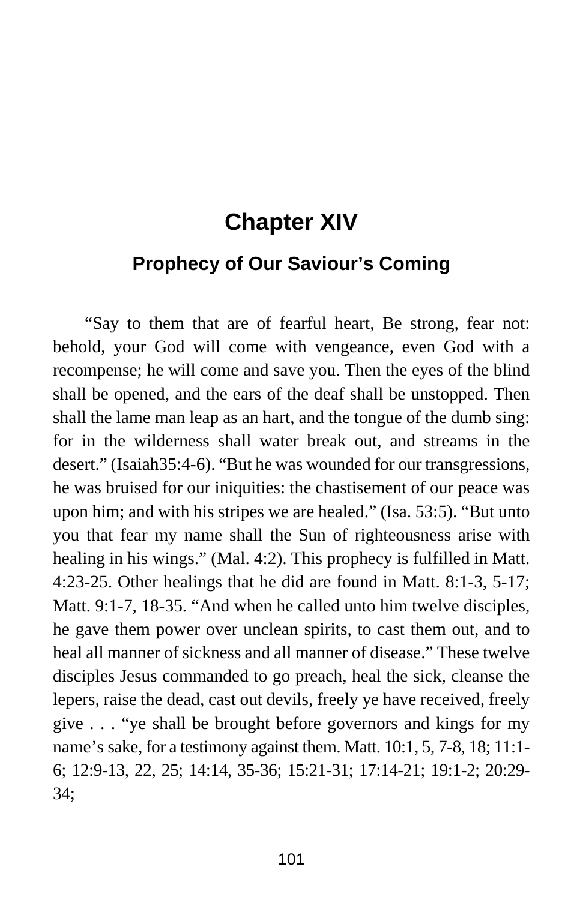# Chapter XIV

## Prophecy of Our Saviour's Coming

"Say to them that are of fearful heart, Be strong, fear not: behold, your God will come with vengeance, even God with a recompense; he will come and save you. Then the eyes of the blind shall be opened, and the ears of the deaf shall be unstopped. Then shall the lame man leap as an hart, and the tongue of the dumb sing: for in the wilderness shall water break out, and streams in the desert." (Isaiah35:4-6). "But he was wounded for our transgressions, he was bruised for our iniquities: the chastisement of our peace was upon him; and with his stripes we are healed." (Isa. 53:5). "But unto you that fear my name shall the Sun of righteousness arise with healing in his wings." (Mal. 4:2). This prophecy is fulfilled in Matt. 4:23-25. Other healings that he did are found in Matt. 8:1-3, 5-17; Matt. 9:1-7, 18-35. "And when he called unto him twelve disciples, he gave them power over unclean spirits, to cast them out, and to heal all manner of sickness and all manner of disease." These twelve disciples Jesus commanded to go preach, heal the sick, cleanse the lepers, raise the dead, cast out devils, freely ye have received, freely give . . . "ye shall be brought before governors and kings for my name's sake, for a testimony against them. Matt. 10:1, 5, 7-8, 18; 11:1-6; 12:9-13, 22, 25; 14:14, 35-36; 15:21-31; 17:14-21; 19:1-2; 20:29-34;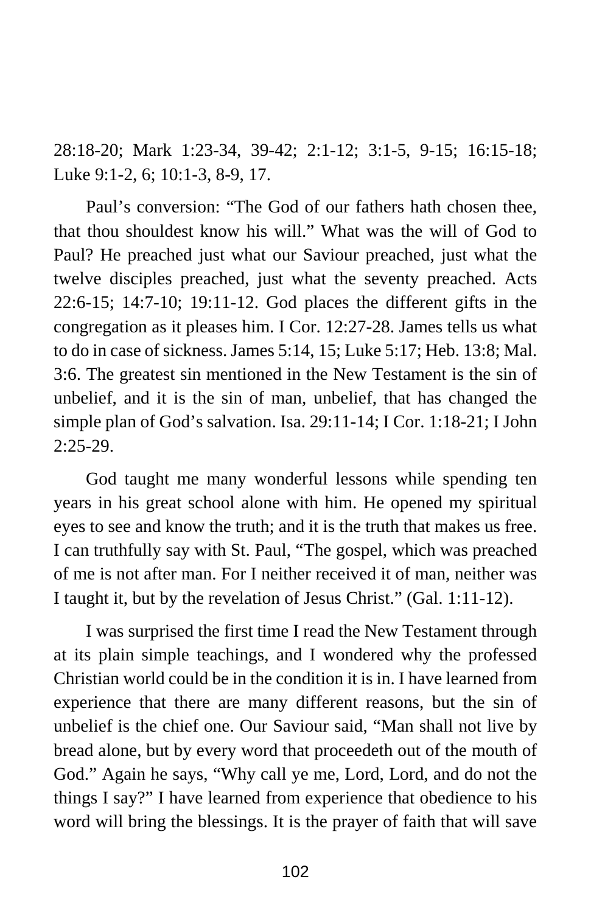28:18-20; Mark 1:23-34, 39-42; 2:1-12; 3:1-5, 9-15; 16:15-18; Luke 9:1-2, 6; 10:1-3, 8-9, 17.

Paul's conversion: "The God of our fathers hath chosen thee, that thou shouldest know his will." What was the will of God to Paul? He preached just what our Saviour preached, just what the twelve disciples preached, just what the seventy preached. Acts 22:6-15; 14:7-10; 19:11-12. God places the different gifts in the congregation as it pleases him. I Cor. 12:27-28. James tells us what to do in case of sickness. James 5:14, 15; Luke 5:17; Heb. 13:8; Mal. 3:6. The greatest sin mentioned in the New Testament is the sin of unbelief, and it is the sin of man, unbelief, that has changed the simple plan of God's salvation. Isa. 29:11-14; I Cor. 1:18-21; I John 2:25-29.

God taught me many wonderful lessons while spending ten years in his great school alone with him. He opened my spiritual eyes to see and know the truth; and it is the truth that makes us free. I can truthfully say with St. Paul, "The gospel, which was preached of me is not after man. For I neither received it of man, neither was I taught it, but by the revelation of Jesus Christ." (Gal. 1:11-12).

I was surprised the first time I read the New Testament through at its plain simple teachings, and I wondered why the professed Christian world could be in the condition it is in. I have learned from experience that there are many different reasons, but the sin of unbelief is the chief one. Our Saviour said, "Man shall not live by bread alone, but by every word that proceedeth out of the mouth of God." Again he says, "Why call ye me, Lord, Lord, and do not the things I say?" I have learned from experience that obedience to his word will bring the blessings. It is the prayer of faith that will save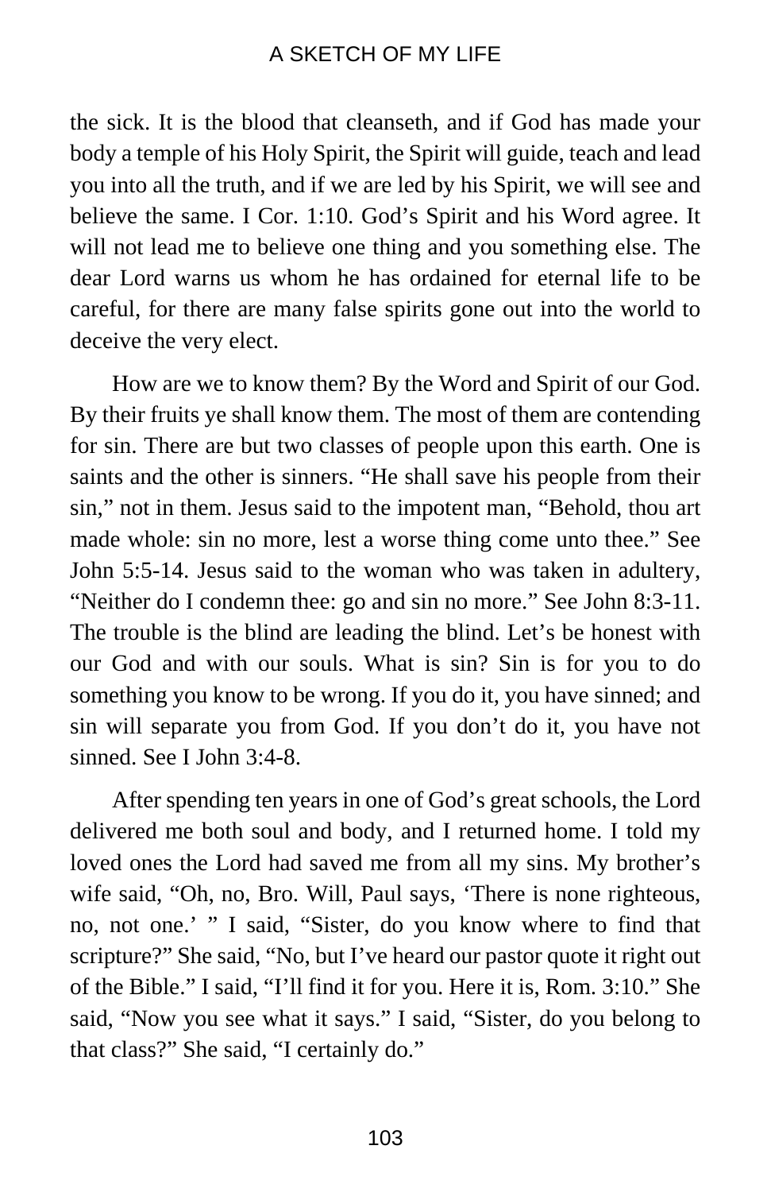the sick. It is the blood that cleanseth, and if God has made your body a temple of his Holy Spirit, the Spirit will guide, teach and lead you into all the truth, and if we are led by his Spirit, we will see and believe the same. I Cor. 1:10. God's Spirit and his Word agree. It will not lead me to believe one thing and you something else. The dear Lord warns us whom he has ordained for eternal life to be careful, for there are many false spirits gone out into the world to deceive the very elect.

How are we to know them? By the Word and Spirit of our God. By their fruits ye shall know them. The most of them are contending for sin. There are but two classes of people upon this earth. One is saints and the other is sinners. "He shall save his people from their sin," not in them. Jesus said to the impotent man, "Behold, thou art made whole: sin no more, lest a worse thing come unto thee." See John 5:5-14. Jesus said to the woman who was taken in adultery, "Neither do I condemn thee: go and sin no more." See John 8:3-11. The trouble is the blind are leading the blind. Let's be honest with our God and with our souls. What is sin? Sin is for you to do something you know to be wrong. If you do it, you have sinned; and sin will separate you from God. If you don't do it, you have not sinned. See I John 3:4-8.

After spending ten years in one of God's great schools, the Lord delivered me both soul and body, and I returned home. I told my loved ones the Lord had saved me from all my sins. My brother's wife said, "Oh, no, Bro. Will, Paul says, 'There is none righteous, no, not one.' " I said, "Sister, do you know where to find that scripture?" She said, "No, but I've heard our pastor quote it right out of the Bible." I said, "I'll find it for you. Here it is, Rom. 3:10." She said, "Now you see what it says." I said, "Sister, do you belong to that class?" She said, "I certainly do."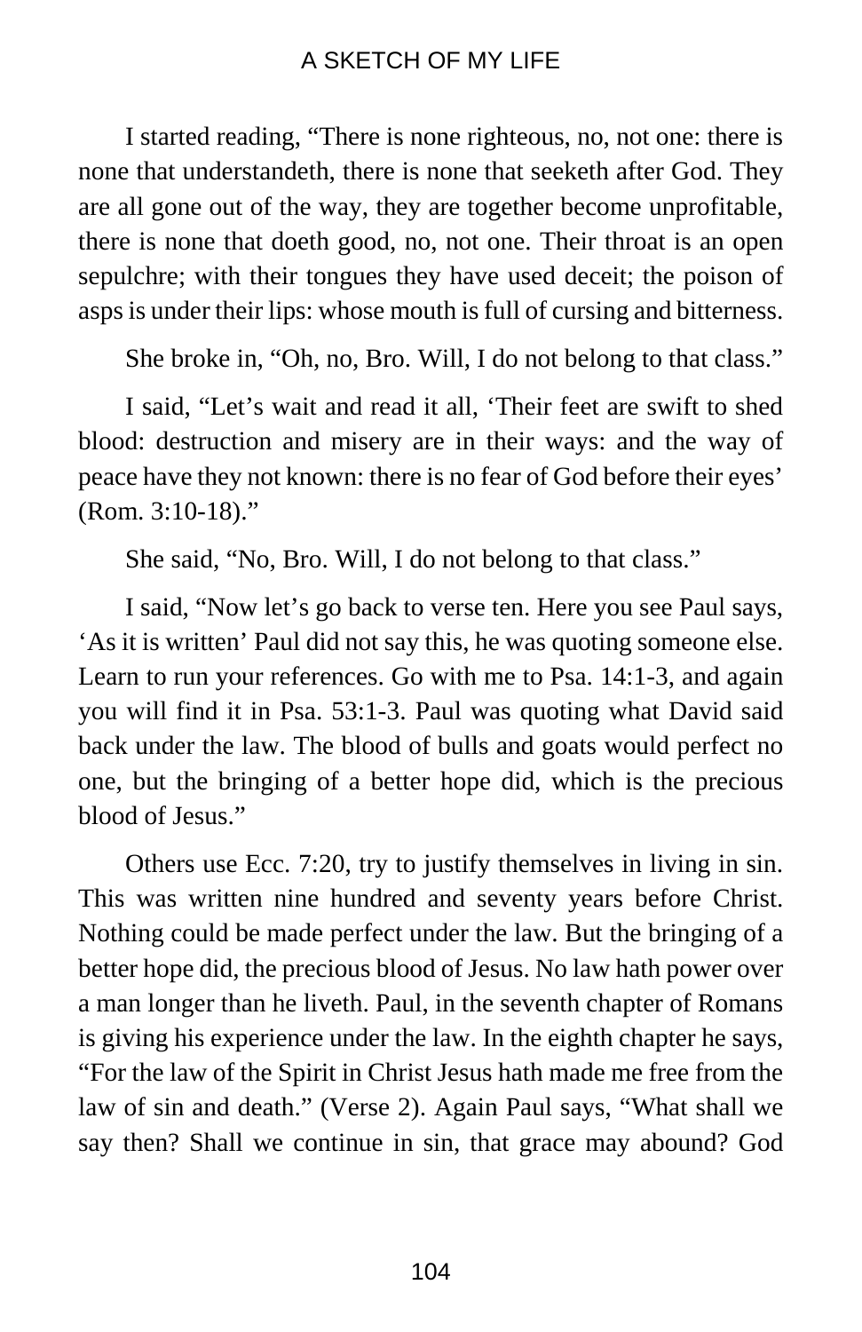I started reading, “There is none righteous, no, not one: there is none that understandeth, there is none that seeketh after God. They are all gone out of the way, they are together become unprofitable, there is none that doeth good, no, not one. Their throat is an open sepulchre; with their tongues they have used deceit; the poison of asps is under their lips: whose mouth is full of cursing and bitterness.

She broke in, “Oh, no, Bro. Will, I do not belong to that class.”

I said, “Let’s wait and read it all, ‘Their feet are swift to shed blood: destruction and misery are in their ways: and the way of peace have they not known: there is no fear of God before their eyes’ (Rom. 3:10-18).”

She said, “No, Bro. Will, I do not belong to that class.”

I said, “Now let’s go back to verse ten. Here you see Paul says, ‘As it is written’ Paul did not say this, he was quoting someone else. Learn to run your references. Go with me to Psa. 14:1-3, and again you will find it in Psa. 53:1-3. Paul was quoting what David said back under the law. The blood of bulls and goats would perfect no one, but the bringing of a better hope did, which is the precious blood of Jesus.”

Others use Ecc. 7:20, try to justify themselves in living in sin. This was written nine hundred and seventy years before Christ. Nothing could be made perfect under the law. But the bringing of a better hope did, the precious blood of Jesus. No law hath power over a man longer than he liveth. Paul, in the seventh chapter of Romans is giving his experience under the law. In the eighth chapter he says, “For the law of the Spirit in Christ Jesus hath made me free from the law of sin and death.” (Verse 2). Again Paul says, “What shall we say then? Shall we continue in sin, that grace may abound? God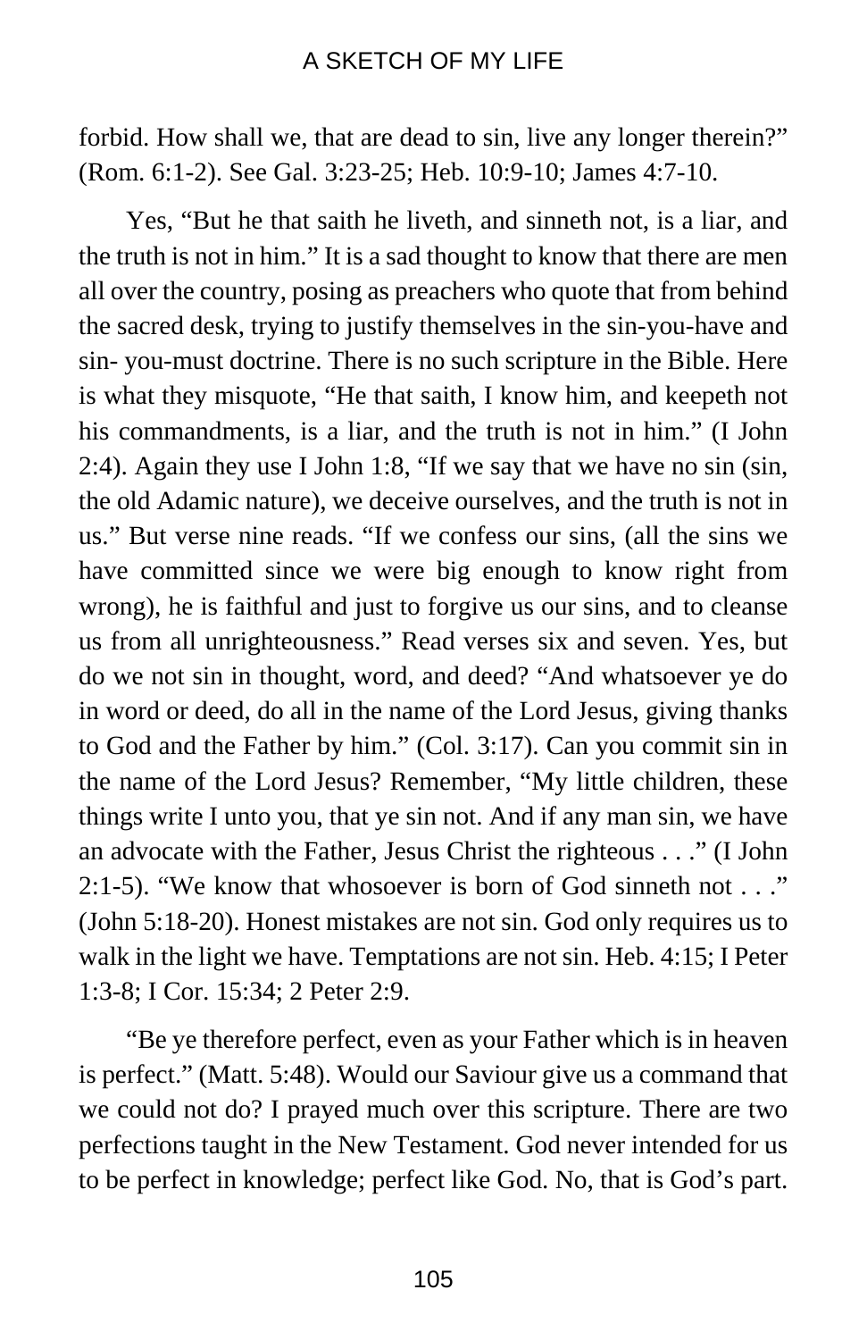forbid. How shall we, that are dead to sin, live any longer therein?" (Rom. 6:1-2). See Gal. 3:23-25; Heb. 10:9-10; James 4:7-10.

Yes, "But he that saith he liveth, and sinneth not, is a liar, and the truth is not in him." It is a sad thought to know that there are men all over the country, posing as preachers who quote that from behind the sacred desk, trying to justify themselves in the sin-you-have and sin- you-must doctrine. There is no such scripture in the Bible. Here is what they misquote, "He that saith, I know him, and keepeth not his commandments, is a liar, and the truth is not in him." (I John 2:4). Again they use I John 1:8, "If we say that we have no sin (sin, the old Adamic nature), we deceive ourselves, and the truth is not in us." But verse nine reads. "If we confess our sins, (all the sins we have committed since we were big enough to know right from wrong), he is faithful and just to forgive us our sins, and to cleanse us from all unrighteousness." Read verses six and seven. Yes, but do we not sin in thought, word, and deed? "And whatsoever ye do in word or deed, do all in the name of the Lord Jesus, giving thanks to God and the Father by him." (Col. 3:17). Can you commit sin in the name of the Lord Jesus? Remember, "My little children, these things write I unto you, that ye sin not. And if any man sin, we have an advocate with the Father, Jesus Christ the righteous . . ." (I John 2:1-5). "We know that whosoever is born of God sinneth not . . ." (John 5:18-20). Honest mistakes are not sin. God only requires us to walk in the light we have. Temptations are not sin. Heb. 4:15; I Peter 1:3-8; I Cor. 15:34; 2 Peter 2:9.

"Be ye therefore perfect, even as your Father which is in heaven is perfect." (Matt. 5:48). Would our Saviour give us a command that we could not do? I prayed much over this scripture. There are two perfections taught in the New Testament. God never intended for us to be perfect in knowledge; perfect like God. No, that is God's part.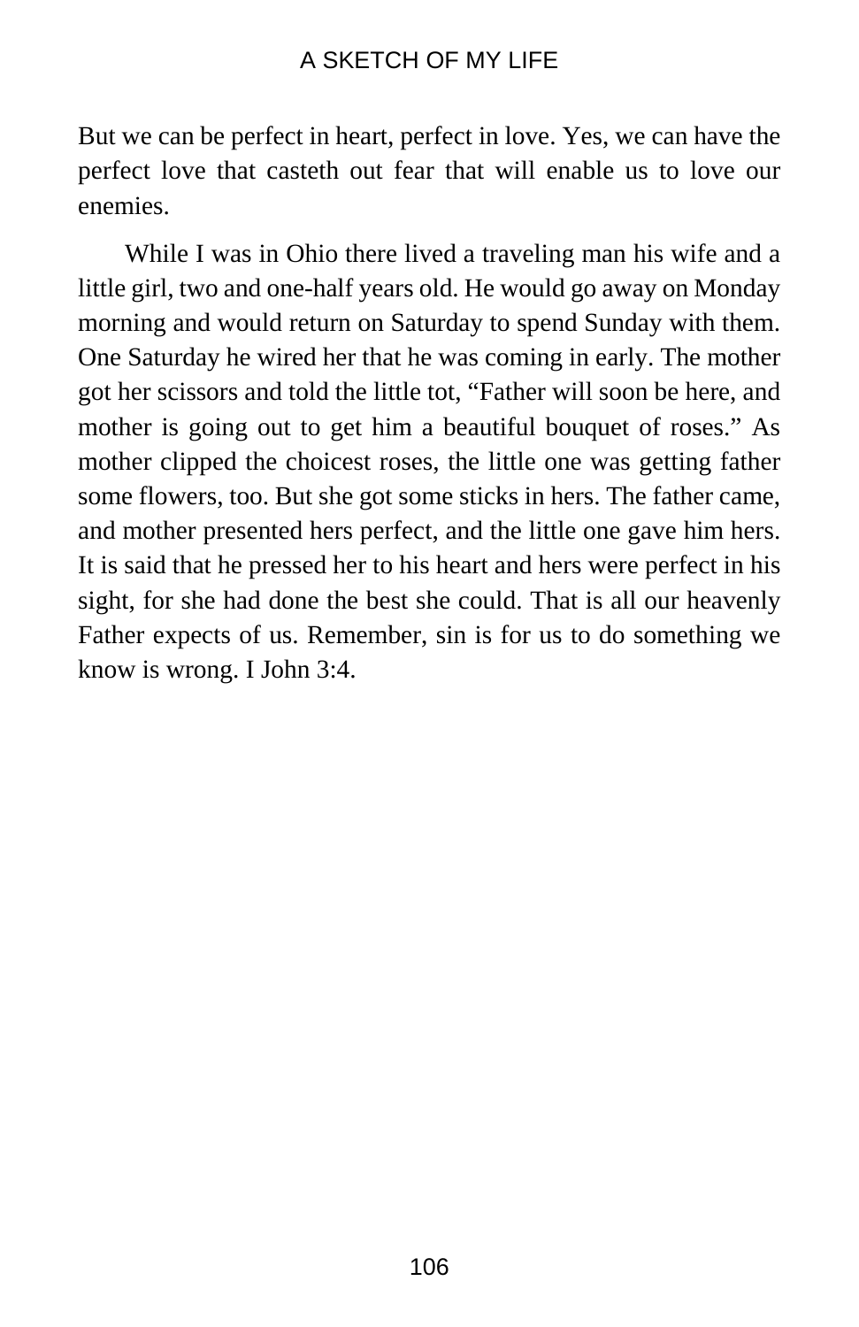But we can be perfect in heart, perfect in love. Yes, we can have the perfect love that casteth out fear that will enable us to love our enemies.

While I was in Ohio there lived a traveling man his wife and a little girl, two and one-half years old. He would go away on Monday morning and would return on Saturday to spend Sunday with them. One Saturday he wired her that he was coming in early. The mother got her scissors and told the little tot, “Father will soon be here, and mother is going out to get him a beautiful bouquet of roses.” As mother clipped the choicest roses, the little one was getting father some flowers, too. But she got some sticks in hers. The father came, and mother presented hers perfect, and the little one gave him hers. It is said that he pressed her to his heart and hers were perfect in his sight, for she had done the best she could. That is all our heavenly Father expects of us. Remember, sin is for us to do something we know is wrong. I John 3:4.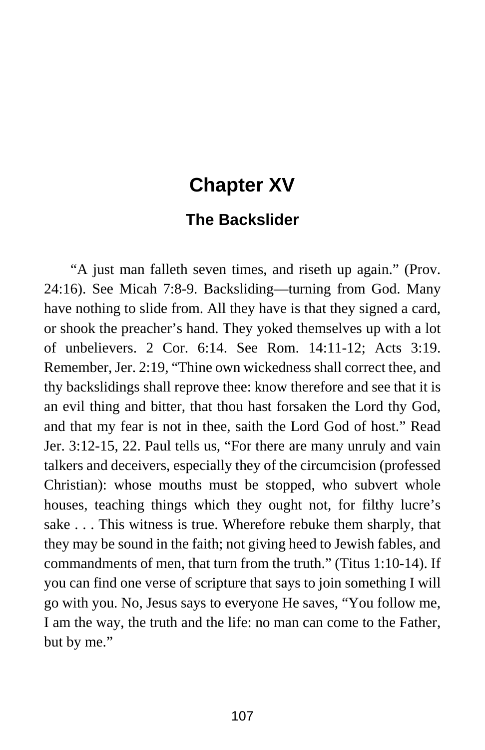# Chapter XV

## The Backslider

"A just man falleth seven times, and riseth up again." (Prov. 24:16). See Micah 7:8-9. Backsliding—turning from God. Many have nothing to slide from. All they have is that they signed a card, or shook the preacher's hand. They yoked themselves up with a lot of unbelievers. 2 Cor. 6:14. See Rom. 14:11-12; Acts 3:19. Remember, Jer. 2:19, "Thine own wickedness shall correct thee, and thy backslidings shall reprove thee: know therefore and see that it is an evil thing and bitter, that thou hast forsaken the Lord thy God, and that my fear is not in thee, saith the Lord God of host." Read Jer. 3:12-15, 22. Paul tells us, "For there are many unruly and vain talkers and deceivers, especially they of the circumcision (professed Christian): whose mouths must be stopped, who subvert whole houses, teaching things which they ought not, for filthy lucre's sake . . . This witness is true. Wherefore rebuke them sharply, that they may be sound in the faith; not giving heed to Jewish fables, and commandments of men, that turn from the truth." (Titus 1:10-14). If you can find one verse of scripture that says to join something I will go with you. No, Jesus says to everyone He saves, "You follow me, I am the way, the truth and the life: no man can come to the Father, but by me."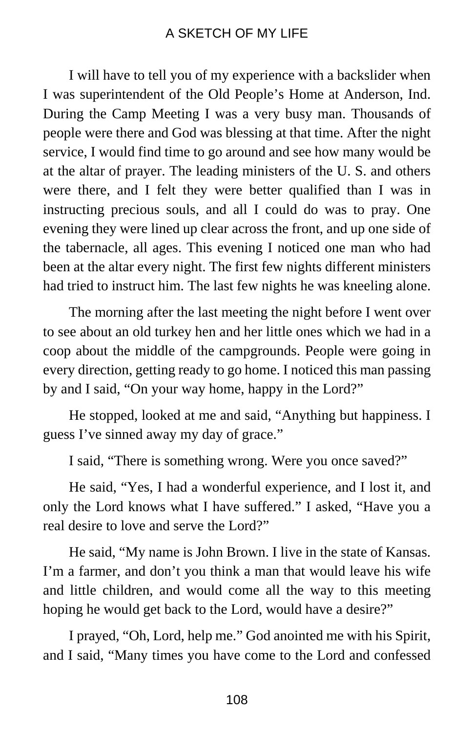I will have to tell you of my experience with a backslider when I was superintendent of the Old People's Home at Anderson, Ind. During the Camp Meeting I was a very busy man. Thousands of people were there and God was blessing at that time. After the night service, I would find time to go around and see how many would be at the altar of prayer. The leading ministers of the U. S. and others were there, and I felt they were better qualified than I was in instructing precious souls, and all I could do was to pray. One evening they were lined up clear across the front, and up one side of the tabernacle, all ages. This evening I noticed one man who had been at the altar every night. The first few nights different ministers had tried to instruct him. The last few nights he was kneeling alone.

The morning after the last meeting the night before I went over to see about an old turkey hen and her little ones which we had in a coop about the middle of the campgrounds. People were going in every direction, getting ready to go home. I noticed this man passing by and I said, "On your way home, happy in the Lord?"

He stopped, looked at me and said, "Anything but happiness. I guess I've sinned away my day of grace."

I said, "There is something wrong. Were you once saved?"

He said, "Yes, I had a wonderful experience, and I lost it, and only the Lord knows what I have suffered." I asked, "Have you a real desire to love and serve the Lord?"

He said, "My name is John Brown. I live in the state of Kansas. I'm a farmer, and don't you think a man that would leave his wife and little children, and would come all the way to this meeting hoping he would get back to the Lord, would have a desire?"

I prayed, "Oh, Lord, help me." God anointed me with his Spirit, and I said, "Many times you have come to the Lord and confessed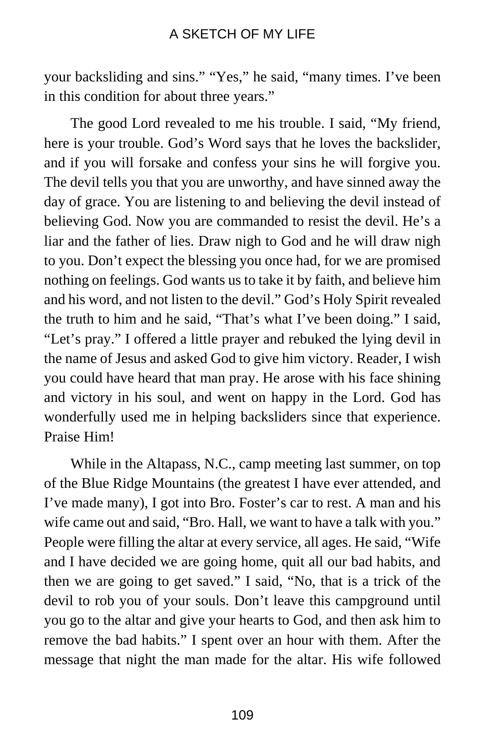your backsliding and sins." "Yes," he said, "many times. I've been in this condition for about three years."

The good Lord revealed to me his trouble. I said, "My friend, here is your trouble. God's Word says that he loves the backslider, and if you will forsake and confess your sins he will forgive you. The devil tells you that you are unworthy, and have sinned away the day of grace. You are listening to and believing the devil instead of believing God. Now you are commanded to resist the devil. He's a liar and the father of lies. Draw nigh to God and he will draw nigh to you. Don't expect the blessing you once had, for we are promised nothing on feelings. God wants us to take it by faith, and believe him and his word, and not listen to the devil." God's Holy Spirit revealed the truth to him and he said, "That's what I've been doing." I said, "Let's pray." I offered a little prayer and rebuked the lying devil in the name of Jesus and asked God to give him victory. Reader, I wish you could have heard that man pray. He arose with his face shining and victory in his soul, and went on happy in the Lord. God has wonderfully used me in helping backsliders since that experience. Praise Him!

While in the Altapass, N.C., camp meeting last summer, on top of the Blue Ridge Mountains (the greatest I have ever attended, and I've made many), I got into Bro. Foster's car to rest. A man and his wife came out and said, "Bro. Hall, we want to have a talk with you." People were filling the altar at every service, all ages. He said, "Wife and I have decided we are going home, quit all our bad habits, and then we are going to get saved." I said, "No, that is a trick of the devil to rob you of your souls. Don't leave this campground until you go to the altar and give your hearts to God, and then ask him to remove the bad habits." I spent over an hour with them. After the message that night the man made for the altar. His wife followed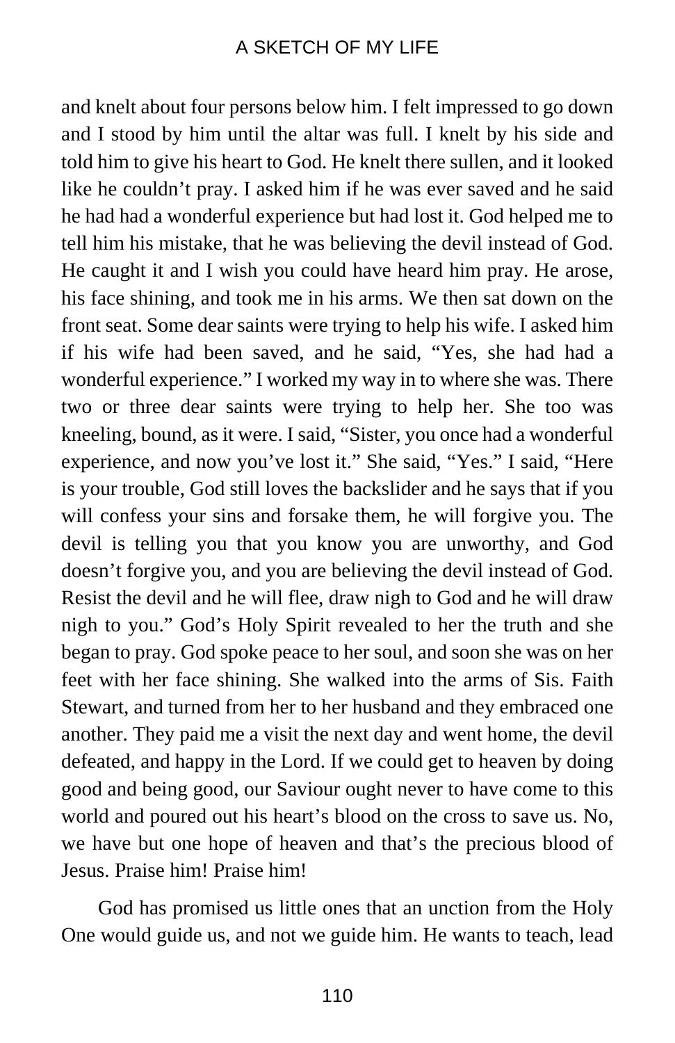and knelt about four persons below him. I felt impressed to go down and I stood by him until the altar was full. I knelt by his side and told him to give his heart to God. He knelt there sullen, and it looked like he couldn't pray. I asked him if he was ever saved and he said he had had a wonderful experience but had lost it. God helped me to tell him his mistake, that he was believing the devil instead of God. He caught it and I wish you could have heard him pray. He arose, his face shining, and took me in his arms. We then sat down on the front seat. Some dear saints were trying to help his wife. I asked him if his wife had been saved, and he said, "Yes, she had had a wonderful experience." I worked my way in to where she was. There two or three dear saints were trying to help her. She too was kneeling, bound, as it were. I said, "Sister, you once had a wonderful experience, and now you've lost it." She said, "Yes." I said, "Here is your trouble, God still loves the backslider and he says that if you will confess your sins and forsake them, he will forgive you. The devil is telling you that you know you are unworthy, and God doesn't forgive you, and you are believing the devil instead of God. Resist the devil and he will flee, draw nigh to God and he will draw nigh to you." God's Holy Spirit revealed to her the truth and she began to pray. God spoke peace to her soul, and soon she was on her feet with her face shining. She walked into the arms of Sis. Faith Stewart, and turned from her to her husband and they embraced one another. They paid me a visit the next day and went home, the devil defeated, and happy in the Lord. If we could get to heaven by doing good and being good, our Saviour ought never to have come to this world and poured out his heart's blood on the cross to save us. No, we have but one hope of heaven and that's the precious blood of Jesus. Praise him! Praise him!

God has promised us little ones that an unction from the Holy One would guide us, and not we guide him. He wants to teach, lead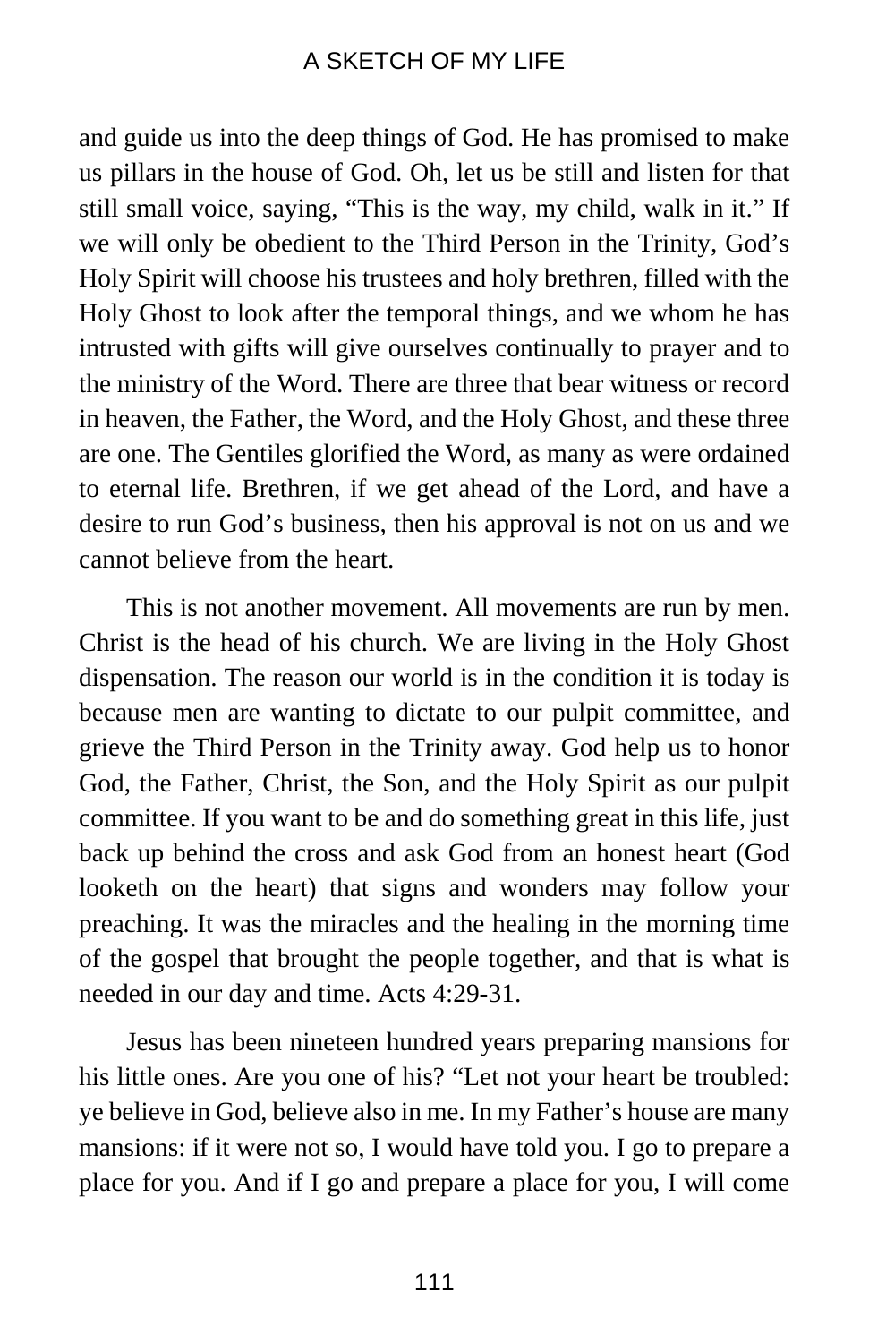and guide us into the deep things of God. He has promised to make us pillars in the house of God. Oh, let us be still and listen for that still small voice, saying, "This is the way, my child, walk in it." If we will only be obedient to the Third Person in the Trinity, God's Holy Spirit will choose his trustees and holy brethren, filled with the Holy Ghost to look after the temporal things, and we whom he has intrusted with gifts will give ourselves continually to prayer and to the ministry of the Word. There are three that bear witness or record in heaven, the Father, the Word, and the Holy Ghost, and these three are one. The Gentiles glorified the Word, as many as were ordained to eternal life. Brethren, if we get ahead of the Lord, and have a desire to run God's business, then his approval is not on us and we cannot believe from the heart.

This is not another movement. All movements are run by men. Christ is the head of his church. We are living in the Holy Ghost dispensation. The reason our world is in the condition it is today is because men are wanting to dictate to our pulpit committee, and grieve the Third Person in the Trinity away. God help us to honor God, the Father, Christ, the Son, and the Holy Spirit as our pulpit committee. If you want to be and do something great in this life, just back up behind the cross and ask God from an honest heart (God looketh on the heart) that signs and wonders may follow your preaching. It was the miracles and the healing in the morning time of the gospel that brought the people together, and that is what is needed in our day and time. Acts 4:29-31.

Jesus has been nineteen hundred years preparing mansions for his little ones. Are you one of his? "Let not your heart be troubled: ye believe in God, believe also in me. In my Father's house are many mansions: if it were not so, I would have told you. I go to prepare a place for you. And if I go and prepare a place for you, I will come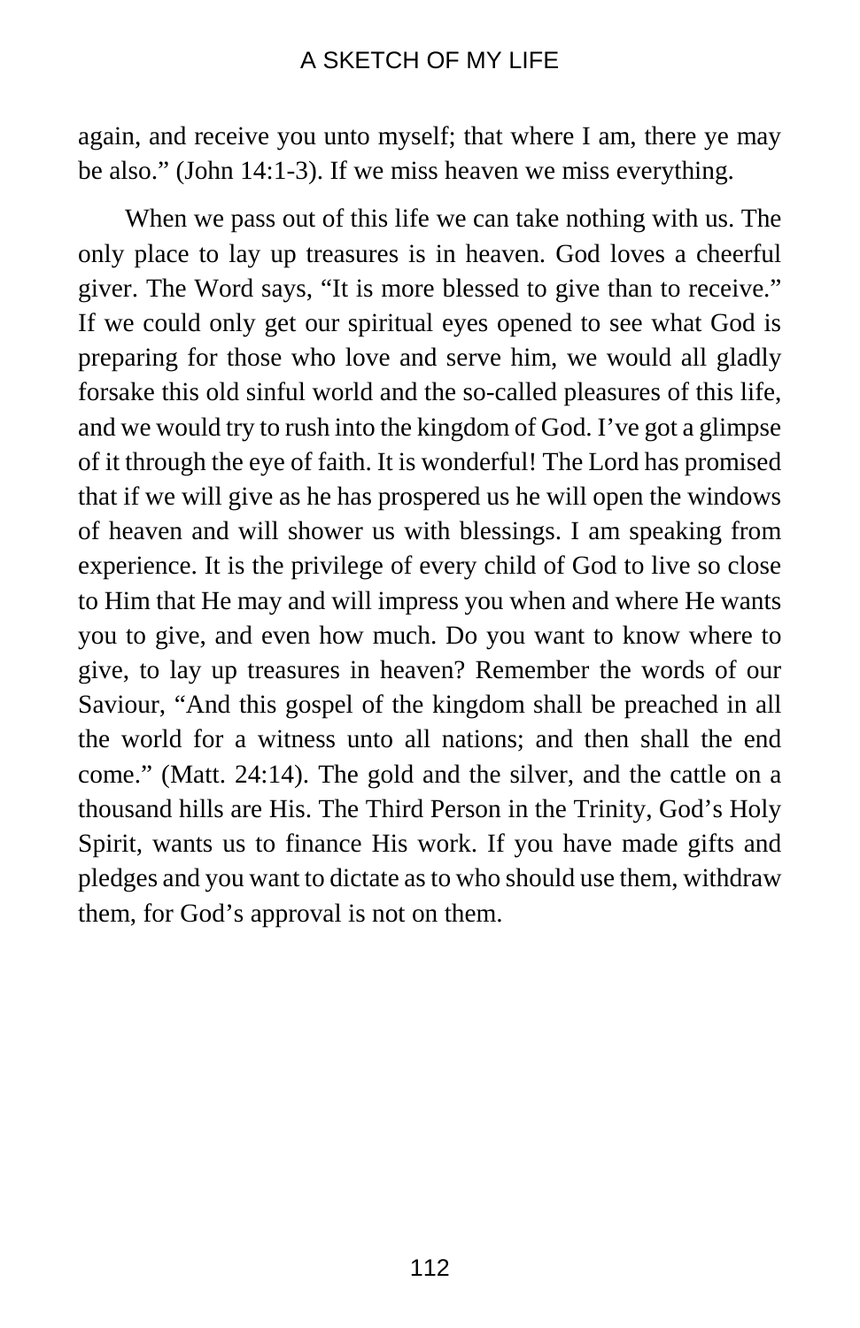again, and receive you unto myself; that where I am, there ye may be also." (John 14:1-3). If we miss heaven we miss everything.

When we pass out of this life we can take nothing with us. The only place to lay up treasures is in heaven. God loves a cheerful giver. The Word says, "It is more blessed to give than to receive." If we could only get our spiritual eyes opened to see what God is preparing for those who love and serve him, we would all gladly forsake this old sinful world and the so-called pleasures of this life, and we would try to rush into the kingdom of God. I've got a glimpse of it through the eye of faith. It is wonderful! The Lord has promised that if we will give as he has prospered us he will open the windows of heaven and will shower us with blessings. I am speaking from experience. It is the privilege of every child of God to live so close to Him that He may and will impress you when and where He wants you to give, and even how much. Do you want to know where to give, to lay up treasures in heaven? Remember the words of our Saviour, "And this gospel of the kingdom shall be preached in all the world for a witness unto all nations; and then shall the end come." (Matt. 24:14). The gold and the silver, and the cattle on a thousand hills are His. The Third Person in the Trinity, God's Holy Spirit, wants us to finance His work. If you have made gifts and pledges and you want to dictate as to who should use them, withdraw them, for God's approval is not on them.